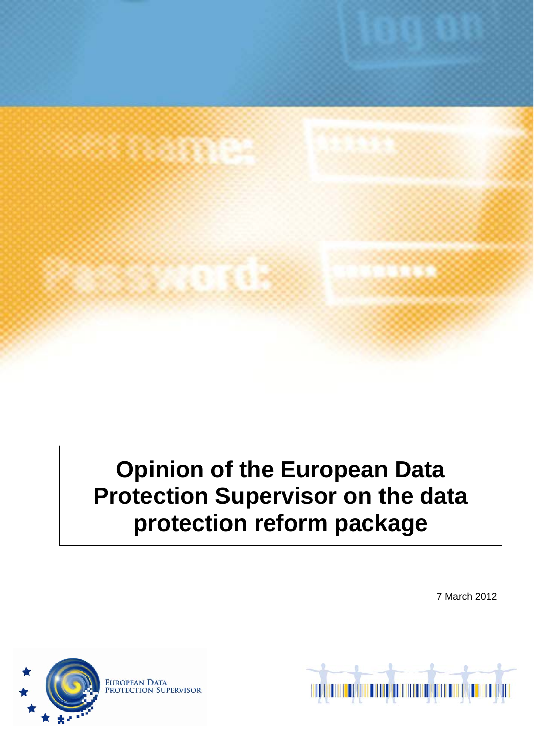# Opinion of the European Data Protection Supervisor on the data protection reform package

7 March 2012

EUROPEAN DATA PROTECTION SUPERVISOR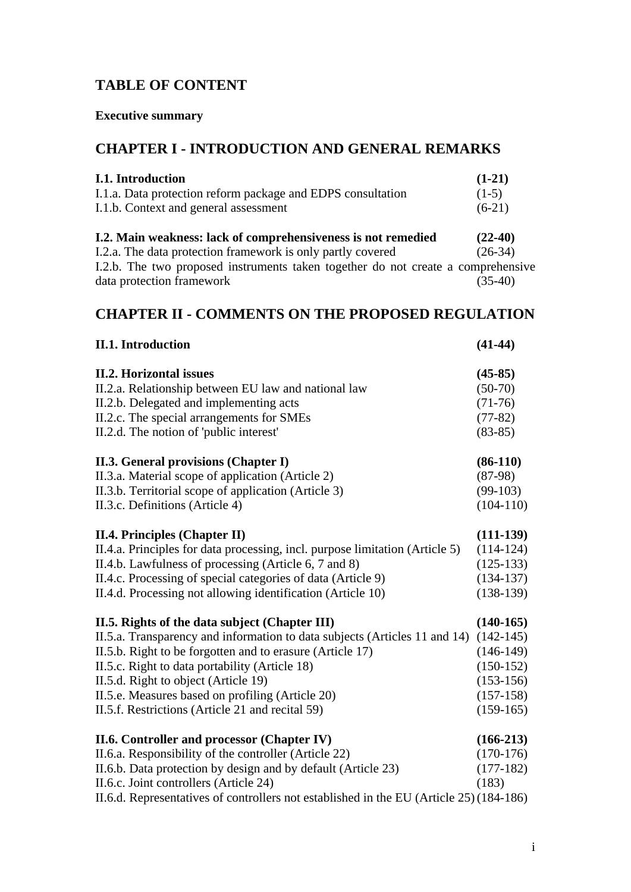## TABLE OF CONTENT

**Executive summary**

## CHAPTER I - INTRODUCTION AND GENERAL REMARKS

**I.1. Introduction** **(1-21)**
I.1.a. Data protection reform package and EDPS consultation (1-5)
I.1.b. Context and general assessment (6-21)

**I.2. Main weakness: lack of comprehensiveness is not remedied** **(22-40)**
I.2.a. The data protection framework is only partly covered (26-34)
I.2.b. The two proposed instruments taken together do not create a comprehensive data protection framework (35-40)

## CHAPTER II - COMMENTS ON THE PROPOSED REGULATION

**II.1. Introduction** **(41-44)**

**II.2. Horizontal issues** **(45-85)**
II.2.a. Relationship between EU law and national law (50-70)
II.2.b. Delegated and implementing acts (71-76)
II.2.c. The special arrangements for SMEs (77-82)
II.2.d. The notion of 'public interest' (83-85)

**II.3. General provisions (Chapter I)** **(86-110)**
II.3.a. Material scope of application (Article 2) (87-98)
II.3.b. Territorial scope of application (Article 3) (99-103)
II.3.c. Definitions (Article 4) (104-110)

**II.4. Principles (Chapter II)** **(111-139)**
II.4.a. Principles for data processing, incl. purpose limitation (Article 5) (114-124)
II.4.b. Lawfulness of processing (Article 6, 7 and 8) (125-133)
II.4.c. Processing of special categories of data (Article 9) (134-137)
II.4.d. Processing not allowing identification (Article 10) (138-139)

**II.5. Rights of the data subject (Chapter III)** **(140-165)**
II.5.a. Transparency and information to data subjects (Articles 11 and 14) (142-145)
II.5.b. Right to be forgotten and to erasure (Article 17) (146-149)
II.5.c. Right to data portability (Article 18) (150-152)
II.5.d. Right to object (Article 19) (153-156)
II.5.e. Measures based on profiling (Article 20) (157-158)
II.5.f. Restrictions (Article 21 and recital 59) (159-165)

**II.6. Controller and processor (Chapter IV)** **(166-213)**
II.6.a. Responsibility of the controller (Article 22) (170-176)
II.6.b. Data protection by design and by default (Article 23) (177-182)
II.6.c. Joint controllers (Article 24) (183)
II.6.d. Representatives of controllers not established in the EU (Article 25) (184-186)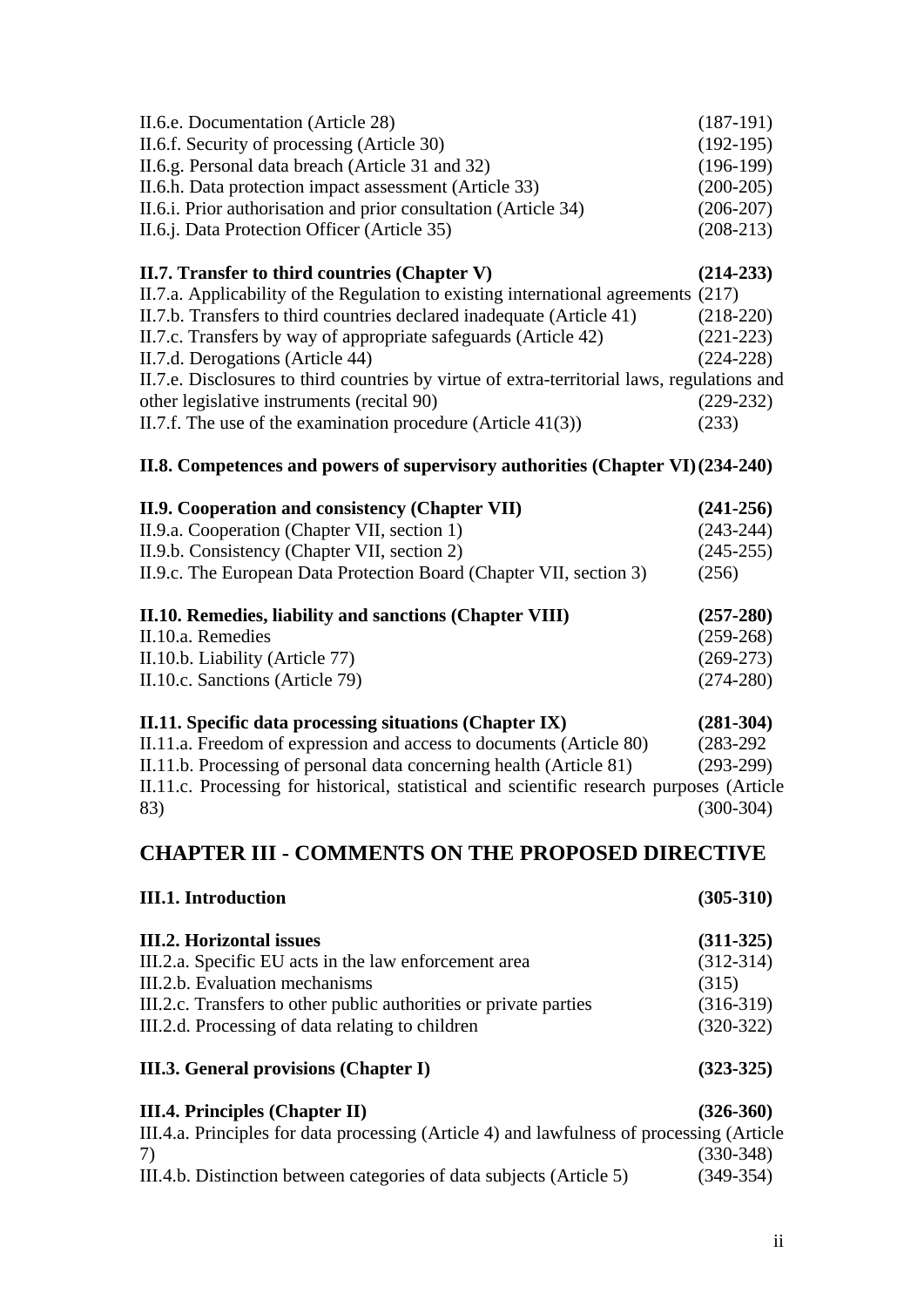II.6.e. Documentation (Article 28) (187-191)
II.6.f. Security of processing (Article 30) (192-195)
II.6.g. Personal data breach (Article 31 and 32) (196-199)
II.6.h. Data protection impact assessment (Article 33) (200-205)
II.6.i. Prior authorisation and prior consultation (Article 34) (206-207)
II.6.j. Data Protection Officer (Article 35) (208-213)

**II.7. Transfer to third countries (Chapter V) (214-233)**
II.7.a. Applicability of the Regulation to existing international agreements (217)
II.7.b. Transfers to third countries declared inadequate (Article 41) (218-220)
II.7.c. Transfers by way of appropriate safeguards (Article 42) (221-223)
II.7.d. Derogations (Article 44) (224-228)
II.7.e. Disclosures to third countries by virtue of extra-territorial laws, regulations and other legislative instruments (recital 90) (229-232)
II.7.f. The use of the examination procedure (Article 41(3)) (233)

**II.8. Competences and powers of supervisory authorities (Chapter VI) (234-240)**

**II.9. Cooperation and consistency (Chapter VII) (241-256)**
II.9.a. Cooperation (Chapter VII, section 1) (243-244)
II.9.b. Consistency (Chapter VII, section 2) (245-255)
II.9.c. The European Data Protection Board (Chapter VII, section 3) (256)

**II.10. Remedies, liability and sanctions (Chapter VIII) (257-280)**
II.10.a. Remedies (259-268)
II.10.b. Liability (Article 77) (269-273)
II.10.c. Sanctions (Article 79) (274-280)

**II.11. Specific data processing situations (Chapter IX) (281-304)**
II.11.a. Freedom of expression and access to documents (Article 80) (283-292
II.11.b. Processing of personal data concerning health (Article 81) (293-299)
II.11.c. Processing for historical, statistical and scientific research purposes (Article 83) (300-304)

## CHAPTER III - COMMENTS ON THE PROPOSED DIRECTIVE

**III.1. Introduction (305-310)**

**III.2. Horizontal issues (311-325)**
III.2.a. Specific EU acts in the law enforcement area (312-314)
III.2.b. Evaluation mechanisms (315)
III.2.c. Transfers to other public authorities or private parties (316-319)
III.2.d. Processing of data relating to children (320-322)

**III.3. General provisions (Chapter I) (323-325)**

**III.4. Principles (Chapter II) (326-360)**
III.4.a. Principles for data processing (Article 4) and lawfulness of processing (Article 7) (330-348)
III.4.b. Distinction between categories of data subjects (Article 5) (349-354)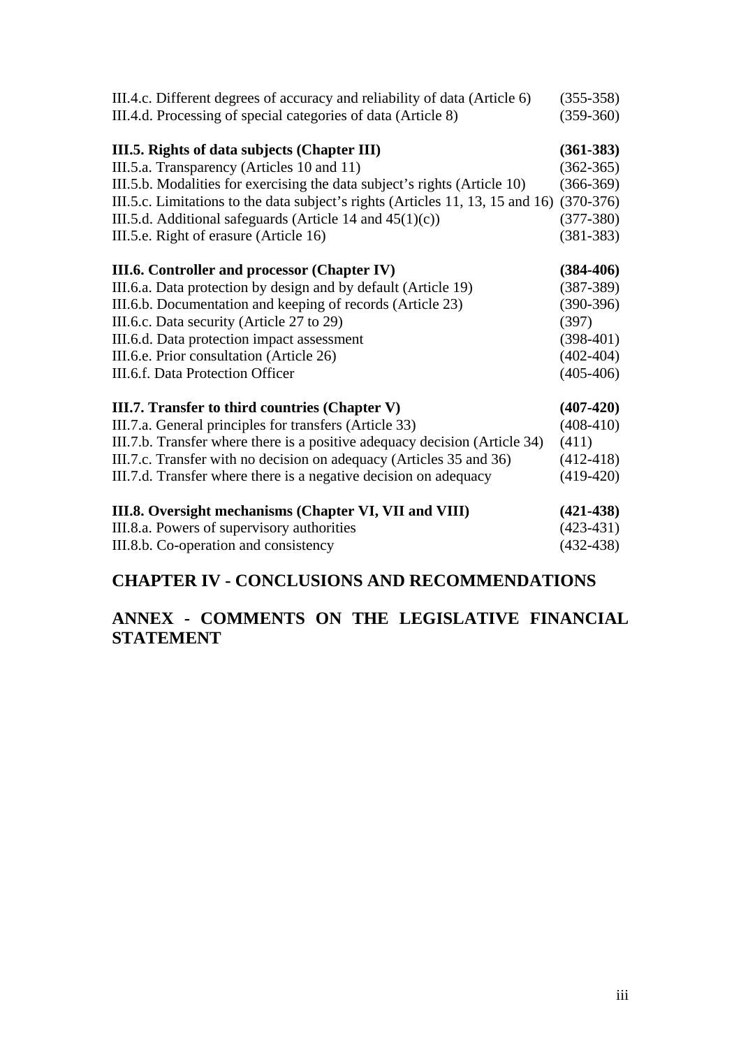III.4.c. Different degrees of accuracy and reliability of data (Article 6) (355-358)
III.4.d. Processing of special categories of data (Article 8) (359-360)

**III.5. Rights of data subjects (Chapter III) (361-383)**
III.5.a. Transparency (Articles 10 and 11) (362-365)
III.5.b. Modalities for exercising the data subject's rights (Article 10) (366-369)
III.5.c. Limitations to the data subject's rights (Articles 11, 13, 15 and 16) (370-376)
III.5.d. Additional safeguards (Article 14 and 45(1)(c)) (377-380)
III.5.e. Right of erasure (Article 16) (381-383)

**III.6. Controller and processor (Chapter IV) (384-406)**
III.6.a. Data protection by design and by default (Article 19) (387-389)
III.6.b. Documentation and keeping of records (Article 23) (390-396)
III.6.c. Data security (Article 27 to 29) (397)
III.6.d. Data protection impact assessment (398-401)
III.6.e. Prior consultation (Article 26) (402-404)
III.6.f. Data Protection Officer (405-406)

**III.7. Transfer to third countries (Chapter V) (407-420)**
III.7.a. General principles for transfers (Article 33) (408-410)
III.7.b. Transfer where there is a positive adequacy decision (Article 34) (411)
III.7.c. Transfer with no decision on adequacy (Articles 35 and 36) (412-418)
III.7.d. Transfer where there is a negative decision on adequacy (419-420)

**III.8. Oversight mechanisms (Chapter VI, VII and VIII) (421-438)**
III.8.a. Powers of supervisory authorities (423-431)
III.8.b. Co-operation and consistency (432-438)

## CHAPTER IV - CONCLUSIONS AND RECOMMENDATIONS

## ANNEX - COMMENTS ON THE LEGISLATIVE FINANCIAL STATEMENT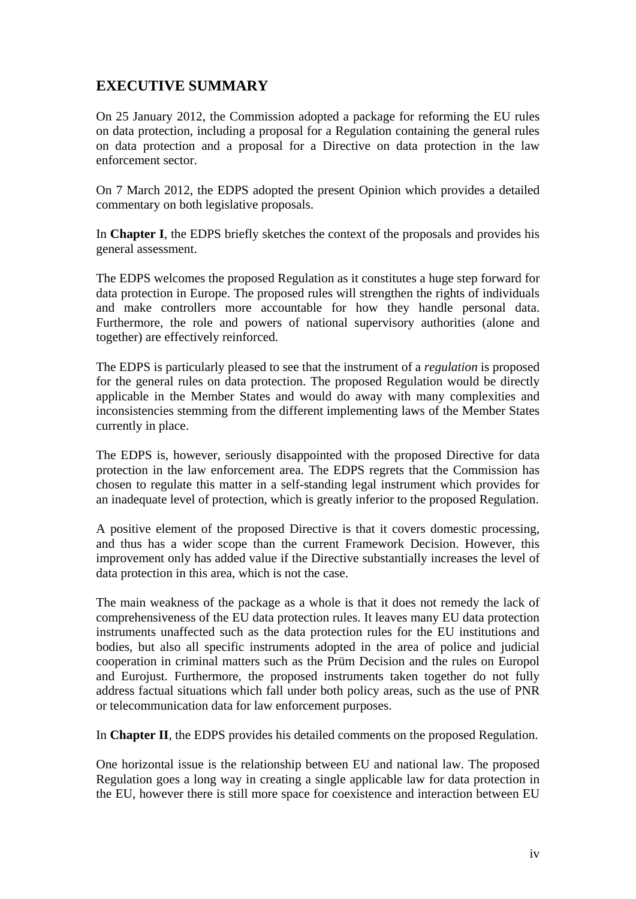## EXECUTIVE SUMMARY

On 25 January 2012, the Commission adopted a package for reforming the EU rules on data protection, including a proposal for a Regulation containing the general rules on data protection and a proposal for a Directive on data protection in the law enforcement sector.

On 7 March 2012, the EDPS adopted the present Opinion which provides a detailed commentary on both legislative proposals.

In **Chapter I**, the EDPS briefly sketches the context of the proposals and provides his general assessment.

The EDPS welcomes the proposed Regulation as it constitutes a huge step forward for data protection in Europe. The proposed rules will strengthen the rights of individuals and make controllers more accountable for how they handle personal data. Furthermore, the role and powers of national supervisory authorities (alone and together) are effectively reinforced.

The EDPS is particularly pleased to see that the instrument of a *regulation* is proposed for the general rules on data protection. The proposed Regulation would be directly applicable in the Member States and would do away with many complexities and inconsistencies stemming from the different implementing laws of the Member States currently in place.

The EDPS is, however, seriously disappointed with the proposed Directive for data protection in the law enforcement area. The EDPS regrets that the Commission has chosen to regulate this matter in a self-standing legal instrument which provides for an inadequate level of protection, which is greatly inferior to the proposed Regulation.

A positive element of the proposed Directive is that it covers domestic processing, and thus has a wider scope than the current Framework Decision. However, this improvement only has added value if the Directive substantially increases the level of data protection in this area, which is not the case.

The main weakness of the package as a whole is that it does not remedy the lack of comprehensiveness of the EU data protection rules. It leaves many EU data protection instruments unaffected such as the data protection rules for the EU institutions and bodies, but also all specific instruments adopted in the area of police and judicial cooperation in criminal matters such as the Prüm Decision and the rules on Europol and Eurojust. Furthermore, the proposed instruments taken together do not fully address factual situations which fall under both policy areas, such as the use of PNR or telecommunication data for law enforcement purposes.

In **Chapter II**, the EDPS provides his detailed comments on the proposed Regulation.

One horizontal issue is the relationship between EU and national law. The proposed Regulation goes a long way in creating a single applicable law for data protection in the EU, however there is still more space for coexistence and interaction between EU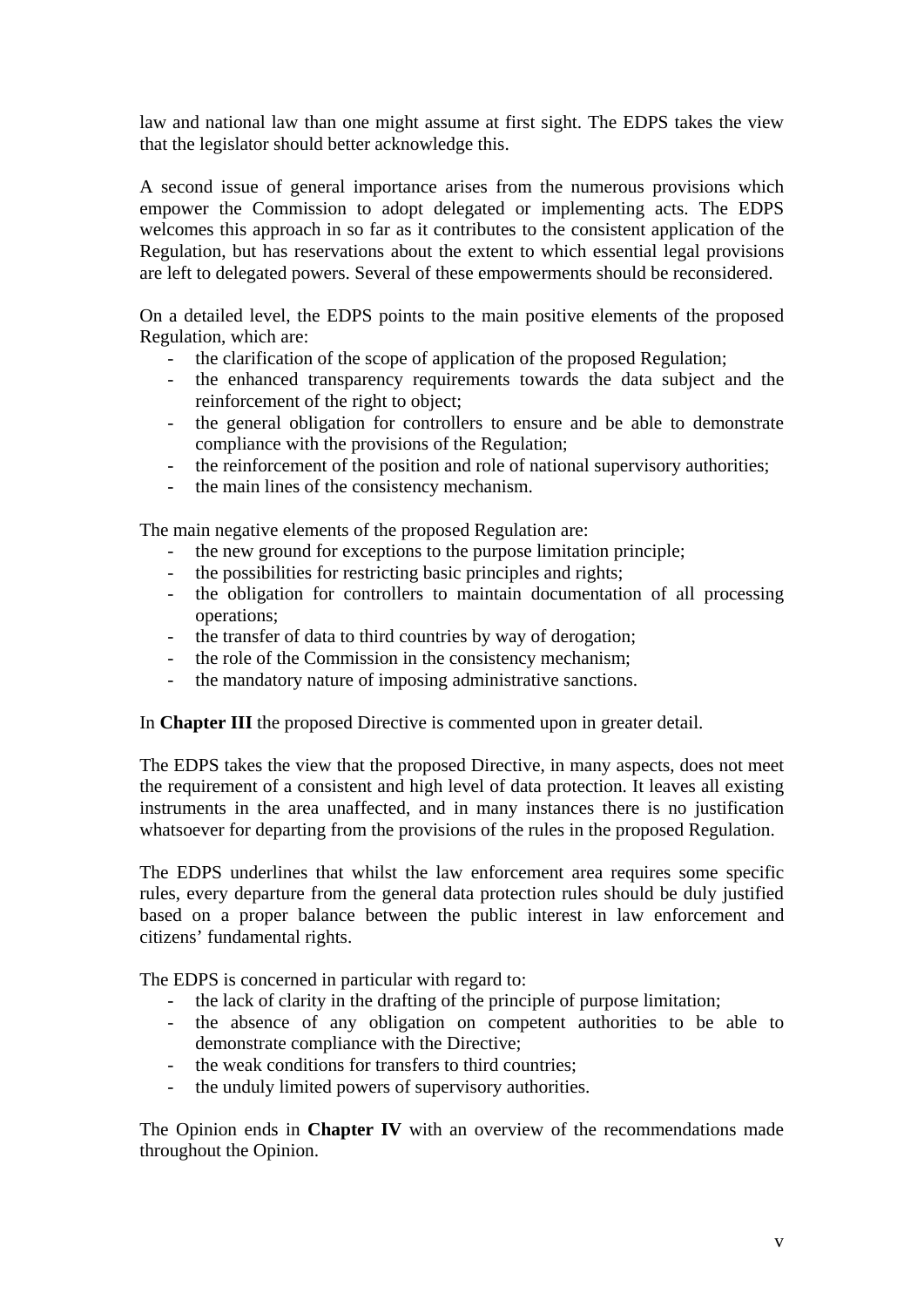law and national law than one might assume at first sight. The EDPS takes the view that the legislator should better acknowledge this.

A second issue of general importance arises from the numerous provisions which empower the Commission to adopt delegated or implementing acts. The EDPS welcomes this approach in so far as it contributes to the consistent application of the Regulation, but has reservations about the extent to which essential legal provisions are left to delegated powers. Several of these empowerments should be reconsidered.

On a detailed level, the EDPS points to the main positive elements of the proposed Regulation, which are:

- the clarification of the scope of application of the proposed Regulation;
- the enhanced transparency requirements towards the data subject and the reinforcement of the right to object;
- the general obligation for controllers to ensure and be able to demonstrate compliance with the provisions of the Regulation;
- the reinforcement of the position and role of national supervisory authorities;
- the main lines of the consistency mechanism.

The main negative elements of the proposed Regulation are:

- the new ground for exceptions to the purpose limitation principle;
- the possibilities for restricting basic principles and rights;
- the obligation for controllers to maintain documentation of all processing operations;
- the transfer of data to third countries by way of derogation;
- the role of the Commission in the consistency mechanism;
- the mandatory nature of imposing administrative sanctions.

In **Chapter III** the proposed Directive is commented upon in greater detail.

The EDPS takes the view that the proposed Directive, in many aspects, does not meet the requirement of a consistent and high level of data protection. It leaves all existing instruments in the area unaffected, and in many instances there is no justification whatsoever for departing from the provisions of the rules in the proposed Regulation.

The EDPS underlines that whilst the law enforcement area requires some specific rules, every departure from the general data protection rules should be duly justified based on a proper balance between the public interest in law enforcement and citizens' fundamental rights.

The EDPS is concerned in particular with regard to:

- the lack of clarity in the drafting of the principle of purpose limitation;
- the absence of any obligation on competent authorities to be able to demonstrate compliance with the Directive;
- the weak conditions for transfers to third countries;
- the unduly limited powers of supervisory authorities.

The Opinion ends in **Chapter IV** with an overview of the recommendations made throughout the Opinion.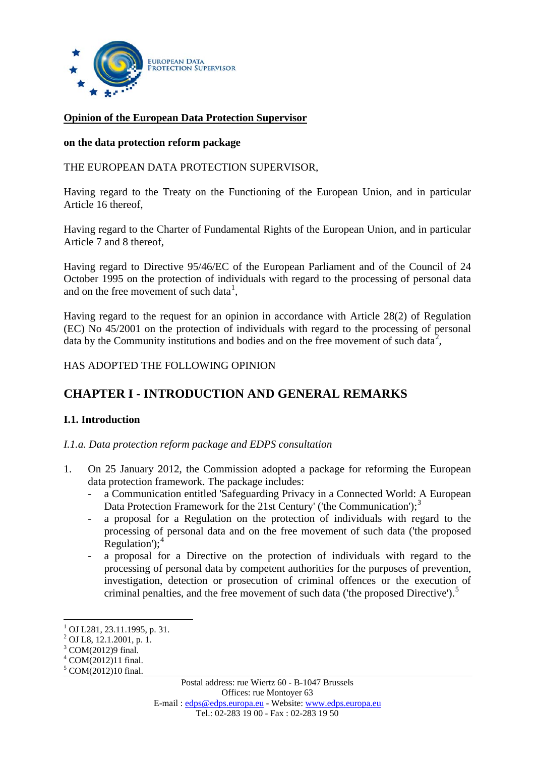EUROPEAN DATA PROTECTION SUPERVISOR

**Opinion of the European Data Protection Supervisor**

**on the data protection reform package**

THE EUROPEAN DATA PROTECTION SUPERVISOR,

Having regard to the Treaty on the Functioning of the European Union, and in particular Article 16 thereof,

Having regard to the Charter of Fundamental Rights of the European Union, and in particular Article 7 and 8 thereof,

Having regard to Directive 95/46/EC of the European Parliament and of the Council of 24 October 1995 on the protection of individuals with regard to the processing of personal data and on the free movement of such data[1],

Having regard to the request for an opinion in accordance with Article 28(2) of Regulation (EC) No 45/2001 on the protection of individuals with regard to the processing of personal data by the Community institutions and bodies and on the free movement of such data[2],

HAS ADOPTED THE FOLLOWING OPINION

## CHAPTER I - INTRODUCTION AND GENERAL REMARKS

### I.1. Introduction

*I.1.a. Data protection reform package and EDPS consultation*

1. On 25 January 2012, the Commission adopted a package for reforming the European data protection framework. The package includes:
   - a Communication entitled 'Safeguarding Privacy in a Connected World: A European Data Protection Framework for the 21st Century' ('the Communication');[3]
   - a proposal for a Regulation on the protection of individuals with regard to the processing of personal data and on the free movement of such data ('the proposed Regulation');[4]
   - a proposal for a Directive on the protection of individuals with regard to the processing of personal data by competent authorities for the purposes of prevention, investigation, detection or prosecution of criminal offences or the execution of criminal penalties, and the free movement of such data ('the proposed Directive').[5]

[1] OJ L281, 23.11.1995, p. 31.
[2] OJ L8, 12.1.2001, p. 1.
[3] COM(2012)9 final.
[4] COM(2012)11 final.
[5] COM(2012)10 final.

Postal address: rue Wiertz 60 - B-1047 Brussels
Offices: rue Montoyer 63
E-mail : edps@edps.europa.eu - Website: www.edps.europa.eu
Tel.: 02-283 19 00 - Fax : 02-283 19 50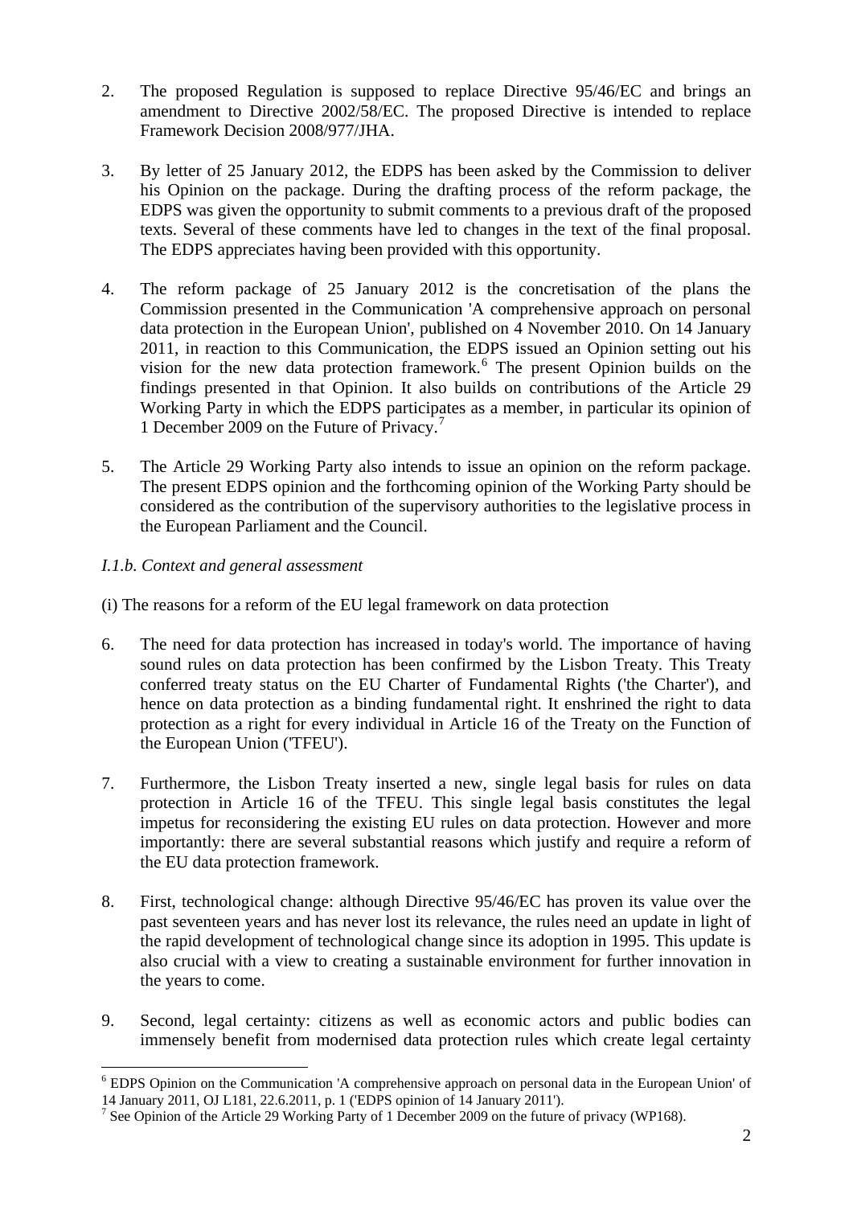2. The proposed Regulation is supposed to replace Directive 95/46/EC and brings an amendment to Directive 2002/58/EC. The proposed Directive is intended to replace Framework Decision 2008/977/JHA.

3. By letter of 25 January 2012, the EDPS has been asked by the Commission to deliver his Opinion on the package. During the drafting process of the reform package, the EDPS was given the opportunity to submit comments to a previous draft of the proposed texts. Several of these comments have led to changes in the text of the final proposal. The EDPS appreciates having been provided with this opportunity.

4. The reform package of 25 January 2012 is the concretisation of the plans the Commission presented in the Communication 'A comprehensive approach on personal data protection in the European Union', published on 4 November 2010. On 14 January 2011, in reaction to this Communication, the EDPS issued an Opinion setting out his vision for the new data protection framework.[6] The present Opinion builds on the findings presented in that Opinion. It also builds on contributions of the Article 29 Working Party in which the EDPS participates as a member, in particular its opinion of 1 December 2009 on the Future of Privacy.[7]

5. The Article 29 Working Party also intends to issue an opinion on the reform package. The present EDPS opinion and the forthcoming opinion of the Working Party should be considered as the contribution of the supervisory authorities to the legislative process in the European Parliament and the Council.

*I.1.b. Context and general assessment*

(i) The reasons for a reform of the EU legal framework on data protection

6. The need for data protection has increased in today's world. The importance of having sound rules on data protection has been confirmed by the Lisbon Treaty. This Treaty conferred treaty status on the EU Charter of Fundamental Rights ('the Charter'), and hence on data protection as a binding fundamental right. It enshrined the right to data protection as a right for every individual in Article 16 of the Treaty on the Function of the European Union ('TFEU').

7. Furthermore, the Lisbon Treaty inserted a new, single legal basis for rules on data protection in Article 16 of the TFEU. This single legal basis constitutes the legal impetus for reconsidering the existing EU rules on data protection. However and more importantly: there are several substantial reasons which justify and require a reform of the EU data protection framework.

8. First, technological change: although Directive 95/46/EC has proven its value over the past seventeen years and has never lost its relevance, the rules need an update in light of the rapid development of technological change since its adoption in 1995. This update is also crucial with a view to creating a sustainable environment for further innovation in the years to come.

9. Second, legal certainty: citizens as well as economic actors and public bodies can immensely benefit from modernised data protection rules which create legal certainty

---

[6] EDPS Opinion on the Communication 'A comprehensive approach on personal data in the European Union' of 14 January 2011, OJ L181, 22.6.2011, p. 1 ('EDPS opinion of 14 January 2011').

[7] See Opinion of the Article 29 Working Party of 1 December 2009 on the future of privacy (WP168).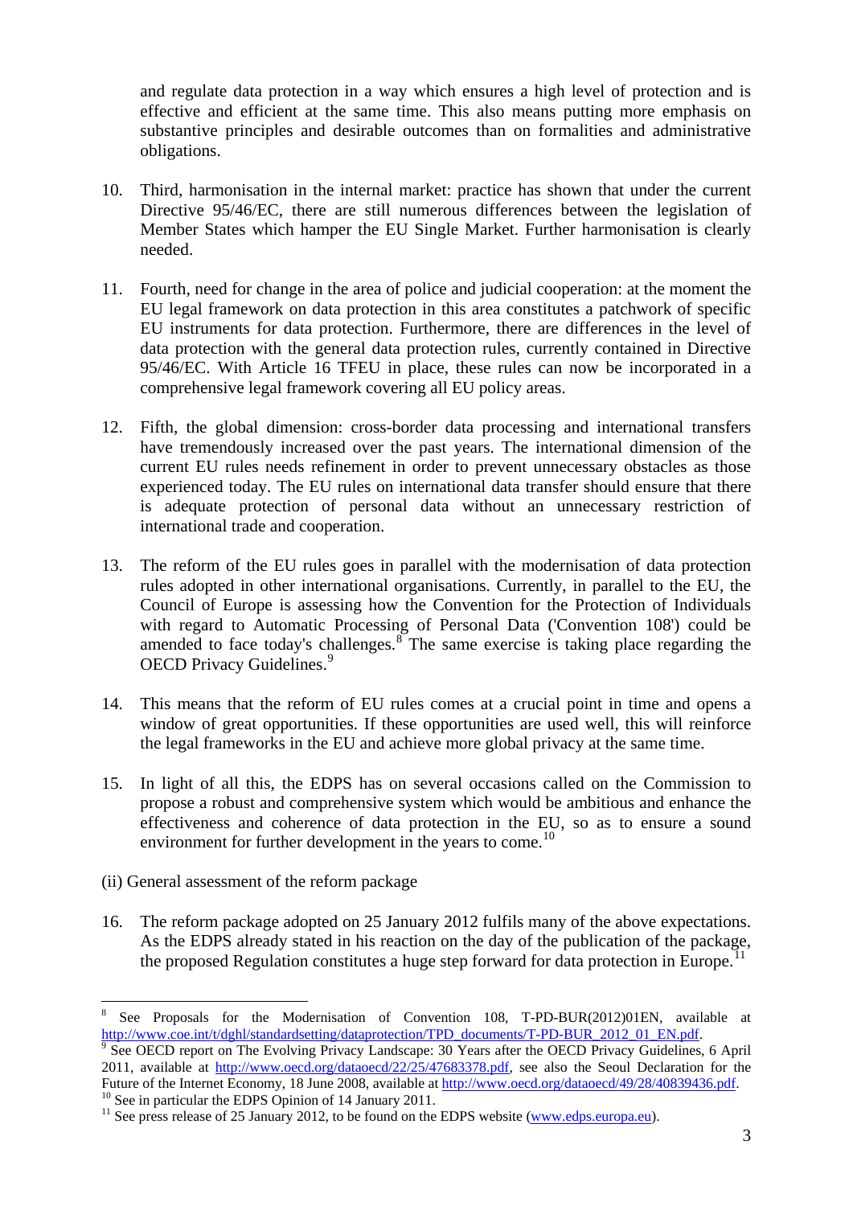and regulate data protection in a way which ensures a high level of protection and is effective and efficient at the same time. This also means putting more emphasis on substantive principles and desirable outcomes than on formalities and administrative obligations.

10. Third, harmonisation in the internal market: practice has shown that under the current Directive 95/46/EC, there are still numerous differences between the legislation of Member States which hamper the EU Single Market. Further harmonisation is clearly needed.

11. Fourth, need for change in the area of police and judicial cooperation: at the moment the EU legal framework on data protection in this area constitutes a patchwork of specific EU instruments for data protection. Furthermore, there are differences in the level of data protection with the general data protection rules, currently contained in Directive 95/46/EC. With Article 16 TFEU in place, these rules can now be incorporated in a comprehensive legal framework covering all EU policy areas.

12. Fifth, the global dimension: cross-border data processing and international transfers have tremendously increased over the past years. The international dimension of the current EU rules needs refinement in order to prevent unnecessary obstacles as those experienced today. The EU rules on international data transfer should ensure that there is adequate protection of personal data without an unnecessary restriction of international trade and cooperation.

13. The reform of the EU rules goes in parallel with the modernisation of data protection rules adopted in other international organisations. Currently, in parallel to the EU, the Council of Europe is assessing how the Convention for the Protection of Individuals with regard to Automatic Processing of Personal Data ('Convention 108') could be amended to face today's challenges.[8] The same exercise is taking place regarding the OECD Privacy Guidelines.[9]

14. This means that the reform of EU rules comes at a crucial point in time and opens a window of great opportunities. If these opportunities are used well, this will reinforce the legal frameworks in the EU and achieve more global privacy at the same time.

15. In light of all this, the EDPS has on several occasions called on the Commission to propose a robust and comprehensive system which would be ambitious and enhance the effectiveness and coherence of data protection in the EU, so as to ensure a sound environment for further development in the years to come.[10]

(ii) General assessment of the reform package

16. The reform package adopted on 25 January 2012 fulfils many of the above expectations. As the EDPS already stated in his reaction on the day of the publication of the package, the proposed Regulation constitutes a huge step forward for data protection in Europe.[11]

---

[8] See Proposals for the Modernisation of Convention 108, T-PD-BUR(2012)01EN, available at http://www.coe.int/t/dghl/standardsetting/dataprotection/TPD_documents/T-PD-BUR_2012_01_EN.pdf.

[9] See OECD report on The Evolving Privacy Landscape: 30 Years after the OECD Privacy Guidelines, 6 April 2011, available at http://www.oecd.org/dataoecd/22/25/47683378.pdf, see also the Seoul Declaration for the Future of the Internet Economy, 18 June 2008, available at http://www.oecd.org/dataoecd/49/28/40839436.pdf.

[10] See in particular the EDPS Opinion of 14 January 2011.

[11] See press release of 25 January 2012, to be found on the EDPS website (www.edps.europa.eu).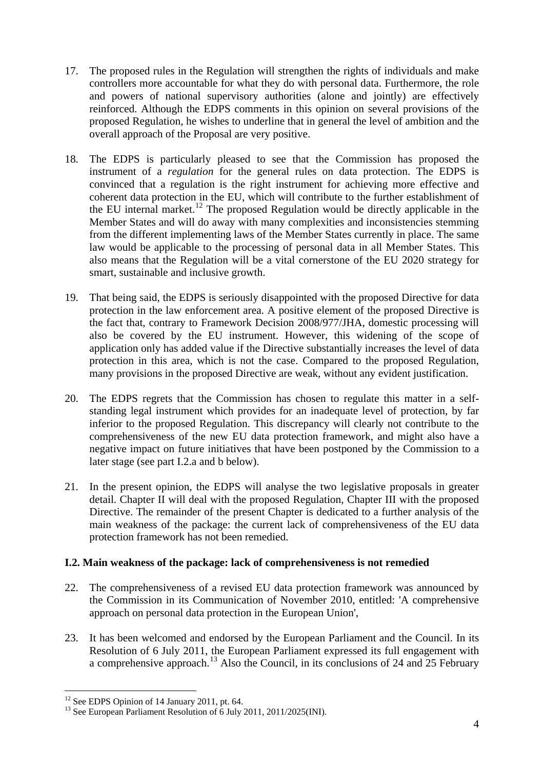17. The proposed rules in the Regulation will strengthen the rights of individuals and make controllers more accountable for what they do with personal data. Furthermore, the role and powers of national supervisory authorities (alone and jointly) are effectively reinforced. Although the EDPS comments in this opinion on several provisions of the proposed Regulation, he wishes to underline that in general the level of ambition and the overall approach of the Proposal are very positive.

18. The EDPS is particularly pleased to see that the Commission has proposed the instrument of a *regulation* for the general rules on data protection. The EDPS is convinced that a regulation is the right instrument for achieving more effective and coherent data protection in the EU, which will contribute to the further establishment of the EU internal market.[12] The proposed Regulation would be directly applicable in the Member States and will do away with many complexities and inconsistencies stemming from the different implementing laws of the Member States currently in place. The same law would be applicable to the processing of personal data in all Member States. This also means that the Regulation will be a vital cornerstone of the EU 2020 strategy for smart, sustainable and inclusive growth.

19. That being said, the EDPS is seriously disappointed with the proposed Directive for data protection in the law enforcement area. A positive element of the proposed Directive is the fact that, contrary to Framework Decision 2008/977/JHA, domestic processing will also be covered by the EU instrument. However, this widening of the scope of application only has added value if the Directive substantially increases the level of data protection in this area, which is not the case. Compared to the proposed Regulation, many provisions in the proposed Directive are weak, without any evident justification.

20. The EDPS regrets that the Commission has chosen to regulate this matter in a self-standing legal instrument which provides for an inadequate level of protection, by far inferior to the proposed Regulation. This discrepancy will clearly not contribute to the comprehensiveness of the new EU data protection framework, and might also have a negative impact on future initiatives that have been postponed by the Commission to a later stage (see part I.2.a and b below).

21. In the present opinion, the EDPS will analyse the two legislative proposals in greater detail. Chapter II will deal with the proposed Regulation, Chapter III with the proposed Directive. The remainder of the present Chapter is dedicated to a further analysis of the main weakness of the package: the current lack of comprehensiveness of the EU data protection framework has not been remedied.

### I.2. Main weakness of the package: lack of comprehensiveness is not remedied

22. The comprehensiveness of a revised EU data protection framework was announced by the Commission in its Communication of November 2010, entitled: 'A comprehensive approach on personal data protection in the European Union',

23. It has been welcomed and endorsed by the European Parliament and the Council. In its Resolution of 6 July 2011, the European Parliament expressed its full engagement with a comprehensive approach.[13] Also the Council, in its conclusions of 24 and 25 February

---

[12] See EDPS Opinion of 14 January 2011, pt. 64.

[13] See European Parliament Resolution of 6 July 2011, 2011/2025(INI).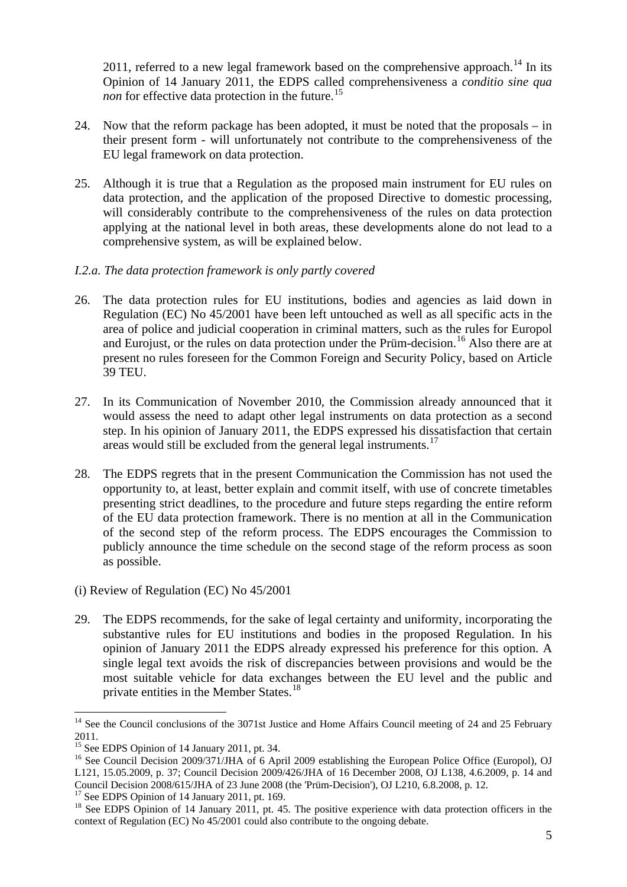2011, referred to a new legal framework based on the comprehensive approach.[14] In its Opinion of 14 January 2011, the EDPS called comprehensiveness a *conditio sine qua non* for effective data protection in the future.[15]

24. Now that the reform package has been adopted, it must be noted that the proposals – in their present form - will unfortunately not contribute to the comprehensiveness of the EU legal framework on data protection.

25. Although it is true that a Regulation as the proposed main instrument for EU rules on data protection, and the application of the proposed Directive to domestic processing, will considerably contribute to the comprehensiveness of the rules on data protection applying at the national level in both areas, these developments alone do not lead to a comprehensive system, as will be explained below.

*I.2.a. The data protection framework is only partly covered*

26. The data protection rules for EU institutions, bodies and agencies as laid down in Regulation (EC) No 45/2001 have been left untouched as well as all specific acts in the area of police and judicial cooperation in criminal matters, such as the rules for Europol and Eurojust, or the rules on data protection under the Prüm-decision.[16] Also there are at present no rules foreseen for the Common Foreign and Security Policy, based on Article 39 TEU.

27. In its Communication of November 2010, the Commission already announced that it would assess the need to adapt other legal instruments on data protection as a second step. In his opinion of January 2011, the EDPS expressed his dissatisfaction that certain areas would still be excluded from the general legal instruments.[17]

28. The EDPS regrets that in the present Communication the Commission has not used the opportunity to, at least, better explain and commit itself, with use of concrete timetables presenting strict deadlines, to the procedure and future steps regarding the entire reform of the EU data protection framework. There is no mention at all in the Communication of the second step of the reform process. The EDPS encourages the Commission to publicly announce the time schedule on the second stage of the reform process as soon as possible.

(i) Review of Regulation (EC) No 45/2001

29. The EDPS recommends, for the sake of legal certainty and uniformity, incorporating the substantive rules for EU institutions and bodies in the proposed Regulation. In his opinion of January 2011 the EDPS already expressed his preference for this option. A single legal text avoids the risk of discrepancies between provisions and would be the most suitable vehicle for data exchanges between the EU level and the public and private entities in the Member States.[18]

---

[14] See the Council conclusions of the 3071st Justice and Home Affairs Council meeting of 24 and 25 February 2011.

[15] See EDPS Opinion of 14 January 2011, pt. 34.

[16] See Council Decision 2009/371/JHA of 6 April 2009 establishing the European Police Office (Europol), OJ L121, 15.05.2009, p. 37; Council Decision 2009/426/JHA of 16 December 2008, OJ L138, 4.6.2009, p. 14 and Council Decision 2008/615/JHA of 23 June 2008 (the 'Prüm-Decision'), OJ L210, 6.8.2008, p. 12.

[17] See EDPS Opinion of 14 January 2011, pt. 169.

[18] See EDPS Opinion of 14 January 2011, pt. 45. The positive experience with data protection officers in the context of Regulation (EC) No 45/2001 could also contribute to the ongoing debate.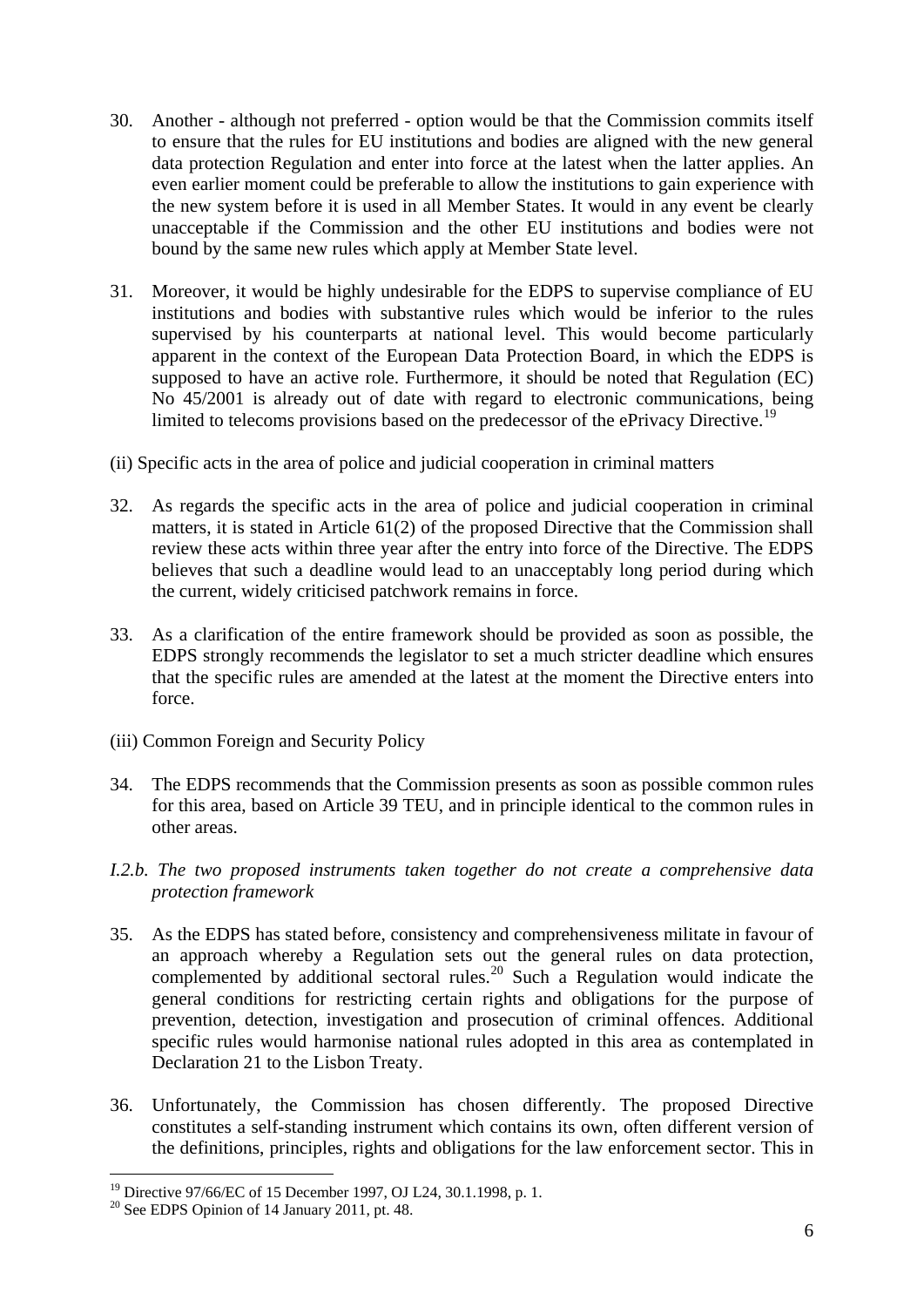30. Another - although not preferred - option would be that the Commission commits itself to ensure that the rules for EU institutions and bodies are aligned with the new general data protection Regulation and enter into force at the latest when the latter applies. An even earlier moment could be preferable to allow the institutions to gain experience with the new system before it is used in all Member States. It would in any event be clearly unacceptable if the Commission and the other EU institutions and bodies were not bound by the same new rules which apply at Member State level.

31. Moreover, it would be highly undesirable for the EDPS to supervise compliance of EU institutions and bodies with substantive rules which would be inferior to the rules supervised by his counterparts at national level. This would become particularly apparent in the context of the European Data Protection Board, in which the EDPS is supposed to have an active role. Furthermore, it should be noted that Regulation (EC) No 45/2001 is already out of date with regard to electronic communications, being limited to telecoms provisions based on the predecessor of the ePrivacy Directive.[19]

(ii) Specific acts in the area of police and judicial cooperation in criminal matters

32. As regards the specific acts in the area of police and judicial cooperation in criminal matters, it is stated in Article 61(2) of the proposed Directive that the Commission shall review these acts within three year after the entry into force of the Directive. The EDPS believes that such a deadline would lead to an unacceptably long period during which the current, widely criticised patchwork remains in force.

33. As a clarification of the entire framework should be provided as soon as possible, the EDPS strongly recommends the legislator to set a much stricter deadline which ensures that the specific rules are amended at the latest at the moment the Directive enters into force.

(iii) Common Foreign and Security Policy

34. The EDPS recommends that the Commission presents as soon as possible common rules for this area, based on Article 39 TEU, and in principle identical to the common rules in other areas.

*I.2.b. The two proposed instruments taken together do not create a comprehensive data protection framework*

35. As the EDPS has stated before, consistency and comprehensiveness militate in favour of an approach whereby a Regulation sets out the general rules on data protection, complemented by additional sectoral rules.[20] Such a Regulation would indicate the general conditions for restricting certain rights and obligations for the purpose of prevention, detection, investigation and prosecution of criminal offences. Additional specific rules would harmonise national rules adopted in this area as contemplated in Declaration 21 to the Lisbon Treaty.

36. Unfortunately, the Commission has chosen differently. The proposed Directive constitutes a self-standing instrument which contains its own, often different version of the definitions, principles, rights and obligations for the law enforcement sector. This in

---

[19] Directive 97/66/EC of 15 December 1997, OJ L24, 30.1.1998, p. 1.

[20] See EDPS Opinion of 14 January 2011, pt. 48.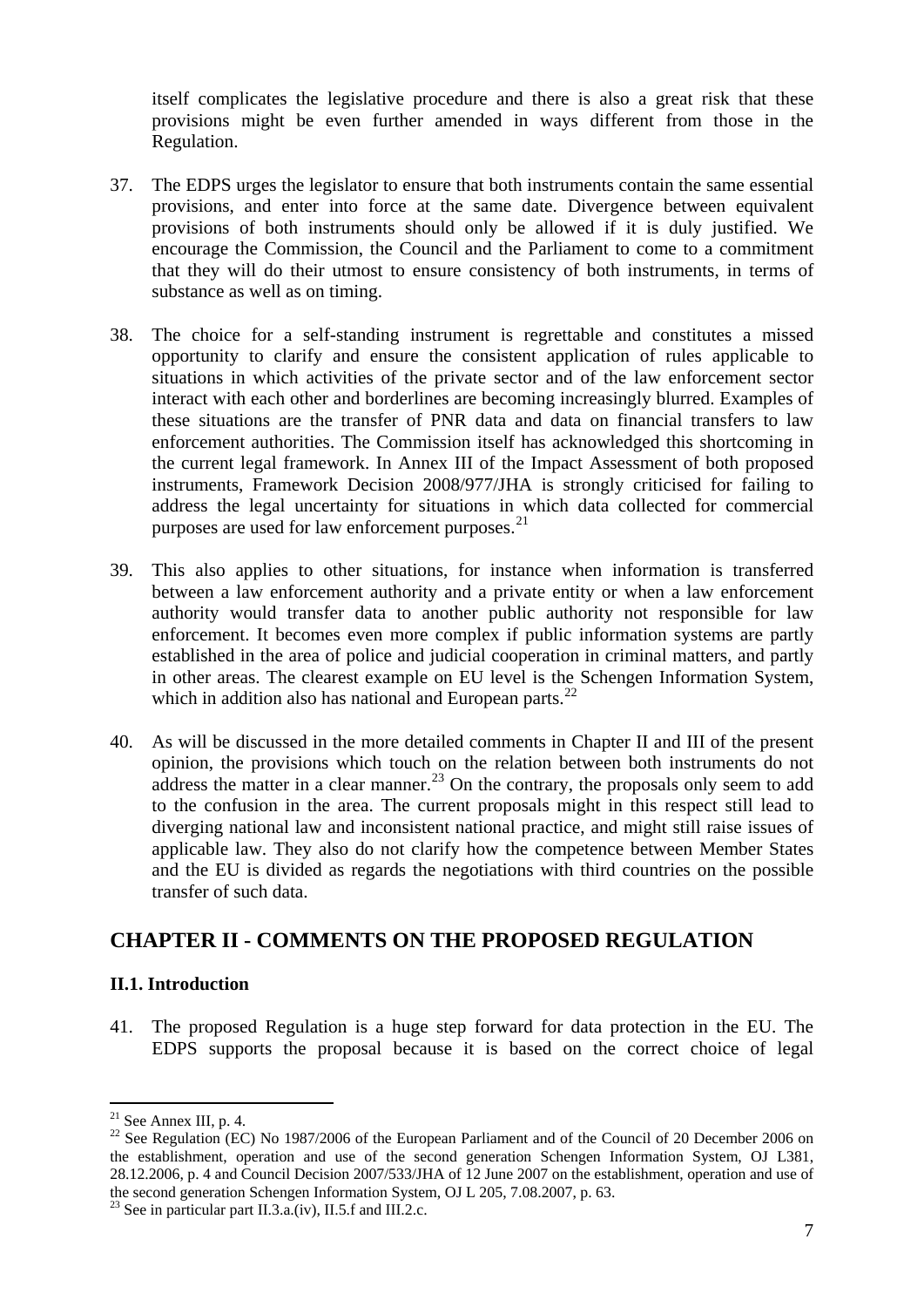itself complicates the legislative procedure and there is also a great risk that these provisions might be even further amended in ways different from those in the Regulation.

37. The EDPS urges the legislator to ensure that both instruments contain the same essential provisions, and enter into force at the same date. Divergence between equivalent provisions of both instruments should only be allowed if it is duly justified. We encourage the Commission, the Council and the Parliament to come to a commitment that they will do their utmost to ensure consistency of both instruments, in terms of substance as well as on timing.

38. The choice for a self-standing instrument is regrettable and constitutes a missed opportunity to clarify and ensure the consistent application of rules applicable to situations in which activities of the private sector and of the law enforcement sector interact with each other and borderlines are becoming increasingly blurred. Examples of these situations are the transfer of PNR data and data on financial transfers to law enforcement authorities. The Commission itself has acknowledged this shortcoming in the current legal framework. In Annex III of the Impact Assessment of both proposed instruments, Framework Decision 2008/977/JHA is strongly criticised for failing to address the legal uncertainty for situations in which data collected for commercial purposes are used for law enforcement purposes.[21]

39. This also applies to other situations, for instance when information is transferred between a law enforcement authority and a private entity or when a law enforcement authority would transfer data to another public authority not responsible for law enforcement. It becomes even more complex if public information systems are partly established in the area of police and judicial cooperation in criminal matters, and partly in other areas. The clearest example on EU level is the Schengen Information System, which in addition also has national and European parts.[22]

40. As will be discussed in the more detailed comments in Chapter II and III of the present opinion, the provisions which touch on the relation between both instruments do not address the matter in a clear manner.[23] On the contrary, the proposals only seem to add to the confusion in the area. The current proposals might in this respect still lead to diverging national law and inconsistent national practice, and might still raise issues of applicable law. They also do not clarify how the competence between Member States and the EU is divided as regards the negotiations with third countries on the possible transfer of such data.

## CHAPTER II - COMMENTS ON THE PROPOSED REGULATION

### II.1. Introduction

41. The proposed Regulation is a huge step forward for data protection in the EU. The EDPS supports the proposal because it is based on the correct choice of legal

---

[21] See Annex III, p. 4.

[22] See Regulation (EC) No 1987/2006 of the European Parliament and of the Council of 20 December 2006 on the establishment, operation and use of the second generation Schengen Information System, OJ L381, 28.12.2006, p. 4 and Council Decision 2007/533/JHA of 12 June 2007 on the establishment, operation and use of the second generation Schengen Information System, OJ L 205, 7.08.2007, p. 63.

[23] See in particular part II.3.a.(iv), II.5.f and III.2.c.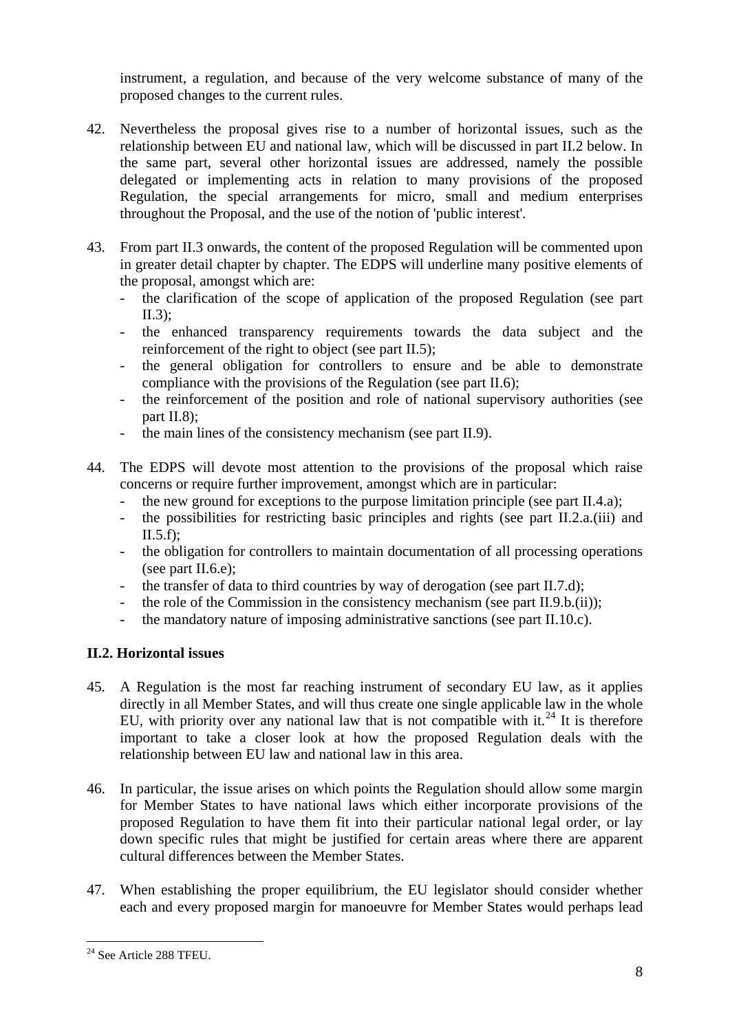instrument, a regulation, and because of the very welcome substance of many of the proposed changes to the current rules.

42. Nevertheless the proposal gives rise to a number of horizontal issues, such as the relationship between EU and national law, which will be discussed in part II.2 below. In the same part, several other horizontal issues are addressed, namely the possible delegated or implementing acts in relation to many provisions of the proposed Regulation, the special arrangements for micro, small and medium enterprises throughout the Proposal, and the use of the notion of 'public interest'.

43. From part II.3 onwards, the content of the proposed Regulation will be commented upon in greater detail chapter by chapter. The EDPS will underline many positive elements of the proposal, amongst which are:
    - the clarification of the scope of application of the proposed Regulation (see part II.3);
    - the enhanced transparency requirements towards the data subject and the reinforcement of the right to object (see part II.5);
    - the general obligation for controllers to ensure and be able to demonstrate compliance with the provisions of the Regulation (see part II.6);
    - the reinforcement of the position and role of national supervisory authorities (see part II.8);
    - the main lines of the consistency mechanism (see part II.9).

44. The EDPS will devote most attention to the provisions of the proposal which raise concerns or require further improvement, amongst which are in particular:
    - the new ground for exceptions to the purpose limitation principle (see part II.4.a);
    - the possibilities for restricting basic principles and rights (see part II.2.a.(iii) and II.5.f);
    - the obligation for controllers to maintain documentation of all processing operations (see part II.6.e);
    - the transfer of data to third countries by way of derogation (see part II.7.d);
    - the role of the Commission in the consistency mechanism (see part II.9.b.(ii));
    - the mandatory nature of imposing administrative sanctions (see part II.10.c).

### II.2. Horizontal issues

45. A Regulation is the most far reaching instrument of secondary EU law, as it applies directly in all Member States, and will thus create one single applicable law in the whole EU, with priority over any national law that is not compatible with it.[24] It is therefore important to take a closer look at how the proposed Regulation deals with the relationship between EU law and national law in this area.

46. In particular, the issue arises on which points the Regulation should allow some margin for Member States to have national laws which either incorporate provisions of the proposed Regulation to have them fit into their particular national legal order, or lay down specific rules that might be justified for certain areas where there are apparent cultural differences between the Member States.

47. When establishing the proper equilibrium, the EU legislator should consider whether each and every proposed margin for manoeuvre for Member States would perhaps lead

---

[24] See Article 288 TFEU.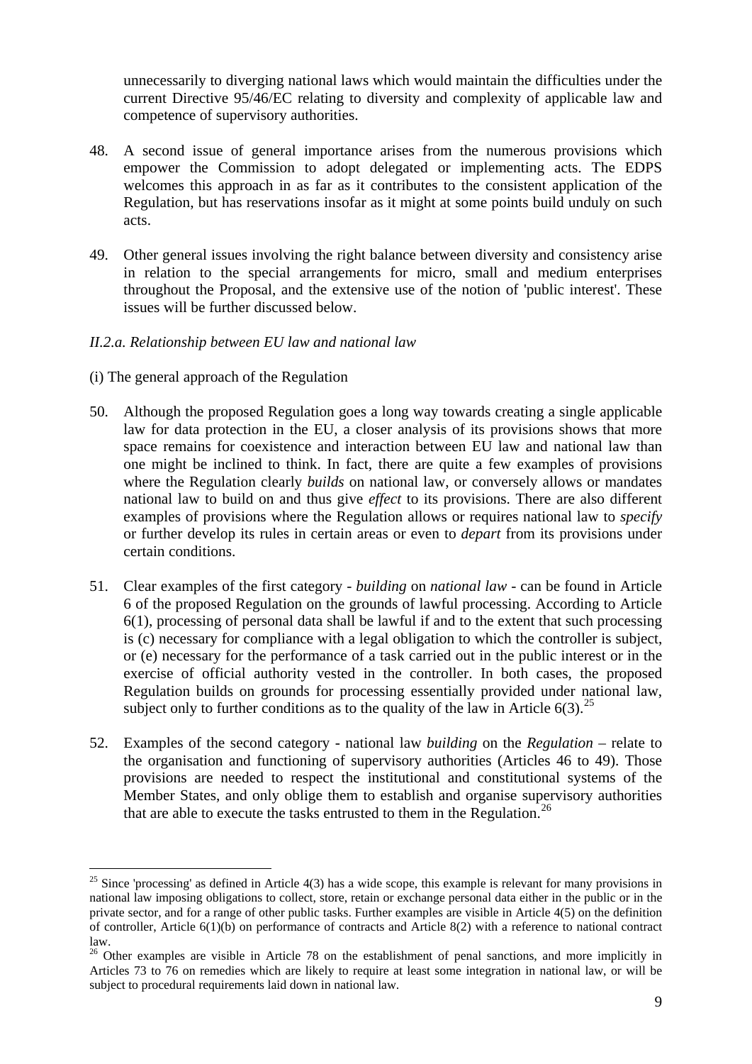unnecessarily to diverging national laws which would maintain the difficulties under the current Directive 95/46/EC relating to diversity and complexity of applicable law and competence of supervisory authorities.

48. A second issue of general importance arises from the numerous provisions which empower the Commission to adopt delegated or implementing acts. The EDPS welcomes this approach in as far as it contributes to the consistent application of the Regulation, but has reservations insofar as it might at some points build unduly on such acts.

49. Other general issues involving the right balance between diversity and consistency arise in relation to the special arrangements for micro, small and medium enterprises throughout the Proposal, and the extensive use of the notion of 'public interest'. These issues will be further discussed below.

*II.2.a. Relationship between EU law and national law*

(i) The general approach of the Regulation

50. Although the proposed Regulation goes a long way towards creating a single applicable law for data protection in the EU, a closer analysis of its provisions shows that more space remains for coexistence and interaction between EU law and national law than one might be inclined to think. In fact, there are quite a few examples of provisions where the Regulation clearly *builds* on national law, or conversely allows or mandates national law to build on and thus give *effect* to its provisions. There are also different examples of provisions where the Regulation allows or requires national law to *specify* or further develop its rules in certain areas or even to *depart* from its provisions under certain conditions.

51. Clear examples of the first category - *building* on *national law* - can be found in Article 6 of the proposed Regulation on the grounds of lawful processing. According to Article 6(1), processing of personal data shall be lawful if and to the extent that such processing is (c) necessary for compliance with a legal obligation to which the controller is subject, or (e) necessary for the performance of a task carried out in the public interest or in the exercise of official authority vested in the controller. In both cases, the proposed Regulation builds on grounds for processing essentially provided under national law, subject only to further conditions as to the quality of the law in Article 6(3).[25]

52. Examples of the second category - national law *building* on the *Regulation* – relate to the organisation and functioning of supervisory authorities (Articles 46 to 49). Those provisions are needed to respect the institutional and constitutional systems of the Member States, and only oblige them to establish and organise supervisory authorities that are able to execute the tasks entrusted to them in the Regulation.[26]

[25] Since 'processing' as defined in Article 4(3) has a wide scope, this example is relevant for many provisions in national law imposing obligations to collect, store, retain or exchange personal data either in the public or in the private sector, and for a range of other public tasks. Further examples are visible in Article 4(5) on the definition of controller, Article 6(1)(b) on performance of contracts and Article 8(2) with a reference to national contract law.

[26] Other examples are visible in Article 78 on the establishment of penal sanctions, and more implicitly in Articles 73 to 76 on remedies which are likely to require at least some integration in national law, or will be subject to procedural requirements laid down in national law.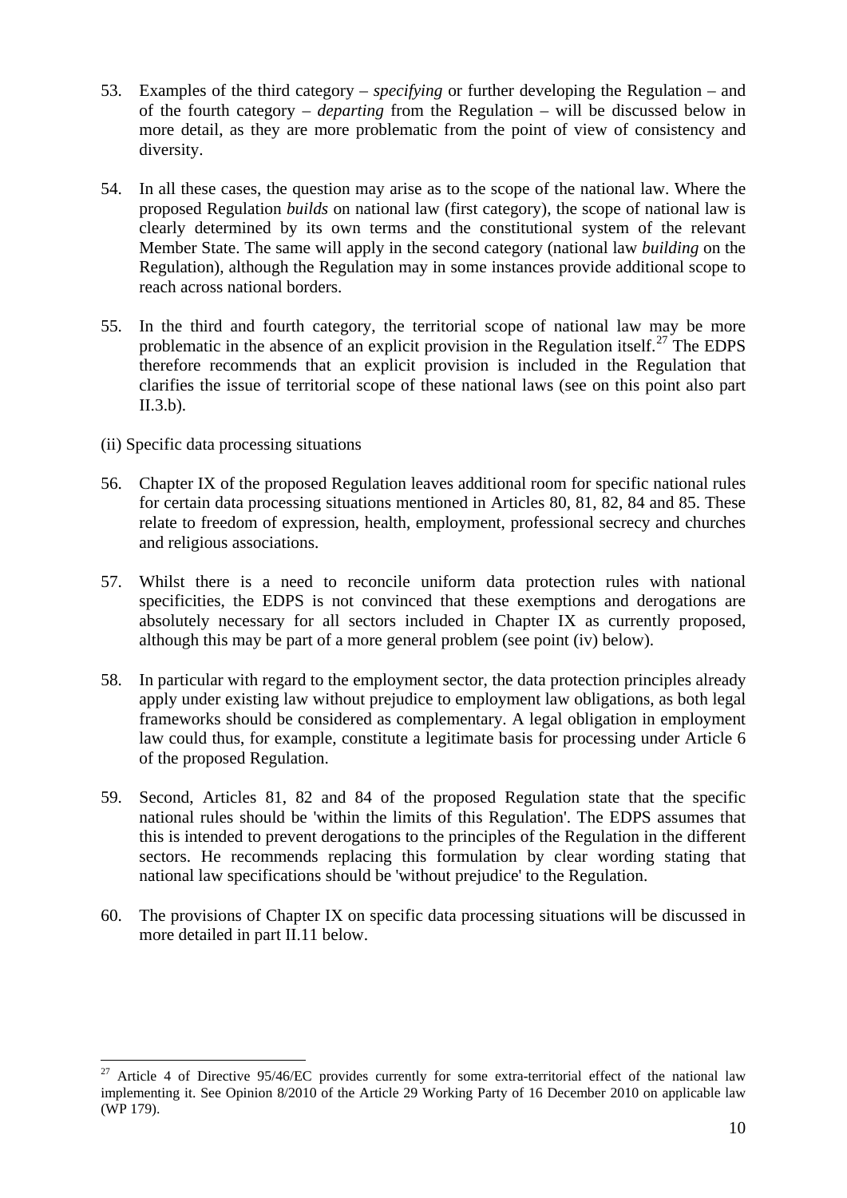53. Examples of the third category – *specifying* or further developing the Regulation – and of the fourth category – *departing* from the Regulation – will be discussed below in more detail, as they are more problematic from the point of view of consistency and diversity.

54. In all these cases, the question may arise as to the scope of the national law. Where the proposed Regulation *builds* on national law (first category), the scope of national law is clearly determined by its own terms and the constitutional system of the relevant Member State. The same will apply in the second category (national law *building* on the Regulation), although the Regulation may in some instances provide additional scope to reach across national borders.

55. In the third and fourth category, the territorial scope of national law may be more problematic in the absence of an explicit provision in the Regulation itself.[27] The EDPS therefore recommends that an explicit provision is included in the Regulation that clarifies the issue of territorial scope of these national laws (see on this point also part II.3.b).

(ii) Specific data processing situations

56. Chapter IX of the proposed Regulation leaves additional room for specific national rules for certain data processing situations mentioned in Articles 80, 81, 82, 84 and 85. These relate to freedom of expression, health, employment, professional secrecy and churches and religious associations.

57. Whilst there is a need to reconcile uniform data protection rules with national specificities, the EDPS is not convinced that these exemptions and derogations are absolutely necessary for all sectors included in Chapter IX as currently proposed, although this may be part of a more general problem (see point (iv) below).

58. In particular with regard to the employment sector, the data protection principles already apply under existing law without prejudice to employment law obligations, as both legal frameworks should be considered as complementary. A legal obligation in employment law could thus, for example, constitute a legitimate basis for processing under Article 6 of the proposed Regulation.

59. Second, Articles 81, 82 and 84 of the proposed Regulation state that the specific national rules should be 'within the limits of this Regulation'. The EDPS assumes that this is intended to prevent derogations to the principles of the Regulation in the different sectors. He recommends replacing this formulation by clear wording stating that national law specifications should be 'without prejudice' to the Regulation.

60. The provisions of Chapter IX on specific data processing situations will be discussed in more detailed in part II.11 below.

---

[27] Article 4 of Directive 95/46/EC provides currently for some extra-territorial effect of the national law implementing it. See Opinion 8/2010 of the Article 29 Working Party of 16 December 2010 on applicable law (WP 179).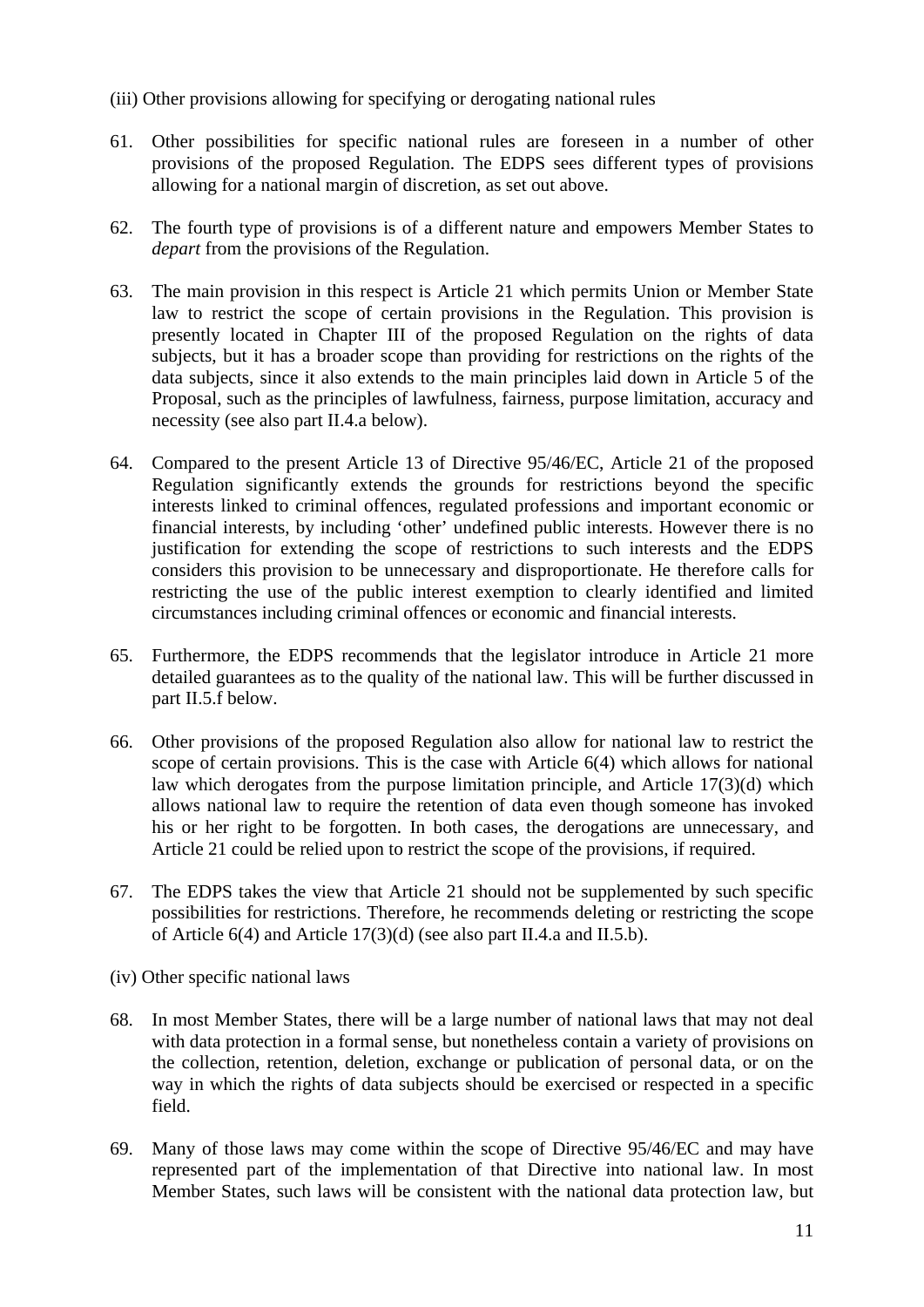(iii) Other provisions allowing for specifying or derogating national rules

61. Other possibilities for specific national rules are foreseen in a number of other provisions of the proposed Regulation. The EDPS sees different types of provisions allowing for a national margin of discretion, as set out above.

62. The fourth type of provisions is of a different nature and empowers Member States to *depart* from the provisions of the Regulation.

63. The main provision in this respect is Article 21 which permits Union or Member State law to restrict the scope of certain provisions in the Regulation. This provision is presently located in Chapter III of the proposed Regulation on the rights of data subjects, but it has a broader scope than providing for restrictions on the rights of the data subjects, since it also extends to the main principles laid down in Article 5 of the Proposal, such as the principles of lawfulness, fairness, purpose limitation, accuracy and necessity (see also part II.4.a below).

64. Compared to the present Article 13 of Directive 95/46/EC, Article 21 of the proposed Regulation significantly extends the grounds for restrictions beyond the specific interests linked to criminal offences, regulated professions and important economic or financial interests, by including 'other' undefined public interests. However there is no justification for extending the scope of restrictions to such interests and the EDPS considers this provision to be unnecessary and disproportionate. He therefore calls for restricting the use of the public interest exemption to clearly identified and limited circumstances including criminal offences or economic and financial interests.

65. Furthermore, the EDPS recommends that the legislator introduce in Article 21 more detailed guarantees as to the quality of the national law. This will be further discussed in part II.5.f below.

66. Other provisions of the proposed Regulation also allow for national law to restrict the scope of certain provisions. This is the case with Article 6(4) which allows for national law which derogates from the purpose limitation principle, and Article 17(3)(d) which allows national law to require the retention of data even though someone has invoked his or her right to be forgotten. In both cases, the derogations are unnecessary, and Article 21 could be relied upon to restrict the scope of the provisions, if required.

67. The EDPS takes the view that Article 21 should not be supplemented by such specific possibilities for restrictions. Therefore, he recommends deleting or restricting the scope of Article 6(4) and Article 17(3)(d) (see also part II.4.a and II.5.b).

(iv) Other specific national laws

68. In most Member States, there will be a large number of national laws that may not deal with data protection in a formal sense, but nonetheless contain a variety of provisions on the collection, retention, deletion, exchange or publication of personal data, or on the way in which the rights of data subjects should be exercised or respected in a specific field.

69. Many of those laws may come within the scope of Directive 95/46/EC and may have represented part of the implementation of that Directive into national law. In most Member States, such laws will be consistent with the national data protection law, but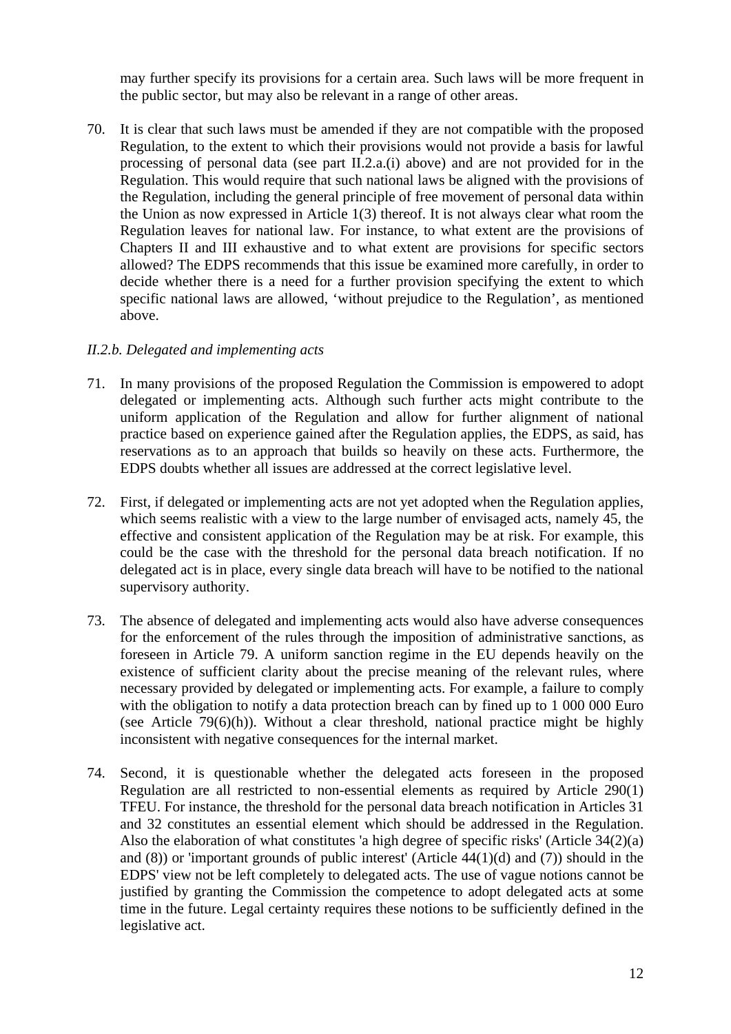may further specify its provisions for a certain area. Such laws will be more frequent in the public sector, but may also be relevant in a range of other areas.

70. It is clear that such laws must be amended if they are not compatible with the proposed Regulation, to the extent to which their provisions would not provide a basis for lawful processing of personal data (see part II.2.a.(i) above) and are not provided for in the Regulation. This would require that such national laws be aligned with the provisions of the Regulation, including the general principle of free movement of personal data within the Union as now expressed in Article 1(3) thereof. It is not always clear what room the Regulation leaves for national law. For instance, to what extent are the provisions of Chapters II and III exhaustive and to what extent are provisions for specific sectors allowed? The EDPS recommends that this issue be examined more carefully, in order to decide whether there is a need for a further provision specifying the extent to which specific national laws are allowed, 'without prejudice to the Regulation', as mentioned above.

*II.2.b. Delegated and implementing acts*

71. In many provisions of the proposed Regulation the Commission is empowered to adopt delegated or implementing acts. Although such further acts might contribute to the uniform application of the Regulation and allow for further alignment of national practice based on experience gained after the Regulation applies, the EDPS, as said, has reservations as to an approach that builds so heavily on these acts. Furthermore, the EDPS doubts whether all issues are addressed at the correct legislative level.

72. First, if delegated or implementing acts are not yet adopted when the Regulation applies, which seems realistic with a view to the large number of envisaged acts, namely 45, the effective and consistent application of the Regulation may be at risk. For example, this could be the case with the threshold for the personal data breach notification. If no delegated act is in place, every single data breach will have to be notified to the national supervisory authority.

73. The absence of delegated and implementing acts would also have adverse consequences for the enforcement of the rules through the imposition of administrative sanctions, as foreseen in Article 79. A uniform sanction regime in the EU depends heavily on the existence of sufficient clarity about the precise meaning of the relevant rules, where necessary provided by delegated or implementing acts. For example, a failure to comply with the obligation to notify a data protection breach can by fined up to 1 000 000 Euro (see Article 79(6)(h)). Without a clear threshold, national practice might be highly inconsistent with negative consequences for the internal market.

74. Second, it is questionable whether the delegated acts foreseen in the proposed Regulation are all restricted to non-essential elements as required by Article 290(1) TFEU. For instance, the threshold for the personal data breach notification in Articles 31 and 32 constitutes an essential element which should be addressed in the Regulation. Also the elaboration of what constitutes 'a high degree of specific risks' (Article 34(2)(a) and (8)) or 'important grounds of public interest' (Article 44(1)(d) and (7)) should in the EDPS' view not be left completely to delegated acts. The use of vague notions cannot be justified by granting the Commission the competence to adopt delegated acts at some time in the future. Legal certainty requires these notions to be sufficiently defined in the legislative act.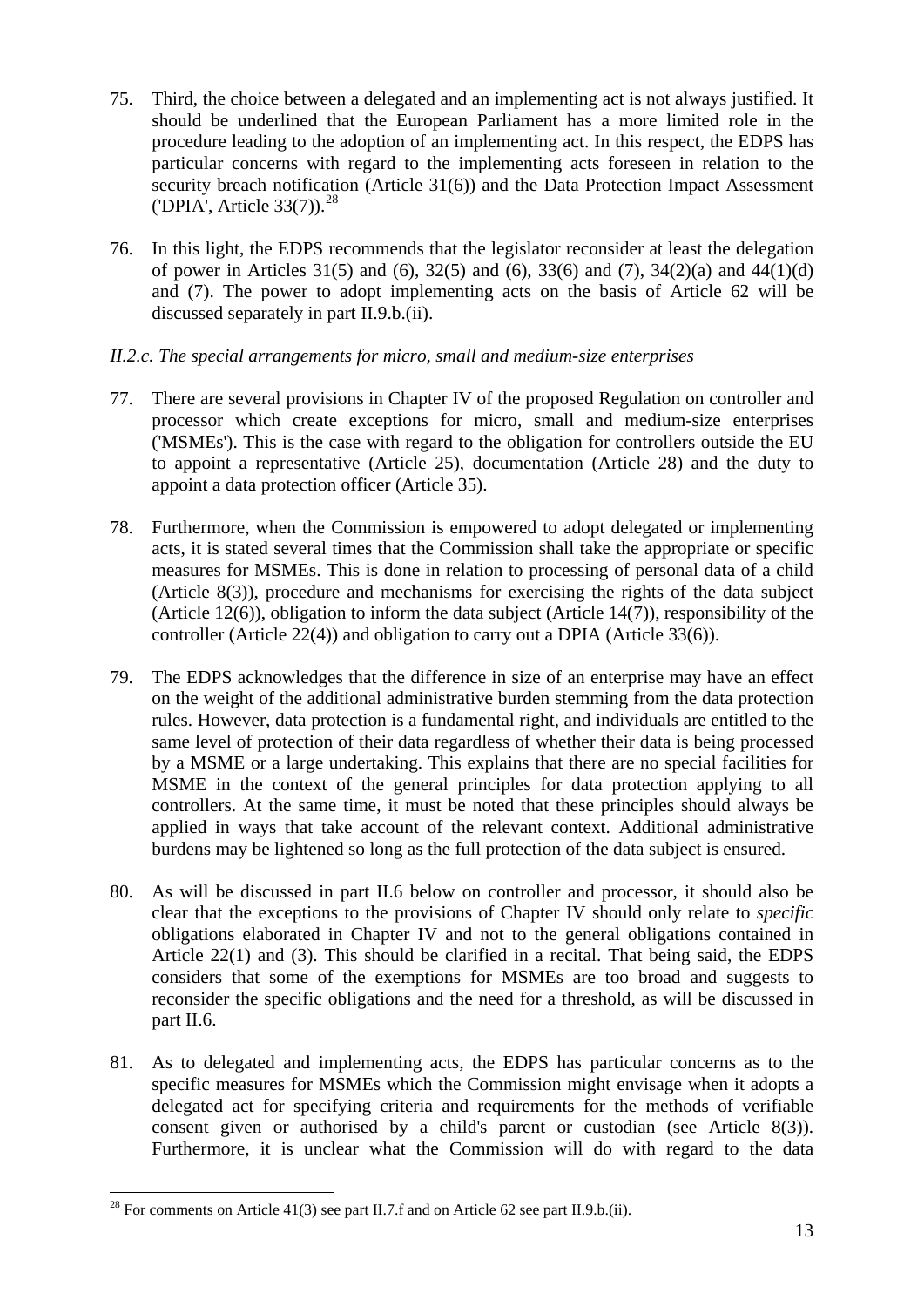75. Third, the choice between a delegated and an implementing act is not always justified. It should be underlined that the European Parliament has a more limited role in the procedure leading to the adoption of an implementing act. In this respect, the EDPS has particular concerns with regard to the implementing acts foreseen in relation to the security breach notification (Article 31(6)) and the Data Protection Impact Assessment ('DPIA', Article 33(7)).[28]

76. In this light, the EDPS recommends that the legislator reconsider at least the delegation of power in Articles 31(5) and (6), 32(5) and (6), 33(6) and (7), 34(2)(a) and 44(1)(d) and (7). The power to adopt implementing acts on the basis of Article 62 will be discussed separately in part II.9.b.(ii).

*II.2.c. The special arrangements for micro, small and medium-size enterprises*

77. There are several provisions in Chapter IV of the proposed Regulation on controller and processor which create exceptions for micro, small and medium-size enterprises ('MSMEs'). This is the case with regard to the obligation for controllers outside the EU to appoint a representative (Article 25), documentation (Article 28) and the duty to appoint a data protection officer (Article 35).

78. Furthermore, when the Commission is empowered to adopt delegated or implementing acts, it is stated several times that the Commission shall take the appropriate or specific measures for MSMEs. This is done in relation to processing of personal data of a child (Article 8(3)), procedure and mechanisms for exercising the rights of the data subject (Article 12(6)), obligation to inform the data subject (Article 14(7)), responsibility of the controller (Article 22(4)) and obligation to carry out a DPIA (Article 33(6)).

79. The EDPS acknowledges that the difference in size of an enterprise may have an effect on the weight of the additional administrative burden stemming from the data protection rules. However, data protection is a fundamental right, and individuals are entitled to the same level of protection of their data regardless of whether their data is being processed by a MSME or a large undertaking. This explains that there are no special facilities for MSME in the context of the general principles for data protection applying to all controllers. At the same time, it must be noted that these principles should always be applied in ways that take account of the relevant context. Additional administrative burdens may be lightened so long as the full protection of the data subject is ensured.

80. As will be discussed in part II.6 below on controller and processor, it should also be clear that the exceptions to the provisions of Chapter IV should only relate to *specific* obligations elaborated in Chapter IV and not to the general obligations contained in Article 22(1) and (3). This should be clarified in a recital. That being said, the EDPS considers that some of the exemptions for MSMEs are too broad and suggests to reconsider the specific obligations and the need for a threshold, as will be discussed in part II.6.

81. As to delegated and implementing acts, the EDPS has particular concerns as to the specific measures for MSMEs which the Commission might envisage when it adopts a delegated act for specifying criteria and requirements for the methods of verifiable consent given or authorised by a child's parent or custodian (see Article 8(3)). Furthermore, it is unclear what the Commission will do with regard to the data

[28] For comments on Article 41(3) see part II.7.f and on Article 62 see part II.9.b.(ii).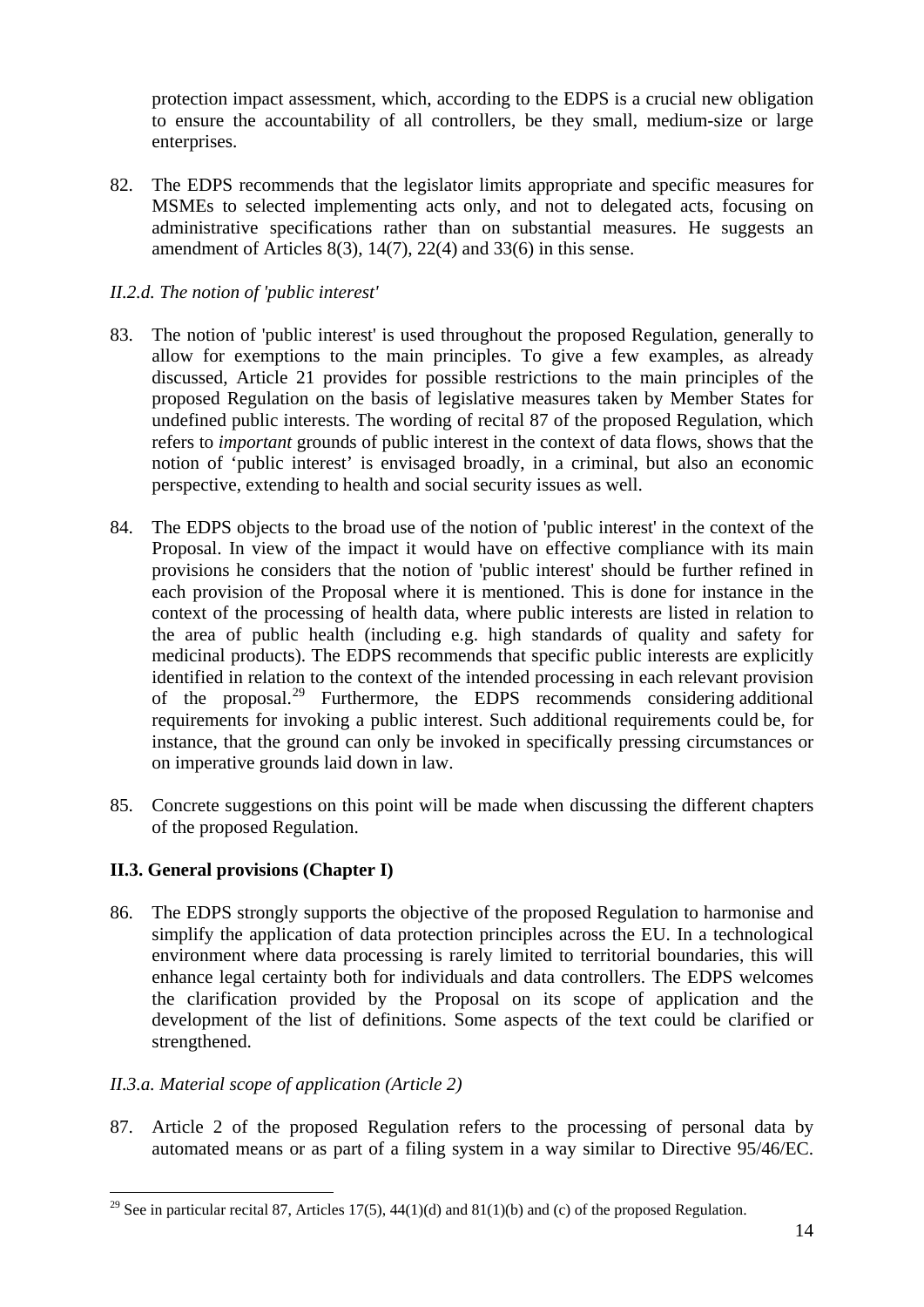protection impact assessment, which, according to the EDPS is a crucial new obligation to ensure the accountability of all controllers, be they small, medium-size or large enterprises.

82. The EDPS recommends that the legislator limits appropriate and specific measures for MSMEs to selected implementing acts only, and not to delegated acts, focusing on administrative specifications rather than on substantial measures. He suggests an amendment of Articles 8(3), 14(7), 22(4) and 33(6) in this sense.

### *II.2.d. The notion of 'public interest'*

83. The notion of 'public interest' is used throughout the proposed Regulation, generally to allow for exemptions to the main principles. To give a few examples, as already discussed, Article 21 provides for possible restrictions to the main principles of the proposed Regulation on the basis of legislative measures taken by Member States for undefined public interests. The wording of recital 87 of the proposed Regulation, which refers to *important* grounds of public interest in the context of data flows, shows that the notion of 'public interest' is envisaged broadly, in a criminal, but also an economic perspective, extending to health and social security issues as well.

84. The EDPS objects to the broad use of the notion of 'public interest' in the context of the Proposal. In view of the impact it would have on effective compliance with its main provisions he considers that the notion of 'public interest' should be further refined in each provision of the Proposal where it is mentioned. This is done for instance in the context of the processing of health data, where public interests are listed in relation to the area of public health (including e.g. high standards of quality and safety for medicinal products). The EDPS recommends that specific public interests are explicitly identified in relation to the context of the intended processing in each relevant provision of the proposal.[29] Furthermore, the EDPS recommends considering additional requirements for invoking a public interest. Such additional requirements could be, for instance, that the ground can only be invoked in specifically pressing circumstances or on imperative grounds laid down in law.

85. Concrete suggestions on this point will be made when discussing the different chapters of the proposed Regulation.

## II.3. General provisions (Chapter I)

86. The EDPS strongly supports the objective of the proposed Regulation to harmonise and simplify the application of data protection principles across the EU. In a technological environment where data processing is rarely limited to territorial boundaries, this will enhance legal certainty both for individuals and data controllers. The EDPS welcomes the clarification provided by the Proposal on its scope of application and the development of the list of definitions. Some aspects of the text could be clarified or strengthened.

### *II.3.a. Material scope of application (Article 2)*

87. Article 2 of the proposed Regulation refers to the processing of personal data by automated means or as part of a filing system in a way similar to Directive 95/46/EC.

---

[29] See in particular recital 87, Articles 17(5), 44(1)(d) and 81(1)(b) and (c) of the proposed Regulation.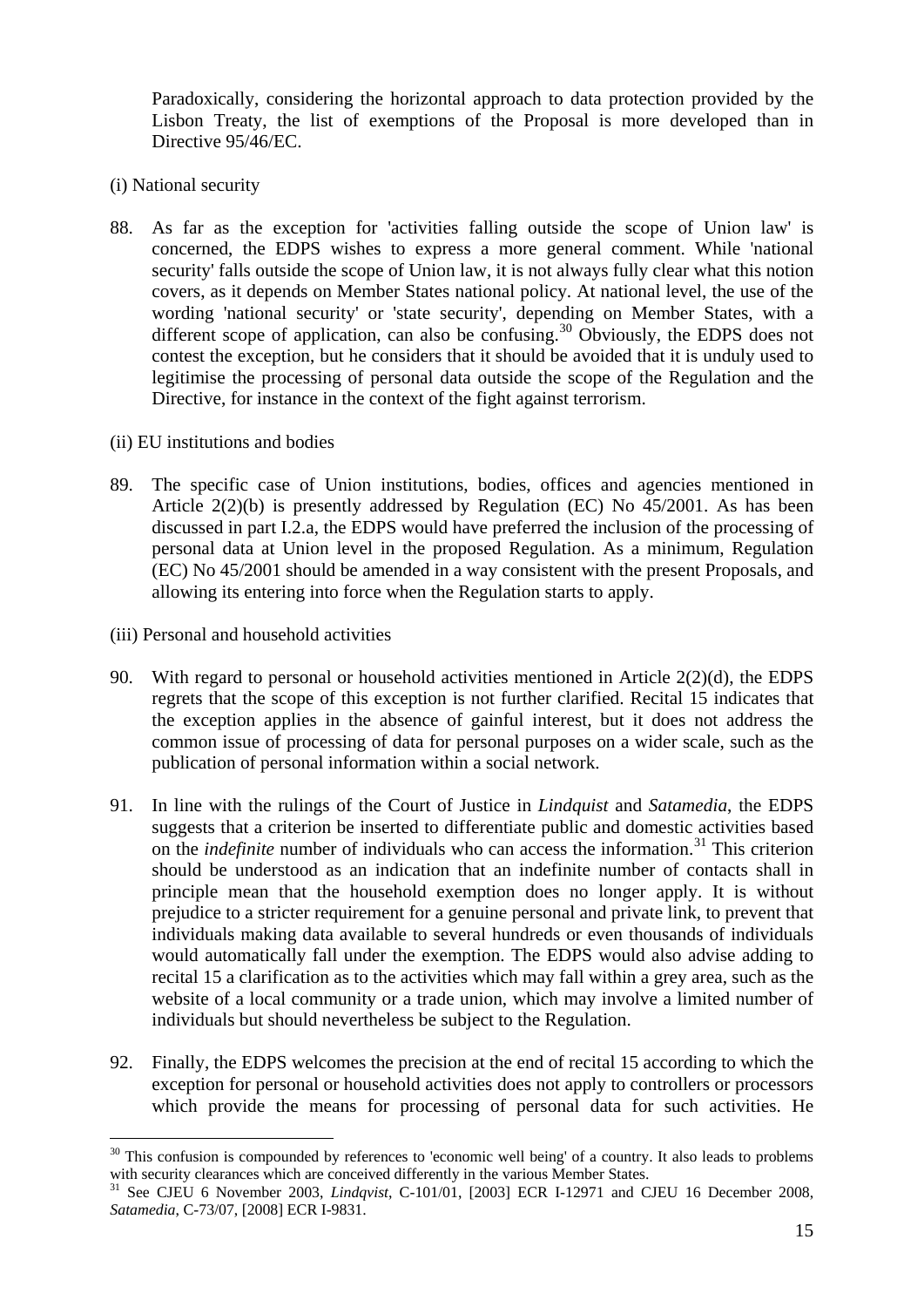Paradoxically, considering the horizontal approach to data protection provided by the Lisbon Treaty, the list of exemptions of the Proposal is more developed than in Directive 95/46/EC.

(i) National security

88. As far as the exception for 'activities falling outside the scope of Union law' is concerned, the EDPS wishes to express a more general comment. While 'national security' falls outside the scope of Union law, it is not always fully clear what this notion covers, as it depends on Member States national policy. At national level, the use of the wording 'national security' or 'state security', depending on Member States, with a different scope of application, can also be confusing.[30] Obviously, the EDPS does not contest the exception, but he considers that it should be avoided that it is unduly used to legitimise the processing of personal data outside the scope of the Regulation and the Directive, for instance in the context of the fight against terrorism.

(ii) EU institutions and bodies

89. The specific case of Union institutions, bodies, offices and agencies mentioned in Article 2(2)(b) is presently addressed by Regulation (EC) No 45/2001. As has been discussed in part I.2.a, the EDPS would have preferred the inclusion of the processing of personal data at Union level in the proposed Regulation. As a minimum, Regulation (EC) No 45/2001 should be amended in a way consistent with the present Proposals, and allowing its entering into force when the Regulation starts to apply.

(iii) Personal and household activities

90. With regard to personal or household activities mentioned in Article 2(2)(d), the EDPS regrets that the scope of this exception is not further clarified. Recital 15 indicates that the exception applies in the absence of gainful interest, but it does not address the common issue of processing of data for personal purposes on a wider scale, such as the publication of personal information within a social network.

91. In line with the rulings of the Court of Justice in *Lindquist* and *Satamedia*, the EDPS suggests that a criterion be inserted to differentiate public and domestic activities based on the *indefinite* number of individuals who can access the information.[31] This criterion should be understood as an indication that an indefinite number of contacts shall in principle mean that the household exemption does no longer apply. It is without prejudice to a stricter requirement for a genuine personal and private link, to prevent that individuals making data available to several hundreds or even thousands of individuals would automatically fall under the exemption. The EDPS would also advise adding to recital 15 a clarification as to the activities which may fall within a grey area, such as the website of a local community or a trade union, which may involve a limited number of individuals but should nevertheless be subject to the Regulation.

92. Finally, the EDPS welcomes the precision at the end of recital 15 according to which the exception for personal or household activities does not apply to controllers or processors which provide the means for processing of personal data for such activities. He

---

[30] This confusion is compounded by references to 'economic well being' of a country. It also leads to problems with security clearances which are conceived differently in the various Member States.

[31] See CJEU 6 November 2003, *Lindqvist*, C-101/01, [2003] ECR I-12971 and CJEU 16 December 2008, *Satamedia*, C-73/07, [2008] ECR I-9831.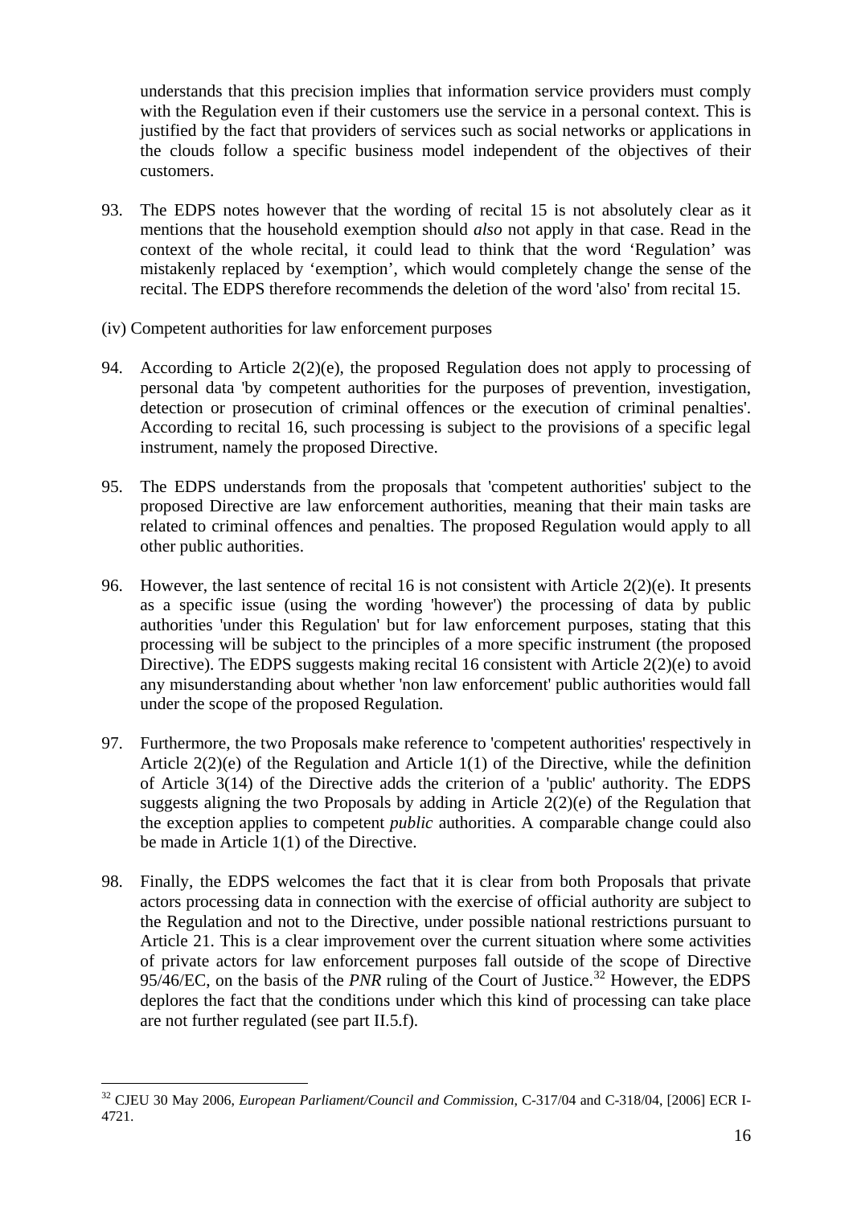understands that this precision implies that information service providers must comply with the Regulation even if their customers use the service in a personal context. This is justified by the fact that providers of services such as social networks or applications in the clouds follow a specific business model independent of the objectives of their customers.

93. The EDPS notes however that the wording of recital 15 is not absolutely clear as it mentions that the household exemption should *also* not apply in that case. Read in the context of the whole recital, it could lead to think that the word 'Regulation' was mistakenly replaced by 'exemption', which would completely change the sense of the recital. The EDPS therefore recommends the deletion of the word 'also' from recital 15.

(iv) Competent authorities for law enforcement purposes

94. According to Article 2(2)(e), the proposed Regulation does not apply to processing of personal data 'by competent authorities for the purposes of prevention, investigation, detection or prosecution of criminal offences or the execution of criminal penalties'. According to recital 16, such processing is subject to the provisions of a specific legal instrument, namely the proposed Directive.

95. The EDPS understands from the proposals that 'competent authorities' subject to the proposed Directive are law enforcement authorities, meaning that their main tasks are related to criminal offences and penalties. The proposed Regulation would apply to all other public authorities.

96. However, the last sentence of recital 16 is not consistent with Article 2(2)(e). It presents as a specific issue (using the wording 'however') the processing of data by public authorities 'under this Regulation' but for law enforcement purposes, stating that this processing will be subject to the principles of a more specific instrument (the proposed Directive). The EDPS suggests making recital 16 consistent with Article 2(2)(e) to avoid any misunderstanding about whether 'non law enforcement' public authorities would fall under the scope of the proposed Regulation.

97. Furthermore, the two Proposals make reference to 'competent authorities' respectively in Article 2(2)(e) of the Regulation and Article 1(1) of the Directive, while the definition of Article 3(14) of the Directive adds the criterion of a 'public' authority. The EDPS suggests aligning the two Proposals by adding in Article 2(2)(e) of the Regulation that the exception applies to competent *public* authorities. A comparable change could also be made in Article 1(1) of the Directive.

98. Finally, the EDPS welcomes the fact that it is clear from both Proposals that private actors processing data in connection with the exercise of official authority are subject to the Regulation and not to the Directive, under possible national restrictions pursuant to Article 21. This is a clear improvement over the current situation where some activities of private actors for law enforcement purposes fall outside of the scope of Directive 95/46/EC, on the basis of the *PNR* ruling of the Court of Justice.[32] However, the EDPS deplores the fact that the conditions under which this kind of processing can take place are not further regulated (see part II.5.f).

[32] CJEU 30 May 2006, *European Parliament/Council and Commission*, C-317/04 and C-318/04, [2006] ECR I-4721.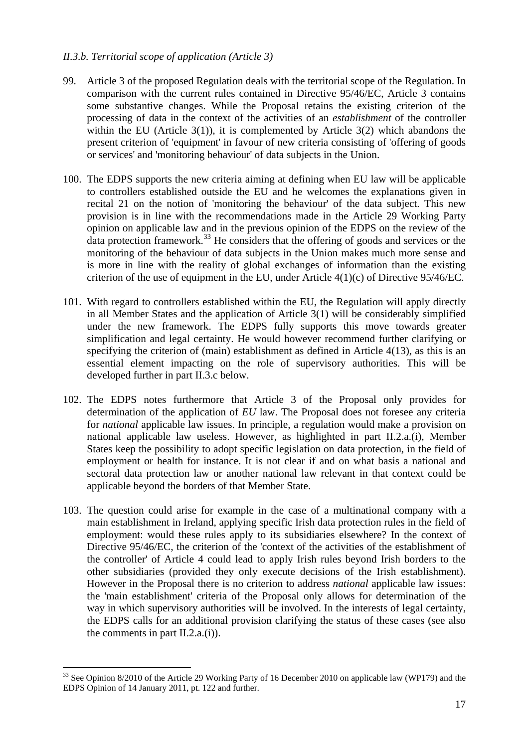*II.3.b. Territorial scope of application (Article 3)*

99. Article 3 of the proposed Regulation deals with the territorial scope of the Regulation. In comparison with the current rules contained in Directive 95/46/EC, Article 3 contains some substantive changes. While the Proposal retains the existing criterion of the processing of data in the context of the activities of an *establishment* of the controller within the EU (Article 3(1)), it is complemented by Article 3(2) which abandons the present criterion of 'equipment' in favour of new criteria consisting of 'offering of goods or services' and 'monitoring behaviour' of data subjects in the Union.

100. The EDPS supports the new criteria aiming at defining when EU law will be applicable to controllers established outside the EU and he welcomes the explanations given in recital 21 on the notion of 'monitoring the behaviour' of the data subject. This new provision is in line with the recommendations made in the Article 29 Working Party opinion on applicable law and in the previous opinion of the EDPS on the review of the data protection framework.[33] He considers that the offering of goods and services or the monitoring of the behaviour of data subjects in the Union makes much more sense and is more in line with the reality of global exchanges of information than the existing criterion of the use of equipment in the EU, under Article 4(1)(c) of Directive 95/46/EC.

101. With regard to controllers established within the EU, the Regulation will apply directly in all Member States and the application of Article 3(1) will be considerably simplified under the new framework. The EDPS fully supports this move towards greater simplification and legal certainty. He would however recommend further clarifying or specifying the criterion of (main) establishment as defined in Article 4(13), as this is an essential element impacting on the role of supervisory authorities. This will be developed further in part II.3.c below.

102. The EDPS notes furthermore that Article 3 of the Proposal only provides for determination of the application of *EU* law. The Proposal does not foresee any criteria for *national* applicable law issues. In principle, a regulation would make a provision on national applicable law useless. However, as highlighted in part II.2.a.(i), Member States keep the possibility to adopt specific legislation on data protection, in the field of employment or health for instance. It is not clear if and on what basis a national and sectoral data protection law or another national law relevant in that context could be applicable beyond the borders of that Member State.

103. The question could arise for example in the case of a multinational company with a main establishment in Ireland, applying specific Irish data protection rules in the field of employment: would these rules apply to its subsidiaries elsewhere? In the context of Directive 95/46/EC, the criterion of the 'context of the activities of the establishment of the controller' of Article 4 could lead to apply Irish rules beyond Irish borders to the other subsidiaries (provided they only execute decisions of the Irish establishment). However in the Proposal there is no criterion to address *national* applicable law issues: the 'main establishment' criteria of the Proposal only allows for determination of the way in which supervisory authorities will be involved. In the interests of legal certainty, the EDPS calls for an additional provision clarifying the status of these cases (see also the comments in part II.2.a.(i)).

---

[33] See Opinion 8/2010 of the Article 29 Working Party of 16 December 2010 on applicable law (WP179) and the EDPS Opinion of 14 January 2011, pt. 122 and further.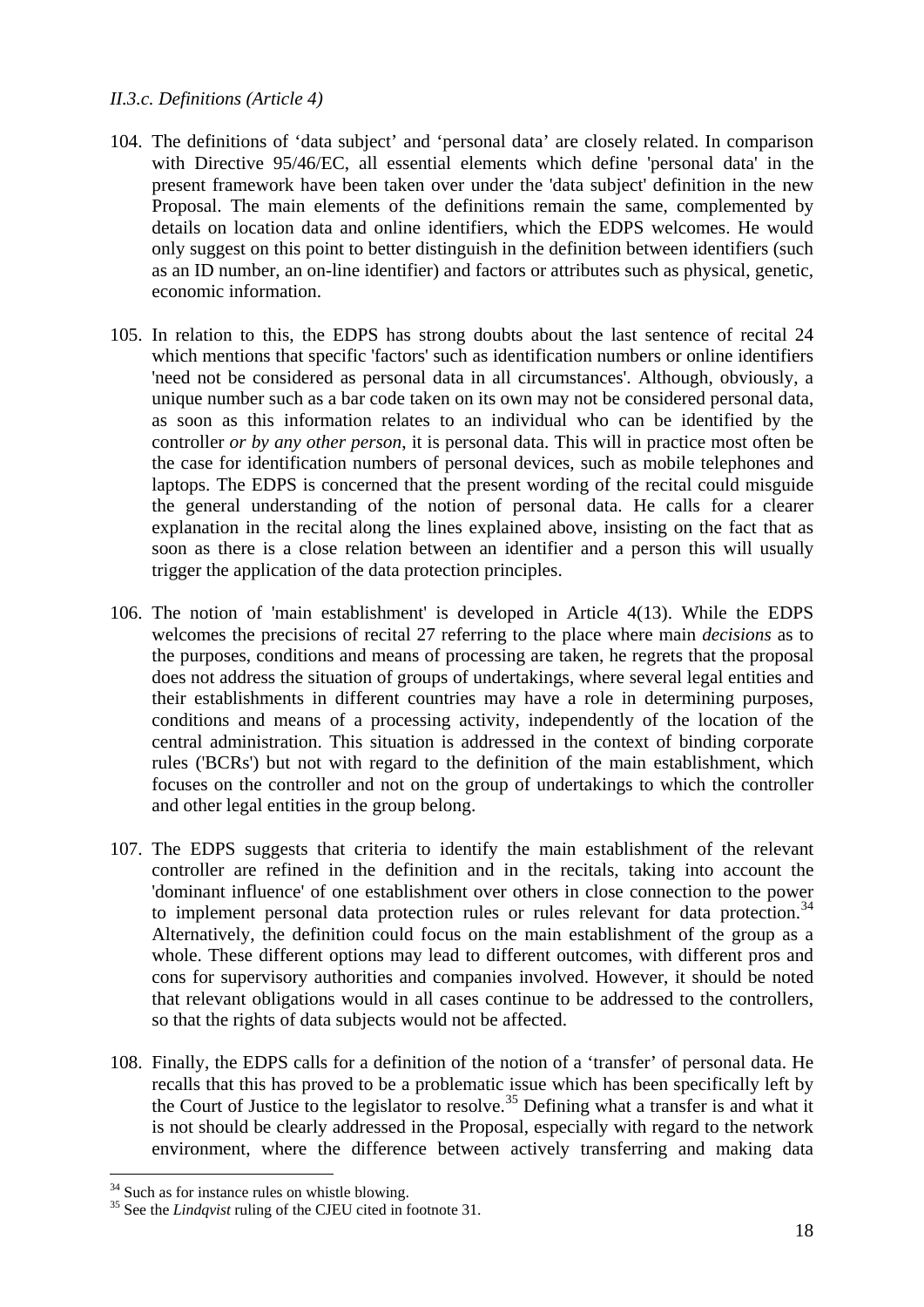*II.3.c. Definitions (Article 4)*

104. The definitions of 'data subject' and 'personal data' are closely related. In comparison with Directive 95/46/EC, all essential elements which define 'personal data' in the present framework have been taken over under the 'data subject' definition in the new Proposal. The main elements of the definitions remain the same, complemented by details on location data and online identifiers, which the EDPS welcomes. He would only suggest on this point to better distinguish in the definition between identifiers (such as an ID number, an on-line identifier) and factors or attributes such as physical, genetic, economic information.

105. In relation to this, the EDPS has strong doubts about the last sentence of recital 24 which mentions that specific 'factors' such as identification numbers or online identifiers 'need not be considered as personal data in all circumstances'. Although, obviously, a unique number such as a bar code taken on its own may not be considered personal data, as soon as this information relates to an individual who can be identified by the controller *or by any other person*, it is personal data. This will in practice most often be the case for identification numbers of personal devices, such as mobile telephones and laptops. The EDPS is concerned that the present wording of the recital could misguide the general understanding of the notion of personal data. He calls for a clearer explanation in the recital along the lines explained above, insisting on the fact that as soon as there is a close relation between an identifier and a person this will usually trigger the application of the data protection principles.

106. The notion of 'main establishment' is developed in Article 4(13). While the EDPS welcomes the precisions of recital 27 referring to the place where main *decisions* as to the purposes, conditions and means of processing are taken, he regrets that the proposal does not address the situation of groups of undertakings, where several legal entities and their establishments in different countries may have a role in determining purposes, conditions and means of a processing activity, independently of the location of the central administration. This situation is addressed in the context of binding corporate rules ('BCRs') but not with regard to the definition of the main establishment, which focuses on the controller and not on the group of undertakings to which the controller and other legal entities in the group belong.

107. The EDPS suggests that criteria to identify the main establishment of the relevant controller are refined in the definition and in the recitals, taking into account the 'dominant influence' of one establishment over others in close connection to the power to implement personal data protection rules or rules relevant for data protection.[34] Alternatively, the definition could focus on the main establishment of the group as a whole. These different options may lead to different outcomes, with different pros and cons for supervisory authorities and companies involved. However, it should be noted that relevant obligations would in all cases continue to be addressed to the controllers, so that the rights of data subjects would not be affected.

108. Finally, the EDPS calls for a definition of the notion of a 'transfer' of personal data. He recalls that this has proved to be a problematic issue which has been specifically left by the Court of Justice to the legislator to resolve.[35] Defining what a transfer is and what it is not should be clearly addressed in the Proposal, especially with regard to the network environment, where the difference between actively transferring and making data

---

[34] Such as for instance rules on whistle blowing.

[35] See the *Lindqvist* ruling of the CJEU cited in footnote 31.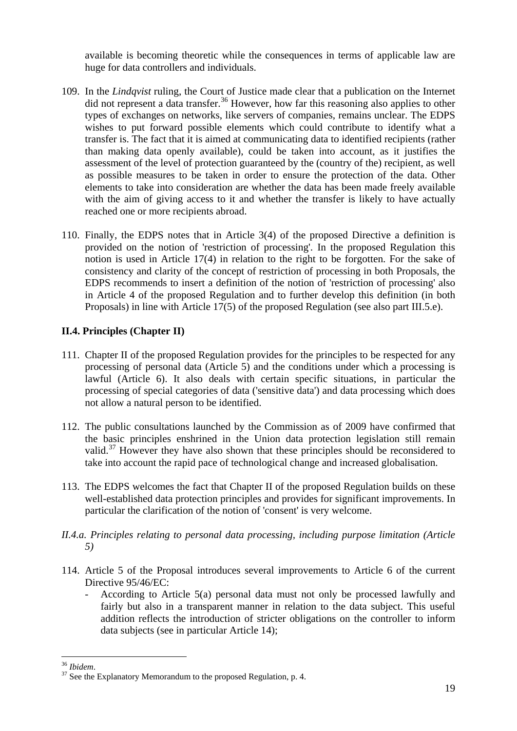available is becoming theoretic while the consequences in terms of applicable law are huge for data controllers and individuals.

109. In the *Lindqvist* ruling, the Court of Justice made clear that a publication on the Internet did not represent a data transfer.[36] However, how far this reasoning also applies to other types of exchanges on networks, like servers of companies, remains unclear. The EDPS wishes to put forward possible elements which could contribute to identify what a transfer is. The fact that it is aimed at communicating data to identified recipients (rather than making data openly available), could be taken into account, as it justifies the assessment of the level of protection guaranteed by the (country of the) recipient, as well as possible measures to be taken in order to ensure the protection of the data. Other elements to take into consideration are whether the data has been made freely available with the aim of giving access to it and whether the transfer is likely to have actually reached one or more recipients abroad.

110. Finally, the EDPS notes that in Article 3(4) of the proposed Directive a definition is provided on the notion of 'restriction of processing'. In the proposed Regulation this notion is used in Article 17(4) in relation to the right to be forgotten. For the sake of consistency and clarity of the concept of restriction of processing in both Proposals, the EDPS recommends to insert a definition of the notion of 'restriction of processing' also in Article 4 of the proposed Regulation and to further develop this definition (in both Proposals) in line with Article 17(5) of the proposed Regulation (see also part III.5.e).

## II.4. Principles (Chapter II)

111. Chapter II of the proposed Regulation provides for the principles to be respected for any processing of personal data (Article 5) and the conditions under which a processing is lawful (Article 6). It also deals with certain specific situations, in particular the processing of special categories of data ('sensitive data') and data processing which does not allow a natural person to be identified.

112. The public consultations launched by the Commission as of 2009 have confirmed that the basic principles enshrined in the Union data protection legislation still remain valid.[37] However they have also shown that these principles should be reconsidered to take into account the rapid pace of technological change and increased globalisation.

113. The EDPS welcomes the fact that Chapter II of the proposed Regulation builds on these well-established data protection principles and provides for significant improvements. In particular the clarification of the notion of 'consent' is very welcome.

### *II.4.a. Principles relating to personal data processing, including purpose limitation (Article 5)*

114. Article 5 of the Proposal introduces several improvements to Article 6 of the current Directive 95/46/EC:
    - According to Article 5(a) personal data must not only be processed lawfully and fairly but also in a transparent manner in relation to the data subject. This useful addition reflects the introduction of stricter obligations on the controller to inform data subjects (see in particular Article 14);

---

[36] *Ibidem*.

[37] See the Explanatory Memorandum to the proposed Regulation, p. 4.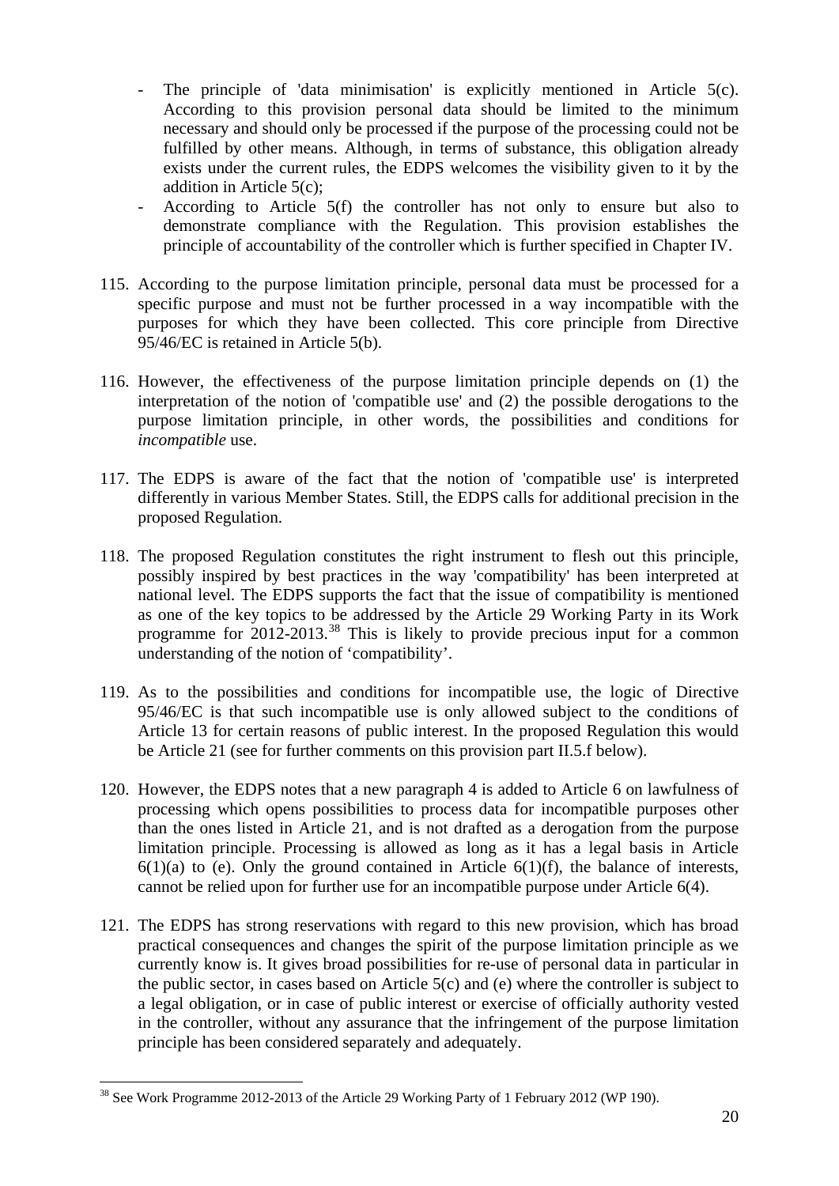- The principle of 'data minimisation' is explicitly mentioned in Article 5(c). According to this provision personal data should be limited to the minimum necessary and should only be processed if the purpose of the processing could not be fulfilled by other means. Although, in terms of substance, this obligation already exists under the current rules, the EDPS welcomes the visibility given to it by the addition in Article 5(c);
- According to Article 5(f) the controller has not only to ensure but also to demonstrate compliance with the Regulation. This provision establishes the principle of accountability of the controller which is further specified in Chapter IV.

115. According to the purpose limitation principle, personal data must be processed for a specific purpose and must not be further processed in a way incompatible with the purposes for which they have been collected. This core principle from Directive 95/46/EC is retained in Article 5(b).

116. However, the effectiveness of the purpose limitation principle depends on (1) the interpretation of the notion of 'compatible use' and (2) the possible derogations to the purpose limitation principle, in other words, the possibilities and conditions for *incompatible* use.

117. The EDPS is aware of the fact that the notion of 'compatible use' is interpreted differently in various Member States. Still, the EDPS calls for additional precision in the proposed Regulation.

118. The proposed Regulation constitutes the right instrument to flesh out this principle, possibly inspired by best practices in the way 'compatibility' has been interpreted at national level. The EDPS supports the fact that the issue of compatibility is mentioned as one of the key topics to be addressed by the Article 29 Working Party in its Work programme for 2012-2013.[38] This is likely to provide precious input for a common understanding of the notion of 'compatibility'.

119. As to the possibilities and conditions for incompatible use, the logic of Directive 95/46/EC is that such incompatible use is only allowed subject to the conditions of Article 13 for certain reasons of public interest. In the proposed Regulation this would be Article 21 (see for further comments on this provision part II.5.f below).

120. However, the EDPS notes that a new paragraph 4 is added to Article 6 on lawfulness of processing which opens possibilities to process data for incompatible purposes other than the ones listed in Article 21, and is not drafted as a derogation from the purpose limitation principle. Processing is allowed as long as it has a legal basis in Article 6(1)(a) to (e). Only the ground contained in Article 6(1)(f), the balance of interests, cannot be relied upon for further use for an incompatible purpose under Article 6(4).

121. The EDPS has strong reservations with regard to this new provision, which has broad practical consequences and changes the spirit of the purpose limitation principle as we currently know is. It gives broad possibilities for re-use of personal data in particular in the public sector, in cases based on Article 5(c) and (e) where the controller is subject to a legal obligation, or in case of public interest or exercise of officially authority vested in the controller, without any assurance that the infringement of the purpose limitation principle has been considered separately and adequately.

---

[38] See Work Programme 2012-2013 of the Article 29 Working Party of 1 February 2012 (WP 190).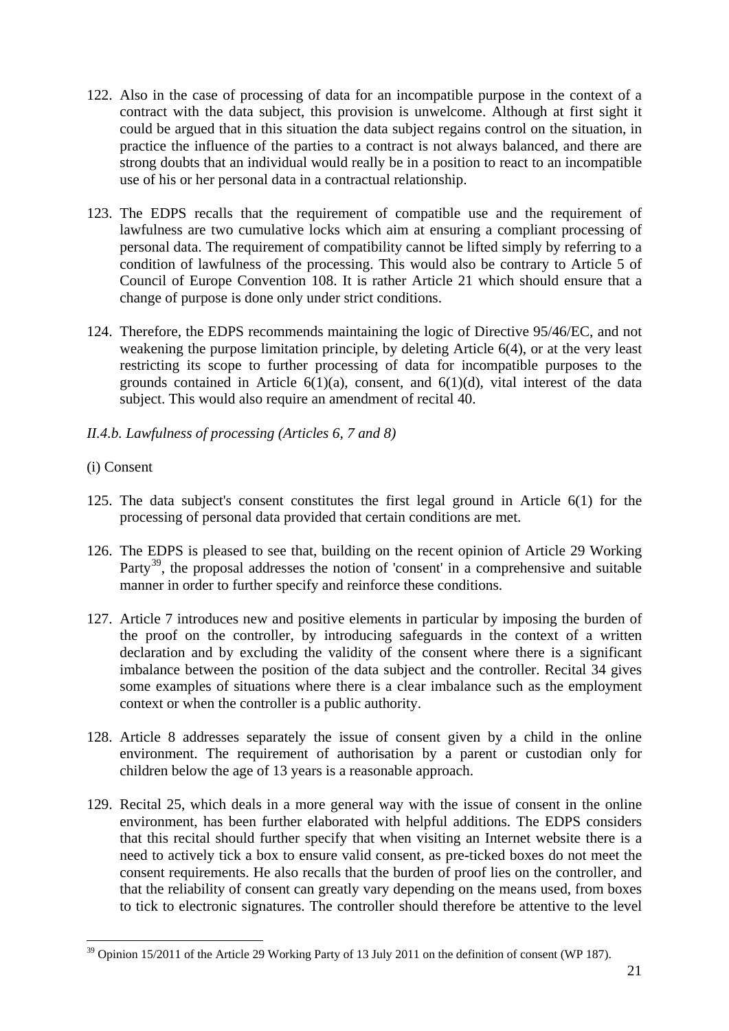122. Also in the case of processing of data for an incompatible purpose in the context of a contract with the data subject, this provision is unwelcome. Although at first sight it could be argued that in this situation the data subject regains control on the situation, in practice the influence of the parties to a contract is not always balanced, and there are strong doubts that an individual would really be in a position to react to an incompatible use of his or her personal data in a contractual relationship.

123. The EDPS recalls that the requirement of compatible use and the requirement of lawfulness are two cumulative locks which aim at ensuring a compliant processing of personal data. The requirement of compatibility cannot be lifted simply by referring to a condition of lawfulness of the processing. This would also be contrary to Article 5 of Council of Europe Convention 108. It is rather Article 21 which should ensure that a change of purpose is done only under strict conditions.

124. Therefore, the EDPS recommends maintaining the logic of Directive 95/46/EC, and not weakening the purpose limitation principle, by deleting Article 6(4), or at the very least restricting its scope to further processing of data for incompatible purposes to the grounds contained in Article 6(1)(a), consent, and 6(1)(d), vital interest of the data subject. This would also require an amendment of recital 40.

*II.4.b. Lawfulness of processing (Articles 6, 7 and 8)*

(i) Consent

125. The data subject's consent constitutes the first legal ground in Article 6(1) for the processing of personal data provided that certain conditions are met.

126. The EDPS is pleased to see that, building on the recent opinion of Article 29 Working Party[39], the proposal addresses the notion of 'consent' in a comprehensive and suitable manner in order to further specify and reinforce these conditions.

127. Article 7 introduces new and positive elements in particular by imposing the burden of the proof on the controller, by introducing safeguards in the context of a written declaration and by excluding the validity of the consent where there is a significant imbalance between the position of the data subject and the controller. Recital 34 gives some examples of situations where there is a clear imbalance such as the employment context or when the controller is a public authority.

128. Article 8 addresses separately the issue of consent given by a child in the online environment. The requirement of authorisation by a parent or custodian only for children below the age of 13 years is a reasonable approach.

129. Recital 25, which deals in a more general way with the issue of consent in the online environment, has been further elaborated with helpful additions. The EDPS considers that this recital should further specify that when visiting an Internet website there is a need to actively tick a box to ensure valid consent, as pre-ticked boxes do not meet the consent requirements. He also recalls that the burden of proof lies on the controller, and that the reliability of consent can greatly vary depending on the means used, from boxes to tick to electronic signatures. The controller should therefore be attentive to the level

[39] Opinion 15/2011 of the Article 29 Working Party of 13 July 2011 on the definition of consent (WP 187).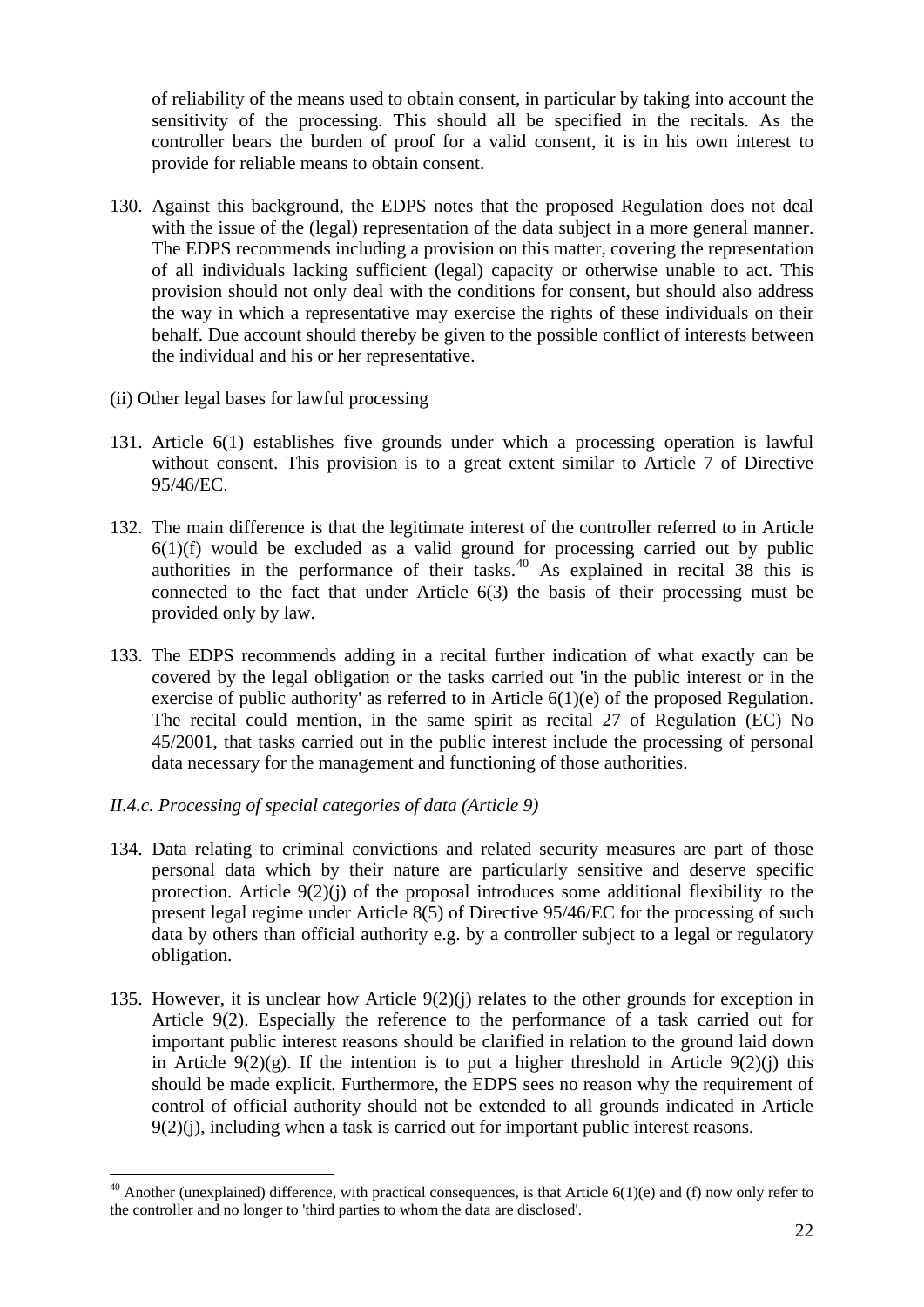of reliability of the means used to obtain consent, in particular by taking into account the sensitivity of the processing. This should all be specified in the recitals. As the controller bears the burden of proof for a valid consent, it is in his own interest to provide for reliable means to obtain consent.

130. Against this background, the EDPS notes that the proposed Regulation does not deal with the issue of the (legal) representation of the data subject in a more general manner. The EDPS recommends including a provision on this matter, covering the representation of all individuals lacking sufficient (legal) capacity or otherwise unable to act. This provision should not only deal with the conditions for consent, but should also address the way in which a representative may exercise the rights of these individuals on their behalf. Due account should thereby be given to the possible conflict of interests between the individual and his or her representative.

(ii) Other legal bases for lawful processing

131. Article 6(1) establishes five grounds under which a processing operation is lawful without consent. This provision is to a great extent similar to Article 7 of Directive 95/46/EC.

132. The main difference is that the legitimate interest of the controller referred to in Article 6(1)(f) would be excluded as a valid ground for processing carried out by public authorities in the performance of their tasks.[40] As explained in recital 38 this is connected to the fact that under Article 6(3) the basis of their processing must be provided only by law.

133. The EDPS recommends adding in a recital further indication of what exactly can be covered by the legal obligation or the tasks carried out 'in the public interest or in the exercise of public authority' as referred to in Article 6(1)(e) of the proposed Regulation. The recital could mention, in the same spirit as recital 27 of Regulation (EC) No 45/2001, that tasks carried out in the public interest include the processing of personal data necessary for the management and functioning of those authorities.

*II.4.c. Processing of special categories of data (Article 9)*

134. Data relating to criminal convictions and related security measures are part of those personal data which by their nature are particularly sensitive and deserve specific protection. Article 9(2)(j) of the proposal introduces some additional flexibility to the present legal regime under Article 8(5) of Directive 95/46/EC for the processing of such data by others than official authority e.g. by a controller subject to a legal or regulatory obligation.

135. However, it is unclear how Article 9(2)(j) relates to the other grounds for exception in Article 9(2). Especially the reference to the performance of a task carried out for important public interest reasons should be clarified in relation to the ground laid down in Article 9(2)(g). If the intention is to put a higher threshold in Article 9(2)(j) this should be made explicit. Furthermore, the EDPS sees no reason why the requirement of control of official authority should not be extended to all grounds indicated in Article 9(2)(j), including when a task is carried out for important public interest reasons.

[40] Another (unexplained) difference, with practical consequences, is that Article 6(1)(e) and (f) now only refer to the controller and no longer to 'third parties to whom the data are disclosed'.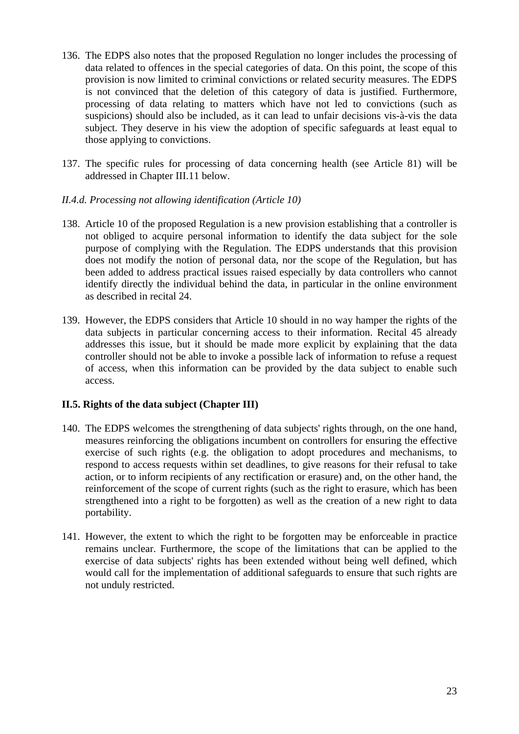136. The EDPS also notes that the proposed Regulation no longer includes the processing of data related to offences in the special categories of data. On this point, the scope of this provision is now limited to criminal convictions or related security measures. The EDPS is not convinced that the deletion of this category of data is justified. Furthermore, processing of data relating to matters which have not led to convictions (such as suspicions) should also be included, as it can lead to unfair decisions vis-à-vis the data subject. They deserve in his view the adoption of specific safeguards at least equal to those applying to convictions.

137. The specific rules for processing of data concerning health (see Article 81) will be addressed in Chapter III.11 below.

*II.4.d. Processing not allowing identification (Article 10)*

138. Article 10 of the proposed Regulation is a new provision establishing that a controller is not obliged to acquire personal information to identify the data subject for the sole purpose of complying with the Regulation. The EDPS understands that this provision does not modify the notion of personal data, nor the scope of the Regulation, but has been added to address practical issues raised especially by data controllers who cannot identify directly the individual behind the data, in particular in the online environment as described in recital 24.

139. However, the EDPS considers that Article 10 should in no way hamper the rights of the data subjects in particular concerning access to their information. Recital 45 already addresses this issue, but it should be made more explicit by explaining that the data controller should not be able to invoke a possible lack of information to refuse a request of access, when this information can be provided by the data subject to enable such access.

### II.5. Rights of the data subject (Chapter III)

140. The EDPS welcomes the strengthening of data subjects' rights through, on the one hand, measures reinforcing the obligations incumbent on controllers for ensuring the effective exercise of such rights (e.g. the obligation to adopt procedures and mechanisms, to respond to access requests within set deadlines, to give reasons for their refusal to take action, or to inform recipients of any rectification or erasure) and, on the other hand, the reinforcement of the scope of current rights (such as the right to erasure, which has been strengthened into a right to be forgotten) as well as the creation of a new right to data portability.

141. However, the extent to which the right to be forgotten may be enforceable in practice remains unclear. Furthermore, the scope of the limitations that can be applied to the exercise of data subjects' rights has been extended without being well defined, which would call for the implementation of additional safeguards to ensure that such rights are not unduly restricted.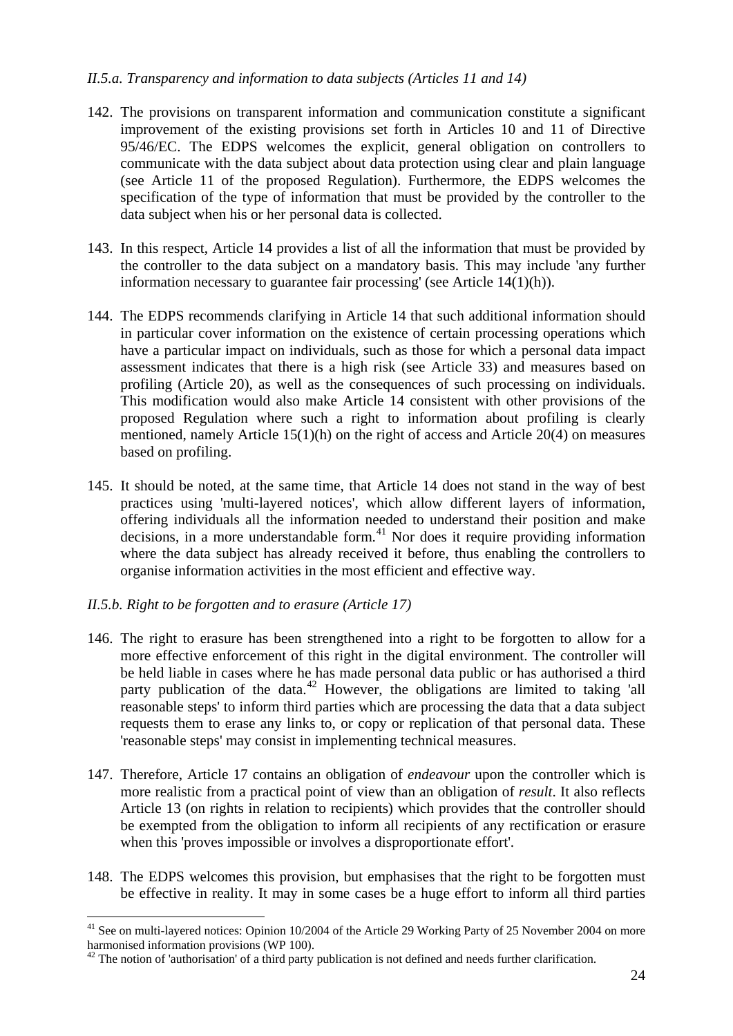*II.5.a. Transparency and information to data subjects (Articles 11 and 14)*

142. The provisions on transparent information and communication constitute a significant improvement of the existing provisions set forth in Articles 10 and 11 of Directive 95/46/EC. The EDPS welcomes the explicit, general obligation on controllers to communicate with the data subject about data protection using clear and plain language (see Article 11 of the proposed Regulation). Furthermore, the EDPS welcomes the specification of the type of information that must be provided by the controller to the data subject when his or her personal data is collected.

143. In this respect, Article 14 provides a list of all the information that must be provided by the controller to the data subject on a mandatory basis. This may include 'any further information necessary to guarantee fair processing' (see Article 14(1)(h)).

144. The EDPS recommends clarifying in Article 14 that such additional information should in particular cover information on the existence of certain processing operations which have a particular impact on individuals, such as those for which a personal data impact assessment indicates that there is a high risk (see Article 33) and measures based on profiling (Article 20), as well as the consequences of such processing on individuals. This modification would also make Article 14 consistent with other provisions of the proposed Regulation where such a right to information about profiling is clearly mentioned, namely Article 15(1)(h) on the right of access and Article 20(4) on measures based on profiling.

145. It should be noted, at the same time, that Article 14 does not stand in the way of best practices using 'multi-layered notices', which allow different layers of information, offering individuals all the information needed to understand their position and make decisions, in a more understandable form.[41] Nor does it require providing information where the data subject has already received it before, thus enabling the controllers to organise information activities in the most efficient and effective way.

*II.5.b. Right to be forgotten and to erasure (Article 17)*

146. The right to erasure has been strengthened into a right to be forgotten to allow for a more effective enforcement of this right in the digital environment. The controller will be held liable in cases where he has made personal data public or has authorised a third party publication of the data.[42] However, the obligations are limited to taking 'all reasonable steps' to inform third parties which are processing the data that a data subject requests them to erase any links to, or copy or replication of that personal data. These 'reasonable steps' may consist in implementing technical measures.

147. Therefore, Article 17 contains an obligation of *endeavour* upon the controller which is more realistic from a practical point of view than an obligation of *result*. It also reflects Article 13 (on rights in relation to recipients) which provides that the controller should be exempted from the obligation to inform all recipients of any rectification or erasure when this 'proves impossible or involves a disproportionate effort'.

148. The EDPS welcomes this provision, but emphasises that the right to be forgotten must be effective in reality. It may in some cases be a huge effort to inform all third parties

---

[41] See on multi-layered notices: Opinion 10/2004 of the Article 29 Working Party of 25 November 2004 on more harmonised information provisions (WP 100).

[42] The notion of 'authorisation' of a third party publication is not defined and needs further clarification.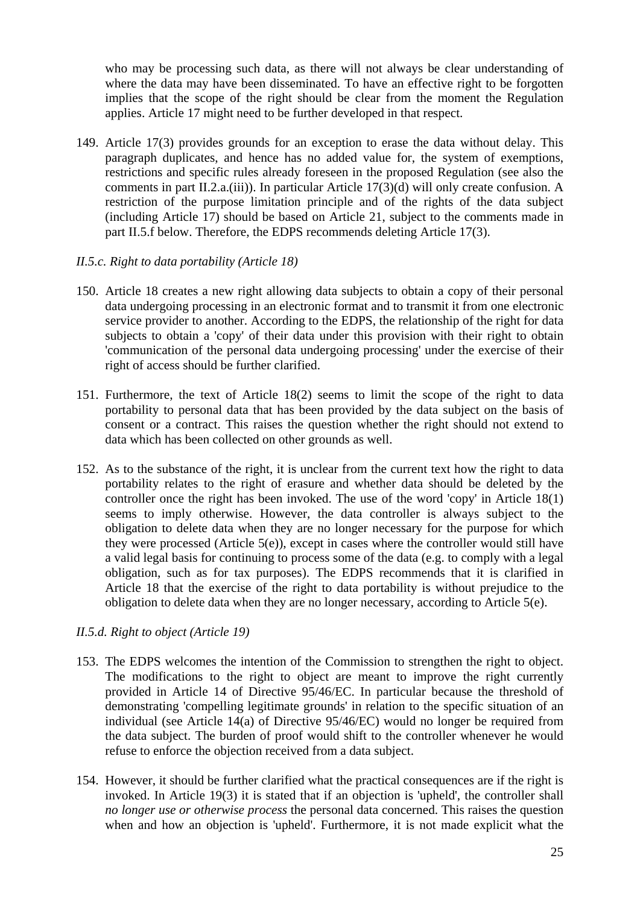who may be processing such data, as there will not always be clear understanding of where the data may have been disseminated. To have an effective right to be forgotten implies that the scope of the right should be clear from the moment the Regulation applies. Article 17 might need to be further developed in that respect.

149. Article 17(3) provides grounds for an exception to erase the data without delay. This paragraph duplicates, and hence has no added value for, the system of exemptions, restrictions and specific rules already foreseen in the proposed Regulation (see also the comments in part II.2.a.(iii)). In particular Article 17(3)(d) will only create confusion. A restriction of the purpose limitation principle and of the rights of the data subject (including Article 17) should be based on Article 21, subject to the comments made in part II.5.f below. Therefore, the EDPS recommends deleting Article 17(3).

*II.5.c. Right to data portability (Article 18)*

150. Article 18 creates a new right allowing data subjects to obtain a copy of their personal data undergoing processing in an electronic format and to transmit it from one electronic service provider to another. According to the EDPS, the relationship of the right for data subjects to obtain a 'copy' of their data under this provision with their right to obtain 'communication of the personal data undergoing processing' under the exercise of their right of access should be further clarified.

151. Furthermore, the text of Article 18(2) seems to limit the scope of the right to data portability to personal data that has been provided by the data subject on the basis of consent or a contract. This raises the question whether the right should not extend to data which has been collected on other grounds as well.

152. As to the substance of the right, it is unclear from the current text how the right to data portability relates to the right of erasure and whether data should be deleted by the controller once the right has been invoked. The use of the word 'copy' in Article 18(1) seems to imply otherwise. However, the data controller is always subject to the obligation to delete data when they are no longer necessary for the purpose for which they were processed (Article 5(e)), except in cases where the controller would still have a valid legal basis for continuing to process some of the data (e.g. to comply with a legal obligation, such as for tax purposes). The EDPS recommends that it is clarified in Article 18 that the exercise of the right to data portability is without prejudice to the obligation to delete data when they are no longer necessary, according to Article 5(e).

*II.5.d. Right to object (Article 19)*

153. The EDPS welcomes the intention of the Commission to strengthen the right to object. The modifications to the right to object are meant to improve the right currently provided in Article 14 of Directive 95/46/EC. In particular because the threshold of demonstrating 'compelling legitimate grounds' in relation to the specific situation of an individual (see Article 14(a) of Directive 95/46/EC) would no longer be required from the data subject. The burden of proof would shift to the controller whenever he would refuse to enforce the objection received from a data subject.

154. However, it should be further clarified what the practical consequences are if the right is invoked. In Article 19(3) it is stated that if an objection is 'upheld', the controller shall *no longer use or otherwise process* the personal data concerned. This raises the question when and how an objection is 'upheld'. Furthermore, it is not made explicit what the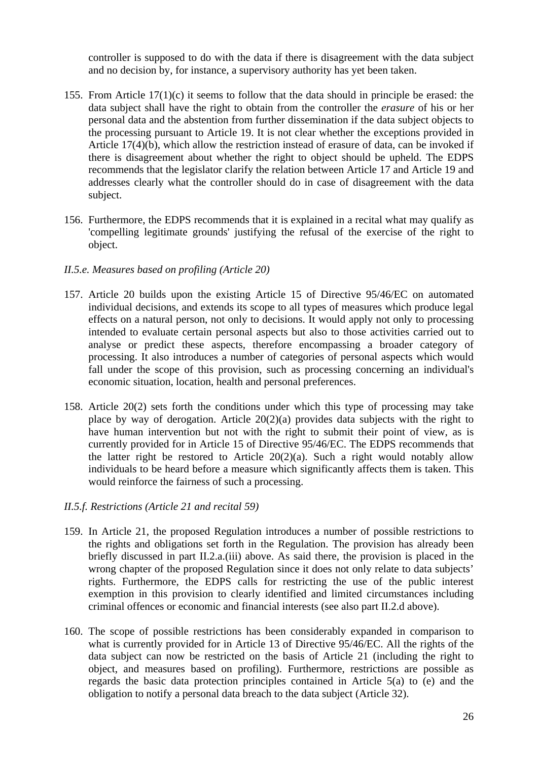controller is supposed to do with the data if there is disagreement with the data subject and no decision by, for instance, a supervisory authority has yet been taken.

155. From Article 17(1)(c) it seems to follow that the data should in principle be erased: the data subject shall have the right to obtain from the controller the *erasure* of his or her personal data and the abstention from further dissemination if the data subject objects to the processing pursuant to Article 19. It is not clear whether the exceptions provided in Article 17(4)(b), which allow the restriction instead of erasure of data, can be invoked if there is disagreement about whether the right to object should be upheld. The EDPS recommends that the legislator clarify the relation between Article 17 and Article 19 and addresses clearly what the controller should do in case of disagreement with the data subject.

156. Furthermore, the EDPS recommends that it is explained in a recital what may qualify as 'compelling legitimate grounds' justifying the refusal of the exercise of the right to object.

*II.5.e. Measures based on profiling (Article 20)*

157. Article 20 builds upon the existing Article 15 of Directive 95/46/EC on automated individual decisions, and extends its scope to all types of measures which produce legal effects on a natural person, not only to decisions. It would apply not only to processing intended to evaluate certain personal aspects but also to those activities carried out to analyse or predict these aspects, therefore encompassing a broader category of processing. It also introduces a number of categories of personal aspects which would fall under the scope of this provision, such as processing concerning an individual's economic situation, location, health and personal preferences.

158. Article 20(2) sets forth the conditions under which this type of processing may take place by way of derogation. Article 20(2)(a) provides data subjects with the right to have human intervention but not with the right to submit their point of view, as is currently provided for in Article 15 of Directive 95/46/EC. The EDPS recommends that the latter right be restored to Article 20(2)(a). Such a right would notably allow individuals to be heard before a measure which significantly affects them is taken. This would reinforce the fairness of such a processing.

*II.5.f. Restrictions (Article 21 and recital 59)*

159. In Article 21, the proposed Regulation introduces a number of possible restrictions to the rights and obligations set forth in the Regulation. The provision has already been briefly discussed in part II.2.a.(iii) above. As said there, the provision is placed in the wrong chapter of the proposed Regulation since it does not only relate to data subjects' rights. Furthermore, the EDPS calls for restricting the use of the public interest exemption in this provision to clearly identified and limited circumstances including criminal offences or economic and financial interests (see also part II.2.d above).

160. The scope of possible restrictions has been considerably expanded in comparison to what is currently provided for in Article 13 of Directive 95/46/EC. All the rights of the data subject can now be restricted on the basis of Article 21 (including the right to object, and measures based on profiling). Furthermore, restrictions are possible as regards the basic data protection principles contained in Article 5(a) to (e) and the obligation to notify a personal data breach to the data subject (Article 32).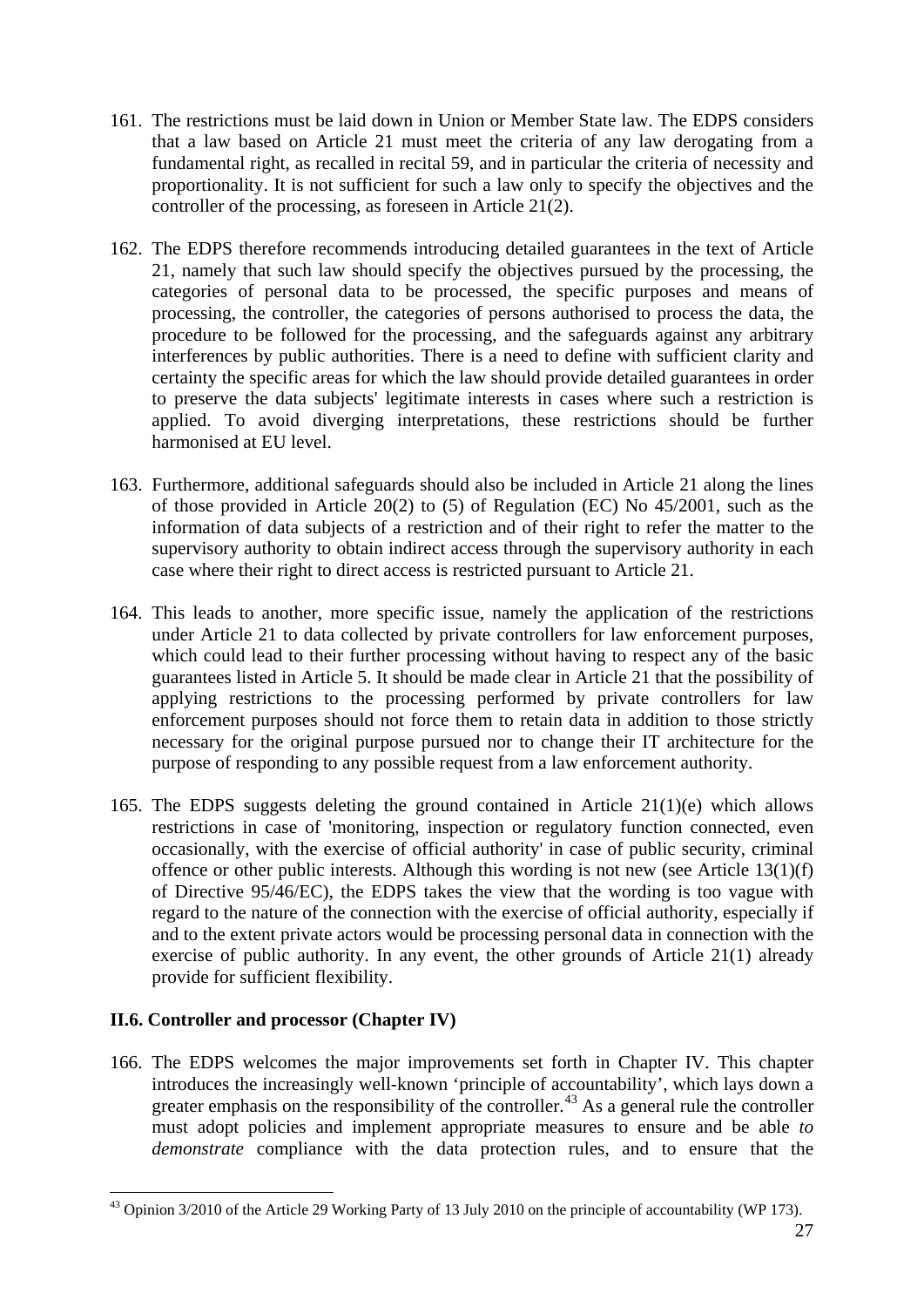161. The restrictions must be laid down in Union or Member State law. The EDPS considers that a law based on Article 21 must meet the criteria of any law derogating from a fundamental right, as recalled in recital 59, and in particular the criteria of necessity and proportionality. It is not sufficient for such a law only to specify the objectives and the controller of the processing, as foreseen in Article 21(2).

162. The EDPS therefore recommends introducing detailed guarantees in the text of Article 21, namely that such law should specify the objectives pursued by the processing, the categories of personal data to be processed, the specific purposes and means of processing, the controller, the categories of persons authorised to process the data, the procedure to be followed for the processing, and the safeguards against any arbitrary interferences by public authorities. There is a need to define with sufficient clarity and certainty the specific areas for which the law should provide detailed guarantees in order to preserve the data subjects' legitimate interests in cases where such a restriction is applied. To avoid diverging interpretations, these restrictions should be further harmonised at EU level.

163. Furthermore, additional safeguards should also be included in Article 21 along the lines of those provided in Article 20(2) to (5) of Regulation (EC) No 45/2001, such as the information of data subjects of a restriction and of their right to refer the matter to the supervisory authority to obtain indirect access through the supervisory authority in each case where their right to direct access is restricted pursuant to Article 21.

164. This leads to another, more specific issue, namely the application of the restrictions under Article 21 to data collected by private controllers for law enforcement purposes, which could lead to their further processing without having to respect any of the basic guarantees listed in Article 5. It should be made clear in Article 21 that the possibility of applying restrictions to the processing performed by private controllers for law enforcement purposes should not force them to retain data in addition to those strictly necessary for the original purpose pursued nor to change their IT architecture for the purpose of responding to any possible request from a law enforcement authority.

165. The EDPS suggests deleting the ground contained in Article 21(1)(e) which allows restrictions in case of 'monitoring, inspection or regulatory function connected, even occasionally, with the exercise of official authority' in case of public security, criminal offence or other public interests. Although this wording is not new (see Article 13(1)(f) of Directive 95/46/EC), the EDPS takes the view that the wording is too vague with regard to the nature of the connection with the exercise of official authority, especially if and to the extent private actors would be processing personal data in connection with the exercise of public authority. In any event, the other grounds of Article 21(1) already provide for sufficient flexibility.

### II.6. Controller and processor (Chapter IV)

166. The EDPS welcomes the major improvements set forth in Chapter IV. This chapter introduces the increasingly well-known 'principle of accountability', which lays down a greater emphasis on the responsibility of the controller.[43] As a general rule the controller must adopt policies and implement appropriate measures to ensure and be able *to demonstrate* compliance with the data protection rules, and to ensure that the

[43] Opinion 3/2010 of the Article 29 Working Party of 13 July 2010 on the principle of accountability (WP 173).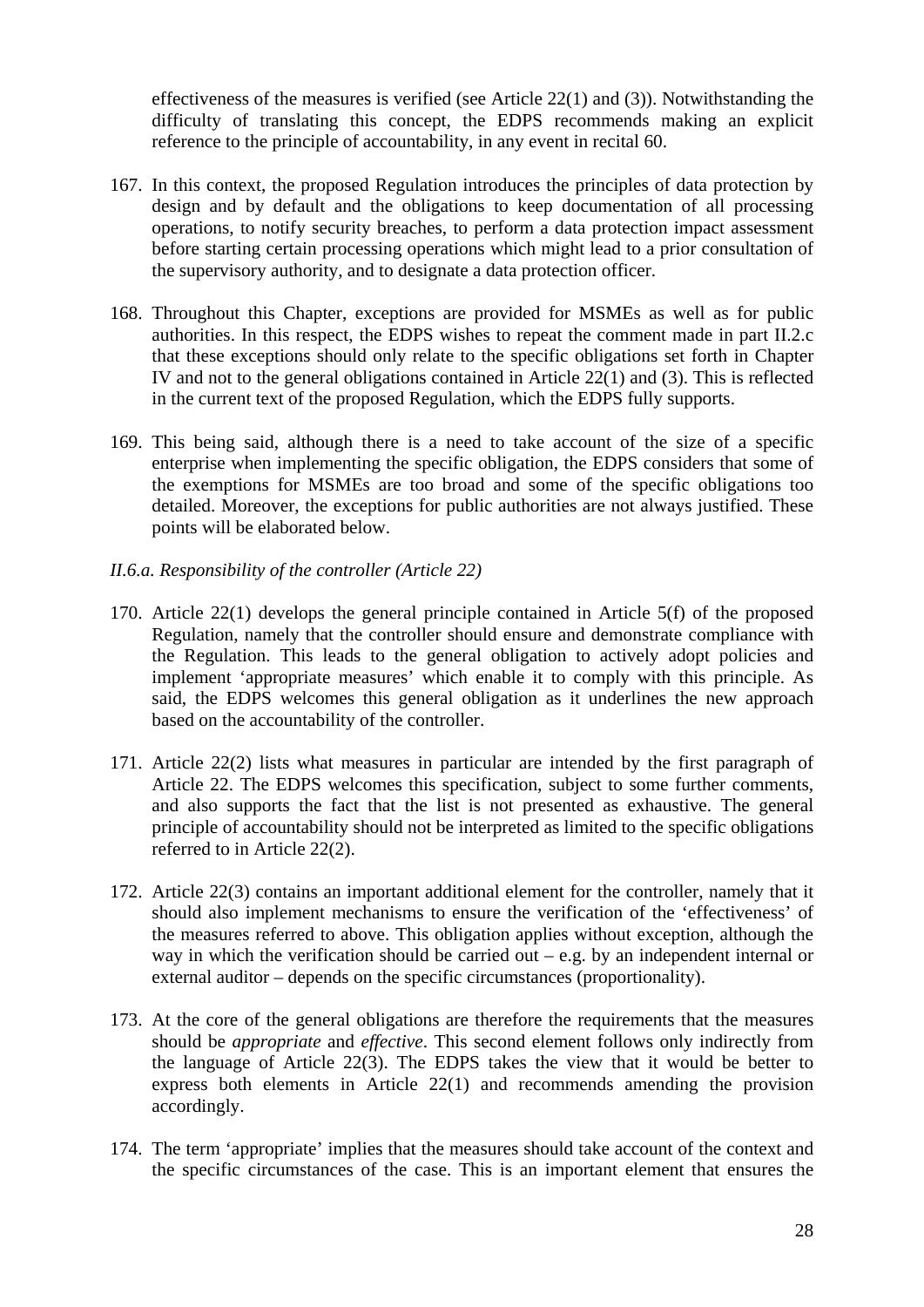effectiveness of the measures is verified (see Article 22(1) and (3)). Notwithstanding the difficulty of translating this concept, the EDPS recommends making an explicit reference to the principle of accountability, in any event in recital 60.

167. In this context, the proposed Regulation introduces the principles of data protection by design and by default and the obligations to keep documentation of all processing operations, to notify security breaches, to perform a data protection impact assessment before starting certain processing operations which might lead to a prior consultation of the supervisory authority, and to designate a data protection officer.

168. Throughout this Chapter, exceptions are provided for MSMEs as well as for public authorities. In this respect, the EDPS wishes to repeat the comment made in part II.2.c that these exceptions should only relate to the specific obligations set forth in Chapter IV and not to the general obligations contained in Article 22(1) and (3). This is reflected in the current text of the proposed Regulation, which the EDPS fully supports.

169. This being said, although there is a need to take account of the size of a specific enterprise when implementing the specific obligation, the EDPS considers that some of the exemptions for MSMEs are too broad and some of the specific obligations too detailed. Moreover, the exceptions for public authorities are not always justified. These points will be elaborated below.

*II.6.a. Responsibility of the controller (Article 22)*

170. Article 22(1) develops the general principle contained in Article 5(f) of the proposed Regulation, namely that the controller should ensure and demonstrate compliance with the Regulation. This leads to the general obligation to actively adopt policies and implement 'appropriate measures' which enable it to comply with this principle. As said, the EDPS welcomes this general obligation as it underlines the new approach based on the accountability of the controller.

171. Article 22(2) lists what measures in particular are intended by the first paragraph of Article 22. The EDPS welcomes this specification, subject to some further comments, and also supports the fact that the list is not presented as exhaustive. The general principle of accountability should not be interpreted as limited to the specific obligations referred to in Article 22(2).

172. Article 22(3) contains an important additional element for the controller, namely that it should also implement mechanisms to ensure the verification of the 'effectiveness' of the measures referred to above. This obligation applies without exception, although the way in which the verification should be carried out – e.g. by an independent internal or external auditor – depends on the specific circumstances (proportionality).

173. At the core of the general obligations are therefore the requirements that the measures should be *appropriate* and *effective*. This second element follows only indirectly from the language of Article 22(3). The EDPS takes the view that it would be better to express both elements in Article 22(1) and recommends amending the provision accordingly.

174. The term 'appropriate' implies that the measures should take account of the context and the specific circumstances of the case. This is an important element that ensures the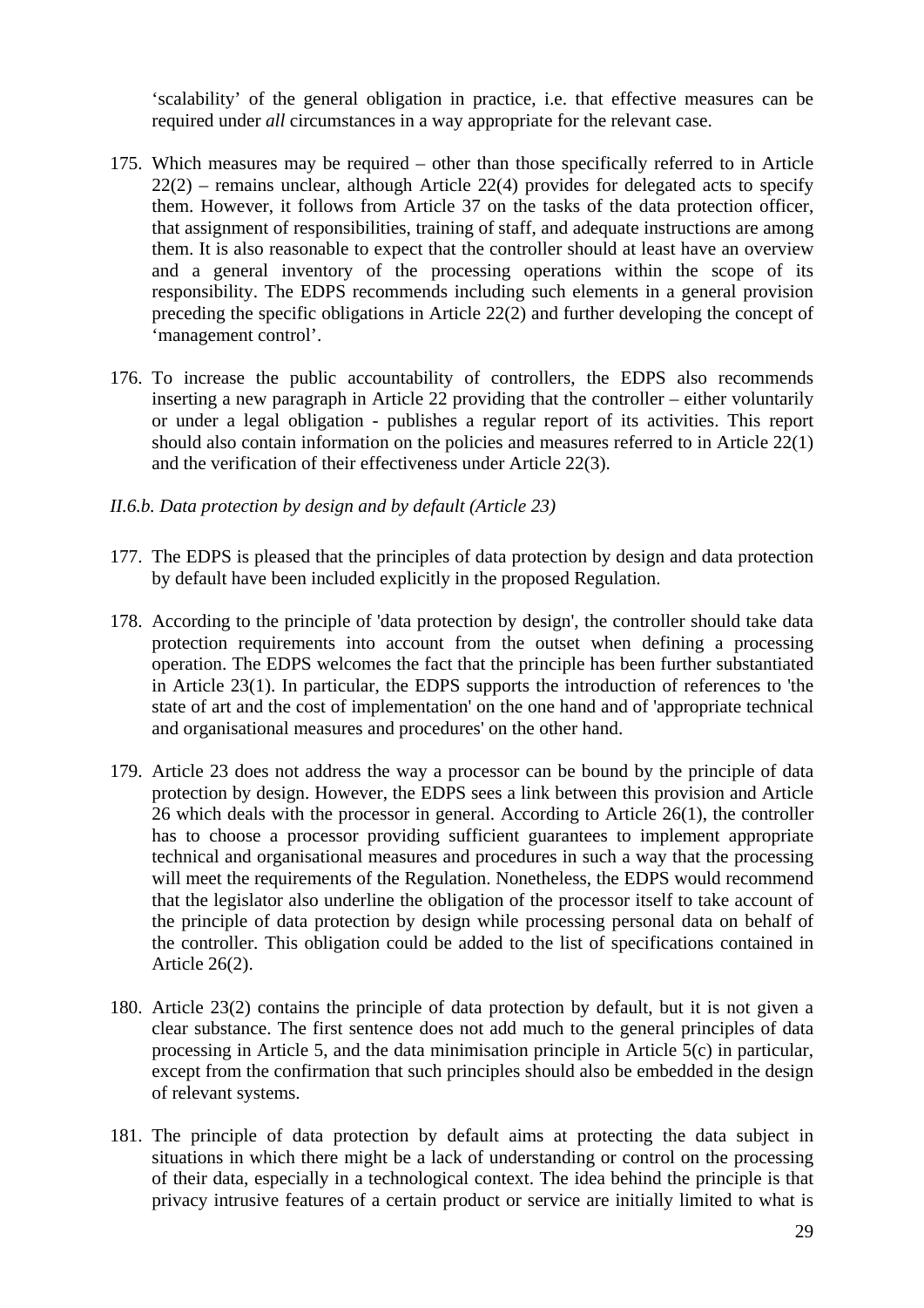‘scalability’ of the general obligation in practice, i.e. that effective measures can be required under *all* circumstances in a way appropriate for the relevant case.

175. Which measures may be required – other than those specifically referred to in Article 22(2) – remains unclear, although Article 22(4) provides for delegated acts to specify them. However, it follows from Article 37 on the tasks of the data protection officer, that assignment of responsibilities, training of staff, and adequate instructions are among them. It is also reasonable to expect that the controller should at least have an overview and a general inventory of the processing operations within the scope of its responsibility. The EDPS recommends including such elements in a general provision preceding the specific obligations in Article 22(2) and further developing the concept of ‘management control’.

176. To increase the public accountability of controllers, the EDPS also recommends inserting a new paragraph in Article 22 providing that the controller – either voluntarily or under a legal obligation - publishes a regular report of its activities. This report should also contain information on the policies and measures referred to in Article 22(1) and the verification of their effectiveness under Article 22(3).

*II.6.b. Data protection by design and by default (Article 23)*

177. The EDPS is pleased that the principles of data protection by design and data protection by default have been included explicitly in the proposed Regulation.

178. According to the principle of 'data protection by design', the controller should take data protection requirements into account from the outset when defining a processing operation. The EDPS welcomes the fact that the principle has been further substantiated in Article 23(1). In particular, the EDPS supports the introduction of references to 'the state of art and the cost of implementation' on the one hand and of 'appropriate technical and organisational measures and procedures' on the other hand.

179. Article 23 does not address the way a processor can be bound by the principle of data protection by design. However, the EDPS sees a link between this provision and Article 26 which deals with the processor in general. According to Article 26(1), the controller has to choose a processor providing sufficient guarantees to implement appropriate technical and organisational measures and procedures in such a way that the processing will meet the requirements of the Regulation. Nonetheless, the EDPS would recommend that the legislator also underline the obligation of the processor itself to take account of the principle of data protection by design while processing personal data on behalf of the controller. This obligation could be added to the list of specifications contained in Article 26(2).

180. Article 23(2) contains the principle of data protection by default, but it is not given a clear substance. The first sentence does not add much to the general principles of data processing in Article 5, and the data minimisation principle in Article 5(c) in particular, except from the confirmation that such principles should also be embedded in the design of relevant systems.

181. The principle of data protection by default aims at protecting the data subject in situations in which there might be a lack of understanding or control on the processing of their data, especially in a technological context. The idea behind the principle is that privacy intrusive features of a certain product or service are initially limited to what is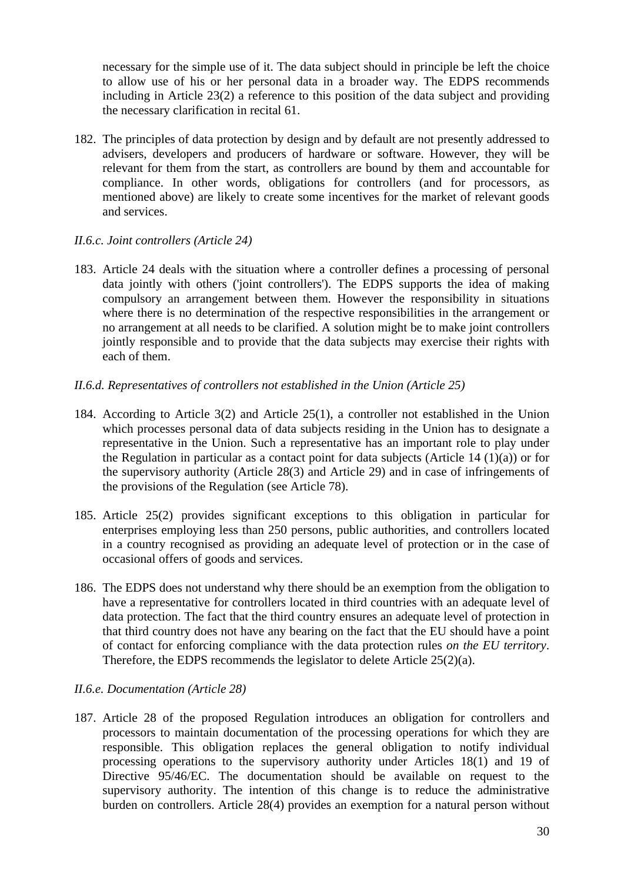necessary for the simple use of it. The data subject should in principle be left the choice to allow use of his or her personal data in a broader way. The EDPS recommends including in Article 23(2) a reference to this position of the data subject and providing the necessary clarification in recital 61.

182. The principles of data protection by design and by default are not presently addressed to advisers, developers and producers of hardware or software. However, they will be relevant for them from the start, as controllers are bound by them and accountable for compliance. In other words, obligations for controllers (and for processors, as mentioned above) are likely to create some incentives for the market of relevant goods and services.

*II.6.c. Joint controllers (Article 24)*

183. Article 24 deals with the situation where a controller defines a processing of personal data jointly with others ('joint controllers'). The EDPS supports the idea of making compulsory an arrangement between them. However the responsibility in situations where there is no determination of the respective responsibilities in the arrangement or no arrangement at all needs to be clarified. A solution might be to make joint controllers jointly responsible and to provide that the data subjects may exercise their rights with each of them.

*II.6.d. Representatives of controllers not established in the Union (Article 25)*

184. According to Article 3(2) and Article 25(1), a controller not established in the Union which processes personal data of data subjects residing in the Union has to designate a representative in the Union. Such a representative has an important role to play under the Regulation in particular as a contact point for data subjects (Article 14 (1)(a)) or for the supervisory authority (Article 28(3) and Article 29) and in case of infringements of the provisions of the Regulation (see Article 78).

185. Article 25(2) provides significant exceptions to this obligation in particular for enterprises employing less than 250 persons, public authorities, and controllers located in a country recognised as providing an adequate level of protection or in the case of occasional offers of goods and services.

186. The EDPS does not understand why there should be an exemption from the obligation to have a representative for controllers located in third countries with an adequate level of data protection. The fact that the third country ensures an adequate level of protection in that third country does not have any bearing on the fact that the EU should have a point of contact for enforcing compliance with the data protection rules *on the EU territory*. Therefore, the EDPS recommends the legislator to delete Article 25(2)(a).

*II.6.e. Documentation (Article 28)*

187. Article 28 of the proposed Regulation introduces an obligation for controllers and processors to maintain documentation of the processing operations for which they are responsible. This obligation replaces the general obligation to notify individual processing operations to the supervisory authority under Articles 18(1) and 19 of Directive 95/46/EC. The documentation should be available on request to the supervisory authority. The intention of this change is to reduce the administrative burden on controllers. Article 28(4) provides an exemption for a natural person without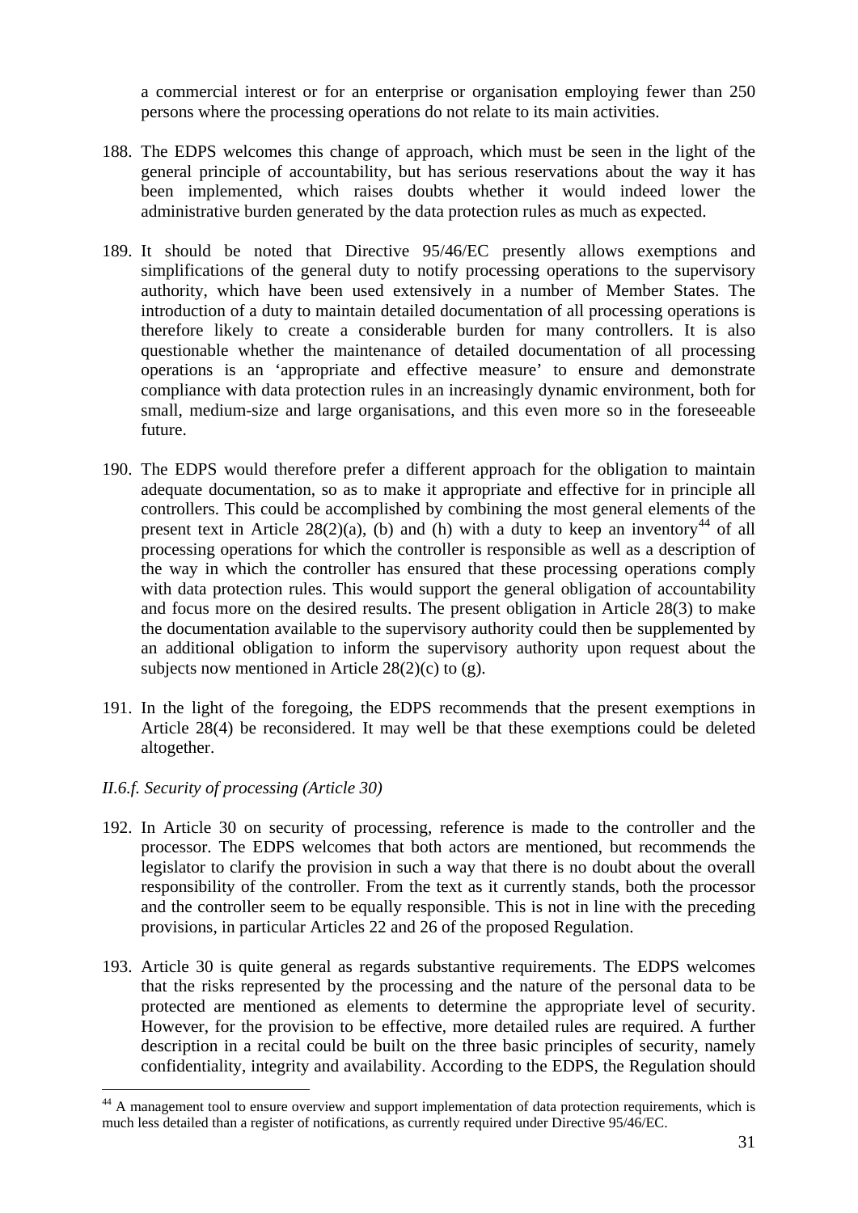a commercial interest or for an enterprise or organisation employing fewer than 250 persons where the processing operations do not relate to its main activities.

188. The EDPS welcomes this change of approach, which must be seen in the light of the general principle of accountability, but has serious reservations about the way it has been implemented, which raises doubts whether it would indeed lower the administrative burden generated by the data protection rules as much as expected.

189. It should be noted that Directive 95/46/EC presently allows exemptions and simplifications of the general duty to notify processing operations to the supervisory authority, which have been used extensively in a number of Member States. The introduction of a duty to maintain detailed documentation of all processing operations is therefore likely to create a considerable burden for many controllers. It is also questionable whether the maintenance of detailed documentation of all processing operations is an 'appropriate and effective measure' to ensure and demonstrate compliance with data protection rules in an increasingly dynamic environment, both for small, medium-size and large organisations, and this even more so in the foreseeable future.

190. The EDPS would therefore prefer a different approach for the obligation to maintain adequate documentation, so as to make it appropriate and effective for in principle all controllers. This could be accomplished by combining the most general elements of the present text in Article 28(2)(a), (b) and (h) with a duty to keep an inventory[44] of all processing operations for which the controller is responsible as well as a description of the way in which the controller has ensured that these processing operations comply with data protection rules. This would support the general obligation of accountability and focus more on the desired results. The present obligation in Article 28(3) to make the documentation available to the supervisory authority could then be supplemented by an additional obligation to inform the supervisory authority upon request about the subjects now mentioned in Article 28(2)(c) to (g).

191. In the light of the foregoing, the EDPS recommends that the present exemptions in Article 28(4) be reconsidered. It may well be that these exemptions could be deleted altogether.

*II.6.f. Security of processing (Article 30)*

192. In Article 30 on security of processing, reference is made to the controller and the processor. The EDPS welcomes that both actors are mentioned, but recommends the legislator to clarify the provision in such a way that there is no doubt about the overall responsibility of the controller. From the text as it currently stands, both the processor and the controller seem to be equally responsible. This is not in line with the preceding provisions, in particular Articles 22 and 26 of the proposed Regulation.

193. Article 30 is quite general as regards substantive requirements. The EDPS welcomes that the risks represented by the processing and the nature of the personal data to be protected are mentioned as elements to determine the appropriate level of security. However, for the provision to be effective, more detailed rules are required. A further description in a recital could be built on the three basic principles of security, namely confidentiality, integrity and availability. According to the EDPS, the Regulation should

[44] A management tool to ensure overview and support implementation of data protection requirements, which is much less detailed than a register of notifications, as currently required under Directive 95/46/EC.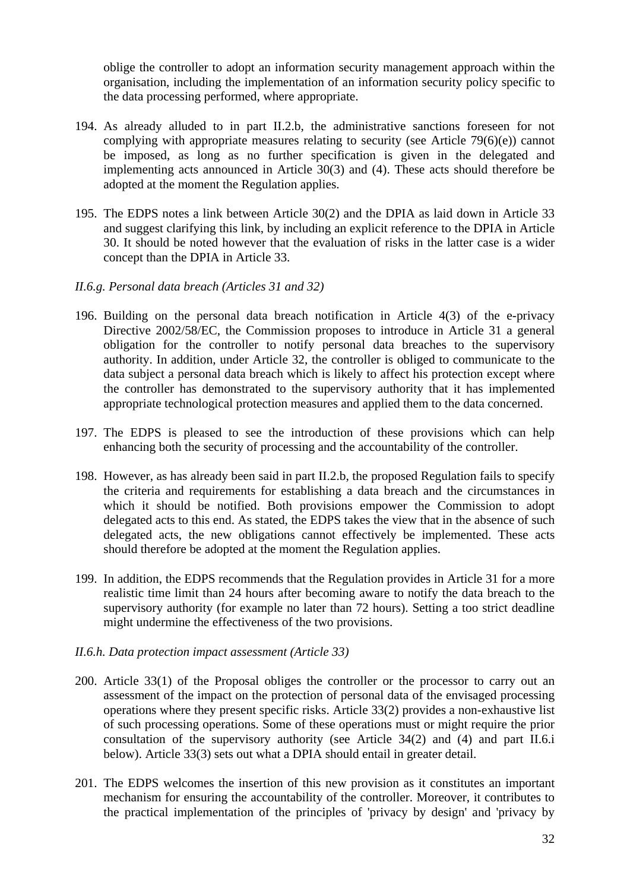oblige the controller to adopt an information security management approach within the organisation, including the implementation of an information security policy specific to the data processing performed, where appropriate.

194. As already alluded to in part II.2.b, the administrative sanctions foreseen for not complying with appropriate measures relating to security (see Article 79(6)(e)) cannot be imposed, as long as no further specification is given in the delegated and implementing acts announced in Article 30(3) and (4). These acts should therefore be adopted at the moment the Regulation applies.

195. The EDPS notes a link between Article 30(2) and the DPIA as laid down in Article 33 and suggest clarifying this link, by including an explicit reference to the DPIA in Article 30. It should be noted however that the evaluation of risks in the latter case is a wider concept than the DPIA in Article 33.

*II.6.g. Personal data breach (Articles 31 and 32)*

196. Building on the personal data breach notification in Article 4(3) of the e-privacy Directive 2002/58/EC, the Commission proposes to introduce in Article 31 a general obligation for the controller to notify personal data breaches to the supervisory authority. In addition, under Article 32, the controller is obliged to communicate to the data subject a personal data breach which is likely to affect his protection except where the controller has demonstrated to the supervisory authority that it has implemented appropriate technological protection measures and applied them to the data concerned.

197. The EDPS is pleased to see the introduction of these provisions which can help enhancing both the security of processing and the accountability of the controller.

198. However, as has already been said in part II.2.b, the proposed Regulation fails to specify the criteria and requirements for establishing a data breach and the circumstances in which it should be notified. Both provisions empower the Commission to adopt delegated acts to this end. As stated, the EDPS takes the view that in the absence of such delegated acts, the new obligations cannot effectively be implemented. These acts should therefore be adopted at the moment the Regulation applies.

199. In addition, the EDPS recommends that the Regulation provides in Article 31 for a more realistic time limit than 24 hours after becoming aware to notify the data breach to the supervisory authority (for example no later than 72 hours). Setting a too strict deadline might undermine the effectiveness of the two provisions.

*II.6.h. Data protection impact assessment (Article 33)*

200. Article 33(1) of the Proposal obliges the controller or the processor to carry out an assessment of the impact on the protection of personal data of the envisaged processing operations where they present specific risks. Article 33(2) provides a non-exhaustive list of such processing operations. Some of these operations must or might require the prior consultation of the supervisory authority (see Article 34(2) and (4) and part II.6.i below). Article 33(3) sets out what a DPIA should entail in greater detail.

201. The EDPS welcomes the insertion of this new provision as it constitutes an important mechanism for ensuring the accountability of the controller. Moreover, it contributes to the practical implementation of the principles of 'privacy by design' and 'privacy by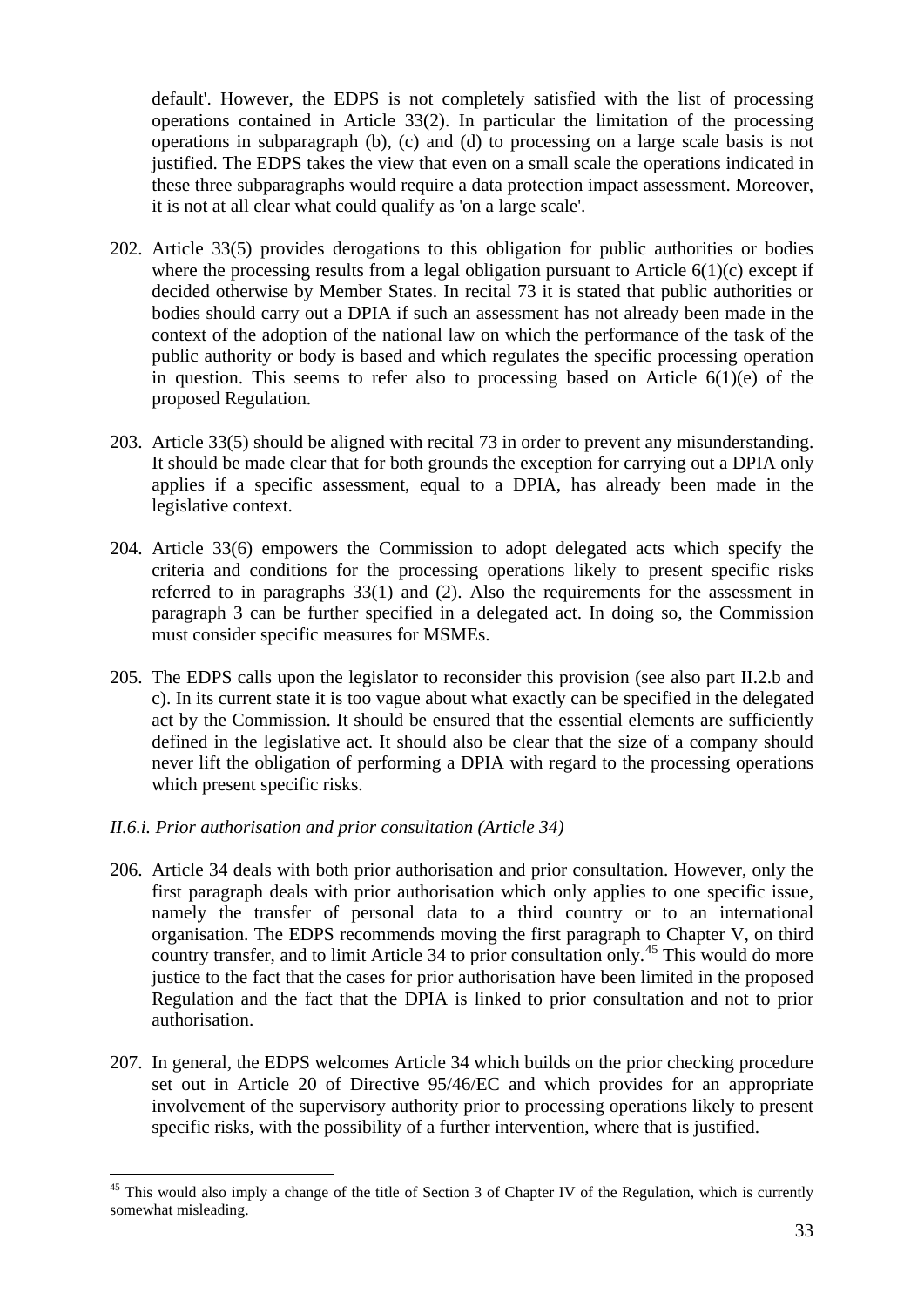default'. However, the EDPS is not completely satisfied with the list of processing operations contained in Article 33(2). In particular the limitation of the processing operations in subparagraph (b), (c) and (d) to processing on a large scale basis is not justified. The EDPS takes the view that even on a small scale the operations indicated in these three subparagraphs would require a data protection impact assessment. Moreover, it is not at all clear what could qualify as 'on a large scale'.

202. Article 33(5) provides derogations to this obligation for public authorities or bodies where the processing results from a legal obligation pursuant to Article 6(1)(c) except if decided otherwise by Member States. In recital 73 it is stated that public authorities or bodies should carry out a DPIA if such an assessment has not already been made in the context of the adoption of the national law on which the performance of the task of the public authority or body is based and which regulates the specific processing operation in question. This seems to refer also to processing based on Article 6(1)(e) of the proposed Regulation.

203. Article 33(5) should be aligned with recital 73 in order to prevent any misunderstanding. It should be made clear that for both grounds the exception for carrying out a DPIA only applies if a specific assessment, equal to a DPIA, has already been made in the legislative context.

204. Article 33(6) empowers the Commission to adopt delegated acts which specify the criteria and conditions for the processing operations likely to present specific risks referred to in paragraphs 33(1) and (2). Also the requirements for the assessment in paragraph 3 can be further specified in a delegated act. In doing so, the Commission must consider specific measures for MSMEs.

205. The EDPS calls upon the legislator to reconsider this provision (see also part II.2.b and c). In its current state it is too vague about what exactly can be specified in the delegated act by the Commission. It should be ensured that the essential elements are sufficiently defined in the legislative act. It should also be clear that the size of a company should never lift the obligation of performing a DPIA with regard to the processing operations which present specific risks.

*II.6.i. Prior authorisation and prior consultation (Article 34)*

206. Article 34 deals with both prior authorisation and prior consultation. However, only the first paragraph deals with prior authorisation which only applies to one specific issue, namely the transfer of personal data to a third country or to an international organisation. The EDPS recommends moving the first paragraph to Chapter V, on third country transfer, and to limit Article 34 to prior consultation only.[45] This would do more justice to the fact that the cases for prior authorisation have been limited in the proposed Regulation and the fact that the DPIA is linked to prior consultation and not to prior authorisation.

207. In general, the EDPS welcomes Article 34 which builds on the prior checking procedure set out in Article 20 of Directive 95/46/EC and which provides for an appropriate involvement of the supervisory authority prior to processing operations likely to present specific risks, with the possibility of a further intervention, where that is justified.

[45] This would also imply a change of the title of Section 3 of Chapter IV of the Regulation, which is currently somewhat misleading.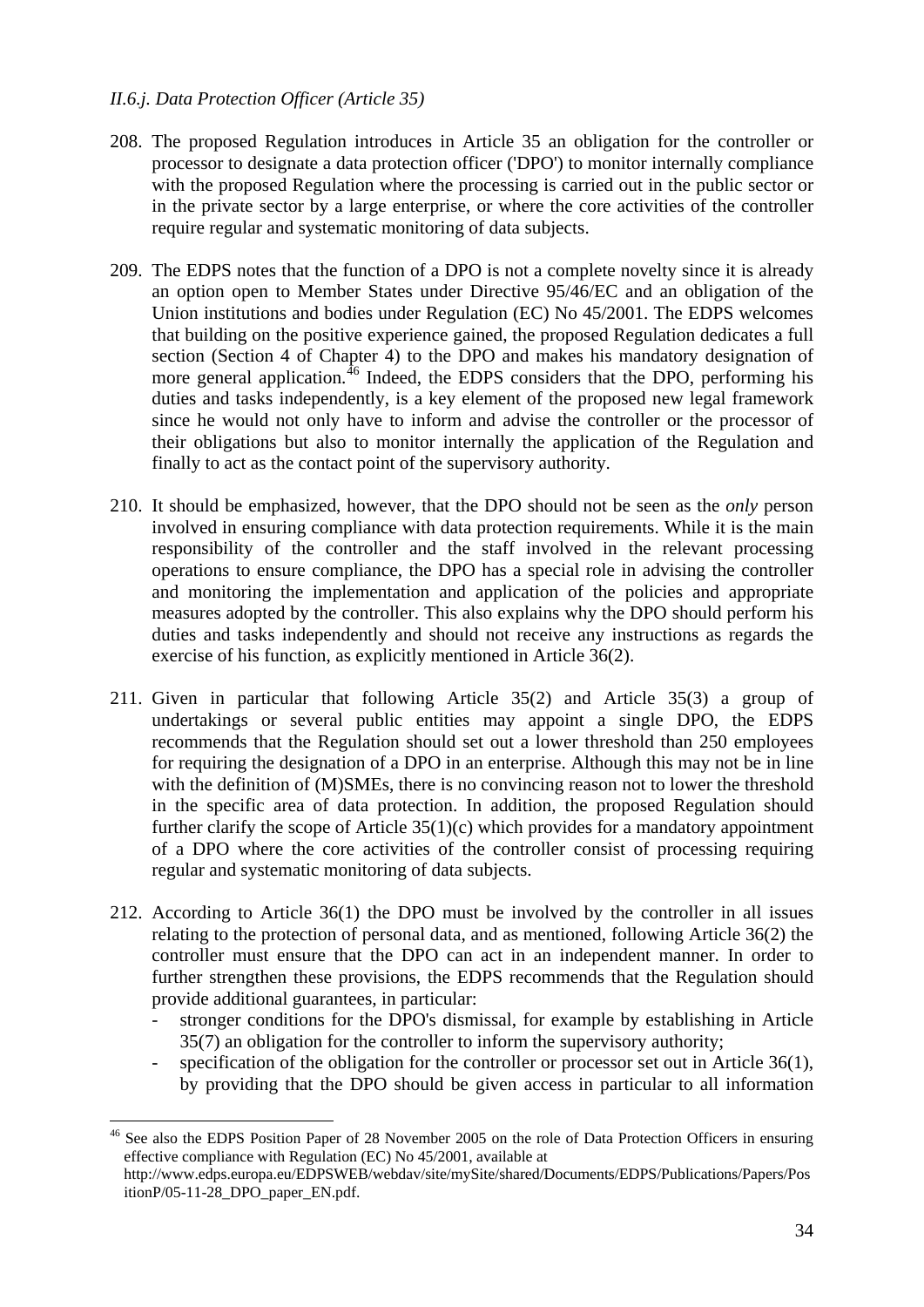*II.6.j. Data Protection Officer (Article 35)*

208. The proposed Regulation introduces in Article 35 an obligation for the controller or processor to designate a data protection officer ('DPO') to monitor internally compliance with the proposed Regulation where the processing is carried out in the public sector or in the private sector by a large enterprise, or where the core activities of the controller require regular and systematic monitoring of data subjects.

209. The EDPS notes that the function of a DPO is not a complete novelty since it is already an option open to Member States under Directive 95/46/EC and an obligation of the Union institutions and bodies under Regulation (EC) No 45/2001. The EDPS welcomes that building on the positive experience gained, the proposed Regulation dedicates a full section (Section 4 of Chapter 4) to the DPO and makes his mandatory designation of more general application.[46] Indeed, the EDPS considers that the DPO, performing his duties and tasks independently, is a key element of the proposed new legal framework since he would not only have to inform and advise the controller or the processor of their obligations but also to monitor internally the application of the Regulation and finally to act as the contact point of the supervisory authority.

210. It should be emphasized, however, that the DPO should not be seen as the *only* person involved in ensuring compliance with data protection requirements. While it is the main responsibility of the controller and the staff involved in the relevant processing operations to ensure compliance, the DPO has a special role in advising the controller and monitoring the implementation and application of the policies and appropriate measures adopted by the controller. This also explains why the DPO should perform his duties and tasks independently and should not receive any instructions as regards the exercise of his function, as explicitly mentioned in Article 36(2).

211. Given in particular that following Article 35(2) and Article 35(3) a group of undertakings or several public entities may appoint a single DPO, the EDPS recommends that the Regulation should set out a lower threshold than 250 employees for requiring the designation of a DPO in an enterprise. Although this may not be in line with the definition of (M)SMEs, there is no convincing reason not to lower the threshold in the specific area of data protection. In addition, the proposed Regulation should further clarify the scope of Article 35(1)(c) which provides for a mandatory appointment of a DPO where the core activities of the controller consist of processing requiring regular and systematic monitoring of data subjects.

212. According to Article 36(1) the DPO must be involved by the controller in all issues relating to the protection of personal data, and as mentioned, following Article 36(2) the controller must ensure that the DPO can act in an independent manner. In order to further strengthen these provisions, the EDPS recommends that the Regulation should provide additional guarantees, in particular:
    - stronger conditions for the DPO's dismissal, for example by establishing in Article 35(7) an obligation for the controller to inform the supervisory authority;
    - specification of the obligation for the controller or processor set out in Article 36(1), by providing that the DPO should be given access in particular to all information

[46] See also the EDPS Position Paper of 28 November 2005 on the role of Data Protection Officers in ensuring effective compliance with Regulation (EC) No 45/2001, available at http://www.edps.europa.eu/EDPSWEB/webdav/site/mySite/shared/Documents/EDPS/Publications/Papers/PositionP/05-11-28_DPO_paper_EN.pdf.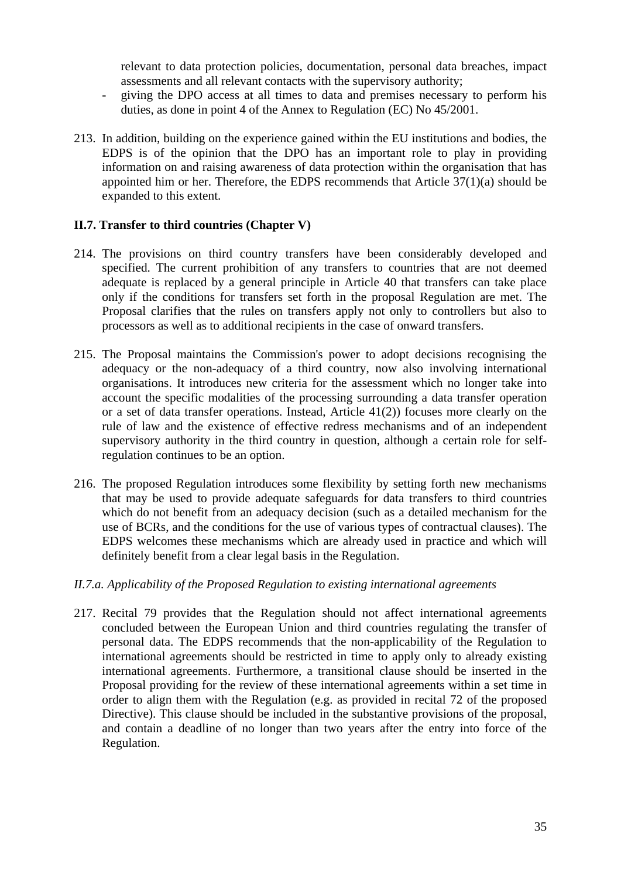relevant to data protection policies, documentation, personal data breaches, impact assessments and all relevant contacts with the supervisory authority;

- giving the DPO access at all times to data and premises necessary to perform his duties, as done in point 4 of the Annex to Regulation (EC) No 45/2001.

213. In addition, building on the experience gained within the EU institutions and bodies, the EDPS is of the opinion that the DPO has an important role to play in providing information on and raising awareness of data protection within the organisation that has appointed him or her. Therefore, the EDPS recommends that Article 37(1)(a) should be expanded to this extent.

### II.7. Transfer to third countries (Chapter V)

214. The provisions on third country transfers have been considerably developed and specified. The current prohibition of any transfers to countries that are not deemed adequate is replaced by a general principle in Article 40 that transfers can take place only if the conditions for transfers set forth in the proposal Regulation are met. The Proposal clarifies that the rules on transfers apply not only to controllers but also to processors as well as to additional recipients in the case of onward transfers.

215. The Proposal maintains the Commission's power to adopt decisions recognising the adequacy or the non-adequacy of a third country, now also involving international organisations. It introduces new criteria for the assessment which no longer take into account the specific modalities of the processing surrounding a data transfer operation or a set of data transfer operations. Instead, Article 41(2)) focuses more clearly on the rule of law and the existence of effective redress mechanisms and of an independent supervisory authority in the third country in question, although a certain role for self-regulation continues to be an option.

216. The proposed Regulation introduces some flexibility by setting forth new mechanisms that may be used to provide adequate safeguards for data transfers to third countries which do not benefit from an adequacy decision (such as a detailed mechanism for the use of BCRs, and the conditions for the use of various types of contractual clauses). The EDPS welcomes these mechanisms which are already used in practice and which will definitely benefit from a clear legal basis in the Regulation.

#### *II.7.a. Applicability of the Proposed Regulation to existing international agreements*

217. Recital 79 provides that the Regulation should not affect international agreements concluded between the European Union and third countries regulating the transfer of personal data. The EDPS recommends that the non-applicability of the Regulation to international agreements should be restricted in time to apply only to already existing international agreements. Furthermore, a transitional clause should be inserted in the Proposal providing for the review of these international agreements within a set time in order to align them with the Regulation (e.g. as provided in recital 72 of the proposed Directive). This clause should be included in the substantive provisions of the proposal, and contain a deadline of no longer than two years after the entry into force of the Regulation.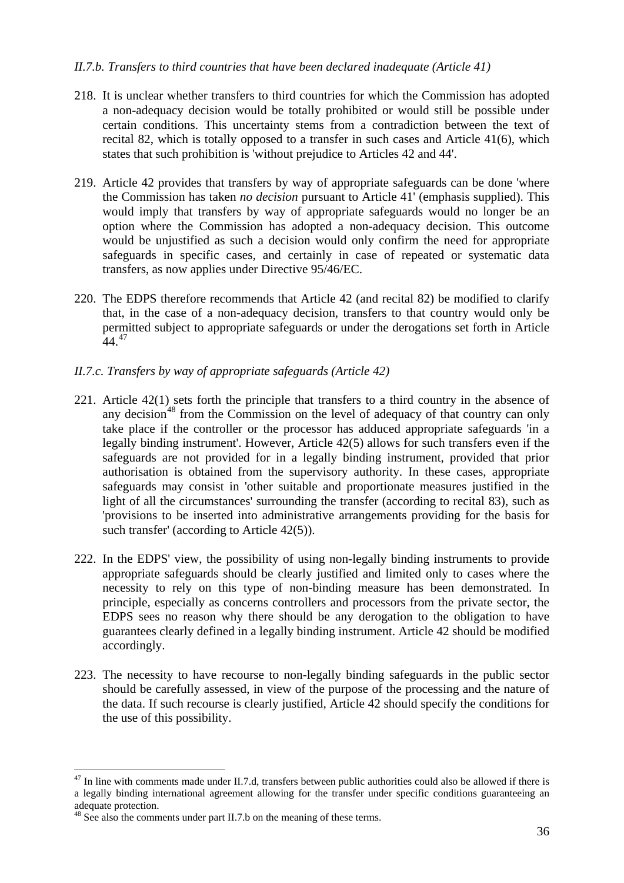*II.7.b. Transfers to third countries that have been declared inadequate (Article 41)*

218. It is unclear whether transfers to third countries for which the Commission has adopted a non-adequacy decision would be totally prohibited or would still be possible under certain conditions. This uncertainty stems from a contradiction between the text of recital 82, which is totally opposed to a transfer in such cases and Article 41(6), which states that such prohibition is 'without prejudice to Articles 42 and 44'.

219. Article 42 provides that transfers by way of appropriate safeguards can be done 'where the Commission has taken *no decision* pursuant to Article 41' (emphasis supplied). This would imply that transfers by way of appropriate safeguards would no longer be an option where the Commission has adopted a non-adequacy decision. This outcome would be unjustified as such a decision would only confirm the need for appropriate safeguards in specific cases, and certainly in case of repeated or systematic data transfers, as now applies under Directive 95/46/EC.

220. The EDPS therefore recommends that Article 42 (and recital 82) be modified to clarify that, in the case of a non-adequacy decision, transfers to that country would only be permitted subject to appropriate safeguards or under the derogations set forth in Article 44.[47]

*II.7.c. Transfers by way of appropriate safeguards (Article 42)*

221. Article 42(1) sets forth the principle that transfers to a third country in the absence of any decision[48] from the Commission on the level of adequacy of that country can only take place if the controller or the processor has adduced appropriate safeguards 'in a legally binding instrument'. However, Article 42(5) allows for such transfers even if the safeguards are not provided for in a legally binding instrument, provided that prior authorisation is obtained from the supervisory authority. In these cases, appropriate safeguards may consist in 'other suitable and proportionate measures justified in the light of all the circumstances' surrounding the transfer (according to recital 83), such as 'provisions to be inserted into administrative arrangements providing for the basis for such transfer' (according to Article 42(5)).

222. In the EDPS' view, the possibility of using non-legally binding instruments to provide appropriate safeguards should be clearly justified and limited only to cases where the necessity to rely on this type of non-binding measure has been demonstrated. In principle, especially as concerns controllers and processors from the private sector, the EDPS sees no reason why there should be any derogation to the obligation to have guarantees clearly defined in a legally binding instrument. Article 42 should be modified accordingly.

223. The necessity to have recourse to non-legally binding safeguards in the public sector should be carefully assessed, in view of the purpose of the processing and the nature of the data. If such recourse is clearly justified, Article 42 should specify the conditions for the use of this possibility.

---

[47] In line with comments made under II.7.d, transfers between public authorities could also be allowed if there is a legally binding international agreement allowing for the transfer under specific conditions guaranteeing an adequate protection.

[48] See also the comments under part II.7.b on the meaning of these terms.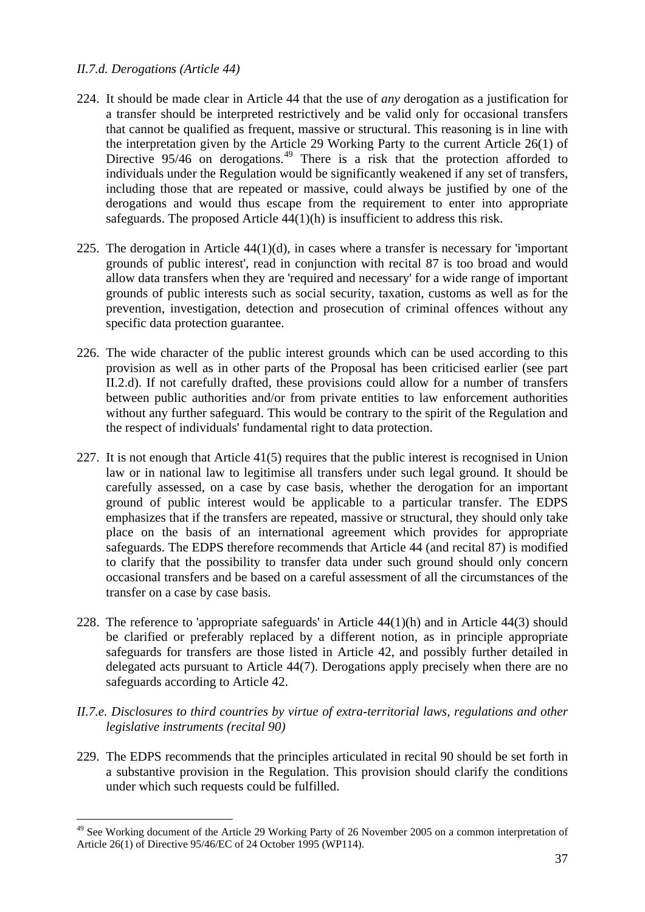*II.7.d. Derogations (Article 44)*

224. It should be made clear in Article 44 that the use of *any* derogation as a justification for a transfer should be interpreted restrictively and be valid only for occasional transfers that cannot be qualified as frequent, massive or structural. This reasoning is in line with the interpretation given by the Article 29 Working Party to the current Article 26(1) of Directive 95/46 on derogations.[49] There is a risk that the protection afforded to individuals under the Regulation would be significantly weakened if any set of transfers, including those that are repeated or massive, could always be justified by one of the derogations and would thus escape from the requirement to enter into appropriate safeguards. The proposed Article 44(1)(h) is insufficient to address this risk.

225. The derogation in Article 44(1)(d), in cases where a transfer is necessary for 'important grounds of public interest', read in conjunction with recital 87 is too broad and would allow data transfers when they are 'required and necessary' for a wide range of important grounds of public interests such as social security, taxation, customs as well as for the prevention, investigation, detection and prosecution of criminal offences without any specific data protection guarantee.

226. The wide character of the public interest grounds which can be used according to this provision as well as in other parts of the Proposal has been criticised earlier (see part II.2.d). If not carefully drafted, these provisions could allow for a number of transfers between public authorities and/or from private entities to law enforcement authorities without any further safeguard. This would be contrary to the spirit of the Regulation and the respect of individuals' fundamental right to data protection.

227. It is not enough that Article 41(5) requires that the public interest is recognised in Union law or in national law to legitimise all transfers under such legal ground. It should be carefully assessed, on a case by case basis, whether the derogation for an important ground of public interest would be applicable to a particular transfer. The EDPS emphasizes that if the transfers are repeated, massive or structural, they should only take place on the basis of an international agreement which provides for appropriate safeguards. The EDPS therefore recommends that Article 44 (and recital 87) is modified to clarify that the possibility to transfer data under such ground should only concern occasional transfers and be based on a careful assessment of all the circumstances of the transfer on a case by case basis.

228. The reference to 'appropriate safeguards' in Article 44(1)(h) and in Article 44(3) should be clarified or preferably replaced by a different notion, as in principle appropriate safeguards for transfers are those listed in Article 42, and possibly further detailed in delegated acts pursuant to Article 44(7). Derogations apply precisely when there are no safeguards according to Article 42.

*II.7.e. Disclosures to third countries by virtue of extra-territorial laws, regulations and other legislative instruments (recital 90)*

229. The EDPS recommends that the principles articulated in recital 90 should be set forth in a substantive provision in the Regulation. This provision should clarify the conditions under which such requests could be fulfilled.

---

[49] See Working document of the Article 29 Working Party of 26 November 2005 on a common interpretation of Article 26(1) of Directive 95/46/EC of 24 October 1995 (WP114).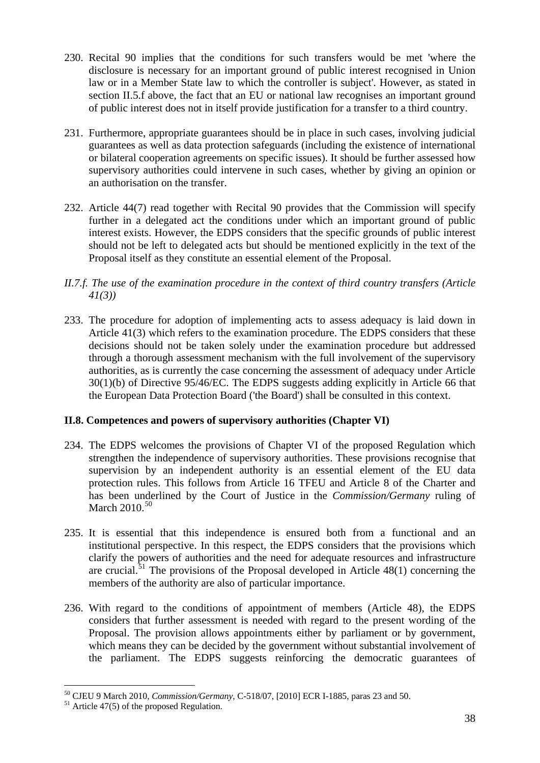230. Recital 90 implies that the conditions for such transfers would be met 'where the disclosure is necessary for an important ground of public interest recognised in Union law or in a Member State law to which the controller is subject'. However, as stated in section II.5.f above, the fact that an EU or national law recognises an important ground of public interest does not in itself provide justification for a transfer to a third country.

231. Furthermore, appropriate guarantees should be in place in such cases, involving judicial guarantees as well as data protection safeguards (including the existence of international or bilateral cooperation agreements on specific issues). It should be further assessed how supervisory authorities could intervene in such cases, whether by giving an opinion or an authorisation on the transfer.

232. Article 44(7) read together with Recital 90 provides that the Commission will specify further in a delegated act the conditions under which an important ground of public interest exists. However, the EDPS considers that the specific grounds of public interest should not be left to delegated acts but should be mentioned explicitly in the text of the Proposal itself as they constitute an essential element of the Proposal.

*II.7.f. The use of the examination procedure in the context of third country transfers (Article 41(3))*

233. The procedure for adoption of implementing acts to assess adequacy is laid down in Article 41(3) which refers to the examination procedure. The EDPS considers that these decisions should not be taken solely under the examination procedure but addressed through a thorough assessment mechanism with the full involvement of the supervisory authorities, as is currently the case concerning the assessment of adequacy under Article 30(1)(b) of Directive 95/46/EC. The EDPS suggests adding explicitly in Article 66 that the European Data Protection Board ('the Board') shall be consulted in this context.

## II.8. Competences and powers of supervisory authorities (Chapter VI)

234. The EDPS welcomes the provisions of Chapter VI of the proposed Regulation which strengthen the independence of supervisory authorities. These provisions recognise that supervision by an independent authority is an essential element of the EU data protection rules. This follows from Article 16 TFEU and Article 8 of the Charter and has been underlined by the Court of Justice in the *Commission/Germany* ruling of March 2010.[50]

235. It is essential that this independence is ensured both from a functional and an institutional perspective. In this respect, the EDPS considers that the provisions which clarify the powers of authorities and the need for adequate resources and infrastructure are crucial.[51] The provisions of the Proposal developed in Article 48(1) concerning the members of the authority are also of particular importance.

236. With regard to the conditions of appointment of members (Article 48), the EDPS considers that further assessment is needed with regard to the present wording of the Proposal. The provision allows appointments either by parliament or by government, which means they can be decided by the government without substantial involvement of the parliament. The EDPS suggests reinforcing the democratic guarantees of

---

[50] CJEU 9 March 2010, *Commission/Germany*, C-518/07, [2010] ECR I-1885, paras 23 and 50.

[51] Article 47(5) of the proposed Regulation.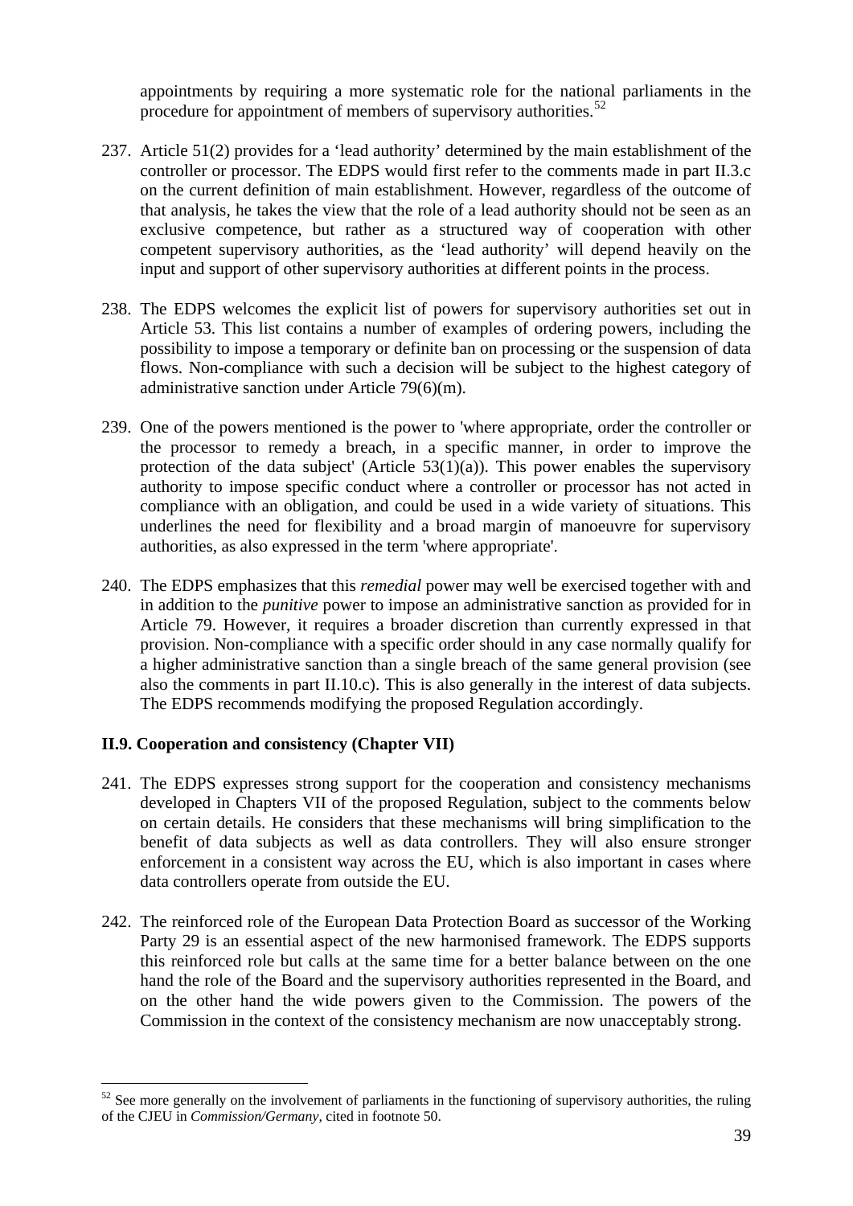appointments by requiring a more systematic role for the national parliaments in the procedure for appointment of members of supervisory authorities.[52]

237. Article 51(2) provides for a 'lead authority' determined by the main establishment of the controller or processor. The EDPS would first refer to the comments made in part II.3.c on the current definition of main establishment. However, regardless of the outcome of that analysis, he takes the view that the role of a lead authority should not be seen as an exclusive competence, but rather as a structured way of cooperation with other competent supervisory authorities, as the 'lead authority' will depend heavily on the input and support of other supervisory authorities at different points in the process.

238. The EDPS welcomes the explicit list of powers for supervisory authorities set out in Article 53. This list contains a number of examples of ordering powers, including the possibility to impose a temporary or definite ban on processing or the suspension of data flows. Non-compliance with such a decision will be subject to the highest category of administrative sanction under Article 79(6)(m).

239. One of the powers mentioned is the power to 'where appropriate, order the controller or the processor to remedy a breach, in a specific manner, in order to improve the protection of the data subject' (Article 53(1)(a)). This power enables the supervisory authority to impose specific conduct where a controller or processor has not acted in compliance with an obligation, and could be used in a wide variety of situations. This underlines the need for flexibility and a broad margin of manoeuvre for supervisory authorities, as also expressed in the term 'where appropriate'.

240. The EDPS emphasizes that this *remedial* power may well be exercised together with and in addition to the *punitive* power to impose an administrative sanction as provided for in Article 79. However, it requires a broader discretion than currently expressed in that provision. Non-compliance with a specific order should in any case normally qualify for a higher administrative sanction than a single breach of the same general provision (see also the comments in part II.10.c). This is also generally in the interest of data subjects. The EDPS recommends modifying the proposed Regulation accordingly.

### II.9. Cooperation and consistency (Chapter VII)

241. The EDPS expresses strong support for the cooperation and consistency mechanisms developed in Chapters VII of the proposed Regulation, subject to the comments below on certain details. He considers that these mechanisms will bring simplification to the benefit of data subjects as well as data controllers. They will also ensure stronger enforcement in a consistent way across the EU, which is also important in cases where data controllers operate from outside the EU.

242. The reinforced role of the European Data Protection Board as successor of the Working Party 29 is an essential aspect of the new harmonised framework. The EDPS supports this reinforced role but calls at the same time for a better balance between on the one hand the role of the Board and the supervisory authorities represented in the Board, and on the other hand the wide powers given to the Commission. The powers of the Commission in the context of the consistency mechanism are now unacceptably strong.

---

[52] See more generally on the involvement of parliaments in the functioning of supervisory authorities, the ruling of the CJEU in *Commission/Germany*, cited in footnote 50.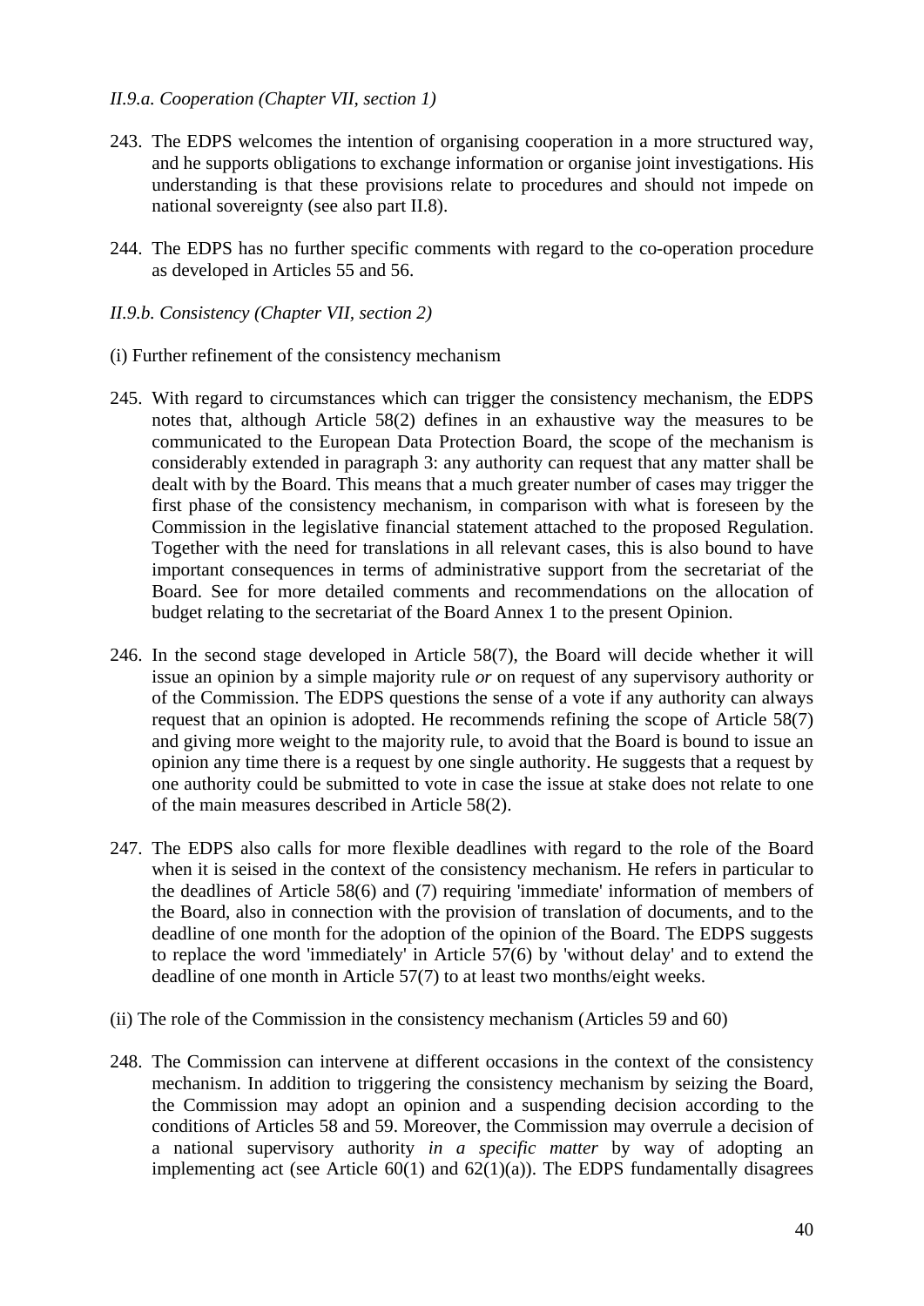*II.9.a. Cooperation (Chapter VII, section 1)*

243. The EDPS welcomes the intention of organising cooperation in a more structured way, and he supports obligations to exchange information or organise joint investigations. His understanding is that these provisions relate to procedures and should not impede on national sovereignty (see also part II.8).

244. The EDPS has no further specific comments with regard to the co-operation procedure as developed in Articles 55 and 56.

*II.9.b. Consistency (Chapter VII, section 2)*

(i) Further refinement of the consistency mechanism

245. With regard to circumstances which can trigger the consistency mechanism, the EDPS notes that, although Article 58(2) defines in an exhaustive way the measures to be communicated to the European Data Protection Board, the scope of the mechanism is considerably extended in paragraph 3: any authority can request that any matter shall be dealt with by the Board. This means that a much greater number of cases may trigger the first phase of the consistency mechanism, in comparison with what is foreseen by the Commission in the legislative financial statement attached to the proposed Regulation. Together with the need for translations in all relevant cases, this is also bound to have important consequences in terms of administrative support from the secretariat of the Board. See for more detailed comments and recommendations on the allocation of budget relating to the secretariat of the Board Annex 1 to the present Opinion.

246. In the second stage developed in Article 58(7), the Board will decide whether it will issue an opinion by a simple majority rule *or* on request of any supervisory authority or of the Commission. The EDPS questions the sense of a vote if any authority can always request that an opinion is adopted. He recommends refining the scope of Article 58(7) and giving more weight to the majority rule, to avoid that the Board is bound to issue an opinion any time there is a request by one single authority. He suggests that a request by one authority could be submitted to vote in case the issue at stake does not relate to one of the main measures described in Article 58(2).

247. The EDPS also calls for more flexible deadlines with regard to the role of the Board when it is seised in the context of the consistency mechanism. He refers in particular to the deadlines of Article 58(6) and (7) requiring 'immediate' information of members of the Board, also in connection with the provision of translation of documents, and to the deadline of one month for the adoption of the opinion of the Board. The EDPS suggests to replace the word 'immediately' in Article 57(6) by 'without delay' and to extend the deadline of one month in Article 57(7) to at least two months/eight weeks.

(ii) The role of the Commission in the consistency mechanism (Articles 59 and 60)

248. The Commission can intervene at different occasions in the context of the consistency mechanism. In addition to triggering the consistency mechanism by seizing the Board, the Commission may adopt an opinion and a suspending decision according to the conditions of Articles 58 and 59. Moreover, the Commission may overrule a decision of a national supervisory authority *in a specific matter* by way of adopting an implementing act (see Article 60(1) and 62(1)(a)). The EDPS fundamentally disagrees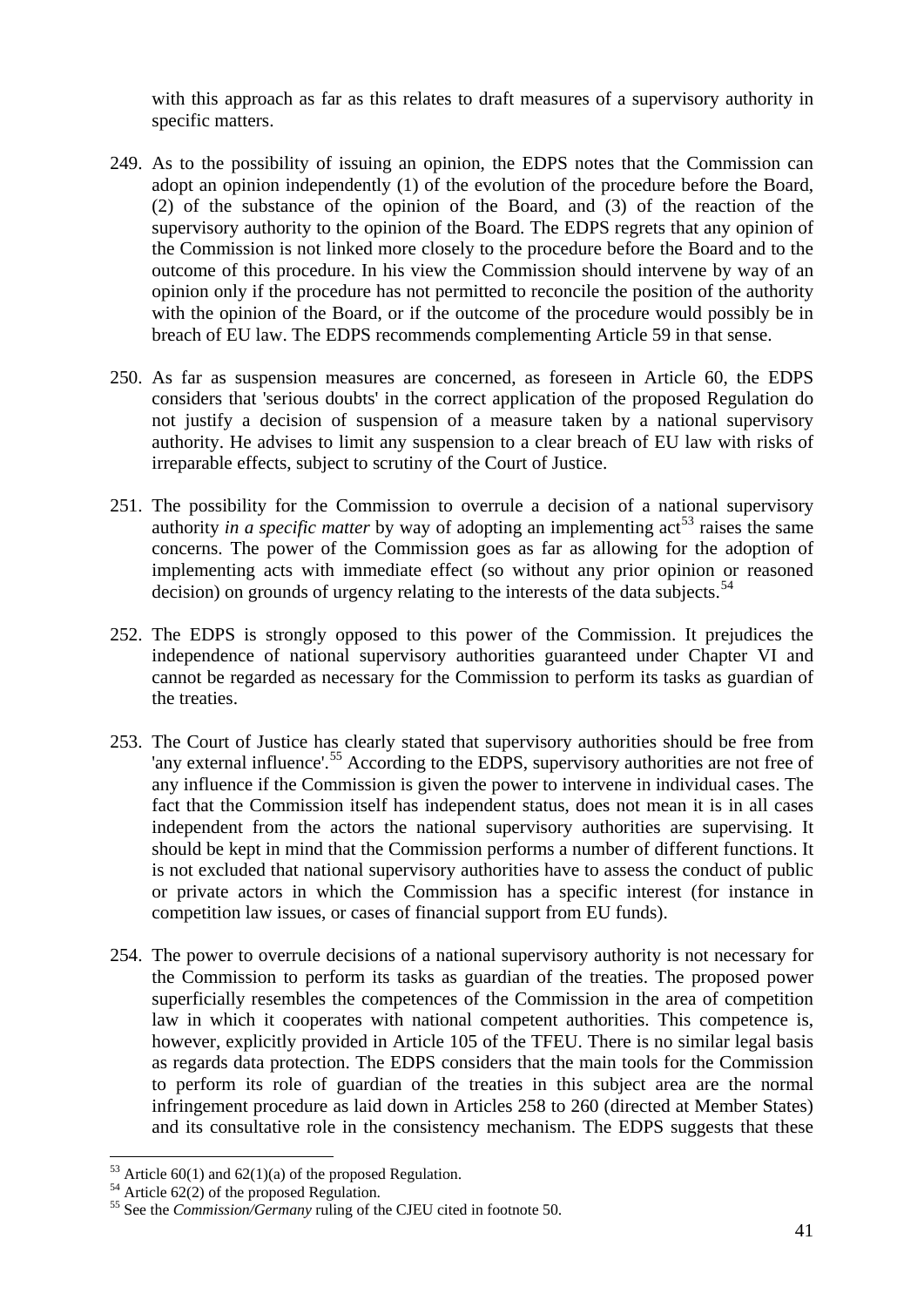with this approach as far as this relates to draft measures of a supervisory authority in specific matters.

249. As to the possibility of issuing an opinion, the EDPS notes that the Commission can adopt an opinion independently (1) of the evolution of the procedure before the Board, (2) of the substance of the opinion of the Board, and (3) of the reaction of the supervisory authority to the opinion of the Board. The EDPS regrets that any opinion of the Commission is not linked more closely to the procedure before the Board and to the outcome of this procedure. In his view the Commission should intervene by way of an opinion only if the procedure has not permitted to reconcile the position of the authority with the opinion of the Board, or if the outcome of the procedure would possibly be in breach of EU law. The EDPS recommends complementing Article 59 in that sense.

250. As far as suspension measures are concerned, as foreseen in Article 60, the EDPS considers that 'serious doubts' in the correct application of the proposed Regulation do not justify a decision of suspension of a measure taken by a national supervisory authority. He advises to limit any suspension to a clear breach of EU law with risks of irreparable effects, subject to scrutiny of the Court of Justice.

251. The possibility for the Commission to overrule a decision of a national supervisory authority *in a specific matter* by way of adopting an implementing act[53] raises the same concerns. The power of the Commission goes as far as allowing for the adoption of implementing acts with immediate effect (so without any prior opinion or reasoned decision) on grounds of urgency relating to the interests of the data subjects.[54]

252. The EDPS is strongly opposed to this power of the Commission. It prejudices the independence of national supervisory authorities guaranteed under Chapter VI and cannot be regarded as necessary for the Commission to perform its tasks as guardian of the treaties.

253. The Court of Justice has clearly stated that supervisory authorities should be free from 'any external influence'.[55] According to the EDPS, supervisory authorities are not free of any influence if the Commission is given the power to intervene in individual cases. The fact that the Commission itself has independent status, does not mean it is in all cases independent from the actors the national supervisory authorities are supervising. It should be kept in mind that the Commission performs a number of different functions. It is not excluded that national supervisory authorities have to assess the conduct of public or private actors in which the Commission has a specific interest (for instance in competition law issues, or cases of financial support from EU funds).

254. The power to overrule decisions of a national supervisory authority is not necessary for the Commission to perform its tasks as guardian of the treaties. The proposed power superficially resembles the competences of the Commission in the area of competition law in which it cooperates with national competent authorities. This competence is, however, explicitly provided in Article 105 of the TFEU. There is no similar legal basis as regards data protection. The EDPS considers that the main tools for the Commission to perform its role of guardian of the treaties in this subject area are the normal infringement procedure as laid down in Articles 258 to 260 (directed at Member States) and its consultative role in the consistency mechanism. The EDPS suggests that these

---

[53] Article 60(1) and 62(1)(a) of the proposed Regulation.

[54] Article 62(2) of the proposed Regulation.

[55] See the *Commission/Germany* ruling of the CJEU cited in footnote 50.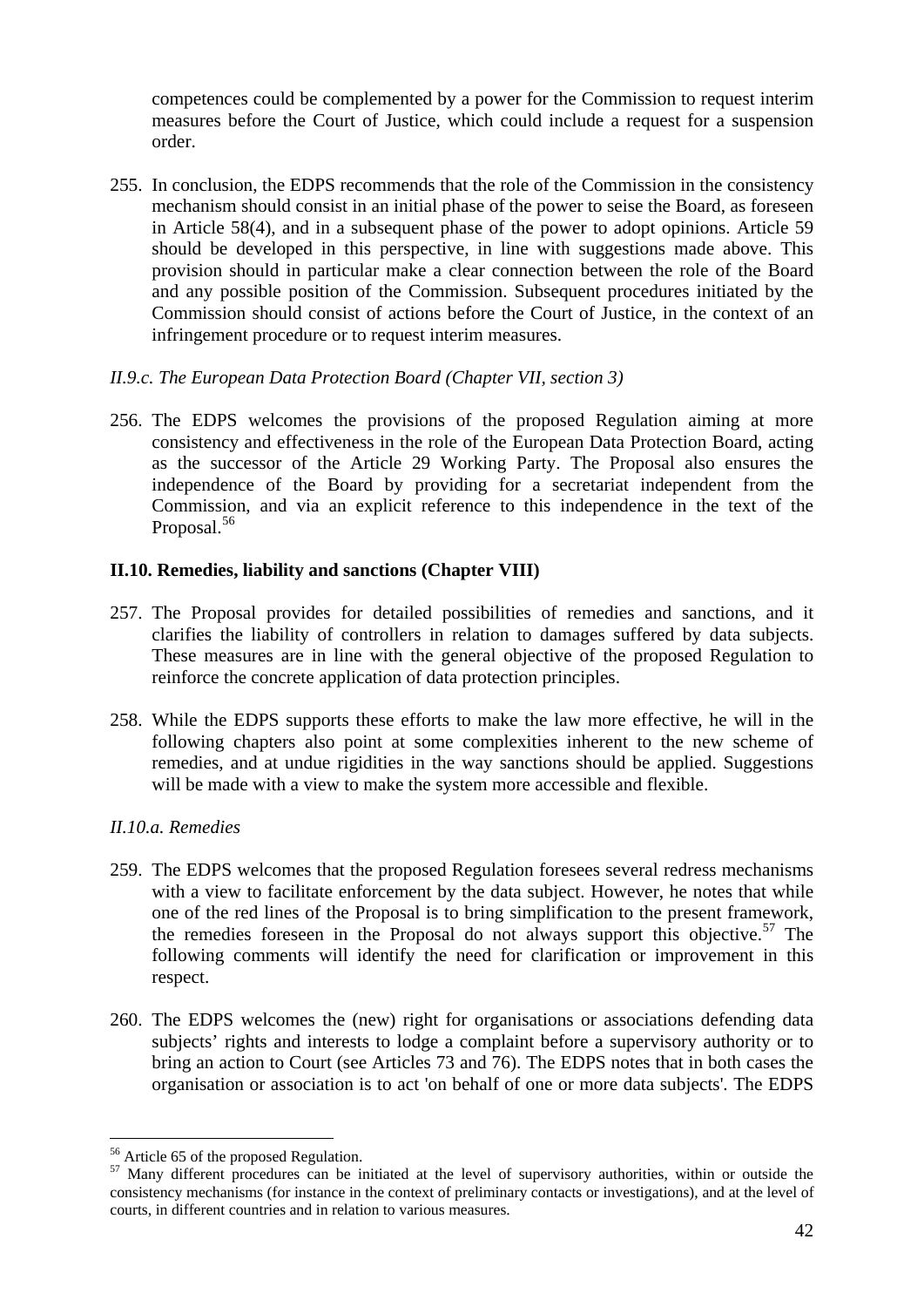competences could be complemented by a power for the Commission to request interim measures before the Court of Justice, which could include a request for a suspension order.

255. In conclusion, the EDPS recommends that the role of the Commission in the consistency mechanism should consist in an initial phase of the power to seise the Board, as foreseen in Article 58(4), and in a subsequent phase of the power to adopt opinions. Article 59 should be developed in this perspective, in line with suggestions made above. This provision should in particular make a clear connection between the role of the Board and any possible position of the Commission. Subsequent procedures initiated by the Commission should consist of actions before the Court of Justice, in the context of an infringement procedure or to request interim measures.

*II.9.c. The European Data Protection Board (Chapter VII, section 3)*

256. The EDPS welcomes the provisions of the proposed Regulation aiming at more consistency and effectiveness in the role of the European Data Protection Board, acting as the successor of the Article 29 Working Party. The Proposal also ensures the independence of the Board by providing for a secretariat independent from the Commission, and via an explicit reference to this independence in the text of the Proposal.[56]

**II.10. Remedies, liability and sanctions (Chapter VIII)**

257. The Proposal provides for detailed possibilities of remedies and sanctions, and it clarifies the liability of controllers in relation to damages suffered by data subjects. These measures are in line with the general objective of the proposed Regulation to reinforce the concrete application of data protection principles.

258. While the EDPS supports these efforts to make the law more effective, he will in the following chapters also point at some complexities inherent to the new scheme of remedies, and at undue rigidities in the way sanctions should be applied. Suggestions will be made with a view to make the system more accessible and flexible.

*II.10.a. Remedies*

259. The EDPS welcomes that the proposed Regulation foresees several redress mechanisms with a view to facilitate enforcement by the data subject. However, he notes that while one of the red lines of the Proposal is to bring simplification to the present framework, the remedies foreseen in the Proposal do not always support this objective.[57] The following comments will identify the need for clarification or improvement in this respect.

260. The EDPS welcomes the (new) right for organisations or associations defending data subjects' rights and interests to lodge a complaint before a supervisory authority or to bring an action to Court (see Articles 73 and 76). The EDPS notes that in both cases the organisation or association is to act 'on behalf of one or more data subjects'. The EDPS

---

[56] Article 65 of the proposed Regulation.

[57] Many different procedures can be initiated at the level of supervisory authorities, within or outside the consistency mechanisms (for instance in the context of preliminary contacts or investigations), and at the level of courts, in different countries and in relation to various measures.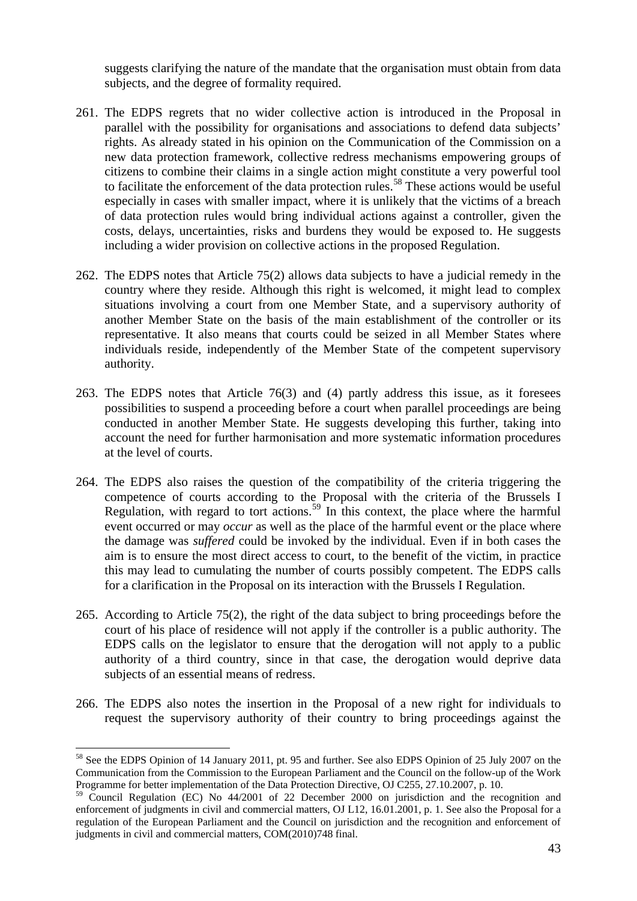suggests clarifying the nature of the mandate that the organisation must obtain from data subjects, and the degree of formality required.

261. The EDPS regrets that no wider collective action is introduced in the Proposal in parallel with the possibility for organisations and associations to defend data subjects' rights. As already stated in his opinion on the Communication of the Commission on a new data protection framework, collective redress mechanisms empowering groups of citizens to combine their claims in a single action might constitute a very powerful tool to facilitate the enforcement of the data protection rules.[58] These actions would be useful especially in cases with smaller impact, where it is unlikely that the victims of a breach of data protection rules would bring individual actions against a controller, given the costs, delays, uncertainties, risks and burdens they would be exposed to. He suggests including a wider provision on collective actions in the proposed Regulation.

262. The EDPS notes that Article 75(2) allows data subjects to have a judicial remedy in the country where they reside. Although this right is welcomed, it might lead to complex situations involving a court from one Member State, and a supervisory authority of another Member State on the basis of the main establishment of the controller or its representative. It also means that courts could be seized in all Member States where individuals reside, independently of the Member State of the competent supervisory authority.

263. The EDPS notes that Article 76(3) and (4) partly address this issue, as it foresees possibilities to suspend a proceeding before a court when parallel proceedings are being conducted in another Member State. He suggests developing this further, taking into account the need for further harmonisation and more systematic information procedures at the level of courts.

264. The EDPS also raises the question of the compatibility of the criteria triggering the competence of courts according to the Proposal with the criteria of the Brussels I Regulation, with regard to tort actions.[59] In this context, the place where the harmful event occurred or may *occur* as well as the place of the harmful event or the place where the damage was *suffered* could be invoked by the individual. Even if in both cases the aim is to ensure the most direct access to court, to the benefit of the victim, in practice this may lead to cumulating the number of courts possibly competent. The EDPS calls for a clarification in the Proposal on its interaction with the Brussels I Regulation.

265. According to Article 75(2), the right of the data subject to bring proceedings before the court of his place of residence will not apply if the controller is a public authority. The EDPS calls on the legislator to ensure that the derogation will not apply to a public authority of a third country, since in that case, the derogation would deprive data subjects of an essential means of redress.

266. The EDPS also notes the insertion in the Proposal of a new right for individuals to request the supervisory authority of their country to bring proceedings against the

---

[58] See the EDPS Opinion of 14 January 2011, pt. 95 and further. See also EDPS Opinion of 25 July 2007 on the Communication from the Commission to the European Parliament and the Council on the follow-up of the Work Programme for better implementation of the Data Protection Directive, OJ C255, 27.10.2007, p. 10.

[59] Council Regulation (EC) No 44/2001 of 22 December 2000 on jurisdiction and the recognition and enforcement of judgments in civil and commercial matters, OJ L12, 16.01.2001, p. 1. See also the Proposal for a regulation of the European Parliament and the Council on jurisdiction and the recognition and enforcement of judgments in civil and commercial matters, COM(2010)748 final.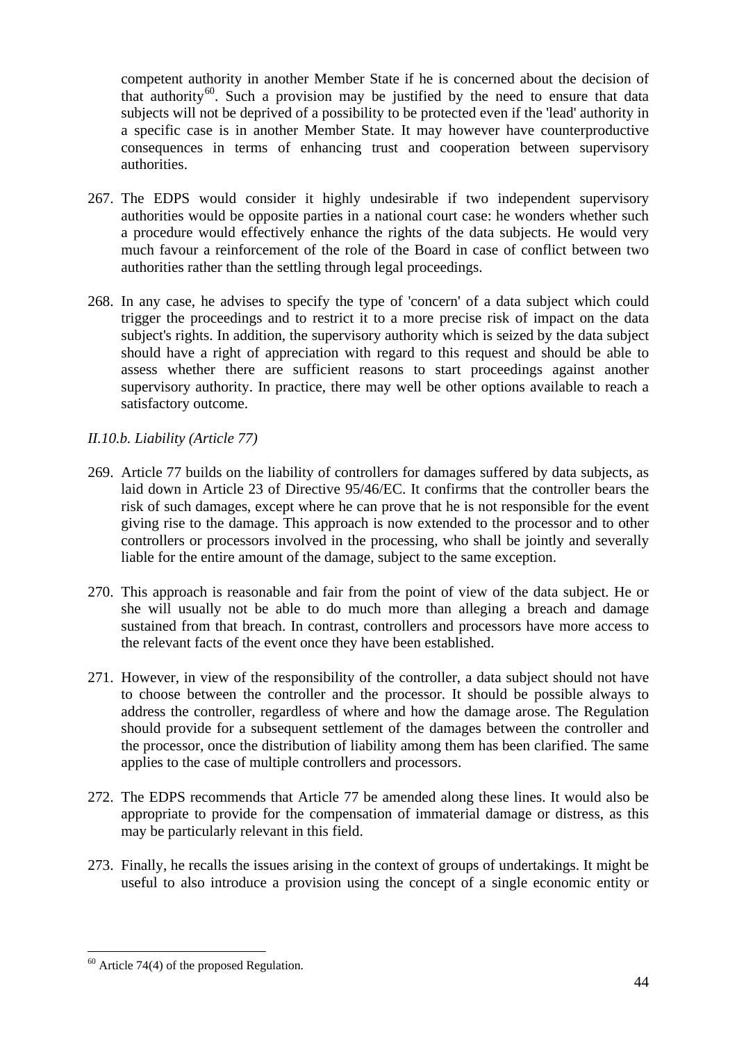competent authority in another Member State if he is concerned about the decision of that authority[60]. Such a provision may be justified by the need to ensure that data subjects will not be deprived of a possibility to be protected even if the 'lead' authority in a specific case is in another Member State. It may however have counterproductive consequences in terms of enhancing trust and cooperation between supervisory authorities.

267. The EDPS would consider it highly undesirable if two independent supervisory authorities would be opposite parties in a national court case: he wonders whether such a procedure would effectively enhance the rights of the data subjects. He would very much favour a reinforcement of the role of the Board in case of conflict between two authorities rather than the settling through legal proceedings.

268. In any case, he advises to specify the type of 'concern' of a data subject which could trigger the proceedings and to restrict it to a more precise risk of impact on the data subject's rights. In addition, the supervisory authority which is seized by the data subject should have a right of appreciation with regard to this request and should be able to assess whether there are sufficient reasons to start proceedings against another supervisory authority. In practice, there may well be other options available to reach a satisfactory outcome.

*II.10.b. Liability (Article 77)*

269. Article 77 builds on the liability of controllers for damages suffered by data subjects, as laid down in Article 23 of Directive 95/46/EC. It confirms that the controller bears the risk of such damages, except where he can prove that he is not responsible for the event giving rise to the damage. This approach is now extended to the processor and to other controllers or processors involved in the processing, who shall be jointly and severally liable for the entire amount of the damage, subject to the same exception.

270. This approach is reasonable and fair from the point of view of the data subject. He or she will usually not be able to do much more than alleging a breach and damage sustained from that breach. In contrast, controllers and processors have more access to the relevant facts of the event once they have been established.

271. However, in view of the responsibility of the controller, a data subject should not have to choose between the controller and the processor. It should be possible always to address the controller, regardless of where and how the damage arose. The Regulation should provide for a subsequent settlement of the damages between the controller and the processor, once the distribution of liability among them has been clarified. The same applies to the case of multiple controllers and processors.

272. The EDPS recommends that Article 77 be amended along these lines. It would also be appropriate to provide for the compensation of immaterial damage or distress, as this may be particularly relevant in this field.

273. Finally, he recalls the issues arising in the context of groups of undertakings. It might be useful to also introduce a provision using the concept of a single economic entity or

---

[60] Article 74(4) of the proposed Regulation.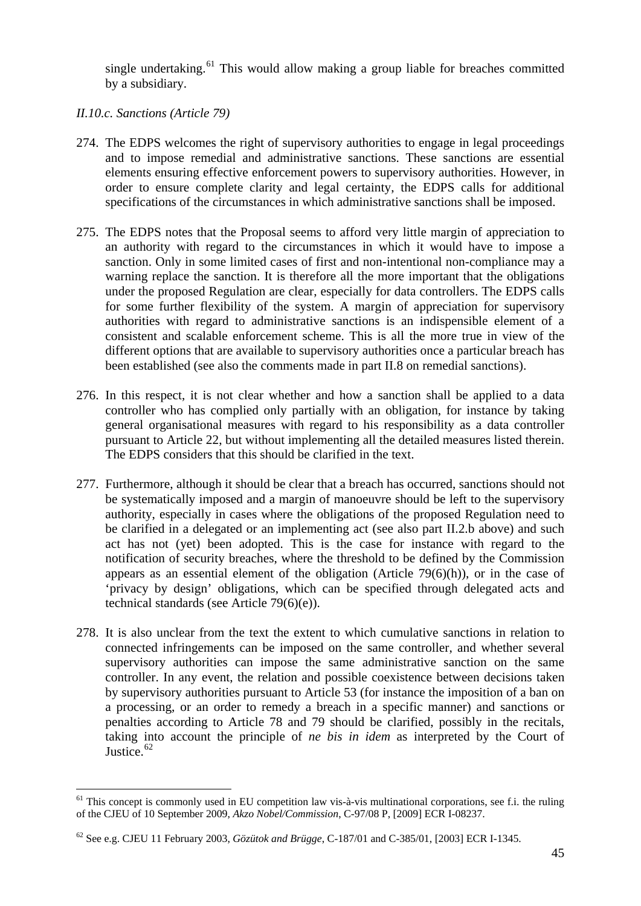single undertaking.[61] This would allow making a group liable for breaches committed by a subsidiary.

*II.10.c. Sanctions (Article 79)*

274. The EDPS welcomes the right of supervisory authorities to engage in legal proceedings and to impose remedial and administrative sanctions. These sanctions are essential elements ensuring effective enforcement powers to supervisory authorities. However, in order to ensure complete clarity and legal certainty, the EDPS calls for additional specifications of the circumstances in which administrative sanctions shall be imposed.

275. The EDPS notes that the Proposal seems to afford very little margin of appreciation to an authority with regard to the circumstances in which it would have to impose a sanction. Only in some limited cases of first and non-intentional non-compliance may a warning replace the sanction. It is therefore all the more important that the obligations under the proposed Regulation are clear, especially for data controllers. The EDPS calls for some further flexibility of the system. A margin of appreciation for supervisory authorities with regard to administrative sanctions is an indispensible element of a consistent and scalable enforcement scheme. This is all the more true in view of the different options that are available to supervisory authorities once a particular breach has been established (see also the comments made in part II.8 on remedial sanctions).

276. In this respect, it is not clear whether and how a sanction shall be applied to a data controller who has complied only partially with an obligation, for instance by taking general organisational measures with regard to his responsibility as a data controller pursuant to Article 22, but without implementing all the detailed measures listed therein. The EDPS considers that this should be clarified in the text.

277. Furthermore, although it should be clear that a breach has occurred, sanctions should not be systematically imposed and a margin of manoeuvre should be left to the supervisory authority, especially in cases where the obligations of the proposed Regulation need to be clarified in a delegated or an implementing act (see also part II.2.b above) and such act has not (yet) been adopted. This is the case for instance with regard to the notification of security breaches, where the threshold to be defined by the Commission appears as an essential element of the obligation (Article 79(6)(h)), or in the case of 'privacy by design' obligations, which can be specified through delegated acts and technical standards (see Article 79(6)(e)).

278. It is also unclear from the text the extent to which cumulative sanctions in relation to connected infringements can be imposed on the same controller, and whether several supervisory authorities can impose the same administrative sanction on the same controller. In any event, the relation and possible coexistence between decisions taken by supervisory authorities pursuant to Article 53 (for instance the imposition of a ban on a processing, or an order to remedy a breach in a specific manner) and sanctions or penalties according to Article 78 and 79 should be clarified, possibly in the recitals, taking into account the principle of *ne bis in idem* as interpreted by the Court of Justice.[62]

---

[61] This concept is commonly used in EU competition law vis-à-vis multinational corporations, see f.i. the ruling of the CJEU of 10 September 2009, *Akzo Nobel/Commission*, C-97/08 P, [2009] ECR I-08237.

[62] See e.g. CJEU 11 February 2003, *Gözütok and Brügge*, C-187/01 and C-385/01, [2003] ECR I-1345.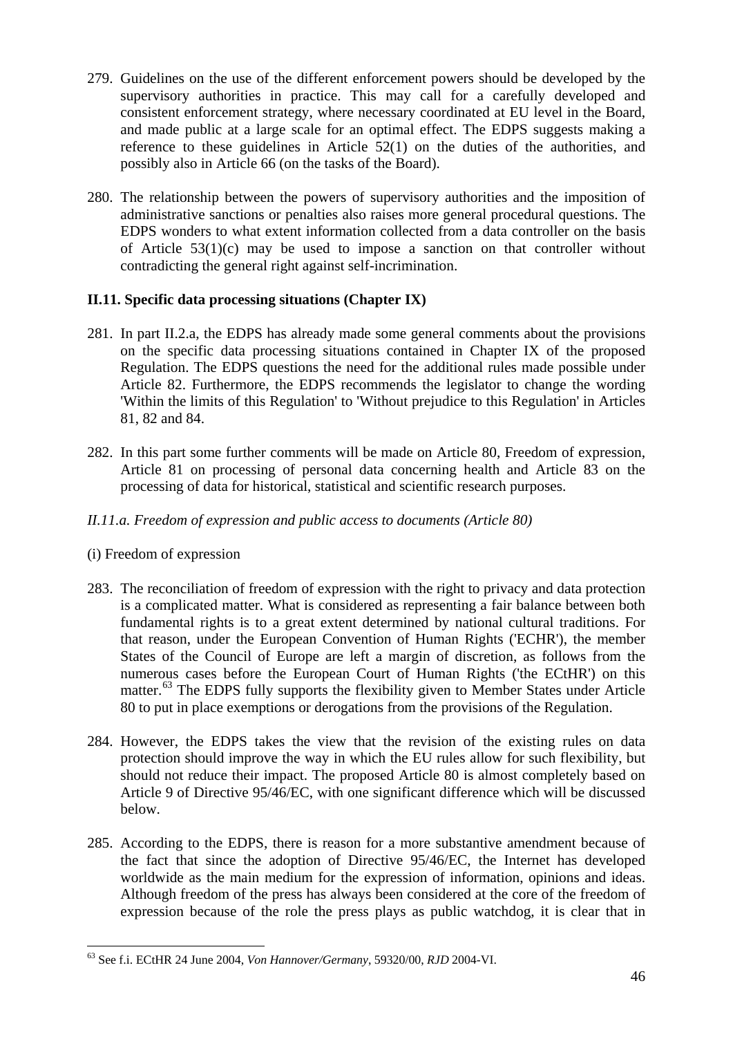279. Guidelines on the use of the different enforcement powers should be developed by the supervisory authorities in practice. This may call for a carefully developed and consistent enforcement strategy, where necessary coordinated at EU level in the Board, and made public at a large scale for an optimal effect. The EDPS suggests making a reference to these guidelines in Article 52(1) on the duties of the authorities, and possibly also in Article 66 (on the tasks of the Board).

280. The relationship between the powers of supervisory authorities and the imposition of administrative sanctions or penalties also raises more general procedural questions. The EDPS wonders to what extent information collected from a data controller on the basis of Article 53(1)(c) may be used to impose a sanction on that controller without contradicting the general right against self-incrimination.

### II.11. Specific data processing situations (Chapter IX)

281. In part II.2.a, the EDPS has already made some general comments about the provisions on the specific data processing situations contained in Chapter IX of the proposed Regulation. The EDPS questions the need for the additional rules made possible under Article 82. Furthermore, the EDPS recommends the legislator to change the wording 'Within the limits of this Regulation' to 'Without prejudice to this Regulation' in Articles 81, 82 and 84.

282. In this part some further comments will be made on Article 80, Freedom of expression, Article 81 on processing of personal data concerning health and Article 83 on the processing of data for historical, statistical and scientific research purposes.

#### *II.11.a. Freedom of expression and public access to documents (Article 80)*

(i) Freedom of expression

283. The reconciliation of freedom of expression with the right to privacy and data protection is a complicated matter. What is considered as representing a fair balance between both fundamental rights is to a great extent determined by national cultural traditions. For that reason, under the European Convention of Human Rights ('ECHR'), the member States of the Council of Europe are left a margin of discretion, as follows from the numerous cases before the European Court of Human Rights ('the ECtHR') on this matter.[63] The EDPS fully supports the flexibility given to Member States under Article 80 to put in place exemptions or derogations from the provisions of the Regulation.

284. However, the EDPS takes the view that the revision of the existing rules on data protection should improve the way in which the EU rules allow for such flexibility, but should not reduce their impact. The proposed Article 80 is almost completely based on Article 9 of Directive 95/46/EC, with one significant difference which will be discussed below.

285. According to the EDPS, there is reason for a more substantive amendment because of the fact that since the adoption of Directive 95/46/EC, the Internet has developed worldwide as the main medium for the expression of information, opinions and ideas. Although freedom of the press has always been considered at the core of the freedom of expression because of the role the press plays as public watchdog, it is clear that in

---

[63] See f.i. ECtHR 24 June 2004, *Von Hannover/Germany*, 59320/00, *RJD* 2004-VI.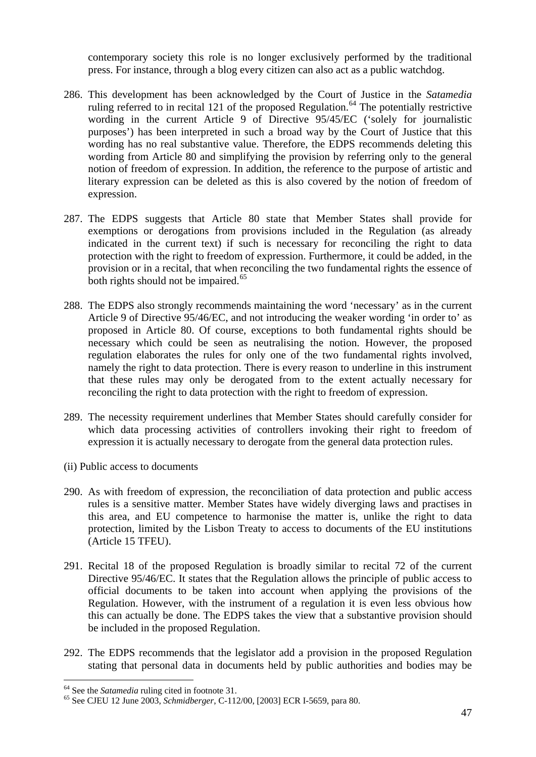contemporary society this role is no longer exclusively performed by the traditional press. For instance, through a blog every citizen can also act as a public watchdog.

286. This development has been acknowledged by the Court of Justice in the *Satamedia* ruling referred to in recital 121 of the proposed Regulation.[64] The potentially restrictive wording in the current Article 9 of Directive 95/45/EC ('solely for journalistic purposes') has been interpreted in such a broad way by the Court of Justice that this wording has no real substantive value. Therefore, the EDPS recommends deleting this wording from Article 80 and simplifying the provision by referring only to the general notion of freedom of expression. In addition, the reference to the purpose of artistic and literary expression can be deleted as this is also covered by the notion of freedom of expression.

287. The EDPS suggests that Article 80 state that Member States shall provide for exemptions or derogations from provisions included in the Regulation (as already indicated in the current text) if such is necessary for reconciling the right to data protection with the right to freedom of expression. Furthermore, it could be added, in the provision or in a recital, that when reconciling the two fundamental rights the essence of both rights should not be impaired.[65]

288. The EDPS also strongly recommends maintaining the word 'necessary' as in the current Article 9 of Directive 95/46/EC, and not introducing the weaker wording 'in order to' as proposed in Article 80. Of course, exceptions to both fundamental rights should be necessary which could be seen as neutralising the notion. However, the proposed regulation elaborates the rules for only one of the two fundamental rights involved, namely the right to data protection. There is every reason to underline in this instrument that these rules may only be derogated from to the extent actually necessary for reconciling the right to data protection with the right to freedom of expression.

289. The necessity requirement underlines that Member States should carefully consider for which data processing activities of controllers invoking their right to freedom of expression it is actually necessary to derogate from the general data protection rules.

(ii) Public access to documents

290. As with freedom of expression, the reconciliation of data protection and public access rules is a sensitive matter. Member States have widely diverging laws and practises in this area, and EU competence to harmonise the matter is, unlike the right to data protection, limited by the Lisbon Treaty to access to documents of the EU institutions (Article 15 TFEU).

291. Recital 18 of the proposed Regulation is broadly similar to recital 72 of the current Directive 95/46/EC. It states that the Regulation allows the principle of public access to official documents to be taken into account when applying the provisions of the Regulation. However, with the instrument of a regulation it is even less obvious how this can actually be done. The EDPS takes the view that a substantive provision should be included in the proposed Regulation.

292. The EDPS recommends that the legislator add a provision in the proposed Regulation stating that personal data in documents held by public authorities and bodies may be

---

[64] See the *Satamedia* ruling cited in footnote 31.

[65] See CJEU 12 June 2003, *Schmidberger*, C-112/00, [2003] ECR I-5659, para 80.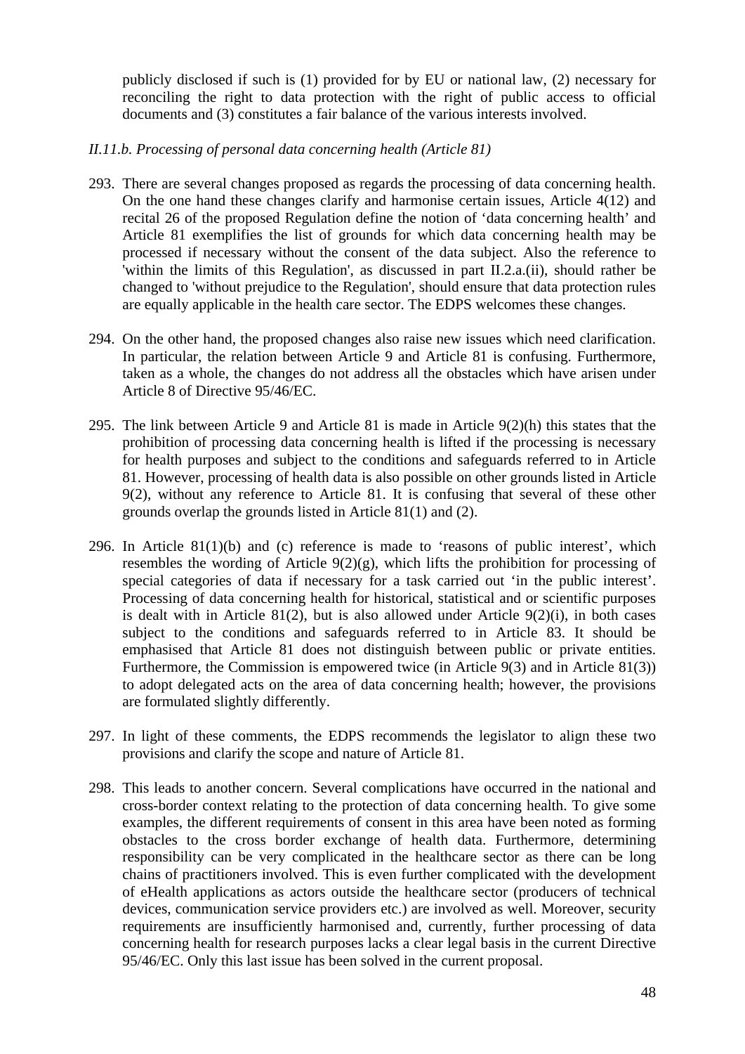publicly disclosed if such is (1) provided for by EU or national law, (2) necessary for reconciling the right to data protection with the right of public access to official documents and (3) constitutes a fair balance of the various interests involved.

*II.11.b. Processing of personal data concerning health (Article 81)*

293. There are several changes proposed as regards the processing of data concerning health. On the one hand these changes clarify and harmonise certain issues, Article 4(12) and recital 26 of the proposed Regulation define the notion of 'data concerning health' and Article 81 exemplifies the list of grounds for which data concerning health may be processed if necessary without the consent of the data subject. Also the reference to 'within the limits of this Regulation', as discussed in part II.2.a.(ii), should rather be changed to 'without prejudice to the Regulation', should ensure that data protection rules are equally applicable in the health care sector. The EDPS welcomes these changes.

294. On the other hand, the proposed changes also raise new issues which need clarification. In particular, the relation between Article 9 and Article 81 is confusing. Furthermore, taken as a whole, the changes do not address all the obstacles which have arisen under Article 8 of Directive 95/46/EC.

295. The link between Article 9 and Article 81 is made in Article 9(2)(h) this states that the prohibition of processing data concerning health is lifted if the processing is necessary for health purposes and subject to the conditions and safeguards referred to in Article 81. However, processing of health data is also possible on other grounds listed in Article 9(2), without any reference to Article 81. It is confusing that several of these other grounds overlap the grounds listed in Article 81(1) and (2).

296. In Article 81(1)(b) and (c) reference is made to 'reasons of public interest', which resembles the wording of Article 9(2)(g), which lifts the prohibition for processing of special categories of data if necessary for a task carried out 'in the public interest'. Processing of data concerning health for historical, statistical and or scientific purposes is dealt with in Article 81(2), but is also allowed under Article 9(2)(i), in both cases subject to the conditions and safeguards referred to in Article 83. It should be emphasised that Article 81 does not distinguish between public or private entities. Furthermore, the Commission is empowered twice (in Article 9(3) and in Article 81(3)) to adopt delegated acts on the area of data concerning health; however, the provisions are formulated slightly differently.

297. In light of these comments, the EDPS recommends the legislator to align these two provisions and clarify the scope and nature of Article 81.

298. This leads to another concern. Several complications have occurred in the national and cross-border context relating to the protection of data concerning health. To give some examples, the different requirements of consent in this area have been noted as forming obstacles to the cross border exchange of health data. Furthermore, determining responsibility can be very complicated in the healthcare sector as there can be long chains of practitioners involved. This is even further complicated with the development of eHealth applications as actors outside the healthcare sector (producers of technical devices, communication service providers etc.) are involved as well. Moreover, security requirements are insufficiently harmonised and, currently, further processing of data concerning health for research purposes lacks a clear legal basis in the current Directive 95/46/EC. Only this last issue has been solved in the current proposal.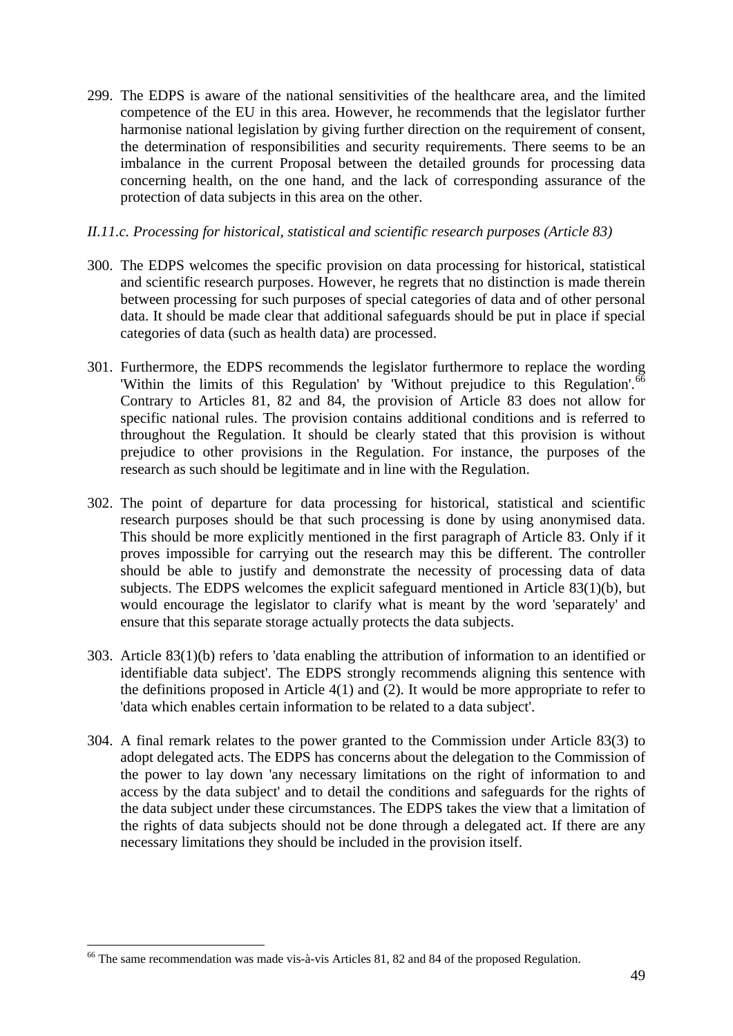299. The EDPS is aware of the national sensitivities of the healthcare area, and the limited competence of the EU in this area. However, he recommends that the legislator further harmonise national legislation by giving further direction on the requirement of consent, the determination of responsibilities and security requirements. There seems to be an imbalance in the current Proposal between the detailed grounds for processing data concerning health, on the one hand, and the lack of corresponding assurance of the protection of data subjects in this area on the other.

*II.11.c. Processing for historical, statistical and scientific research purposes (Article 83)*

300. The EDPS welcomes the specific provision on data processing for historical, statistical and scientific research purposes. However, he regrets that no distinction is made therein between processing for such purposes of special categories of data and of other personal data. It should be made clear that additional safeguards should be put in place if special categories of data (such as health data) are processed.

301. Furthermore, the EDPS recommends the legislator furthermore to replace the wording 'Within the limits of this Regulation' by 'Without prejudice to this Regulation'.[66] Contrary to Articles 81, 82 and 84, the provision of Article 83 does not allow for specific national rules. The provision contains additional conditions and is referred to throughout the Regulation. It should be clearly stated that this provision is without prejudice to other provisions in the Regulation. For instance, the purposes of the research as such should be legitimate and in line with the Regulation.

302. The point of departure for data processing for historical, statistical and scientific research purposes should be that such processing is done by using anonymised data. This should be more explicitly mentioned in the first paragraph of Article 83. Only if it proves impossible for carrying out the research may this be different. The controller should be able to justify and demonstrate the necessity of processing data of data subjects. The EDPS welcomes the explicit safeguard mentioned in Article 83(1)(b), but would encourage the legislator to clarify what is meant by the word 'separately' and ensure that this separate storage actually protects the data subjects.

303. Article 83(1)(b) refers to 'data enabling the attribution of information to an identified or identifiable data subject'. The EDPS strongly recommends aligning this sentence with the definitions proposed in Article 4(1) and (2). It would be more appropriate to refer to 'data which enables certain information to be related to a data subject'.

304. A final remark relates to the power granted to the Commission under Article 83(3) to adopt delegated acts. The EDPS has concerns about the delegation to the Commission of the power to lay down 'any necessary limitations on the right of information to and access by the data subject' and to detail the conditions and safeguards for the rights of the data subject under these circumstances. The EDPS takes the view that a limitation of the rights of data subjects should not be done through a delegated act. If there are any necessary limitations they should be included in the provision itself.

---

[66] The same recommendation was made vis-à-vis Articles 81, 82 and 84 of the proposed Regulation.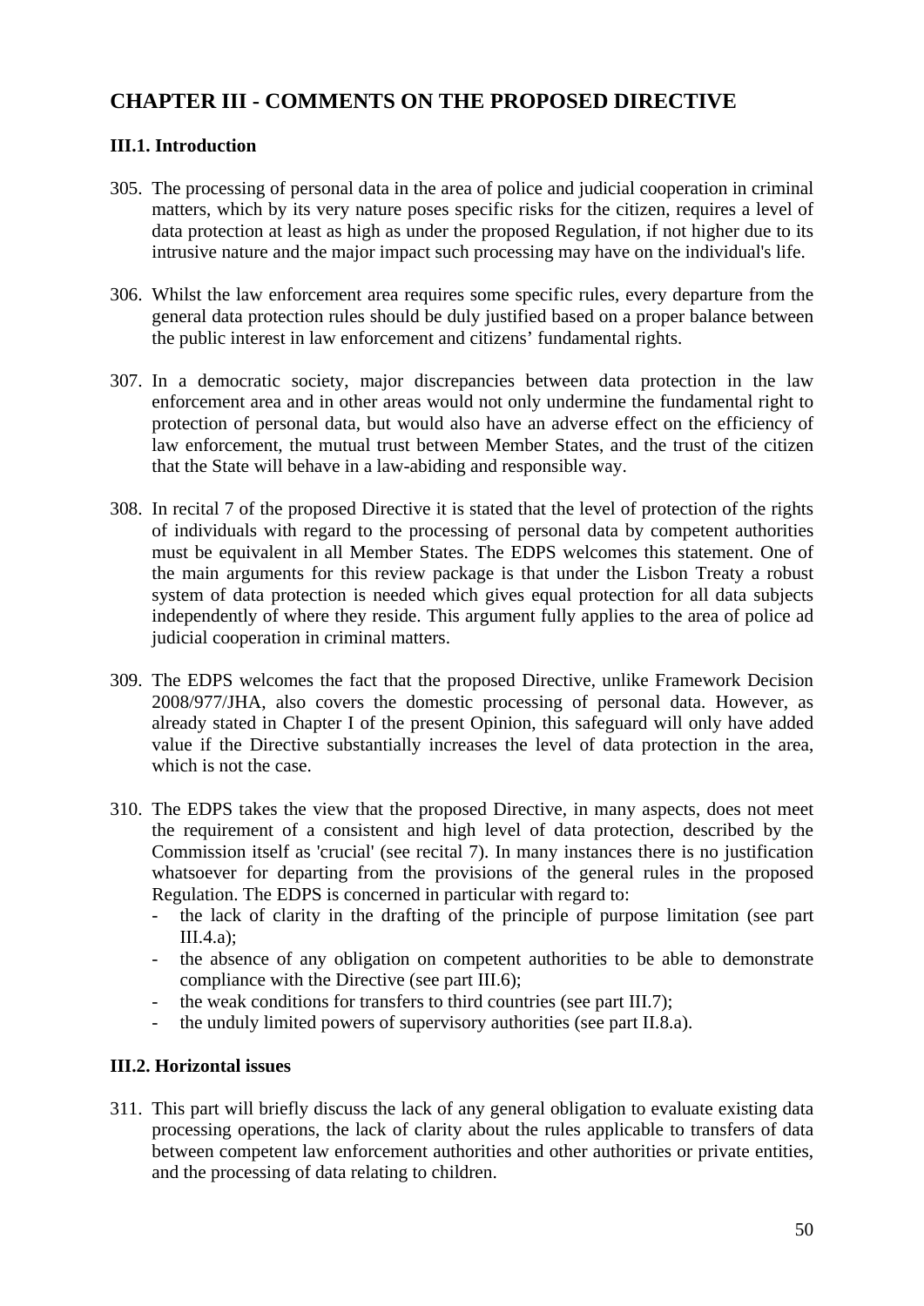## CHAPTER III - COMMENTS ON THE PROPOSED DIRECTIVE

### III.1. Introduction

305. The processing of personal data in the area of police and judicial cooperation in criminal matters, which by its very nature poses specific risks for the citizen, requires a level of data protection at least as high as under the proposed Regulation, if not higher due to its intrusive nature and the major impact such processing may have on the individual's life.

306. Whilst the law enforcement area requires some specific rules, every departure from the general data protection rules should be duly justified based on a proper balance between the public interest in law enforcement and citizens' fundamental rights.

307. In a democratic society, major discrepancies between data protection in the law enforcement area and in other areas would not only undermine the fundamental right to protection of personal data, but would also have an adverse effect on the efficiency of law enforcement, the mutual trust between Member States, and the trust of the citizen that the State will behave in a law-abiding and responsible way.

308. In recital 7 of the proposed Directive it is stated that the level of protection of the rights of individuals with regard to the processing of personal data by competent authorities must be equivalent in all Member States. The EDPS welcomes this statement. One of the main arguments for this review package is that under the Lisbon Treaty a robust system of data protection is needed which gives equal protection for all data subjects independently of where they reside. This argument fully applies to the area of police ad judicial cooperation in criminal matters.

309. The EDPS welcomes the fact that the proposed Directive, unlike Framework Decision 2008/977/JHA, also covers the domestic processing of personal data. However, as already stated in Chapter I of the present Opinion, this safeguard will only have added value if the Directive substantially increases the level of data protection in the area, which is not the case.

310. The EDPS takes the view that the proposed Directive, in many aspects, does not meet the requirement of a consistent and high level of data protection, described by the Commission itself as 'crucial' (see recital 7). In many instances there is no justification whatsoever for departing from the provisions of the general rules in the proposed Regulation. The EDPS is concerned in particular with regard to:
    - the lack of clarity in the drafting of the principle of purpose limitation (see part III.4.a);
    - the absence of any obligation on competent authorities to be able to demonstrate compliance with the Directive (see part III.6);
    - the weak conditions for transfers to third countries (see part III.7);
    - the unduly limited powers of supervisory authorities (see part II.8.a).

### III.2. Horizontal issues

311. This part will briefly discuss the lack of any general obligation to evaluate existing data processing operations, the lack of clarity about the rules applicable to transfers of data between competent law enforcement authorities and other authorities or private entities, and the processing of data relating to children.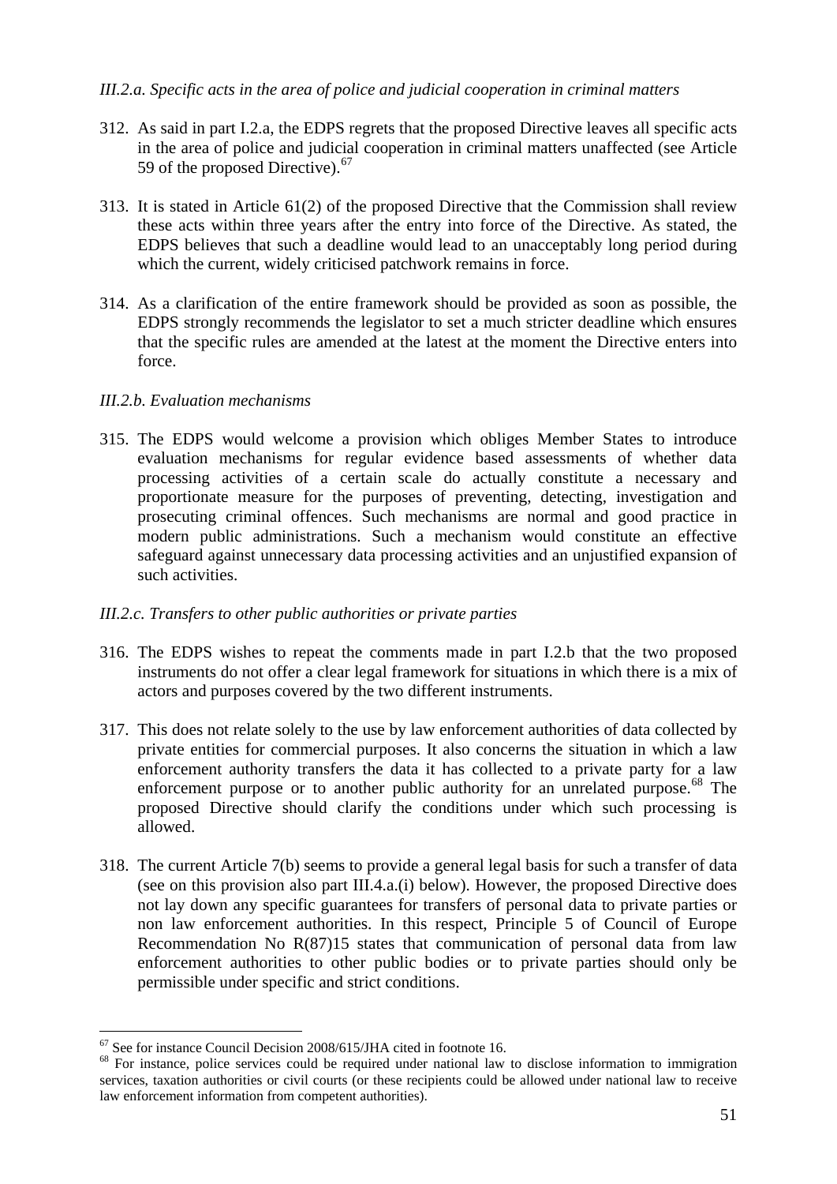*III.2.a. Specific acts in the area of police and judicial cooperation in criminal matters*

312. As said in part I.2.a, the EDPS regrets that the proposed Directive leaves all specific acts in the area of police and judicial cooperation in criminal matters unaffected (see Article 59 of the proposed Directive).[67]

313. It is stated in Article 61(2) of the proposed Directive that the Commission shall review these acts within three years after the entry into force of the Directive. As stated, the EDPS believes that such a deadline would lead to an unacceptably long period during which the current, widely criticised patchwork remains in force.

314. As a clarification of the entire framework should be provided as soon as possible, the EDPS strongly recommends the legislator to set a much stricter deadline which ensures that the specific rules are amended at the latest at the moment the Directive enters into force.

*III.2.b. Evaluation mechanisms*

315. The EDPS would welcome a provision which obliges Member States to introduce evaluation mechanisms for regular evidence based assessments of whether data processing activities of a certain scale do actually constitute a necessary and proportionate measure for the purposes of preventing, detecting, investigation and prosecuting criminal offences. Such mechanisms are normal and good practice in modern public administrations. Such a mechanism would constitute an effective safeguard against unnecessary data processing activities and an unjustified expansion of such activities.

*III.2.c. Transfers to other public authorities or private parties*

316. The EDPS wishes to repeat the comments made in part I.2.b that the two proposed instruments do not offer a clear legal framework for situations in which there is a mix of actors and purposes covered by the two different instruments.

317. This does not relate solely to the use by law enforcement authorities of data collected by private entities for commercial purposes. It also concerns the situation in which a law enforcement authority transfers the data it has collected to a private party for a law enforcement purpose or to another public authority for an unrelated purpose.[68] The proposed Directive should clarify the conditions under which such processing is allowed.

318. The current Article 7(b) seems to provide a general legal basis for such a transfer of data (see on this provision also part III.4.a.(i) below). However, the proposed Directive does not lay down any specific guarantees for transfers of personal data to private parties or non law enforcement authorities. In this respect, Principle 5 of Council of Europe Recommendation No R(87)15 states that communication of personal data from law enforcement authorities to other public bodies or to private parties should only be permissible under specific and strict conditions.

---

[67] See for instance Council Decision 2008/615/JHA cited in footnote 16.

[68] For instance, police services could be required under national law to disclose information to immigration services, taxation authorities or civil courts (or these recipients could be allowed under national law to receive law enforcement information from competent authorities).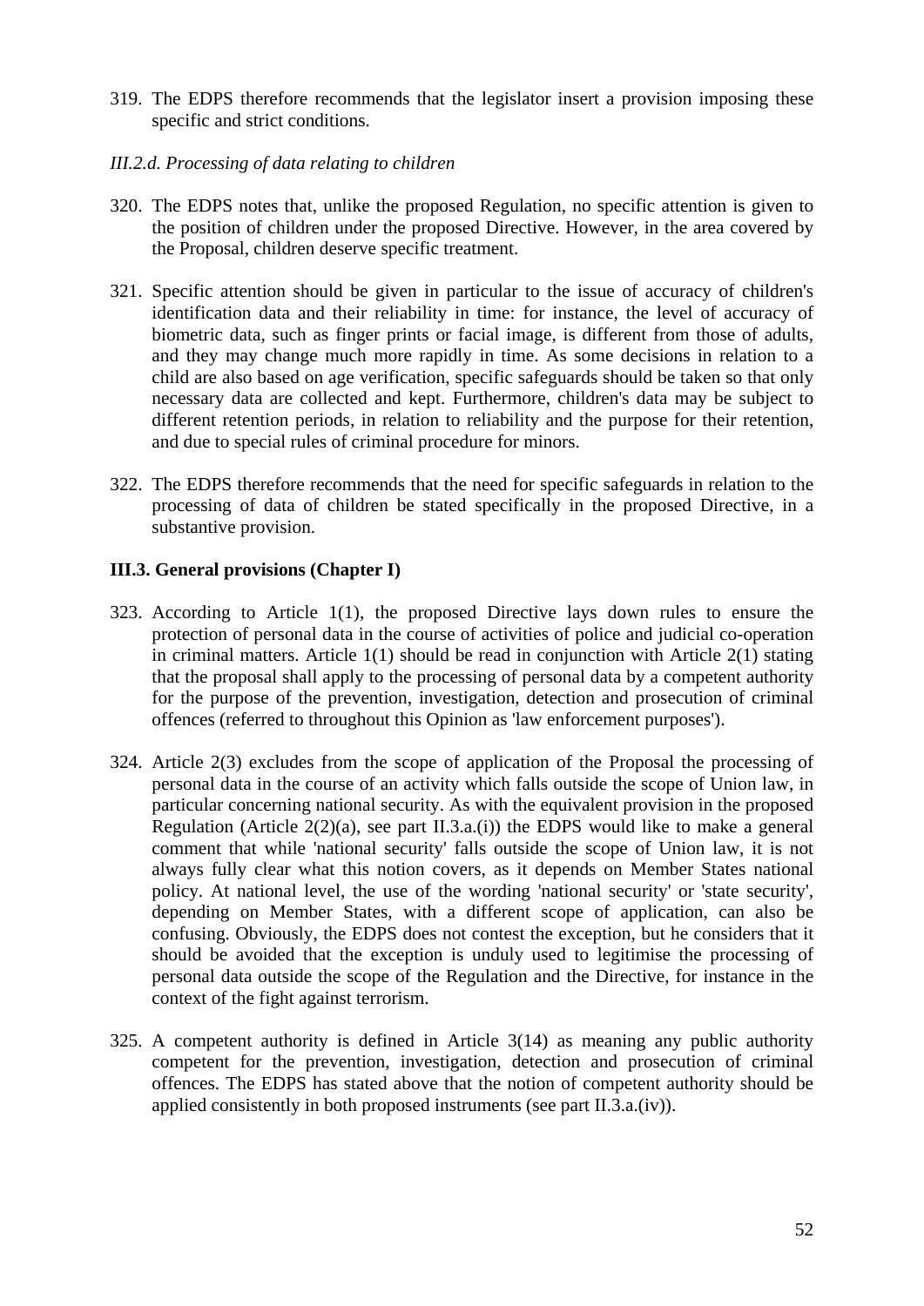319. The EDPS therefore recommends that the legislator insert a provision imposing these specific and strict conditions.

*III.2.d. Processing of data relating to children*

320. The EDPS notes that, unlike the proposed Regulation, no specific attention is given to the position of children under the proposed Directive. However, in the area covered by the Proposal, children deserve specific treatment.

321. Specific attention should be given in particular to the issue of accuracy of children's identification data and their reliability in time: for instance, the level of accuracy of biometric data, such as finger prints or facial image, is different from those of adults, and they may change much more rapidly in time. As some decisions in relation to a child are also based on age verification, specific safeguards should be taken so that only necessary data are collected and kept. Furthermore, children's data may be subject to different retention periods, in relation to reliability and the purpose for their retention, and due to special rules of criminal procedure for minors.

322. The EDPS therefore recommends that the need for specific safeguards in relation to the processing of data of children be stated specifically in the proposed Directive, in a substantive provision.

### III.3. General provisions (Chapter I)

323. According to Article 1(1), the proposed Directive lays down rules to ensure the protection of personal data in the course of activities of police and judicial co-operation in criminal matters. Article 1(1) should be read in conjunction with Article 2(1) stating that the proposal shall apply to the processing of personal data by a competent authority for the purpose of the prevention, investigation, detection and prosecution of criminal offences (referred to throughout this Opinion as 'law enforcement purposes').

324. Article 2(3) excludes from the scope of application of the Proposal the processing of personal data in the course of an activity which falls outside the scope of Union law, in particular concerning national security. As with the equivalent provision in the proposed Regulation (Article 2(2)(a), see part II.3.a.(i)) the EDPS would like to make a general comment that while 'national security' falls outside the scope of Union law, it is not always fully clear what this notion covers, as it depends on Member States national policy. At national level, the use of the wording 'national security' or 'state security', depending on Member States, with a different scope of application, can also be confusing. Obviously, the EDPS does not contest the exception, but he considers that it should be avoided that the exception is unduly used to legitimise the processing of personal data outside the scope of the Regulation and the Directive, for instance in the context of the fight against terrorism.

325. A competent authority is defined in Article 3(14) as meaning any public authority competent for the prevention, investigation, detection and prosecution of criminal offences. The EDPS has stated above that the notion of competent authority should be applied consistently in both proposed instruments (see part II.3.a.(iv)).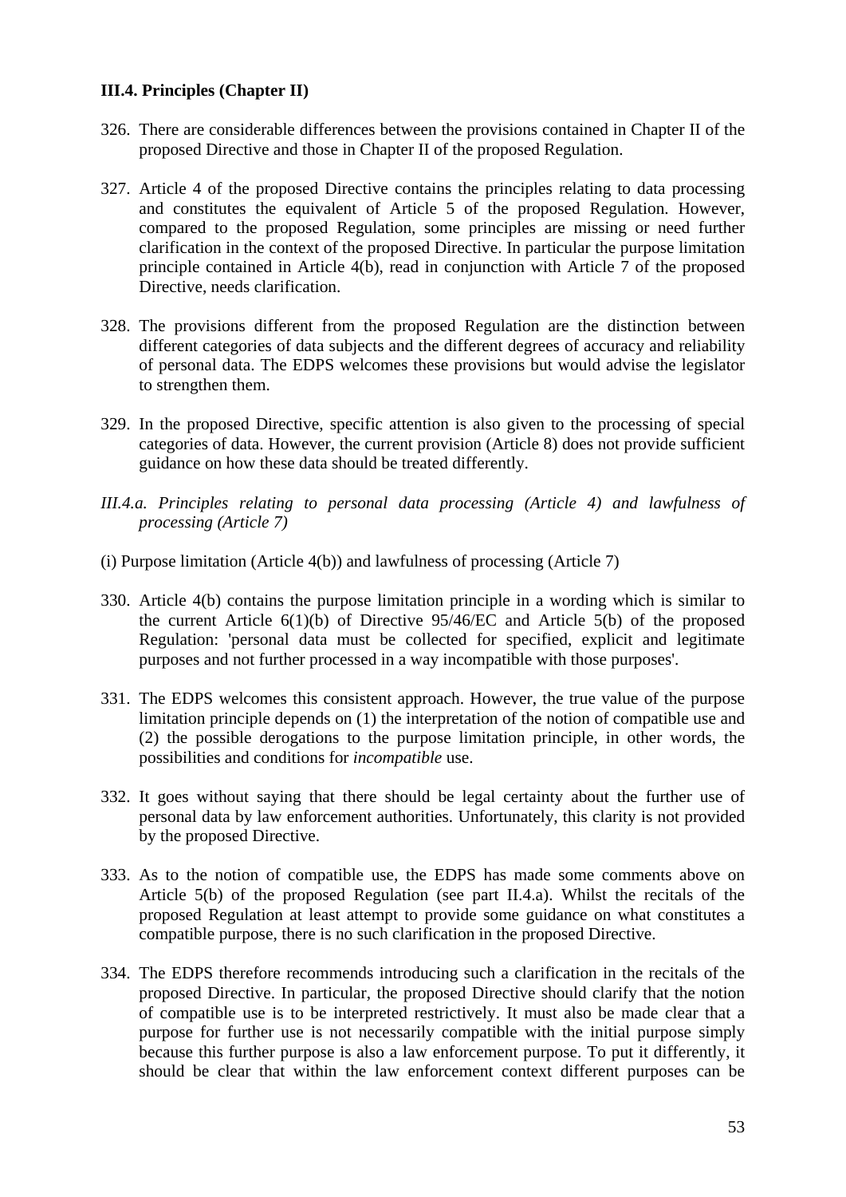### III.4. Principles (Chapter II)

326. There are considerable differences between the provisions contained in Chapter II of the proposed Directive and those in Chapter II of the proposed Regulation.

327. Article 4 of the proposed Directive contains the principles relating to data processing and constitutes the equivalent of Article 5 of the proposed Regulation. However, compared to the proposed Regulation, some principles are missing or need further clarification in the context of the proposed Directive. In particular the purpose limitation principle contained in Article 4(b), read in conjunction with Article 7 of the proposed Directive, needs clarification.

328. The provisions different from the proposed Regulation are the distinction between different categories of data subjects and the different degrees of accuracy and reliability of personal data. The EDPS welcomes these provisions but would advise the legislator to strengthen them.

329. In the proposed Directive, specific attention is also given to the processing of special categories of data. However, the current provision (Article 8) does not provide sufficient guidance on how these data should be treated differently.

#### *III.4.a. Principles relating to personal data processing (Article 4) and lawfulness of processing (Article 7)*

(i) Purpose limitation (Article 4(b)) and lawfulness of processing (Article 7)

330. Article 4(b) contains the purpose limitation principle in a wording which is similar to the current Article 6(1)(b) of Directive 95/46/EC and Article 5(b) of the proposed Regulation: 'personal data must be collected for specified, explicit and legitimate purposes and not further processed in a way incompatible with those purposes'.

331. The EDPS welcomes this consistent approach. However, the true value of the purpose limitation principle depends on (1) the interpretation of the notion of compatible use and (2) the possible derogations to the purpose limitation principle, in other words, the possibilities and conditions for *incompatible* use.

332. It goes without saying that there should be legal certainty about the further use of personal data by law enforcement authorities. Unfortunately, this clarity is not provided by the proposed Directive.

333. As to the notion of compatible use, the EDPS has made some comments above on Article 5(b) of the proposed Regulation (see part II.4.a). Whilst the recitals of the proposed Regulation at least attempt to provide some guidance on what constitutes a compatible purpose, there is no such clarification in the proposed Directive.

334. The EDPS therefore recommends introducing such a clarification in the recitals of the proposed Directive. In particular, the proposed Directive should clarify that the notion of compatible use is to be interpreted restrictively. It must also be made clear that a purpose for further use is not necessarily compatible with the initial purpose simply because this further purpose is also a law enforcement purpose. To put it differently, it should be clear that within the law enforcement context different purposes can be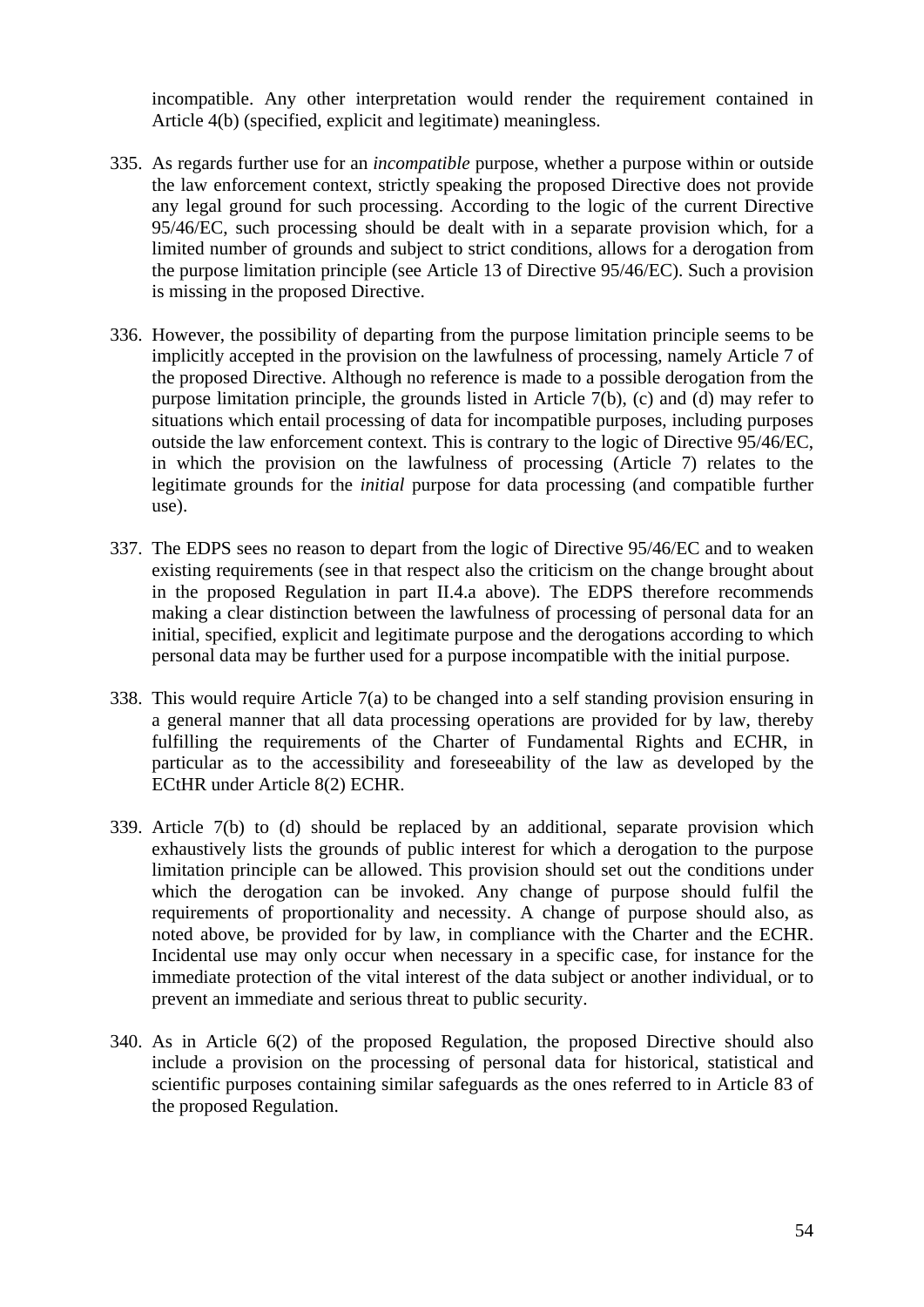incompatible. Any other interpretation would render the requirement contained in Article 4(b) (specified, explicit and legitimate) meaningless.

335. As regards further use for an *incompatible* purpose, whether a purpose within or outside the law enforcement context, strictly speaking the proposed Directive does not provide any legal ground for such processing. According to the logic of the current Directive 95/46/EC, such processing should be dealt with in a separate provision which, for a limited number of grounds and subject to strict conditions, allows for a derogation from the purpose limitation principle (see Article 13 of Directive 95/46/EC). Such a provision is missing in the proposed Directive.

336. However, the possibility of departing from the purpose limitation principle seems to be implicitly accepted in the provision on the lawfulness of processing, namely Article 7 of the proposed Directive. Although no reference is made to a possible derogation from the purpose limitation principle, the grounds listed in Article 7(b), (c) and (d) may refer to situations which entail processing of data for incompatible purposes, including purposes outside the law enforcement context. This is contrary to the logic of Directive 95/46/EC, in which the provision on the lawfulness of processing (Article 7) relates to the legitimate grounds for the *initial* purpose for data processing (and compatible further use).

337. The EDPS sees no reason to depart from the logic of Directive 95/46/EC and to weaken existing requirements (see in that respect also the criticism on the change brought about in the proposed Regulation in part II.4.a above). The EDPS therefore recommends making a clear distinction between the lawfulness of processing of personal data for an initial, specified, explicit and legitimate purpose and the derogations according to which personal data may be further used for a purpose incompatible with the initial purpose.

338. This would require Article 7(a) to be changed into a self standing provision ensuring in a general manner that all data processing operations are provided for by law, thereby fulfilling the requirements of the Charter of Fundamental Rights and ECHR, in particular as to the accessibility and foreseeability of the law as developed by the ECtHR under Article 8(2) ECHR.

339. Article 7(b) to (d) should be replaced by an additional, separate provision which exhaustively lists the grounds of public interest for which a derogation to the purpose limitation principle can be allowed. This provision should set out the conditions under which the derogation can be invoked. Any change of purpose should fulfil the requirements of proportionality and necessity. A change of purpose should also, as noted above, be provided for by law, in compliance with the Charter and the ECHR. Incidental use may only occur when necessary in a specific case, for instance for the immediate protection of the vital interest of the data subject or another individual, or to prevent an immediate and serious threat to public security.

340. As in Article 6(2) of the proposed Regulation, the proposed Directive should also include a provision on the processing of personal data for historical, statistical and scientific purposes containing similar safeguards as the ones referred to in Article 83 of the proposed Regulation.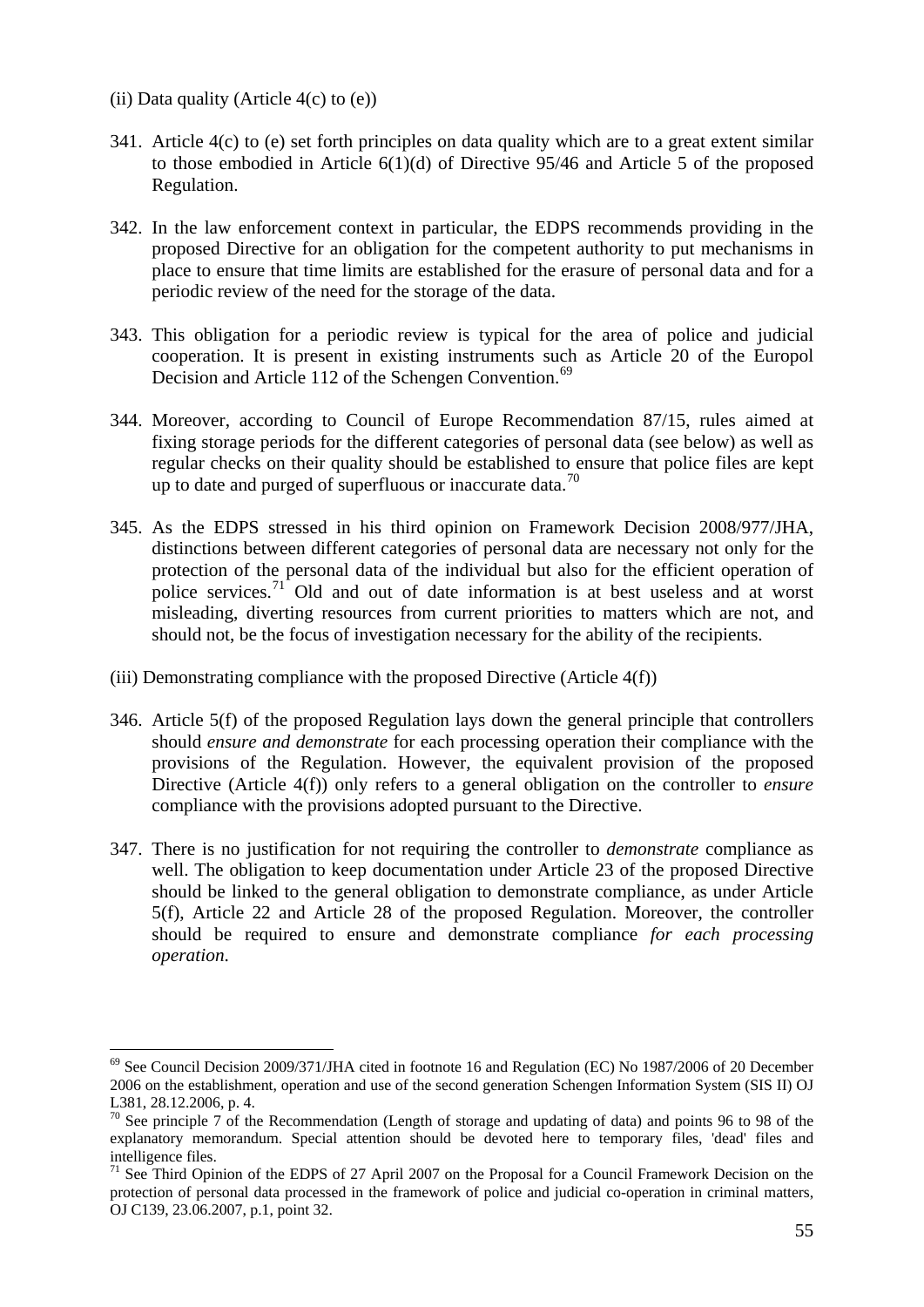(ii) Data quality (Article 4(c) to (e))

341. Article 4(c) to (e) set forth principles on data quality which are to a great extent similar to those embodied in Article 6(1)(d) of Directive 95/46 and Article 5 of the proposed Regulation.

342. In the law enforcement context in particular, the EDPS recommends providing in the proposed Directive for an obligation for the competent authority to put mechanisms in place to ensure that time limits are established for the erasure of personal data and for a periodic review of the need for the storage of the data.

343. This obligation for a periodic review is typical for the area of police and judicial cooperation. It is present in existing instruments such as Article 20 of the Europol Decision and Article 112 of the Schengen Convention.[69]

344. Moreover, according to Council of Europe Recommendation 87/15, rules aimed at fixing storage periods for the different categories of personal data (see below) as well as regular checks on their quality should be established to ensure that police files are kept up to date and purged of superfluous or inaccurate data.[70]

345. As the EDPS stressed in his third opinion on Framework Decision 2008/977/JHA, distinctions between different categories of personal data are necessary not only for the protection of the personal data of the individual but also for the efficient operation of police services.[71] Old and out of date information is at best useless and at worst misleading, diverting resources from current priorities to matters which are not, and should not, be the focus of investigation necessary for the ability of the recipients.

(iii) Demonstrating compliance with the proposed Directive (Article 4(f))

346. Article 5(f) of the proposed Regulation lays down the general principle that controllers should *ensure and demonstrate* for each processing operation their compliance with the provisions of the Regulation. However, the equivalent provision of the proposed Directive (Article 4(f)) only refers to a general obligation on the controller to *ensure* compliance with the provisions adopted pursuant to the Directive.

347. There is no justification for not requiring the controller to *demonstrate* compliance as well. The obligation to keep documentation under Article 23 of the proposed Directive should be linked to the general obligation to demonstrate compliance, as under Article 5(f), Article 22 and Article 28 of the proposed Regulation. Moreover, the controller should be required to ensure and demonstrate compliance *for each processing operation*.

---

[69] See Council Decision 2009/371/JHA cited in footnote 16 and Regulation (EC) No 1987/2006 of 20 December 2006 on the establishment, operation and use of the second generation Schengen Information System (SIS II) OJ L381, 28.12.2006, p. 4.

[70] See principle 7 of the Recommendation (Length of storage and updating of data) and points 96 to 98 of the explanatory memorandum. Special attention should be devoted here to temporary files, 'dead' files and intelligence files.

[71] See Third Opinion of the EDPS of 27 April 2007 on the Proposal for a Council Framework Decision on the protection of personal data processed in the framework of police and judicial co-operation in criminal matters, OJ C139, 23.06.2007, p.1, point 32.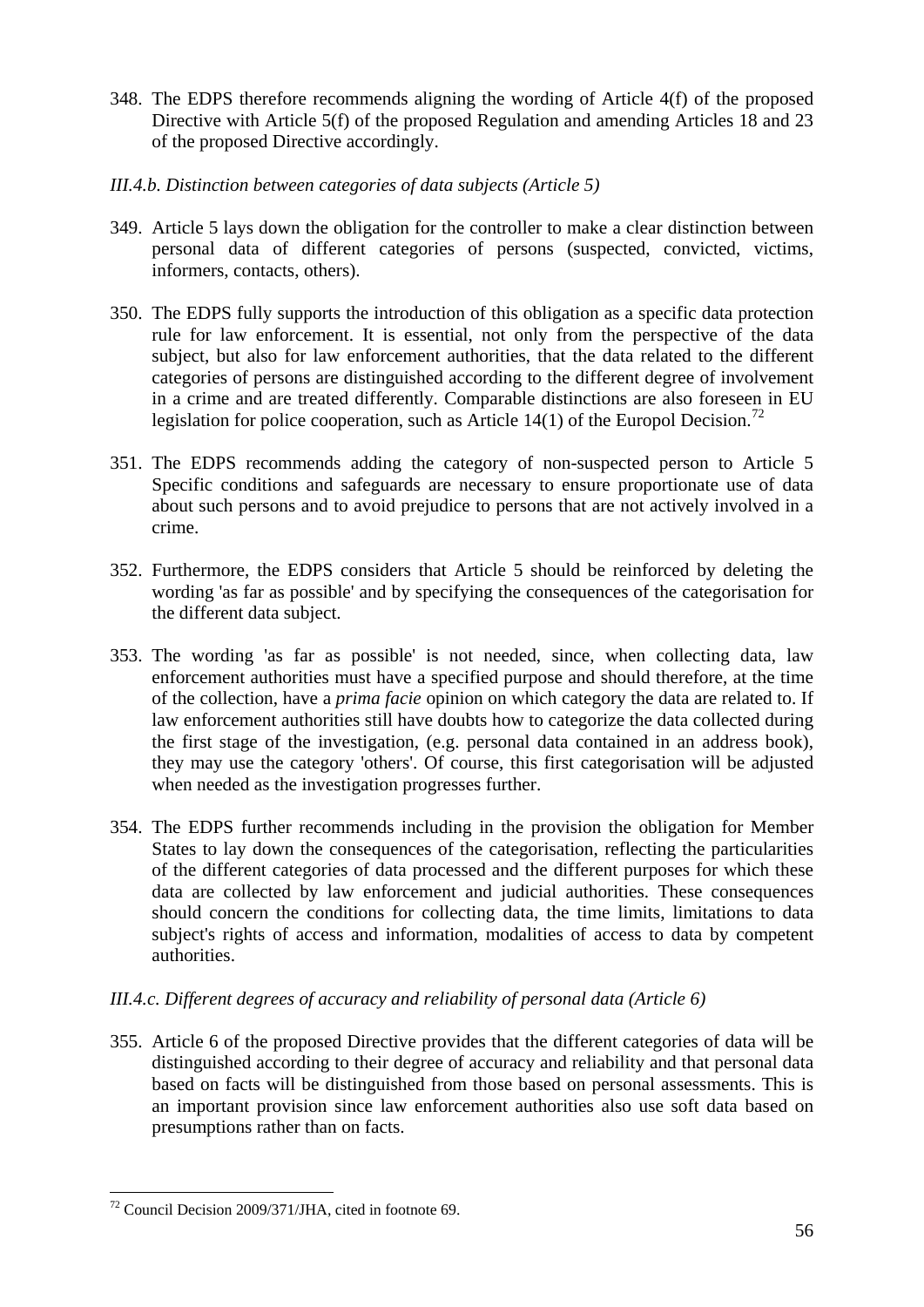348. The EDPS therefore recommends aligning the wording of Article 4(f) of the proposed Directive with Article 5(f) of the proposed Regulation and amending Articles 18 and 23 of the proposed Directive accordingly.

*III.4.b. Distinction between categories of data subjects (Article 5)*

349. Article 5 lays down the obligation for the controller to make a clear distinction between personal data of different categories of persons (suspected, convicted, victims, informers, contacts, others).

350. The EDPS fully supports the introduction of this obligation as a specific data protection rule for law enforcement. It is essential, not only from the perspective of the data subject, but also for law enforcement authorities, that the data related to the different categories of persons are distinguished according to the different degree of involvement in a crime and are treated differently. Comparable distinctions are also foreseen in EU legislation for police cooperation, such as Article 14(1) of the Europol Decision.[72]

351. The EDPS recommends adding the category of non-suspected person to Article 5 Specific conditions and safeguards are necessary to ensure proportionate use of data about such persons and to avoid prejudice to persons that are not actively involved in a crime.

352. Furthermore, the EDPS considers that Article 5 should be reinforced by deleting the wording 'as far as possible' and by specifying the consequences of the categorisation for the different data subject.

353. The wording 'as far as possible' is not needed, since, when collecting data, law enforcement authorities must have a specified purpose and should therefore, at the time of the collection, have a *prima facie* opinion on which category the data are related to. If law enforcement authorities still have doubts how to categorize the data collected during the first stage of the investigation, (e.g. personal data contained in an address book), they may use the category 'others'. Of course, this first categorisation will be adjusted when needed as the investigation progresses further.

354. The EDPS further recommends including in the provision the obligation for Member States to lay down the consequences of the categorisation, reflecting the particularities of the different categories of data processed and the different purposes for which these data are collected by law enforcement and judicial authorities. These consequences should concern the conditions for collecting data, the time limits, limitations to data subject's rights of access and information, modalities of access to data by competent authorities.

*III.4.c. Different degrees of accuracy and reliability of personal data (Article 6)*

355. Article 6 of the proposed Directive provides that the different categories of data will be distinguished according to their degree of accuracy and reliability and that personal data based on facts will be distinguished from those based on personal assessments. This is an important provision since law enforcement authorities also use soft data based on presumptions rather than on facts.

---

[72] Council Decision 2009/371/JHA, cited in footnote 69.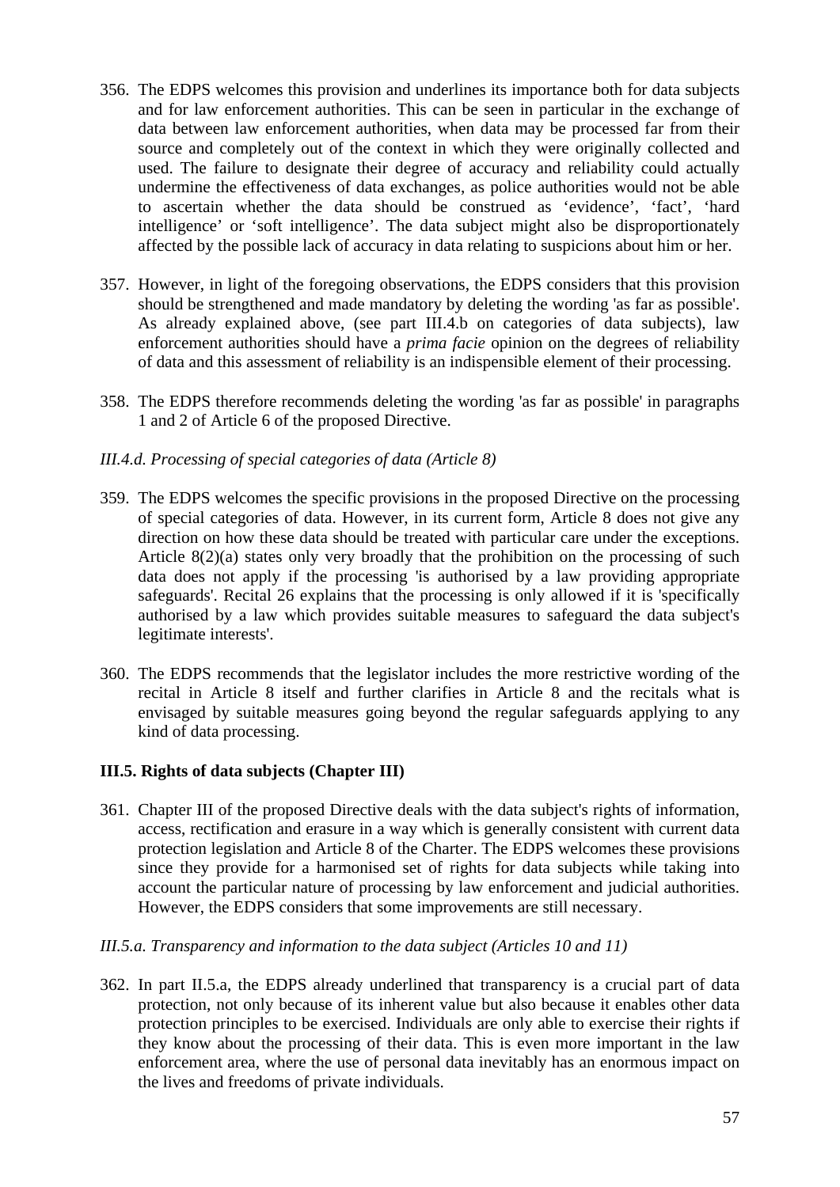356. The EDPS welcomes this provision and underlines its importance both for data subjects and for law enforcement authorities. This can be seen in particular in the exchange of data between law enforcement authorities, when data may be processed far from their source and completely out of the context in which they were originally collected and used. The failure to designate their degree of accuracy and reliability could actually undermine the effectiveness of data exchanges, as police authorities would not be able to ascertain whether the data should be construed as 'evidence', 'fact', 'hard intelligence' or 'soft intelligence'. The data subject might also be disproportionately affected by the possible lack of accuracy in data relating to suspicions about him or her.

357. However, in light of the foregoing observations, the EDPS considers that this provision should be strengthened and made mandatory by deleting the wording 'as far as possible'. As already explained above, (see part III.4.b on categories of data subjects), law enforcement authorities should have a *prima facie* opinion on the degrees of reliability of data and this assessment of reliability is an indispensible element of their processing.

358. The EDPS therefore recommends deleting the wording 'as far as possible' in paragraphs 1 and 2 of Article 6 of the proposed Directive.

*III.4.d. Processing of special categories of data (Article 8)*

359. The EDPS welcomes the specific provisions in the proposed Directive on the processing of special categories of data. However, in its current form, Article 8 does not give any direction on how these data should be treated with particular care under the exceptions. Article 8(2)(a) states only very broadly that the prohibition on the processing of such data does not apply if the processing 'is authorised by a law providing appropriate safeguards'. Recital 26 explains that the processing is only allowed if it is 'specifically authorised by a law which provides suitable measures to safeguard the data subject's legitimate interests'.

360. The EDPS recommends that the legislator includes the more restrictive wording of the recital in Article 8 itself and further clarifies in Article 8 and the recitals what is envisaged by suitable measures going beyond the regular safeguards applying to any kind of data processing.

### III.5. Rights of data subjects (Chapter III)

361. Chapter III of the proposed Directive deals with the data subject's rights of information, access, rectification and erasure in a way which is generally consistent with current data protection legislation and Article 8 of the Charter. The EDPS welcomes these provisions since they provide for a harmonised set of rights for data subjects while taking into account the particular nature of processing by law enforcement and judicial authorities. However, the EDPS considers that some improvements are still necessary.

*III.5.a. Transparency and information to the data subject (Articles 10 and 11)*

362. In part II.5.a, the EDPS already underlined that transparency is a crucial part of data protection, not only because of its inherent value but also because it enables other data protection principles to be exercised. Individuals are only able to exercise their rights if they know about the processing of their data. This is even more important in the law enforcement area, where the use of personal data inevitably has an enormous impact on the lives and freedoms of private individuals.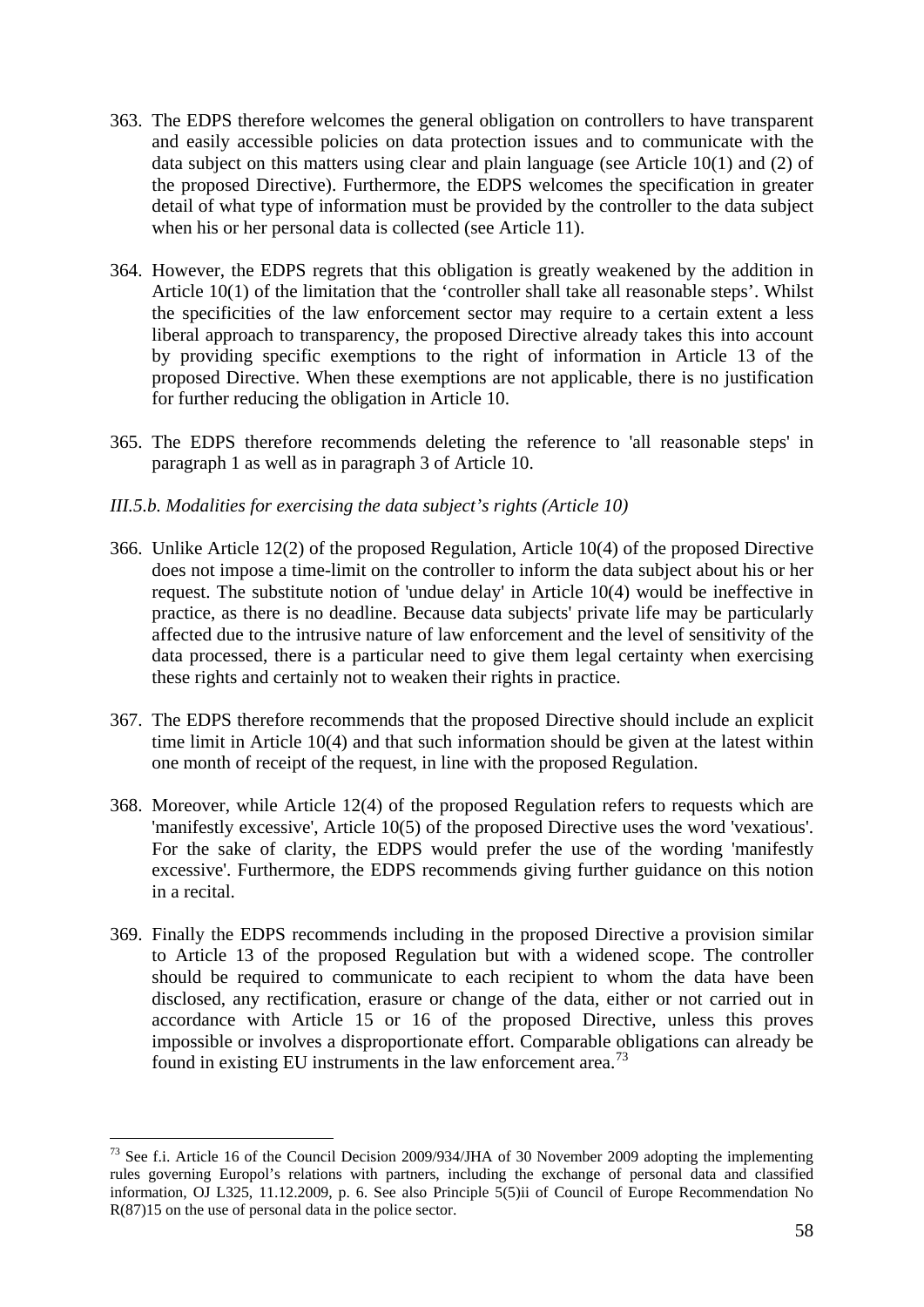363. The EDPS therefore welcomes the general obligation on controllers to have transparent and easily accessible policies on data protection issues and to communicate with the data subject on this matters using clear and plain language (see Article 10(1) and (2) of the proposed Directive). Furthermore, the EDPS welcomes the specification in greater detail of what type of information must be provided by the controller to the data subject when his or her personal data is collected (see Article 11).

364. However, the EDPS regrets that this obligation is greatly weakened by the addition in Article 10(1) of the limitation that the 'controller shall take all reasonable steps'. Whilst the specificities of the law enforcement sector may require to a certain extent a less liberal approach to transparency, the proposed Directive already takes this into account by providing specific exemptions to the right of information in Article 13 of the proposed Directive. When these exemptions are not applicable, there is no justification for further reducing the obligation in Article 10.

365. The EDPS therefore recommends deleting the reference to 'all reasonable steps' in paragraph 1 as well as in paragraph 3 of Article 10.

*III.5.b. Modalities for exercising the data subject's rights (Article 10)*

366. Unlike Article 12(2) of the proposed Regulation, Article 10(4) of the proposed Directive does not impose a time-limit on the controller to inform the data subject about his or her request. The substitute notion of 'undue delay' in Article 10(4) would be ineffective in practice, as there is no deadline. Because data subjects' private life may be particularly affected due to the intrusive nature of law enforcement and the level of sensitivity of the data processed, there is a particular need to give them legal certainty when exercising these rights and certainly not to weaken their rights in practice.

367. The EDPS therefore recommends that the proposed Directive should include an explicit time limit in Article 10(4) and that such information should be given at the latest within one month of receipt of the request, in line with the proposed Regulation.

368. Moreover, while Article 12(4) of the proposed Regulation refers to requests which are 'manifestly excessive', Article 10(5) of the proposed Directive uses the word 'vexatious'. For the sake of clarity, the EDPS would prefer the use of the wording 'manifestly excessive'. Furthermore, the EDPS recommends giving further guidance on this notion in a recital.

369. Finally the EDPS recommends including in the proposed Directive a provision similar to Article 13 of the proposed Regulation but with a widened scope. The controller should be required to communicate to each recipient to whom the data have been disclosed, any rectification, erasure or change of the data, either or not carried out in accordance with Article 15 or 16 of the proposed Directive, unless this proves impossible or involves a disproportionate effort. Comparable obligations can already be found in existing EU instruments in the law enforcement area.[73]

---

[73] See f.i. Article 16 of the Council Decision 2009/934/JHA of 30 November 2009 adopting the implementing rules governing Europol's relations with partners, including the exchange of personal data and classified information, OJ L325, 11.12.2009, p. 6. See also Principle 5(5)ii of Council of Europe Recommendation No R(87)15 on the use of personal data in the police sector.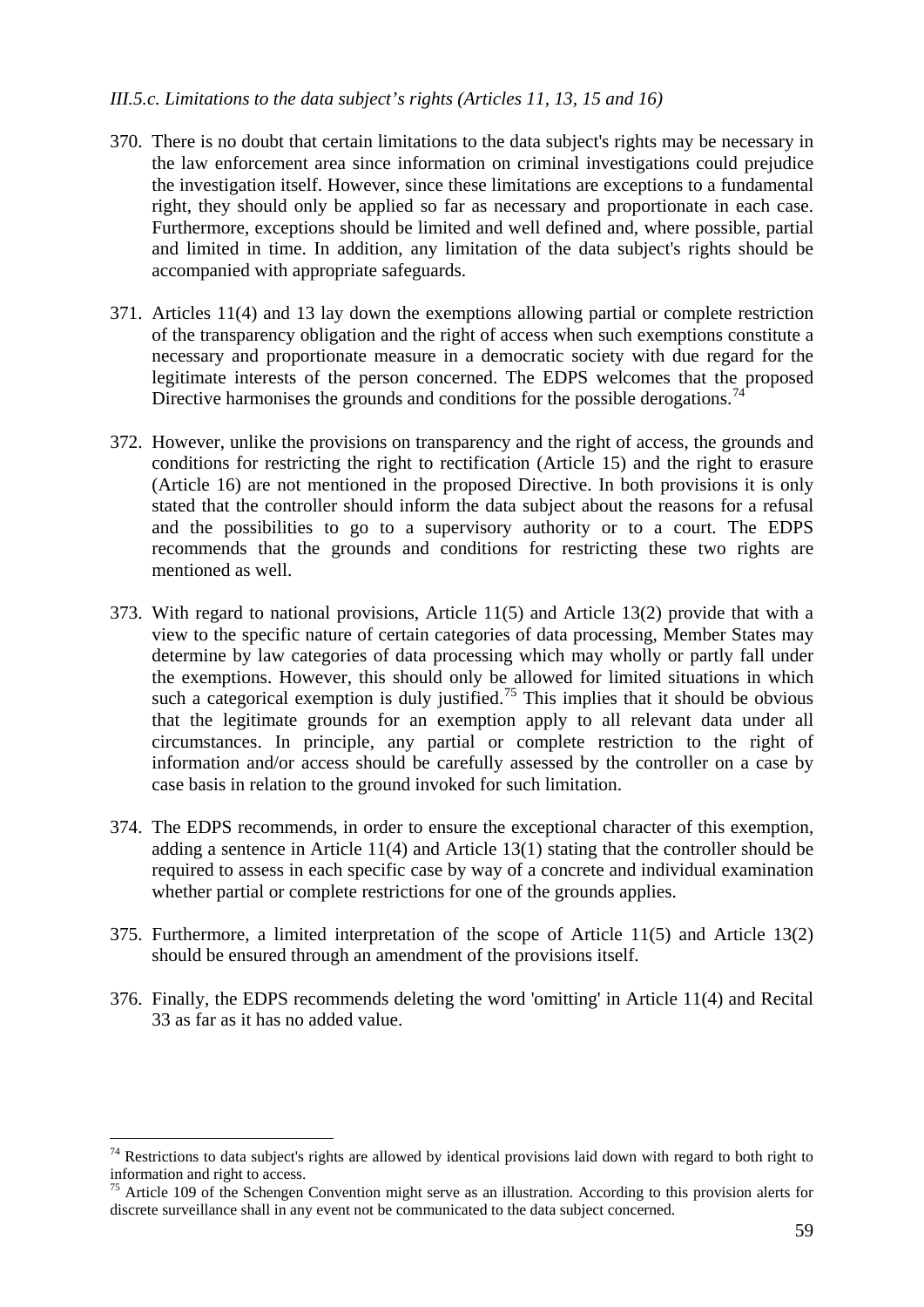*III.5.c. Limitations to the data subject's rights (Articles 11, 13, 15 and 16)*

370. There is no doubt that certain limitations to the data subject's rights may be necessary in the law enforcement area since information on criminal investigations could prejudice the investigation itself. However, since these limitations are exceptions to a fundamental right, they should only be applied so far as necessary and proportionate in each case. Furthermore, exceptions should be limited and well defined and, where possible, partial and limited in time. In addition, any limitation of the data subject's rights should be accompanied with appropriate safeguards.

371. Articles 11(4) and 13 lay down the exemptions allowing partial or complete restriction of the transparency obligation and the right of access when such exemptions constitute a necessary and proportionate measure in a democratic society with due regard for the legitimate interests of the person concerned. The EDPS welcomes that the proposed Directive harmonises the grounds and conditions for the possible derogations.[74]

372. However, unlike the provisions on transparency and the right of access, the grounds and conditions for restricting the right to rectification (Article 15) and the right to erasure (Article 16) are not mentioned in the proposed Directive. In both provisions it is only stated that the controller should inform the data subject about the reasons for a refusal and the possibilities to go to a supervisory authority or to a court. The EDPS recommends that the grounds and conditions for restricting these two rights are mentioned as well.

373. With regard to national provisions, Article 11(5) and Article 13(2) provide that with a view to the specific nature of certain categories of data processing, Member States may determine by law categories of data processing which may wholly or partly fall under the exemptions. However, this should only be allowed for limited situations in which such a categorical exemption is duly justified.[75] This implies that it should be obvious that the legitimate grounds for an exemption apply to all relevant data under all circumstances. In principle, any partial or complete restriction to the right of information and/or access should be carefully assessed by the controller on a case by case basis in relation to the ground invoked for such limitation.

374. The EDPS recommends, in order to ensure the exceptional character of this exemption, adding a sentence in Article 11(4) and Article 13(1) stating that the controller should be required to assess in each specific case by way of a concrete and individual examination whether partial or complete restrictions for one of the grounds applies.

375. Furthermore, a limited interpretation of the scope of Article 11(5) and Article 13(2) should be ensured through an amendment of the provisions itself.

376. Finally, the EDPS recommends deleting the word 'omitting' in Article 11(4) and Recital 33 as far as it has no added value.

---

[74] Restrictions to data subject's rights are allowed by identical provisions laid down with regard to both right to information and right to access.

[75] Article 109 of the Schengen Convention might serve as an illustration. According to this provision alerts for discrete surveillance shall in any event not be communicated to the data subject concerned.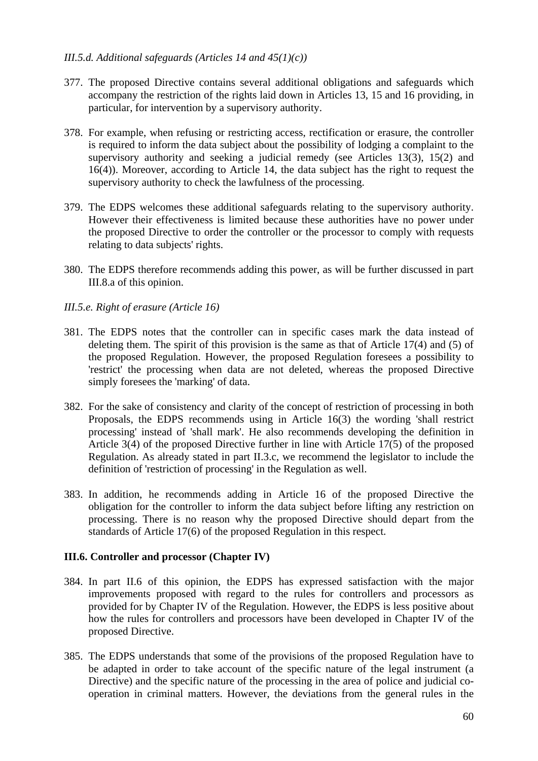*III.5.d. Additional safeguards (Articles 14 and 45(1)(c))*

377. The proposed Directive contains several additional obligations and safeguards which accompany the restriction of the rights laid down in Articles 13, 15 and 16 providing, in particular, for intervention by a supervisory authority.

378. For example, when refusing or restricting access, rectification or erasure, the controller is required to inform the data subject about the possibility of lodging a complaint to the supervisory authority and seeking a judicial remedy (see Articles 13(3), 15(2) and 16(4)). Moreover, according to Article 14, the data subject has the right to request the supervisory authority to check the lawfulness of the processing.

379. The EDPS welcomes these additional safeguards relating to the supervisory authority. However their effectiveness is limited because these authorities have no power under the proposed Directive to order the controller or the processor to comply with requests relating to data subjects' rights.

380. The EDPS therefore recommends adding this power, as will be further discussed in part III.8.a of this opinion.

*III.5.e. Right of erasure (Article 16)*

381. The EDPS notes that the controller can in specific cases mark the data instead of deleting them. The spirit of this provision is the same as that of Article 17(4) and (5) of the proposed Regulation. However, the proposed Regulation foresees a possibility to 'restrict' the processing when data are not deleted, whereas the proposed Directive simply foresees the 'marking' of data.

382. For the sake of consistency and clarity of the concept of restriction of processing in both Proposals, the EDPS recommends using in Article 16(3) the wording 'shall restrict processing' instead of 'shall mark'. He also recommends developing the definition in Article 3(4) of the proposed Directive further in line with Article 17(5) of the proposed Regulation. As already stated in part II.3.c, we recommend the legislator to include the definition of 'restriction of processing' in the Regulation as well.

383. In addition, he recommends adding in Article 16 of the proposed Directive the obligation for the controller to inform the data subject before lifting any restriction on processing. There is no reason why the proposed Directive should depart from the standards of Article 17(6) of the proposed Regulation in this respect.

**III.6. Controller and processor (Chapter IV)**

384. In part II.6 of this opinion, the EDPS has expressed satisfaction with the major improvements proposed with regard to the rules for controllers and processors as provided for by Chapter IV of the Regulation. However, the EDPS is less positive about how the rules for controllers and processors have been developed in Chapter IV of the proposed Directive.

385. The EDPS understands that some of the provisions of the proposed Regulation have to be adapted in order to take account of the specific nature of the legal instrument (a Directive) and the specific nature of the processing in the area of police and judicial co-operation in criminal matters. However, the deviations from the general rules in the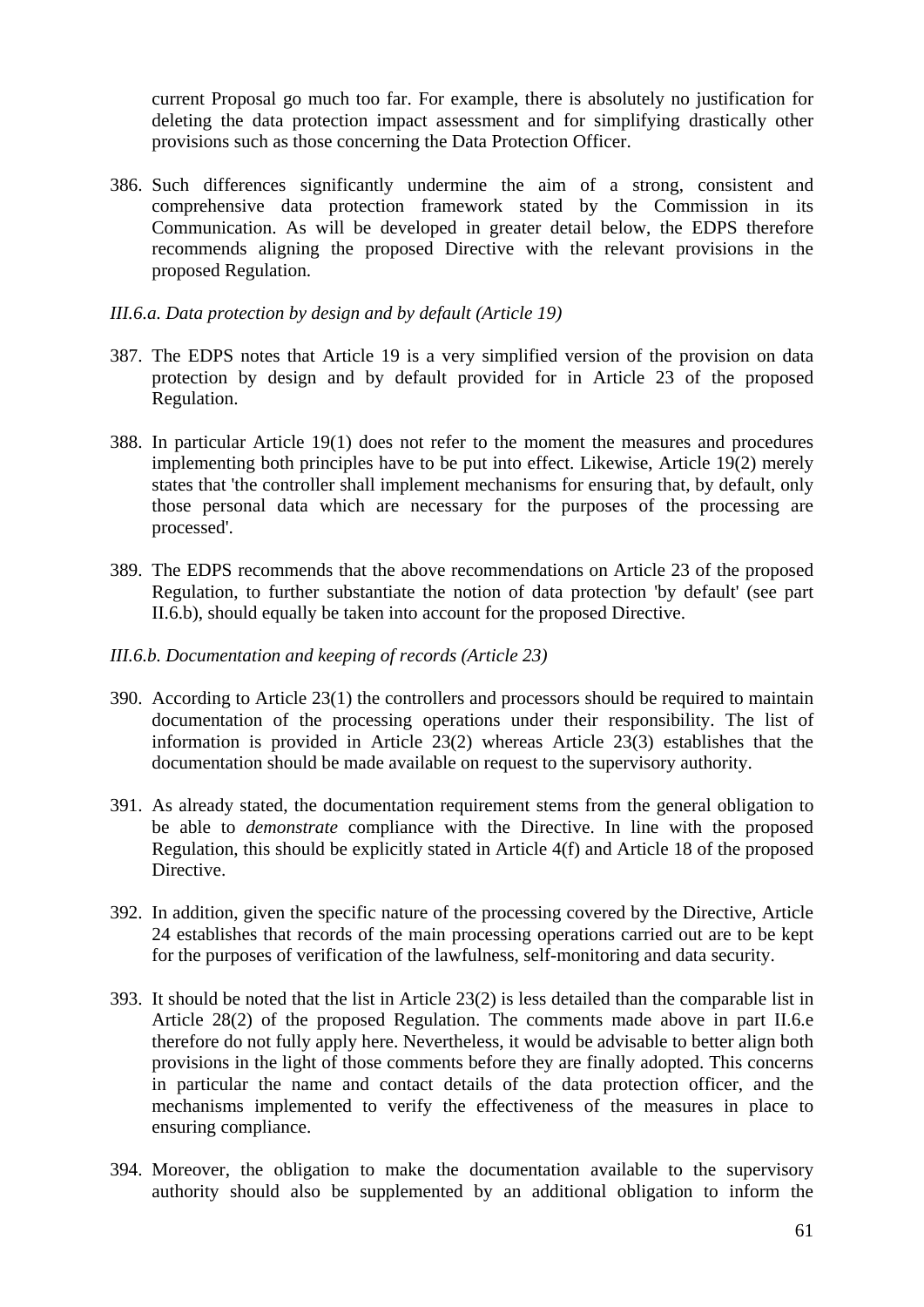current Proposal go much too far. For example, there is absolutely no justification for deleting the data protection impact assessment and for simplifying drastically other provisions such as those concerning the Data Protection Officer.

386. Such differences significantly undermine the aim of a strong, consistent and comprehensive data protection framework stated by the Commission in its Communication. As will be developed in greater detail below, the EDPS therefore recommends aligning the proposed Directive with the relevant provisions in the proposed Regulation.

*III.6.a. Data protection by design and by default (Article 19)*

387. The EDPS notes that Article 19 is a very simplified version of the provision on data protection by design and by default provided for in Article 23 of the proposed Regulation.

388. In particular Article 19(1) does not refer to the moment the measures and procedures implementing both principles have to be put into effect. Likewise, Article 19(2) merely states that 'the controller shall implement mechanisms for ensuring that, by default, only those personal data which are necessary for the purposes of the processing are processed'.

389. The EDPS recommends that the above recommendations on Article 23 of the proposed Regulation, to further substantiate the notion of data protection 'by default' (see part II.6.b), should equally be taken into account for the proposed Directive.

*III.6.b. Documentation and keeping of records (Article 23)*

390. According to Article 23(1) the controllers and processors should be required to maintain documentation of the processing operations under their responsibility. The list of information is provided in Article 23(2) whereas Article 23(3) establishes that the documentation should be made available on request to the supervisory authority.

391. As already stated, the documentation requirement stems from the general obligation to be able to *demonstrate* compliance with the Directive. In line with the proposed Regulation, this should be explicitly stated in Article 4(f) and Article 18 of the proposed Directive.

392. In addition, given the specific nature of the processing covered by the Directive, Article 24 establishes that records of the main processing operations carried out are to be kept for the purposes of verification of the lawfulness, self-monitoring and data security.

393. It should be noted that the list in Article 23(2) is less detailed than the comparable list in Article 28(2) of the proposed Regulation. The comments made above in part II.6.e therefore do not fully apply here. Nevertheless, it would be advisable to better align both provisions in the light of those comments before they are finally adopted. This concerns in particular the name and contact details of the data protection officer, and the mechanisms implemented to verify the effectiveness of the measures in place to ensuring compliance.

394. Moreover, the obligation to make the documentation available to the supervisory authority should also be supplemented by an additional obligation to inform the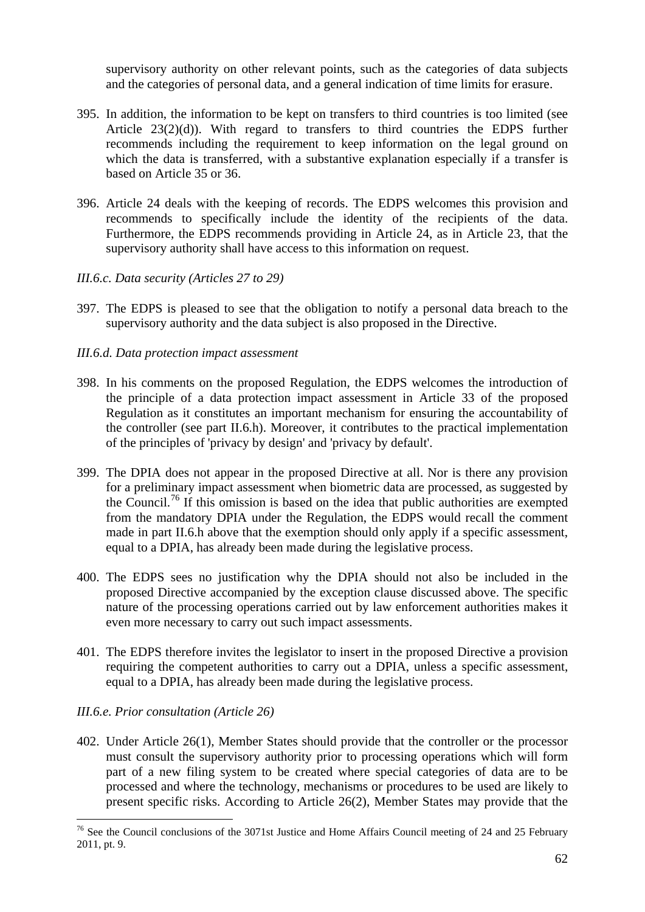supervisory authority on other relevant points, such as the categories of data subjects and the categories of personal data, and a general indication of time limits for erasure.

395. In addition, the information to be kept on transfers to third countries is too limited (see Article 23(2)(d)). With regard to transfers to third countries the EDPS further recommends including the requirement to keep information on the legal ground on which the data is transferred, with a substantive explanation especially if a transfer is based on Article 35 or 36.

396. Article 24 deals with the keeping of records. The EDPS welcomes this provision and recommends to specifically include the identity of the recipients of the data. Furthermore, the EDPS recommends providing in Article 24, as in Article 23, that the supervisory authority shall have access to this information on request.

*III.6.c. Data security (Articles 27 to 29)*

397. The EDPS is pleased to see that the obligation to notify a personal data breach to the supervisory authority and the data subject is also proposed in the Directive.

*III.6.d. Data protection impact assessment*

398. In his comments on the proposed Regulation, the EDPS welcomes the introduction of the principle of a data protection impact assessment in Article 33 of the proposed Regulation as it constitutes an important mechanism for ensuring the accountability of the controller (see part II.6.h). Moreover, it contributes to the practical implementation of the principles of 'privacy by design' and 'privacy by default'.

399. The DPIA does not appear in the proposed Directive at all. Nor is there any provision for a preliminary impact assessment when biometric data are processed, as suggested by the Council.[76] If this omission is based on the idea that public authorities are exempted from the mandatory DPIA under the Regulation, the EDPS would recall the comment made in part II.6.h above that the exemption should only apply if a specific assessment, equal to a DPIA, has already been made during the legislative process.

400. The EDPS sees no justification why the DPIA should not also be included in the proposed Directive accompanied by the exception clause discussed above. The specific nature of the processing operations carried out by law enforcement authorities makes it even more necessary to carry out such impact assessments.

401. The EDPS therefore invites the legislator to insert in the proposed Directive a provision requiring the competent authorities to carry out a DPIA, unless a specific assessment, equal to a DPIA, has already been made during the legislative process.

*III.6.e. Prior consultation (Article 26)*

402. Under Article 26(1), Member States should provide that the controller or the processor must consult the supervisory authority prior to processing operations which will form part of a new filing system to be created where special categories of data are to be processed and where the technology, mechanisms or procedures to be used are likely to present specific risks. According to Article 26(2), Member States may provide that the

---

[76] See the Council conclusions of the 3071st Justice and Home Affairs Council meeting of 24 and 25 February 2011, pt. 9.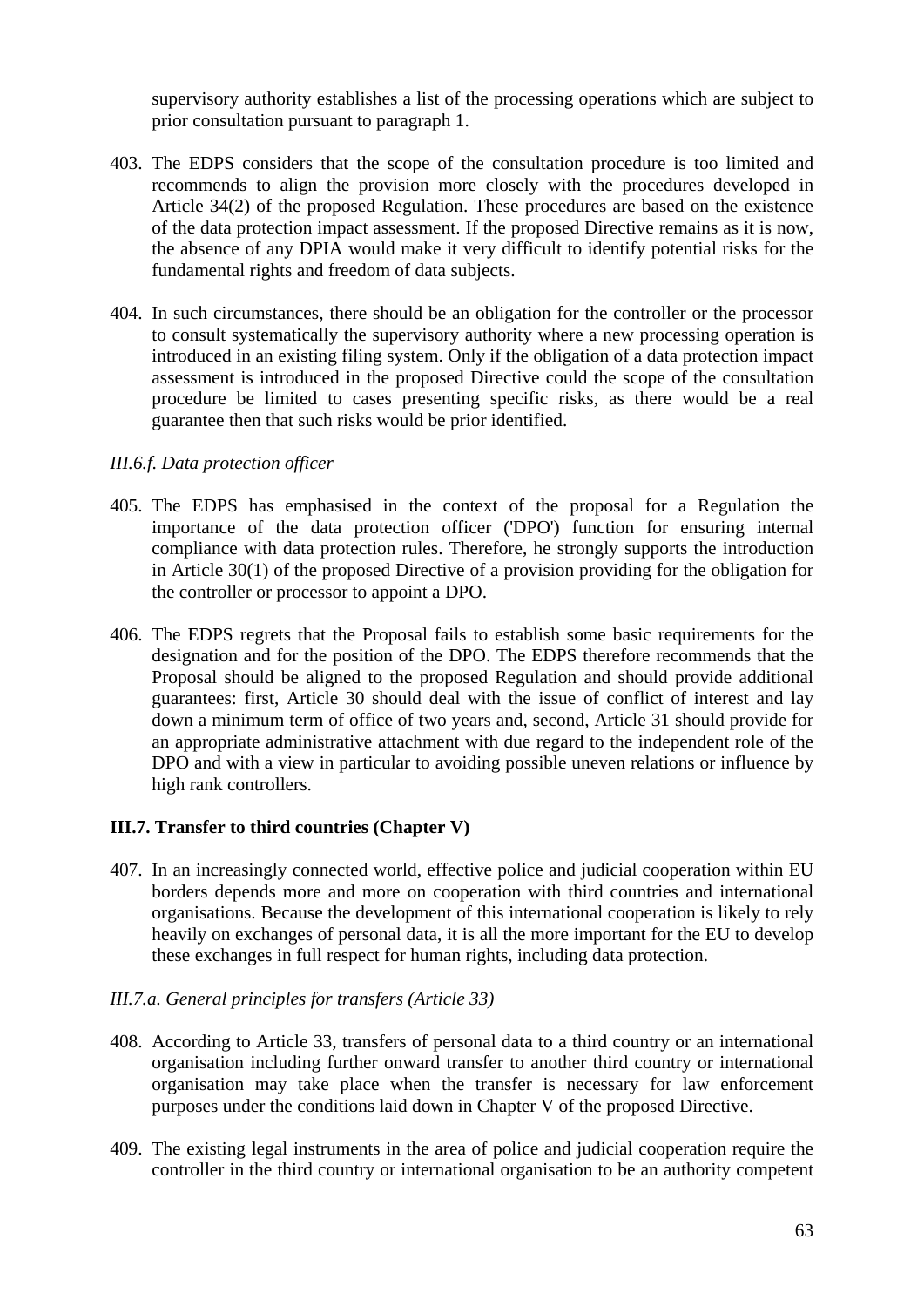supervisory authority establishes a list of the processing operations which are subject to prior consultation pursuant to paragraph 1.

403. The EDPS considers that the scope of the consultation procedure is too limited and recommends to align the provision more closely with the procedures developed in Article 34(2) of the proposed Regulation. These procedures are based on the existence of the data protection impact assessment. If the proposed Directive remains as it is now, the absence of any DPIA would make it very difficult to identify potential risks for the fundamental rights and freedom of data subjects.

404. In such circumstances, there should be an obligation for the controller or the processor to consult systematically the supervisory authority where a new processing operation is introduced in an existing filing system. Only if the obligation of a data protection impact assessment is introduced in the proposed Directive could the scope of the consultation procedure be limited to cases presenting specific risks, as there would be a real guarantee then that such risks would be prior identified.

*III.6.f. Data protection officer*

405. The EDPS has emphasised in the context of the proposal for a Regulation the importance of the data protection officer ('DPO') function for ensuring internal compliance with data protection rules. Therefore, he strongly supports the introduction in Article 30(1) of the proposed Directive of a provision providing for the obligation for the controller or processor to appoint a DPO.

406. The EDPS regrets that the Proposal fails to establish some basic requirements for the designation and for the position of the DPO. The EDPS therefore recommends that the Proposal should be aligned to the proposed Regulation and should provide additional guarantees: first, Article 30 should deal with the issue of conflict of interest and lay down a minimum term of office of two years and, second, Article 31 should provide for an appropriate administrative attachment with due regard to the independent role of the DPO and with a view in particular to avoiding possible uneven relations or influence by high rank controllers.

**III.7. Transfer to third countries (Chapter V)**

407. In an increasingly connected world, effective police and judicial cooperation within EU borders depends more and more on cooperation with third countries and international organisations. Because the development of this international cooperation is likely to rely heavily on exchanges of personal data, it is all the more important for the EU to develop these exchanges in full respect for human rights, including data protection.

*III.7.a. General principles for transfers (Article 33)*

408. According to Article 33, transfers of personal data to a third country or an international organisation including further onward transfer to another third country or international organisation may take place when the transfer is necessary for law enforcement purposes under the conditions laid down in Chapter V of the proposed Directive.

409. The existing legal instruments in the area of police and judicial cooperation require the controller in the third country or international organisation to be an authority competent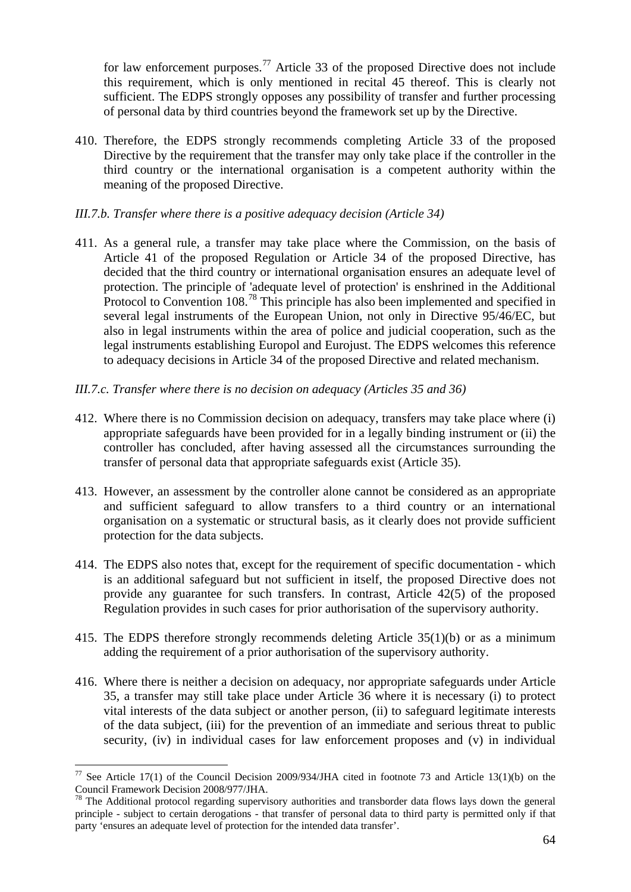for law enforcement purposes.[77] Article 33 of the proposed Directive does not include this requirement, which is only mentioned in recital 45 thereof. This is clearly not sufficient. The EDPS strongly opposes any possibility of transfer and further processing of personal data by third countries beyond the framework set up by the Directive.

410. Therefore, the EDPS strongly recommends completing Article 33 of the proposed Directive by the requirement that the transfer may only take place if the controller in the third country or the international organisation is a competent authority within the meaning of the proposed Directive.

*III.7.b. Transfer where there is a positive adequacy decision (Article 34)*

411. As a general rule, a transfer may take place where the Commission, on the basis of Article 41 of the proposed Regulation or Article 34 of the proposed Directive, has decided that the third country or international organisation ensures an adequate level of protection. The principle of 'adequate level of protection' is enshrined in the Additional Protocol to Convention 108.[78] This principle has also been implemented and specified in several legal instruments of the European Union, not only in Directive 95/46/EC, but also in legal instruments within the area of police and judicial cooperation, such as the legal instruments establishing Europol and Eurojust. The EDPS welcomes this reference to adequacy decisions in Article 34 of the proposed Directive and related mechanism.

*III.7.c. Transfer where there is no decision on adequacy (Articles 35 and 36)*

412. Where there is no Commission decision on adequacy, transfers may take place where (i) appropriate safeguards have been provided for in a legally binding instrument or (ii) the controller has concluded, after having assessed all the circumstances surrounding the transfer of personal data that appropriate safeguards exist (Article 35).

413. However, an assessment by the controller alone cannot be considered as an appropriate and sufficient safeguard to allow transfers to a third country or an international organisation on a systematic or structural basis, as it clearly does not provide sufficient protection for the data subjects.

414. The EDPS also notes that, except for the requirement of specific documentation - which is an additional safeguard but not sufficient in itself, the proposed Directive does not provide any guarantee for such transfers. In contrast, Article 42(5) of the proposed Regulation provides in such cases for prior authorisation of the supervisory authority.

415. The EDPS therefore strongly recommends deleting Article 35(1)(b) or as a minimum adding the requirement of a prior authorisation of the supervisory authority.

416. Where there is neither a decision on adequacy, nor appropriate safeguards under Article 35, a transfer may still take place under Article 36 where it is necessary (i) to protect vital interests of the data subject or another person, (ii) to safeguard legitimate interests of the data subject, (iii) for the prevention of an immediate and serious threat to public security, (iv) in individual cases for law enforcement proposes and (v) in individual

---

[77] See Article 17(1) of the Council Decision 2009/934/JHA cited in footnote 73 and Article 13(1)(b) on the Council Framework Decision 2008/977/JHA.

[78] The Additional protocol regarding supervisory authorities and transborder data flows lays down the general principle - subject to certain derogations - that transfer of personal data to third party is permitted only if that party 'ensures an adequate level of protection for the intended data transfer'.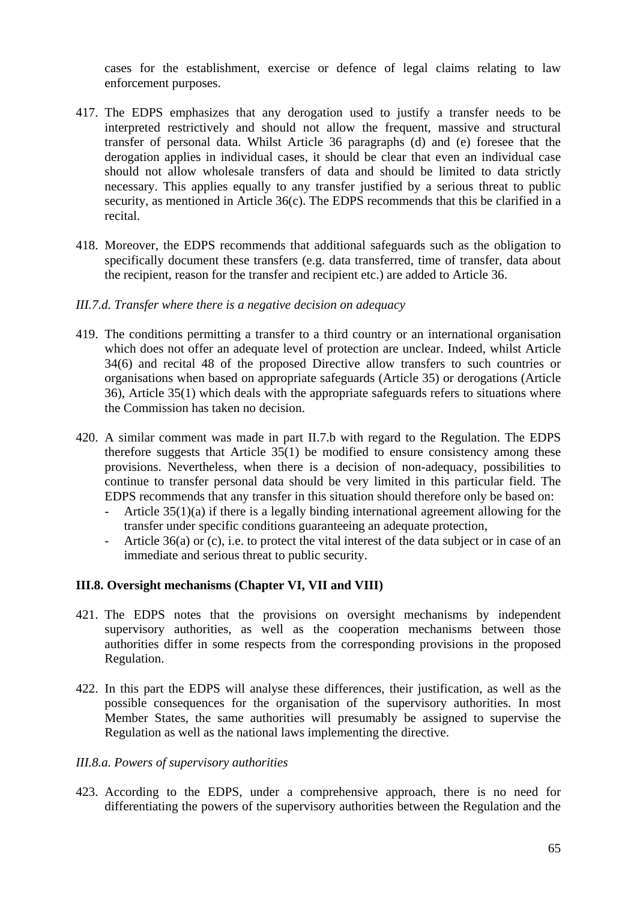cases for the establishment, exercise or defence of legal claims relating to law enforcement purposes.

417. The EDPS emphasizes that any derogation used to justify a transfer needs to be interpreted restrictively and should not allow the frequent, massive and structural transfer of personal data. Whilst Article 36 paragraphs (d) and (e) foresee that the derogation applies in individual cases, it should be clear that even an individual case should not allow wholesale transfers of data and should be limited to data strictly necessary. This applies equally to any transfer justified by a serious threat to public security, as mentioned in Article 36(c). The EDPS recommends that this be clarified in a recital.

418. Moreover, the EDPS recommends that additional safeguards such as the obligation to specifically document these transfers (e.g. data transferred, time of transfer, data about the recipient, reason for the transfer and recipient etc.) are added to Article 36.

*III.7.d. Transfer where there is a negative decision on adequacy*

419. The conditions permitting a transfer to a third country or an international organisation which does not offer an adequate level of protection are unclear. Indeed, whilst Article 34(6) and recital 48 of the proposed Directive allow transfers to such countries or organisations when based on appropriate safeguards (Article 35) or derogations (Article 36), Article 35(1) which deals with the appropriate safeguards refers to situations where the Commission has taken no decision.

420. A similar comment was made in part II.7.b with regard to the Regulation. The EDPS therefore suggests that Article 35(1) be modified to ensure consistency among these provisions. Nevertheless, when there is a decision of non-adequacy, possibilities to continue to transfer personal data should be very limited in this particular field. The EDPS recommends that any transfer in this situation should therefore only be based on:
    - Article 35(1)(a) if there is a legally binding international agreement allowing for the transfer under specific conditions guaranteeing an adequate protection,
    - Article 36(a) or (c), i.e. to protect the vital interest of the data subject or in case of an immediate and serious threat to public security.

**III.8. Oversight mechanisms (Chapter VI, VII and VIII)**

421. The EDPS notes that the provisions on oversight mechanisms by independent supervisory authorities, as well as the cooperation mechanisms between those authorities differ in some respects from the corresponding provisions in the proposed Regulation.

422. In this part the EDPS will analyse these differences, their justification, as well as the possible consequences for the organisation of the supervisory authorities. In most Member States, the same authorities will presumably be assigned to supervise the Regulation as well as the national laws implementing the directive.

*III.8.a. Powers of supervisory authorities*

423. According to the EDPS, under a comprehensive approach, there is no need for differentiating the powers of the supervisory authorities between the Regulation and the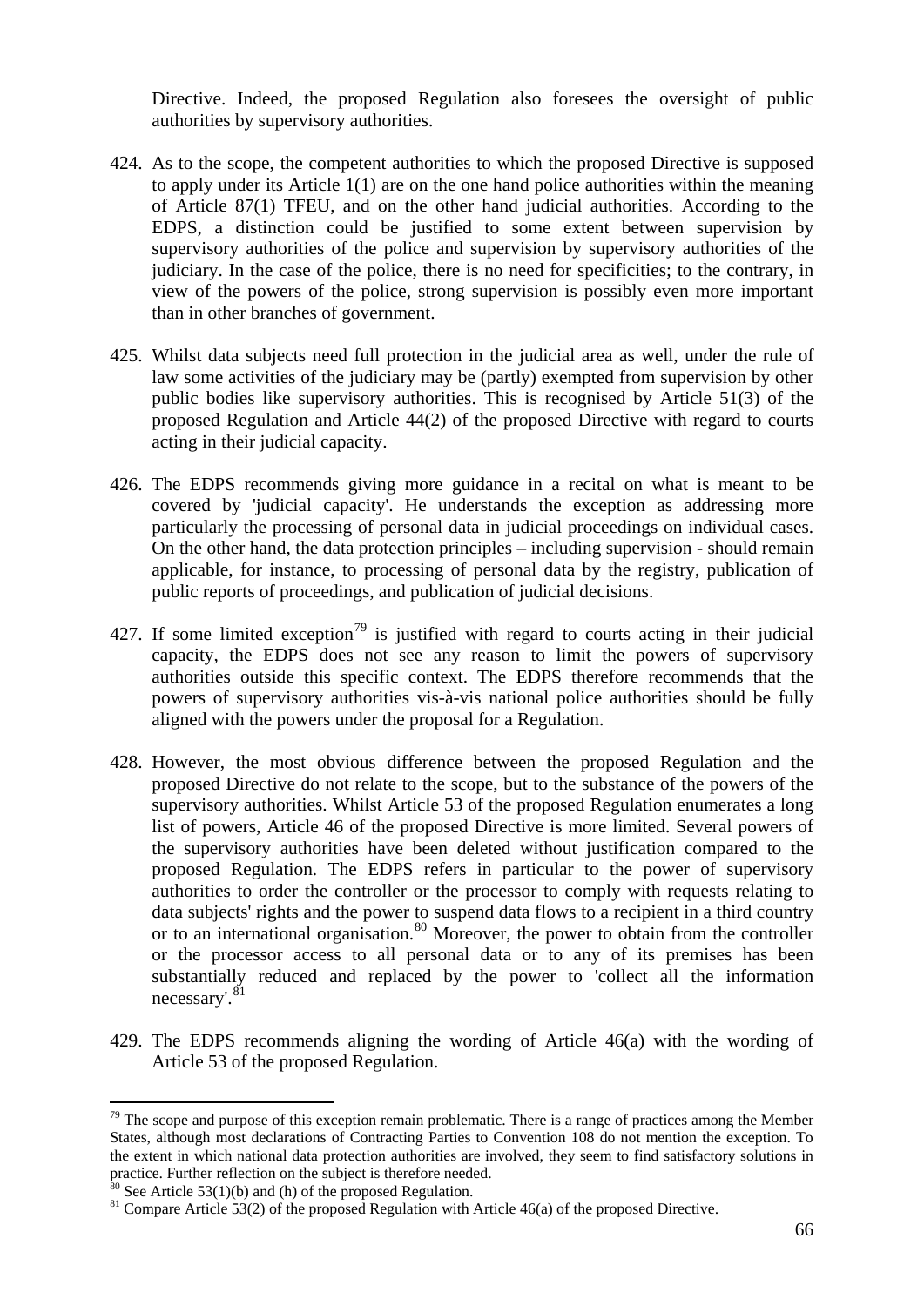Directive. Indeed, the proposed Regulation also foresees the oversight of public authorities by supervisory authorities.

424. As to the scope, the competent authorities to which the proposed Directive is supposed to apply under its Article 1(1) are on the one hand police authorities within the meaning of Article 87(1) TFEU, and on the other hand judicial authorities. According to the EDPS, a distinction could be justified to some extent between supervision by supervisory authorities of the police and supervision by supervisory authorities of the judiciary. In the case of the police, there is no need for specificities; to the contrary, in view of the powers of the police, strong supervision is possibly even more important than in other branches of government.

425. Whilst data subjects need full protection in the judicial area as well, under the rule of law some activities of the judiciary may be (partly) exempted from supervision by other public bodies like supervisory authorities. This is recognised by Article 51(3) of the proposed Regulation and Article 44(2) of the proposed Directive with regard to courts acting in their judicial capacity.

426. The EDPS recommends giving more guidance in a recital on what is meant to be covered by 'judicial capacity'. He understands the exception as addressing more particularly the processing of personal data in judicial proceedings on individual cases. On the other hand, the data protection principles – including supervision - should remain applicable, for instance, to processing of personal data by the registry, publication of public reports of proceedings, and publication of judicial decisions.

427. If some limited exception[79] is justified with regard to courts acting in their judicial capacity, the EDPS does not see any reason to limit the powers of supervisory authorities outside this specific context. The EDPS therefore recommends that the powers of supervisory authorities vis-à-vis national police authorities should be fully aligned with the powers under the proposal for a Regulation.

428. However, the most obvious difference between the proposed Regulation and the proposed Directive do not relate to the scope, but to the substance of the powers of the supervisory authorities. Whilst Article 53 of the proposed Regulation enumerates a long list of powers, Article 46 of the proposed Directive is more limited. Several powers of the supervisory authorities have been deleted without justification compared to the proposed Regulation. The EDPS refers in particular to the power of supervisory authorities to order the controller or the processor to comply with requests relating to data subjects' rights and the power to suspend data flows to a recipient in a third country or to an international organisation.[80] Moreover, the power to obtain from the controller or the processor access to all personal data or to any of its premises has been substantially reduced and replaced by the power to 'collect all the information necessary'.[81]

429. The EDPS recommends aligning the wording of Article 46(a) with the wording of Article 53 of the proposed Regulation.

---

[79] The scope and purpose of this exception remain problematic. There is a range of practices among the Member States, although most declarations of Contracting Parties to Convention 108 do not mention the exception. To the extent in which national data protection authorities are involved, they seem to find satisfactory solutions in practice. Further reflection on the subject is therefore needed.

[80] See Article 53(1)(b) and (h) of the proposed Regulation.

[81] Compare Article 53(2) of the proposed Regulation with Article 46(a) of the proposed Directive.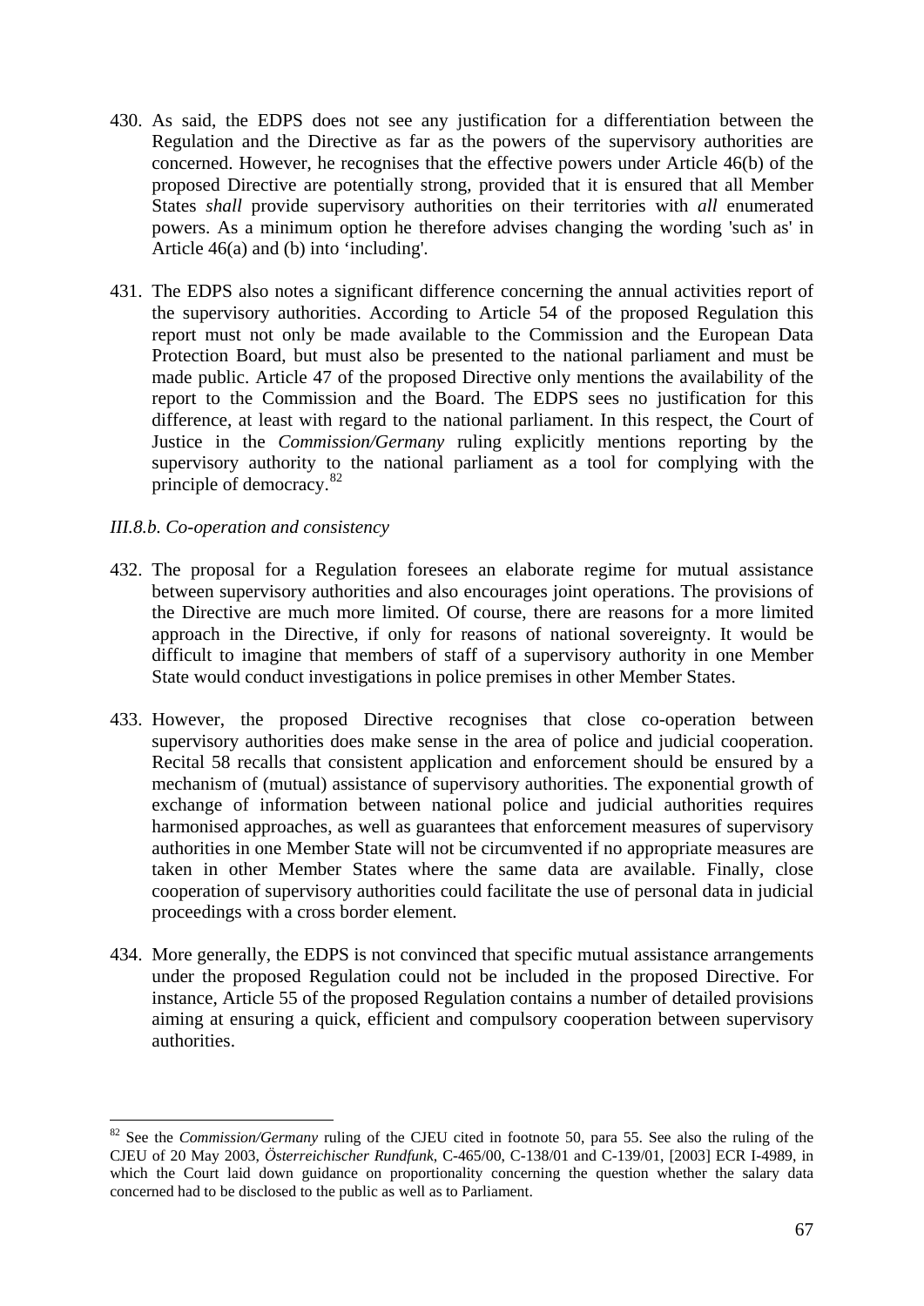430. As said, the EDPS does not see any justification for a differentiation between the Regulation and the Directive as far as the powers of the supervisory authorities are concerned. However, he recognises that the effective powers under Article 46(b) of the proposed Directive are potentially strong, provided that it is ensured that all Member States *shall* provide supervisory authorities on their territories with *all* enumerated powers. As a minimum option he therefore advises changing the wording 'such as' in Article 46(a) and (b) into 'including'.

431. The EDPS also notes a significant difference concerning the annual activities report of the supervisory authorities. According to Article 54 of the proposed Regulation this report must not only be made available to the Commission and the European Data Protection Board, but must also be presented to the national parliament and must be made public. Article 47 of the proposed Directive only mentions the availability of the report to the Commission and the Board. The EDPS sees no justification for this difference, at least with regard to the national parliament. In this respect, the Court of Justice in the *Commission/Germany* ruling explicitly mentions reporting by the supervisory authority to the national parliament as a tool for complying with the principle of democracy.[82]

*III.8.b. Co-operation and consistency*

432. The proposal for a Regulation foresees an elaborate regime for mutual assistance between supervisory authorities and also encourages joint operations. The provisions of the Directive are much more limited. Of course, there are reasons for a more limited approach in the Directive, if only for reasons of national sovereignty. It would be difficult to imagine that members of staff of a supervisory authority in one Member State would conduct investigations in police premises in other Member States.

433. However, the proposed Directive recognises that close co-operation between supervisory authorities does make sense in the area of police and judicial cooperation. Recital 58 recalls that consistent application and enforcement should be ensured by a mechanism of (mutual) assistance of supervisory authorities. The exponential growth of exchange of information between national police and judicial authorities requires harmonised approaches, as well as guarantees that enforcement measures of supervisory authorities in one Member State will not be circumvented if no appropriate measures are taken in other Member States where the same data are available. Finally, close cooperation of supervisory authorities could facilitate the use of personal data in judicial proceedings with a cross border element.

434. More generally, the EDPS is not convinced that specific mutual assistance arrangements under the proposed Regulation could not be included in the proposed Directive. For instance, Article 55 of the proposed Regulation contains a number of detailed provisions aiming at ensuring a quick, efficient and compulsory cooperation between supervisory authorities.

---

[82] See the *Commission/Germany* ruling of the CJEU cited in footnote 50, para 55. See also the ruling of the CJEU of 20 May 2003, *Österreichischer Rundfunk*, C-465/00, C-138/01 and C-139/01, [2003] ECR I-4989, in which the Court laid down guidance on proportionality concerning the question whether the salary data concerned had to be disclosed to the public as well as to Parliament.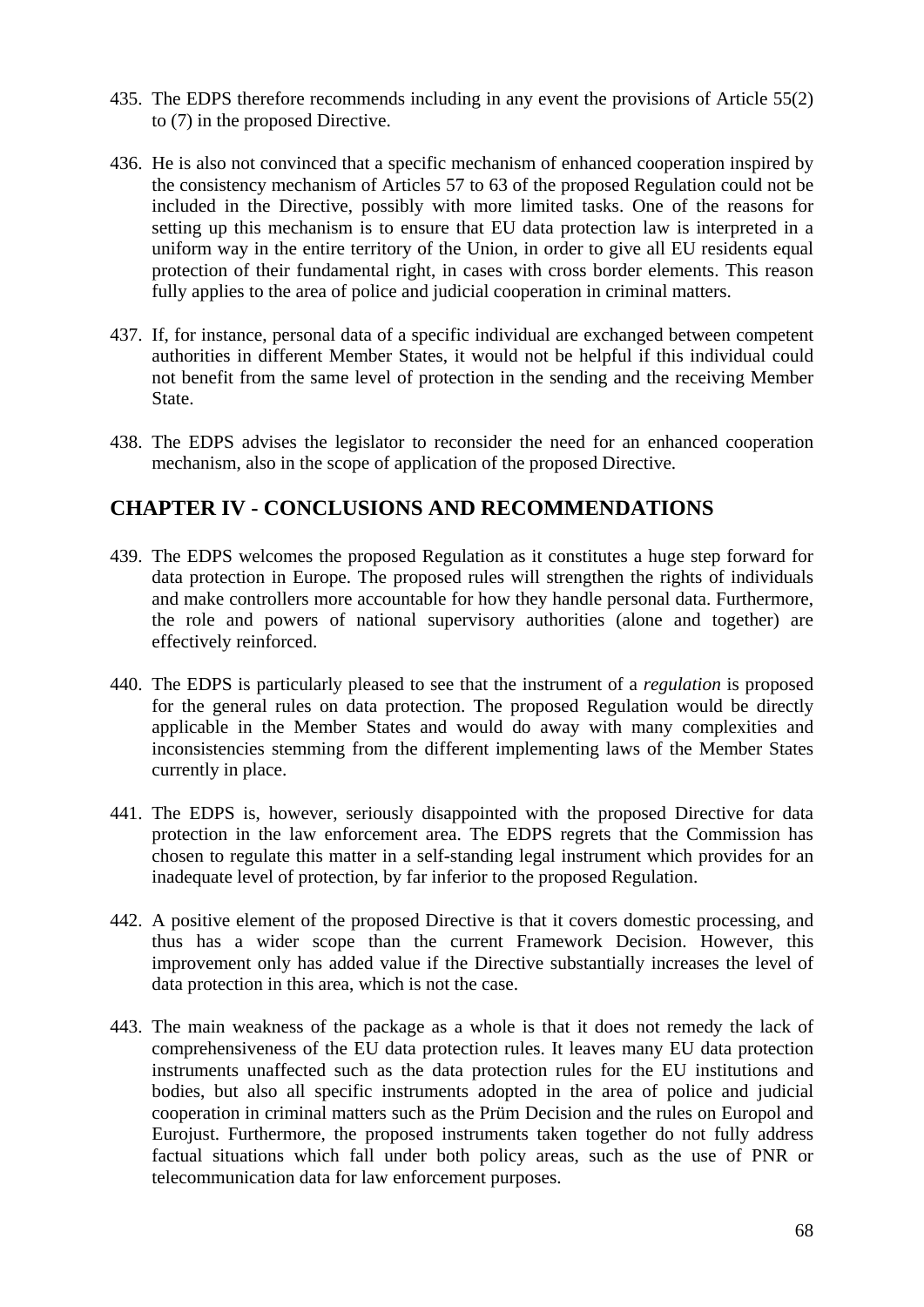435. The EDPS therefore recommends including in any event the provisions of Article 55(2) to (7) in the proposed Directive.

436. He is also not convinced that a specific mechanism of enhanced cooperation inspired by the consistency mechanism of Articles 57 to 63 of the proposed Regulation could not be included in the Directive, possibly with more limited tasks. One of the reasons for setting up this mechanism is to ensure that EU data protection law is interpreted in a uniform way in the entire territory of the Union, in order to give all EU residents equal protection of their fundamental right, in cases with cross border elements. This reason fully applies to the area of police and judicial cooperation in criminal matters.

437. If, for instance, personal data of a specific individual are exchanged between competent authorities in different Member States, it would not be helpful if this individual could not benefit from the same level of protection in the sending and the receiving Member State.

438. The EDPS advises the legislator to reconsider the need for an enhanced cooperation mechanism, also in the scope of application of the proposed Directive.

## CHAPTER IV - CONCLUSIONS AND RECOMMENDATIONS

439. The EDPS welcomes the proposed Regulation as it constitutes a huge step forward for data protection in Europe. The proposed rules will strengthen the rights of individuals and make controllers more accountable for how they handle personal data. Furthermore, the role and powers of national supervisory authorities (alone and together) are effectively reinforced.

440. The EDPS is particularly pleased to see that the instrument of a *regulation* is proposed for the general rules on data protection. The proposed Regulation would be directly applicable in the Member States and would do away with many complexities and inconsistencies stemming from the different implementing laws of the Member States currently in place.

441. The EDPS is, however, seriously disappointed with the proposed Directive for data protection in the law enforcement area. The EDPS regrets that the Commission has chosen to regulate this matter in a self-standing legal instrument which provides for an inadequate level of protection, by far inferior to the proposed Regulation.

442. A positive element of the proposed Directive is that it covers domestic processing, and thus has a wider scope than the current Framework Decision. However, this improvement only has added value if the Directive substantially increases the level of data protection in this area, which is not the case.

443. The main weakness of the package as a whole is that it does not remedy the lack of comprehensiveness of the EU data protection rules. It leaves many EU data protection instruments unaffected such as the data protection rules for the EU institutions and bodies, but also all specific instruments adopted in the area of police and judicial cooperation in criminal matters such as the Prüm Decision and the rules on Europol and Eurojust. Furthermore, the proposed instruments taken together do not fully address factual situations which fall under both policy areas, such as the use of PNR or telecommunication data for law enforcement purposes.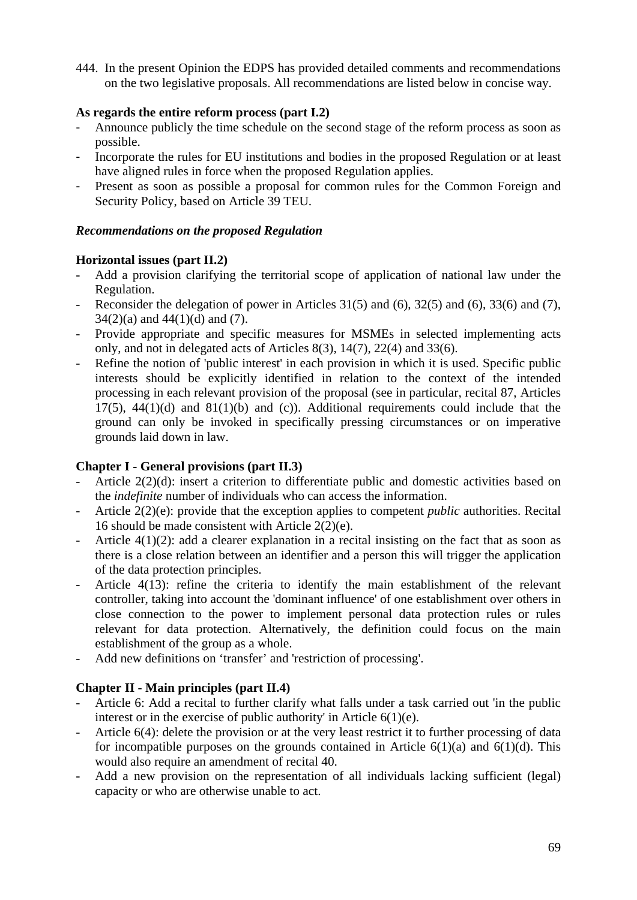444. In the present Opinion the EDPS has provided detailed comments and recommendations on the two legislative proposals. All recommendations are listed below in concise way.

**As regards the entire reform process (part I.2)**

- Announce publicly the time schedule on the second stage of the reform process as soon as possible.
- Incorporate the rules for EU institutions and bodies in the proposed Regulation or at least have aligned rules in force when the proposed Regulation applies.
- Present as soon as possible a proposal for common rules for the Common Foreign and Security Policy, based on Article 39 TEU.

***Recommendations on the proposed Regulation***

**Horizontal issues (part II.2)**

- Add a provision clarifying the territorial scope of application of national law under the Regulation.
- Reconsider the delegation of power in Articles 31(5) and (6), 32(5) and (6), 33(6) and (7), 34(2)(a) and 44(1)(d) and (7).
- Provide appropriate and specific measures for MSMEs in selected implementing acts only, and not in delegated acts of Articles 8(3), 14(7), 22(4) and 33(6).
- Refine the notion of 'public interest' in each provision in which it is used. Specific public interests should be explicitly identified in relation to the context of the intended processing in each relevant provision of the proposal (see in particular, recital 87, Articles 17(5), 44(1)(d) and 81(1)(b) and (c)). Additional requirements could include that the ground can only be invoked in specifically pressing circumstances or on imperative grounds laid down in law.

**Chapter I - General provisions (part II.3)**

- Article 2(2)(d): insert a criterion to differentiate public and domestic activities based on the *indefinite* number of individuals who can access the information.
- Article 2(2)(e): provide that the exception applies to competent *public* authorities. Recital 16 should be made consistent with Article 2(2)(e).
- Article 4(1)(2): add a clearer explanation in a recital insisting on the fact that as soon as there is a close relation between an identifier and a person this will trigger the application of the data protection principles.
- Article 4(13): refine the criteria to identify the main establishment of the relevant controller, taking into account the 'dominant influence' of one establishment over others in close connection to the power to implement personal data protection rules or rules relevant for data protection. Alternatively, the definition could focus on the main establishment of the group as a whole.
- Add new definitions on 'transfer' and 'restriction of processing'.

**Chapter II - Main principles (part II.4)**

- Article 6: Add a recital to further clarify what falls under a task carried out 'in the public interest or in the exercise of public authority' in Article 6(1)(e).
- Article 6(4): delete the provision or at the very least restrict it to further processing of data for incompatible purposes on the grounds contained in Article 6(1)(a) and 6(1)(d). This would also require an amendment of recital 40.
- Add a new provision on the representation of all individuals lacking sufficient (legal) capacity or who are otherwise unable to act.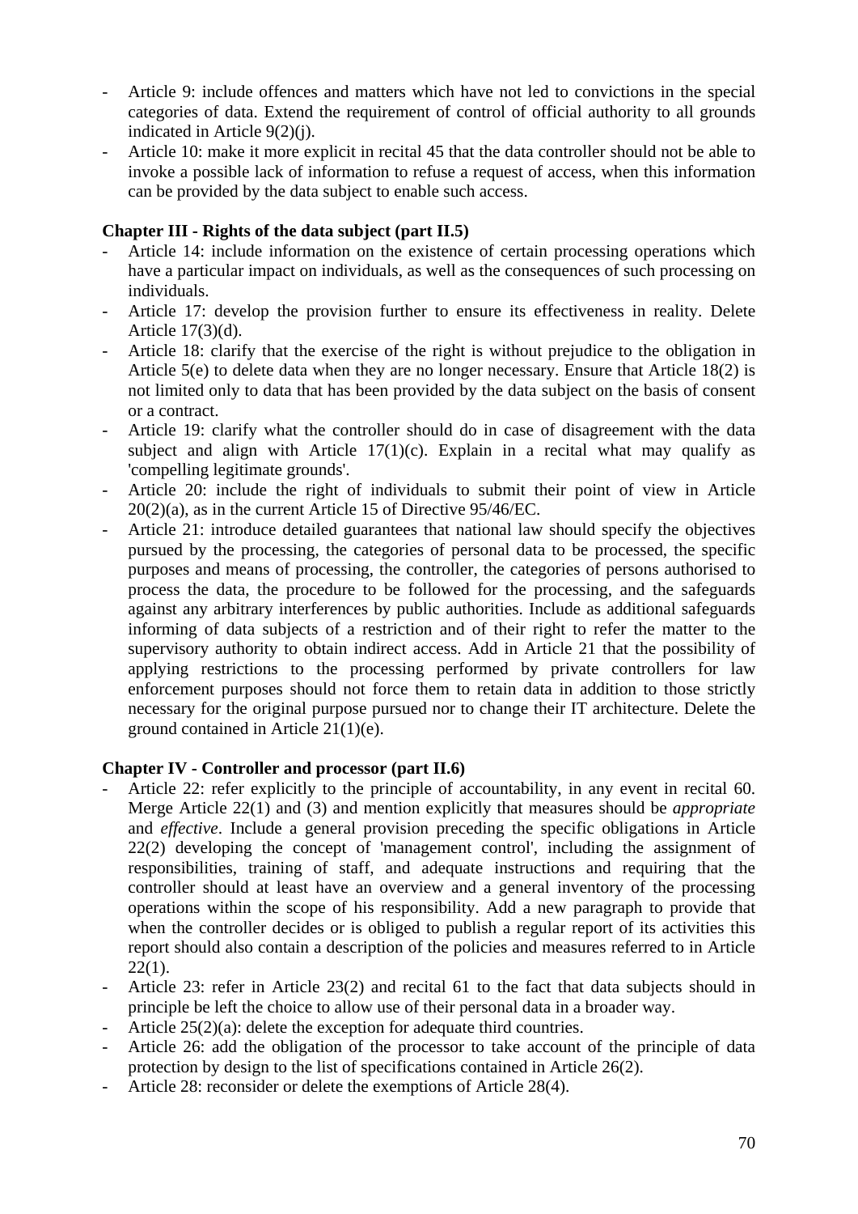- Article 9: include offences and matters which have not led to convictions in the special categories of data. Extend the requirement of control of official authority to all grounds indicated in Article 9(2)(j).
- Article 10: make it more explicit in recital 45 that the data controller should not be able to invoke a possible lack of information to refuse a request of access, when this information can be provided by the data subject to enable such access.

**Chapter III - Rights of the data subject (part II.5)**

- Article 14: include information on the existence of certain processing operations which have a particular impact on individuals, as well as the consequences of such processing on individuals.
- Article 17: develop the provision further to ensure its effectiveness in reality. Delete Article 17(3)(d).
- Article 18: clarify that the exercise of the right is without prejudice to the obligation in Article 5(e) to delete data when they are no longer necessary. Ensure that Article 18(2) is not limited only to data that has been provided by the data subject on the basis of consent or a contract.
- Article 19: clarify what the controller should do in case of disagreement with the data subject and align with Article 17(1)(c). Explain in a recital what may qualify as 'compelling legitimate grounds'.
- Article 20: include the right of individuals to submit their point of view in Article 20(2)(a), as in the current Article 15 of Directive 95/46/EC.
- Article 21: introduce detailed guarantees that national law should specify the objectives pursued by the processing, the categories of personal data to be processed, the specific purposes and means of processing, the controller, the categories of persons authorised to process the data, the procedure to be followed for the processing, and the safeguards against any arbitrary interferences by public authorities. Include as additional safeguards informing of data subjects of a restriction and of their right to refer the matter to the supervisory authority to obtain indirect access. Add in Article 21 that the possibility of applying restrictions to the processing performed by private controllers for law enforcement purposes should not force them to retain data in addition to those strictly necessary for the original purpose pursued nor to change their IT architecture. Delete the ground contained in Article 21(1)(e).

**Chapter IV - Controller and processor (part II.6)**

- Article 22: refer explicitly to the principle of accountability, in any event in recital 60. Merge Article 22(1) and (3) and mention explicitly that measures should be *appropriate* and *effective*. Include a general provision preceding the specific obligations in Article 22(2) developing the concept of 'management control', including the assignment of responsibilities, training of staff, and adequate instructions and requiring that the controller should at least have an overview and a general inventory of the processing operations within the scope of his responsibility. Add a new paragraph to provide that when the controller decides or is obliged to publish a regular report of its activities this report should also contain a description of the policies and measures referred to in Article 22(1).
- Article 23: refer in Article 23(2) and recital 61 to the fact that data subjects should in principle be left the choice to allow use of their personal data in a broader way.
- Article 25(2)(a): delete the exception for adequate third countries.
- Article 26: add the obligation of the processor to take account of the principle of data protection by design to the list of specifications contained in Article 26(2).
- Article 28: reconsider or delete the exemptions of Article 28(4).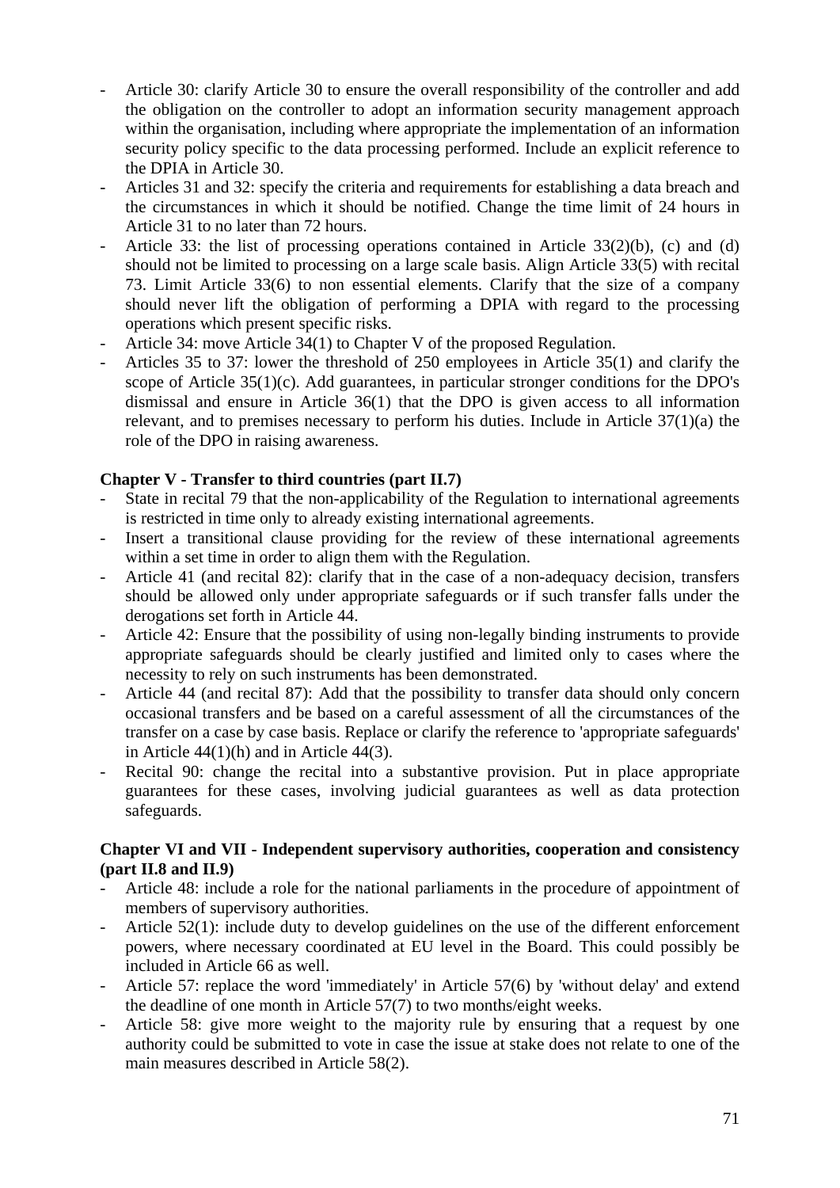- Article 30: clarify Article 30 to ensure the overall responsibility of the controller and add the obligation on the controller to adopt an information security management approach within the organisation, including where appropriate the implementation of an information security policy specific to the data processing performed. Include an explicit reference to the DPIA in Article 30.
- Articles 31 and 32: specify the criteria and requirements for establishing a data breach and the circumstances in which it should be notified. Change the time limit of 24 hours in Article 31 to no later than 72 hours.
- Article 33: the list of processing operations contained in Article 33(2)(b), (c) and (d) should not be limited to processing on a large scale basis. Align Article 33(5) with recital 73. Limit Article 33(6) to non essential elements. Clarify that the size of a company should never lift the obligation of performing a DPIA with regard to the processing operations which present specific risks.
- Article 34: move Article 34(1) to Chapter V of the proposed Regulation.
- Articles 35 to 37: lower the threshold of 250 employees in Article 35(1) and clarify the scope of Article 35(1)(c). Add guarantees, in particular stronger conditions for the DPO's dismissal and ensure in Article 36(1) that the DPO is given access to all information relevant, and to premises necessary to perform his duties. Include in Article 37(1)(a) the role of the DPO in raising awareness.

**Chapter V - Transfer to third countries (part II.7)**

- State in recital 79 that the non-applicability of the Regulation to international agreements is restricted in time only to already existing international agreements.
- Insert a transitional clause providing for the review of these international agreements within a set time in order to align them with the Regulation.
- Article 41 (and recital 82): clarify that in the case of a non-adequacy decision, transfers should be allowed only under appropriate safeguards or if such transfer falls under the derogations set forth in Article 44.
- Article 42: Ensure that the possibility of using non-legally binding instruments to provide appropriate safeguards should be clearly justified and limited only to cases where the necessity to rely on such instruments has been demonstrated.
- Article 44 (and recital 87): Add that the possibility to transfer data should only concern occasional transfers and be based on a careful assessment of all the circumstances of the transfer on a case by case basis. Replace or clarify the reference to 'appropriate safeguards' in Article 44(1)(h) and in Article 44(3).
- Recital 90: change the recital into a substantive provision. Put in place appropriate guarantees for these cases, involving judicial guarantees as well as data protection safeguards.

**Chapter VI and VII - Independent supervisory authorities, cooperation and consistency (part II.8 and II.9)**

- Article 48: include a role for the national parliaments in the procedure of appointment of members of supervisory authorities.
- Article 52(1): include duty to develop guidelines on the use of the different enforcement powers, where necessary coordinated at EU level in the Board. This could possibly be included in Article 66 as well.
- Article 57: replace the word 'immediately' in Article 57(6) by 'without delay' and extend the deadline of one month in Article 57(7) to two months/eight weeks.
- Article 58: give more weight to the majority rule by ensuring that a request by one authority could be submitted to vote in case the issue at stake does not relate to one of the main measures described in Article 58(2).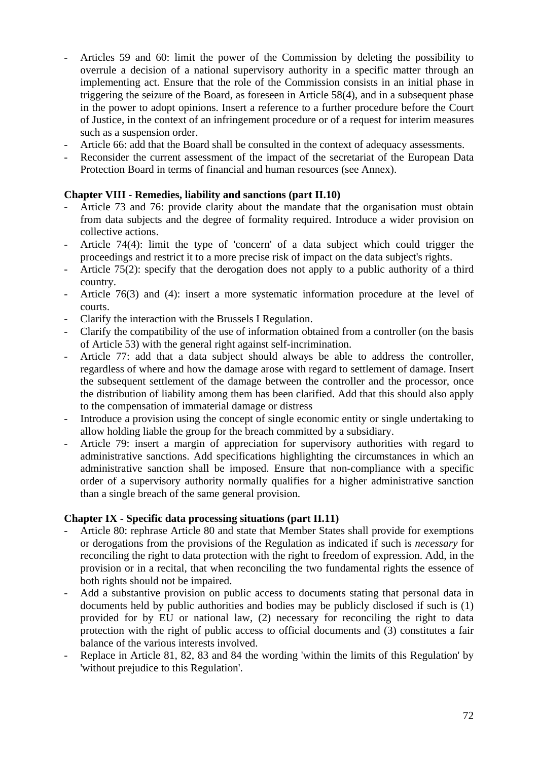- Articles 59 and 60: limit the power of the Commission by deleting the possibility to overrule a decision of a national supervisory authority in a specific matter through an implementing act. Ensure that the role of the Commission consists in an initial phase in triggering the seizure of the Board, as foreseen in Article 58(4), and in a subsequent phase in the power to adopt opinions. Insert a reference to a further procedure before the Court of Justice, in the context of an infringement procedure or of a request for interim measures such as a suspension order.
- Article 66: add that the Board shall be consulted in the context of adequacy assessments.
- Reconsider the current assessment of the impact of the secretariat of the European Data Protection Board in terms of financial and human resources (see Annex).

**Chapter VIII - Remedies, liability and sanctions (part II.10)**

- Article 73 and 76: provide clarity about the mandate that the organisation must obtain from data subjects and the degree of formality required. Introduce a wider provision on collective actions.
- Article 74(4): limit the type of 'concern' of a data subject which could trigger the proceedings and restrict it to a more precise risk of impact on the data subject's rights.
- Article 75(2): specify that the derogation does not apply to a public authority of a third country.
- Article 76(3) and (4): insert a more systematic information procedure at the level of courts.
- Clarify the interaction with the Brussels I Regulation.
- Clarify the compatibility of the use of information obtained from a controller (on the basis of Article 53) with the general right against self-incrimination.
- Article 77: add that a data subject should always be able to address the controller, regardless of where and how the damage arose with regard to settlement of damage. Insert the subsequent settlement of the damage between the controller and the processor, once the distribution of liability among them has been clarified. Add that this should also apply to the compensation of immaterial damage or distress
- Introduce a provision using the concept of single economic entity or single undertaking to allow holding liable the group for the breach committed by a subsidiary.
- Article 79: insert a margin of appreciation for supervisory authorities with regard to administrative sanctions. Add specifications highlighting the circumstances in which an administrative sanction shall be imposed. Ensure that non-compliance with a specific order of a supervisory authority normally qualifies for a higher administrative sanction than a single breach of the same general provision.

**Chapter IX - Specific data processing situations (part II.11)**

- Article 80: rephrase Article 80 and state that Member States shall provide for exemptions or derogations from the provisions of the Regulation as indicated if such is *necessary* for reconciling the right to data protection with the right to freedom of expression. Add, in the provision or in a recital, that when reconciling the two fundamental rights the essence of both rights should not be impaired.
- Add a substantive provision on public access to documents stating that personal data in documents held by public authorities and bodies may be publicly disclosed if such is (1) provided for by EU or national law, (2) necessary for reconciling the right to data protection with the right of public access to official documents and (3) constitutes a fair balance of the various interests involved.
- Replace in Article 81, 82, 83 and 84 the wording 'within the limits of this Regulation' by 'without prejudice to this Regulation'.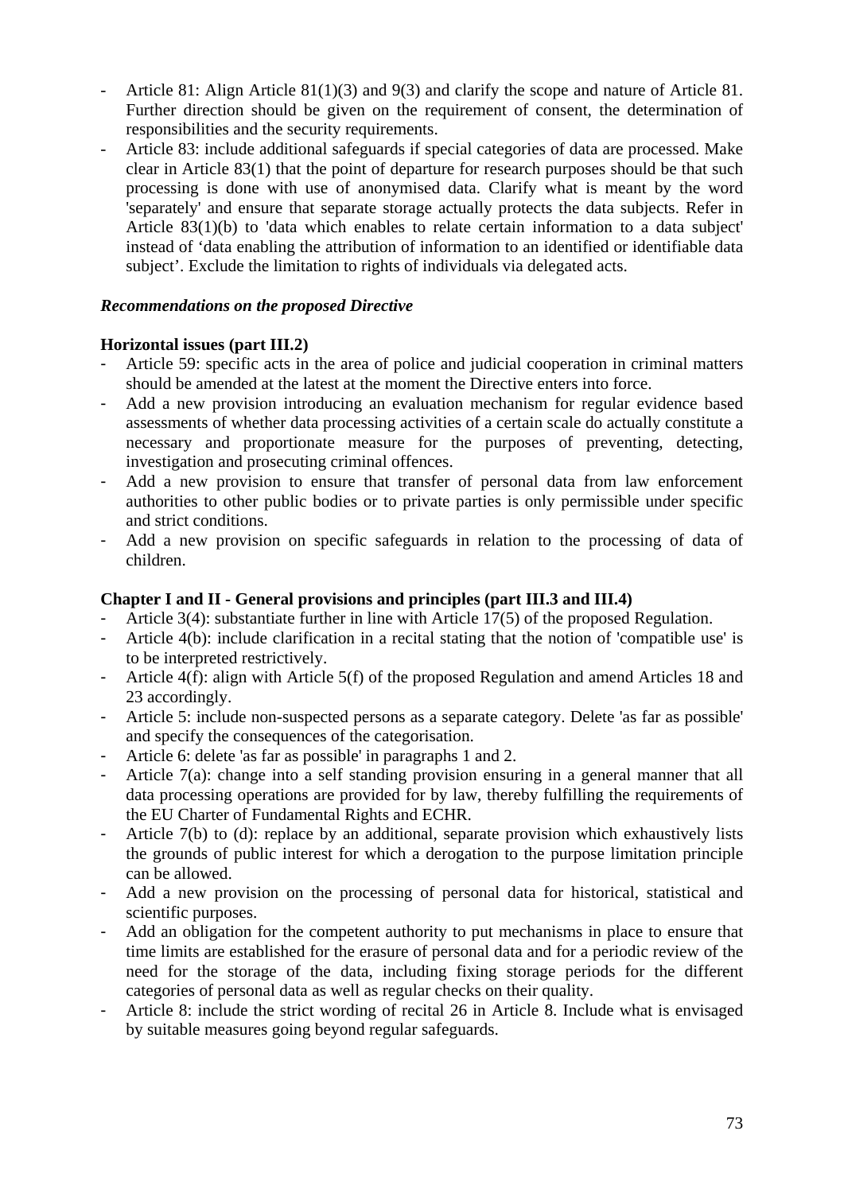- Article 81: Align Article 81(1)(3) and 9(3) and clarify the scope and nature of Article 81. Further direction should be given on the requirement of consent, the determination of responsibilities and the security requirements.
- Article 83: include additional safeguards if special categories of data are processed. Make clear in Article 83(1) that the point of departure for research purposes should be that such processing is done with use of anonymised data. Clarify what is meant by the word 'separately' and ensure that separate storage actually protects the data subjects. Refer in Article 83(1)(b) to 'data which enables to relate certain information to a data subject' instead of 'data enabling the attribution of information to an identified or identifiable data subject'. Exclude the limitation to rights of individuals via delegated acts.

***Recommendations on the proposed Directive***

**Horizontal issues (part III.2)**

- Article 59: specific acts in the area of police and judicial cooperation in criminal matters should be amended at the latest at the moment the Directive enters into force.
- Add a new provision introducing an evaluation mechanism for regular evidence based assessments of whether data processing activities of a certain scale do actually constitute a necessary and proportionate measure for the purposes of preventing, detecting, investigation and prosecuting criminal offences.
- Add a new provision to ensure that transfer of personal data from law enforcement authorities to other public bodies or to private parties is only permissible under specific and strict conditions.
- Add a new provision on specific safeguards in relation to the processing of data of children.

**Chapter I and II - General provisions and principles (part III.3 and III.4)**

- Article 3(4): substantiate further in line with Article 17(5) of the proposed Regulation.
- Article 4(b): include clarification in a recital stating that the notion of 'compatible use' is to be interpreted restrictively.
- Article 4(f): align with Article 5(f) of the proposed Regulation and amend Articles 18 and 23 accordingly.
- Article 5: include non-suspected persons as a separate category. Delete 'as far as possible' and specify the consequences of the categorisation.
- Article 6: delete 'as far as possible' in paragraphs 1 and 2.
- Article 7(a): change into a self standing provision ensuring in a general manner that all data processing operations are provided for by law, thereby fulfilling the requirements of the EU Charter of Fundamental Rights and ECHR.
- Article 7(b) to (d): replace by an additional, separate provision which exhaustively lists the grounds of public interest for which a derogation to the purpose limitation principle can be allowed.
- Add a new provision on the processing of personal data for historical, statistical and scientific purposes.
- Add an obligation for the competent authority to put mechanisms in place to ensure that time limits are established for the erasure of personal data and for a periodic review of the need for the storage of the data, including fixing storage periods for the different categories of personal data as well as regular checks on their quality.
- Article 8: include the strict wording of recital 26 in Article 8. Include what is envisaged by suitable measures going beyond regular safeguards.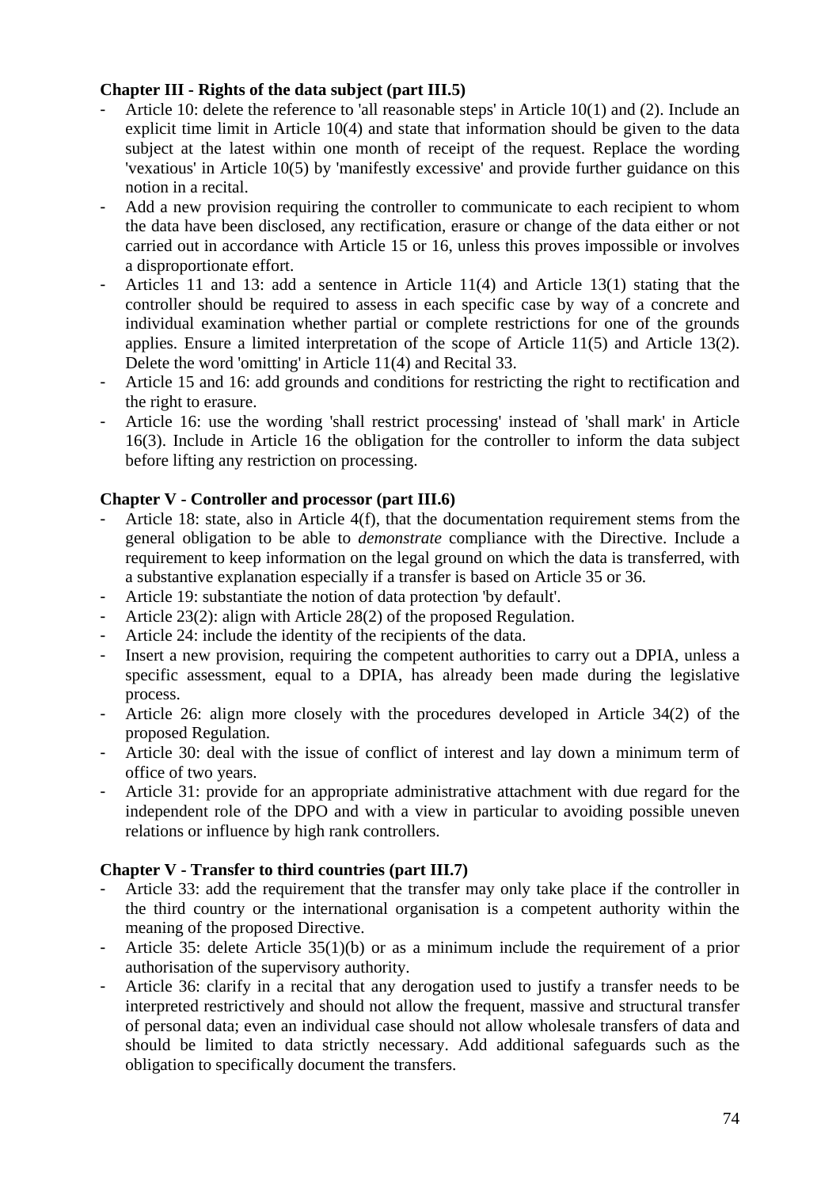**Chapter III - Rights of the data subject (part III.5)**

- Article 10: delete the reference to 'all reasonable steps' in Article 10(1) and (2). Include an explicit time limit in Article 10(4) and state that information should be given to the data subject at the latest within one month of receipt of the request. Replace the wording 'vexatious' in Article 10(5) by 'manifestly excessive' and provide further guidance on this notion in a recital.
- Add a new provision requiring the controller to communicate to each recipient to whom the data have been disclosed, any rectification, erasure or change of the data either or not carried out in accordance with Article 15 or 16, unless this proves impossible or involves a disproportionate effort.
- Articles 11 and 13: add a sentence in Article 11(4) and Article 13(1) stating that the controller should be required to assess in each specific case by way of a concrete and individual examination whether partial or complete restrictions for one of the grounds applies. Ensure a limited interpretation of the scope of Article 11(5) and Article 13(2). Delete the word 'omitting' in Article 11(4) and Recital 33.
- Article 15 and 16: add grounds and conditions for restricting the right to rectification and the right to erasure.
- Article 16: use the wording 'shall restrict processing' instead of 'shall mark' in Article 16(3). Include in Article 16 the obligation for the controller to inform the data subject before lifting any restriction on processing.

**Chapter V - Controller and processor (part III.6)**

- Article 18: state, also in Article 4(f), that the documentation requirement stems from the general obligation to be able to *demonstrate* compliance with the Directive. Include a requirement to keep information on the legal ground on which the data is transferred, with a substantive explanation especially if a transfer is based on Article 35 or 36.
- Article 19: substantiate the notion of data protection 'by default'.
- Article 23(2): align with Article 28(2) of the proposed Regulation.
- Article 24: include the identity of the recipients of the data.
- Insert a new provision, requiring the competent authorities to carry out a DPIA, unless a specific assessment, equal to a DPIA, has already been made during the legislative process.
- Article 26: align more closely with the procedures developed in Article 34(2) of the proposed Regulation.
- Article 30: deal with the issue of conflict of interest and lay down a minimum term of office of two years.
- Article 31: provide for an appropriate administrative attachment with due regard for the independent role of the DPO and with a view in particular to avoiding possible uneven relations or influence by high rank controllers.

**Chapter V - Transfer to third countries (part III.7)**

- Article 33: add the requirement that the transfer may only take place if the controller in the third country or the international organisation is a competent authority within the meaning of the proposed Directive.
- Article 35: delete Article 35(1)(b) or as a minimum include the requirement of a prior authorisation of the supervisory authority.
- Article 36: clarify in a recital that any derogation used to justify a transfer needs to be interpreted restrictively and should not allow the frequent, massive and structural transfer of personal data; even an individual case should not allow wholesale transfers of data and should be limited to data strictly necessary. Add additional safeguards such as the obligation to specifically document the transfers.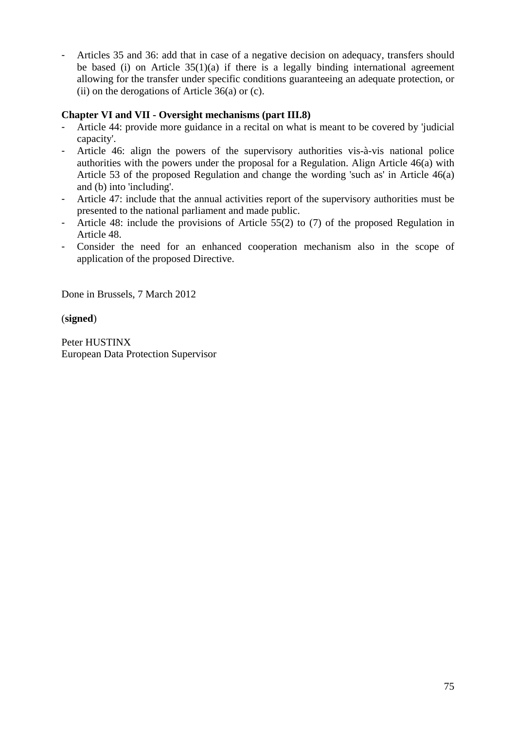- Articles 35 and 36: add that in case of a negative decision on adequacy, transfers should be based (i) on Article 35(1)(a) if there is a legally binding international agreement allowing for the transfer under specific conditions guaranteeing an adequate protection, or (ii) on the derogations of Article 36(a) or (c).

**Chapter VI and VII - Oversight mechanisms (part III.8)**

- Article 44: provide more guidance in a recital on what is meant to be covered by 'judicial capacity'.
- Article 46: align the powers of the supervisory authorities vis-à-vis national police authorities with the powers under the proposal for a Regulation. Align Article 46(a) with Article 53 of the proposed Regulation and change the wording 'such as' in Article 46(a) and (b) into 'including'.
- Article 47: include that the annual activities report of the supervisory authorities must be presented to the national parliament and made public.
- Article 48: include the provisions of Article 55(2) to (7) of the proposed Regulation in Article 48.
- Consider the need for an enhanced cooperation mechanism also in the scope of application of the proposed Directive.

Done in Brussels, 7 March 2012

(**signed**)

Peter HUSTINX
European Data Protection Supervisor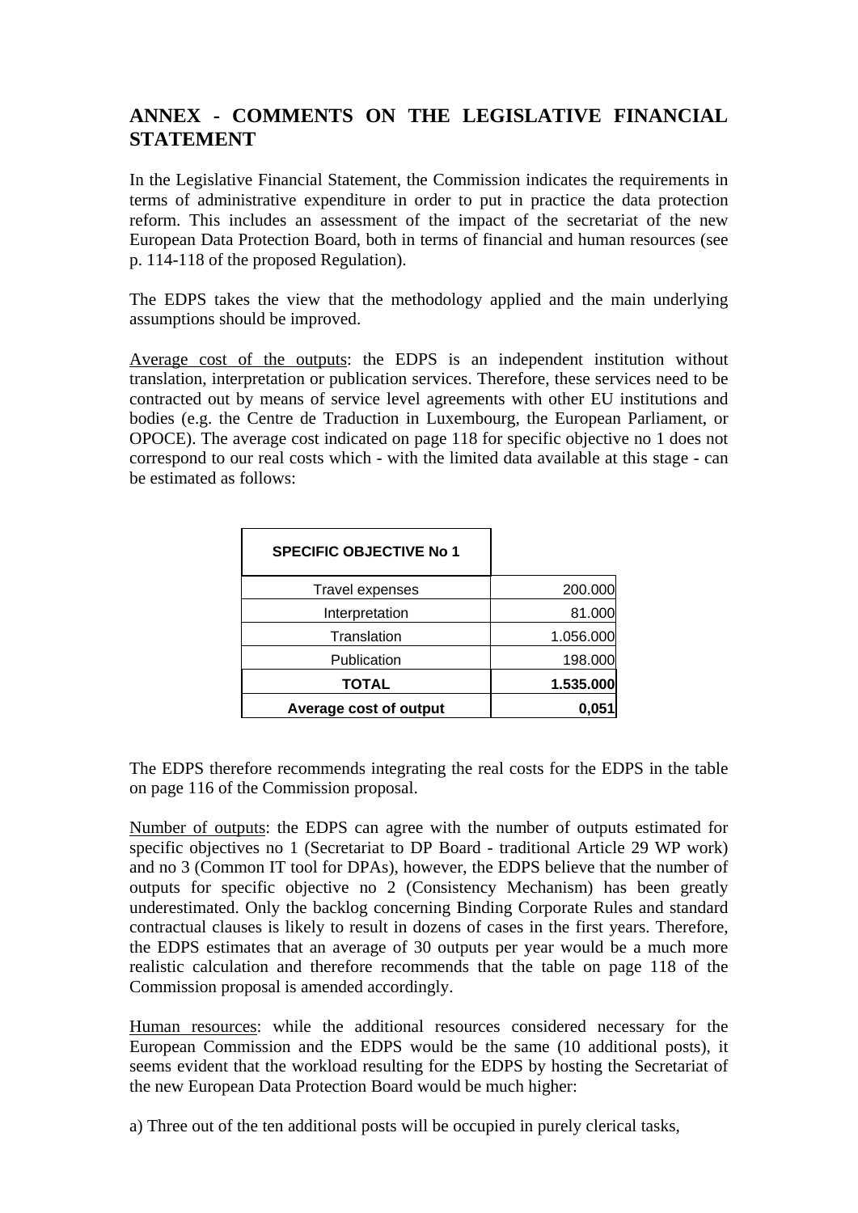## ANNEX - COMMENTS ON THE LEGISLATIVE FINANCIAL STATEMENT

In the Legislative Financial Statement, the Commission indicates the requirements in terms of administrative expenditure in order to put in practice the data protection reform. This includes an assessment of the impact of the secretariat of the new European Data Protection Board, both in terms of financial and human resources (see p. 114-118 of the proposed Regulation).

The EDPS takes the view that the methodology applied and the main underlying assumptions should be improved.

Average cost of the outputs: the EDPS is an independent institution without translation, interpretation or publication services. Therefore, these services need to be contracted out by means of service level agreements with other EU institutions and bodies (e.g. the Centre de Traduction in Luxembourg, the European Parliament, or OPOCE). The average cost indicated on page 118 for specific objective no 1 does not correspond to our real costs which - with the limited data available at this stage - can be estimated as follows:

| SPECIFIC OBJECTIVE No 1 | |
|---|---|
| Travel expenses | 200.000 |
| Interpretation | 81.000 |
| Translation | 1.056.000 |
| Publication | 198.000 |
| **TOTAL** | **1.535.000** |
| **Average cost of output** | **0,051** |

The EDPS therefore recommends integrating the real costs for the EDPS in the table on page 116 of the Commission proposal.

Number of outputs: the EDPS can agree with the number of outputs estimated for specific objectives no 1 (Secretariat to DP Board - traditional Article 29 WP work) and no 3 (Common IT tool for DPAs), however, the EDPS believe that the number of outputs for specific objective no 2 (Consistency Mechanism) has been greatly underestimated. Only the backlog concerning Binding Corporate Rules and standard contractual clauses is likely to result in dozens of cases in the first years. Therefore, the EDPS estimates that an average of 30 outputs per year would be a much more realistic calculation and therefore recommends that the table on page 118 of the Commission proposal is amended accordingly.

Human resources: while the additional resources considered necessary for the European Commission and the EDPS would be the same (10 additional posts), it seems evident that the workload resulting for the EDPS by hosting the Secretariat of the new European Data Protection Board would be much higher:

a) Three out of the ten additional posts will be occupied in purely clerical tasks,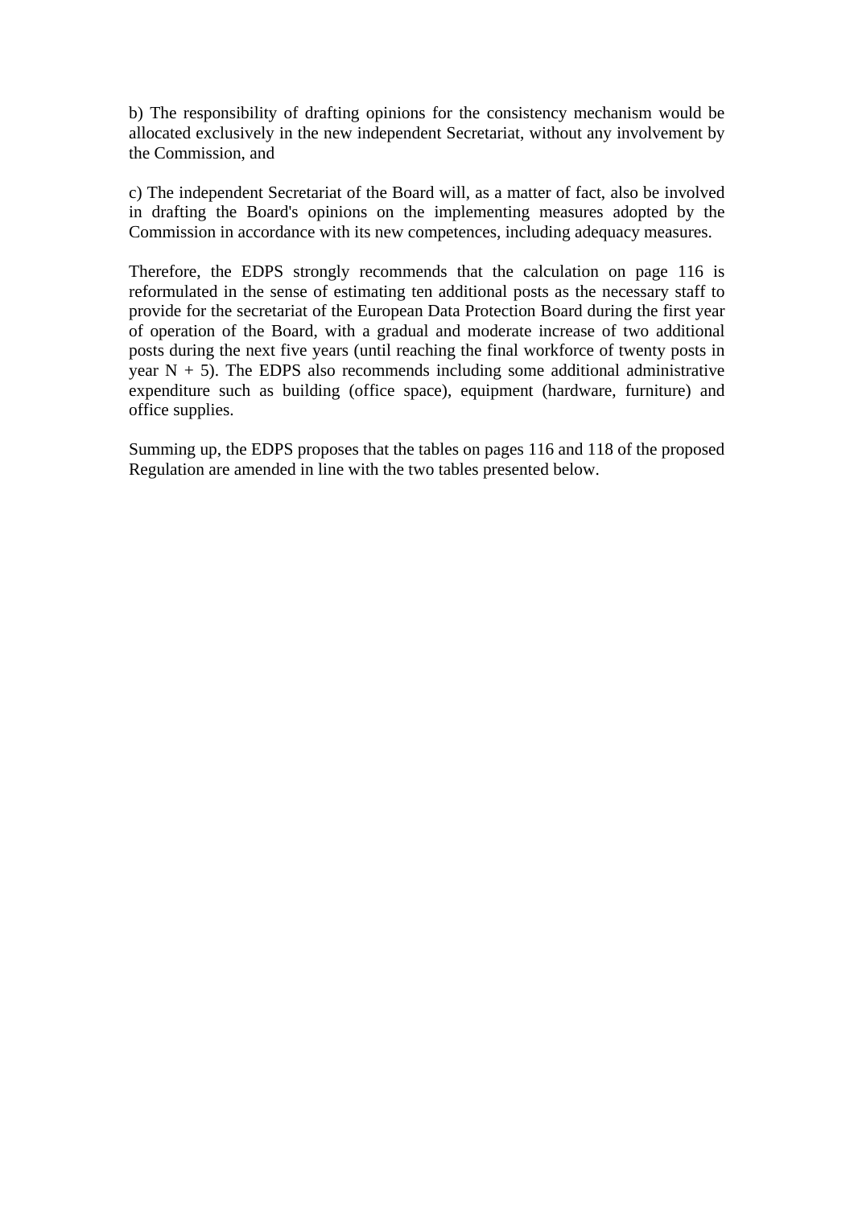b) The responsibility of drafting opinions for the consistency mechanism would be allocated exclusively in the new independent Secretariat, without any involvement by the Commission, and

c) The independent Secretariat of the Board will, as a matter of fact, also be involved in drafting the Board's opinions on the implementing measures adopted by the Commission in accordance with its new competences, including adequacy measures.

Therefore, the EDPS strongly recommends that the calculation on page 116 is reformulated in the sense of estimating ten additional posts as the necessary staff to provide for the secretariat of the European Data Protection Board during the first year of operation of the Board, with a gradual and moderate increase of two additional posts during the next five years (until reaching the final workforce of twenty posts in year N + 5). The EDPS also recommends including some additional administrative expenditure such as building (office space), equipment (hardware, furniture) and office supplies.

Summing up, the EDPS proposes that the tables on pages 116 and 118 of the proposed Regulation are amended in line with the two tables presented below.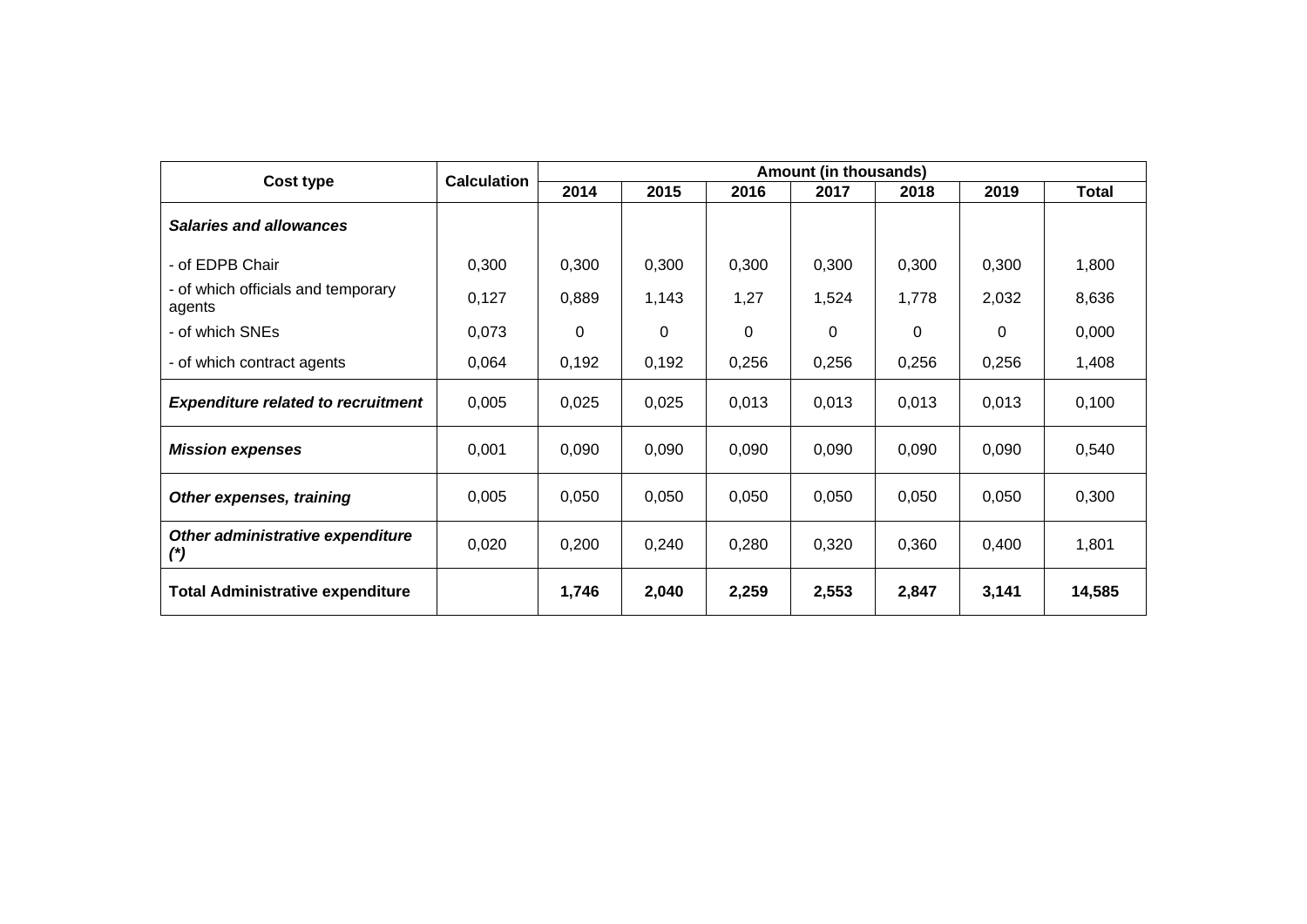| Cost type | Calculation | Amount (in thousands) | | | | | | |
|---|---|---|---|---|---|---|---|---|
| | | 2014 | 2015 | 2016 | 2017 | 2018 | 2019 | Total |
| ***Salaries and allowances*** | | | | | | | | |
| - of EDPB Chair | 0,300 | 0,300 | 0,300 | 0,300 | 0,300 | 0,300 | 0,300 | 1,800 |
| - of which officials and temporary agents | 0,127 | 0,889 | 1,143 | 1,27 | 1,524 | 1,778 | 2,032 | 8,636 |
| - of which SNEs | 0,073 | 0 | 0 | 0 | 0 | 0 | 0 | 0,000 |
| - of which contract agents | 0,064 | 0,192 | 0,192 | 0,256 | 0,256 | 0,256 | 0,256 | 1,408 |
| ***Expenditure related to recruitment*** | 0,005 | 0,025 | 0,025 | 0,013 | 0,013 | 0,013 | 0,013 | 0,100 |
| ***Mission expenses*** | 0,001 | 0,090 | 0,090 | 0,090 | 0,090 | 0,090 | 0,090 | 0,540 |
| ***Other expenses, training*** | 0,005 | 0,050 | 0,050 | 0,050 | 0,050 | 0,050 | 0,050 | 0,300 |
| ***Other administrative expenditure (*)*** | 0,020 | 0,200 | 0,240 | 0,280 | 0,320 | 0,360 | 0,400 | 1,801 |
| **Total Administrative expenditure** | | **1,746** | **2,040** | **2,259** | **2,553** | **2,847** | **3,141** | **14,585** |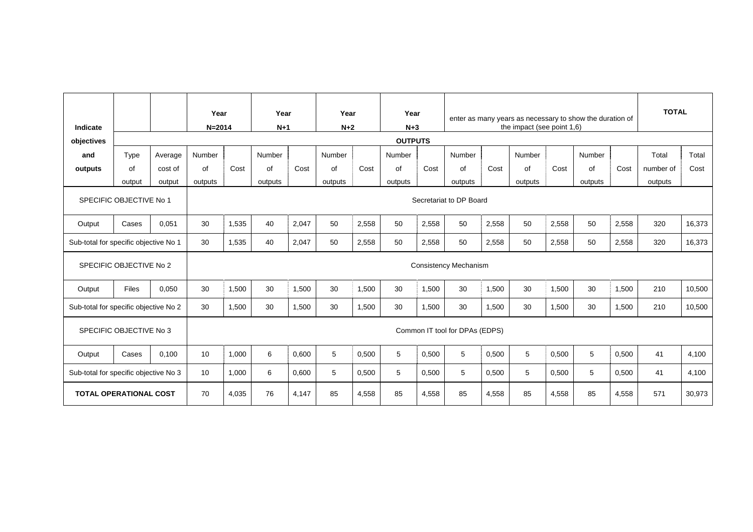| Indicate objectives and outputs | | | Year N=2014 | | Year N+1 | | Year N+2 | | Year N+3 | | enter as many years as necessary to show the duration of the impact (see point 1,6) | | | | | | TOTAL | |
|---|---|---|---|---|---|---|---|---|---|---|---|---|---|---|---|---|---|---|
| | OUTPUTS | | | | | | | | | | | | | | | | | |
| | Type of output | Average cost of output | Number of outputs | Cost | Number of outputs | Cost | Number of outputs | Cost | Number of outputs | Cost | Number of outputs | Cost | Number of outputs | Cost | Number of outputs | Cost | Total number of outputs | Total Cost |
| SPECIFIC OBJECTIVE No 1 | | | Secretariat to DP Board | | | | | | | | | | | | | | | |
| Output | Cases | 0,051 | 30 | 1,535 | 40 | 2,047 | 50 | 2,558 | 50 | 2,558 | 50 | 2,558 | 50 | 2,558 | 50 | 2,558 | 320 | 16,373 |
| Sub-total for specific objective No 1 | | | 30 | 1,535 | 40 | 2,047 | 50 | 2,558 | 50 | 2,558 | 50 | 2,558 | 50 | 2,558 | 50 | 2,558 | 320 | 16,373 |
| SPECIFIC OBJECTIVE No 2 | | | Consistency Mechanism | | | | | | | | | | | | | | | |
| Output | Files | 0,050 | 30 | 1,500 | 30 | 1,500 | 30 | 1,500 | 30 | 1,500 | 30 | 1,500 | 30 | 1,500 | 30 | 1,500 | 210 | 10,500 |
| Sub-total for specific objective No 2 | | | 30 | 1,500 | 30 | 1,500 | 30 | 1,500 | 30 | 1,500 | 30 | 1,500 | 30 | 1,500 | 30 | 1,500 | 210 | 10,500 |
| SPECIFIC OBJECTIVE No 3 | | | Common IT tool for DPAs (EDPS) | | | | | | | | | | | | | | | |
| Output | Cases | 0,100 | 10 | 1,000 | 6 | 0,600 | 5 | 0,500 | 5 | 0,500 | 5 | 0,500 | 5 | 0,500 | 5 | 0,500 | 41 | 4,100 |
| Sub-total for specific objective No 3 | | | 10 | 1,000 | 6 | 0,600 | 5 | 0,500 | 5 | 0,500 | 5 | 0,500 | 5 | 0,500 | 5 | 0,500 | 41 | 4,100 |
| **TOTAL OPERATIONAL COST** | | | 70 | 4,035 | 76 | 4,147 | 85 | 4,558 | 85 | 4,558 | 85 | 4,558 | 85 | 4,558 | 85 | 4,558 | 571 | 30,973 |